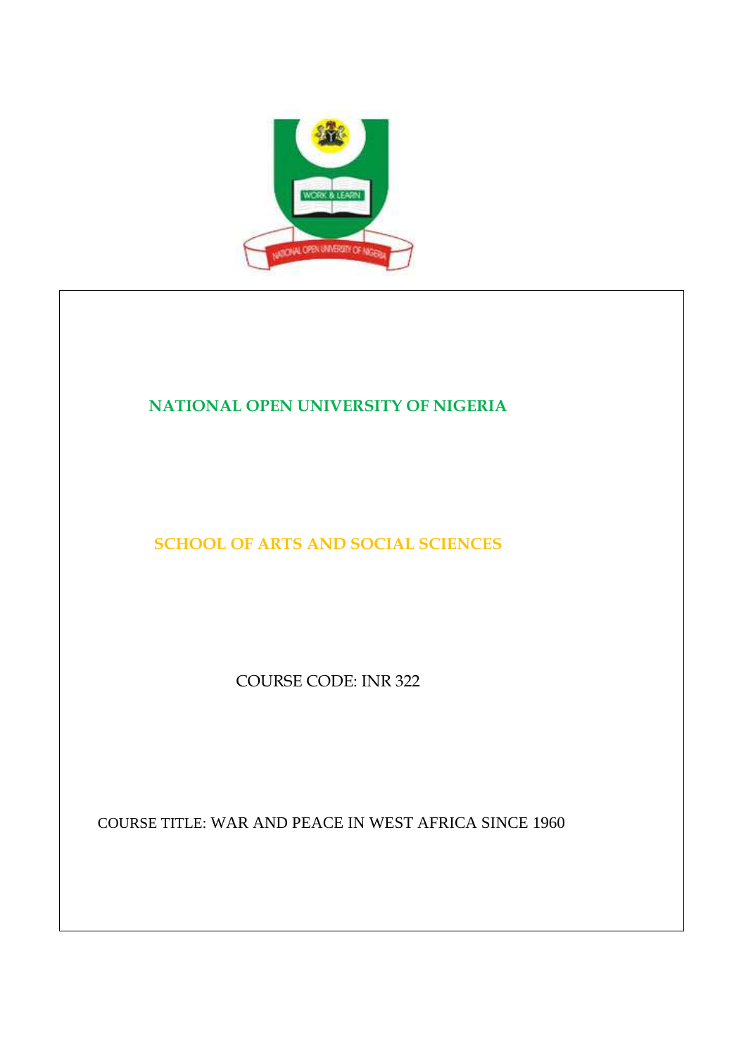# NATIONAL OPEN UNIVERSITY OF NIGERIA

## SCHOOL OF ARTS AND SOCIAL SCIENCES

COURSE CODE: INR 322

COURSE TITLE: WAR AND PEACE IN WEST AFRICA SINCE 1960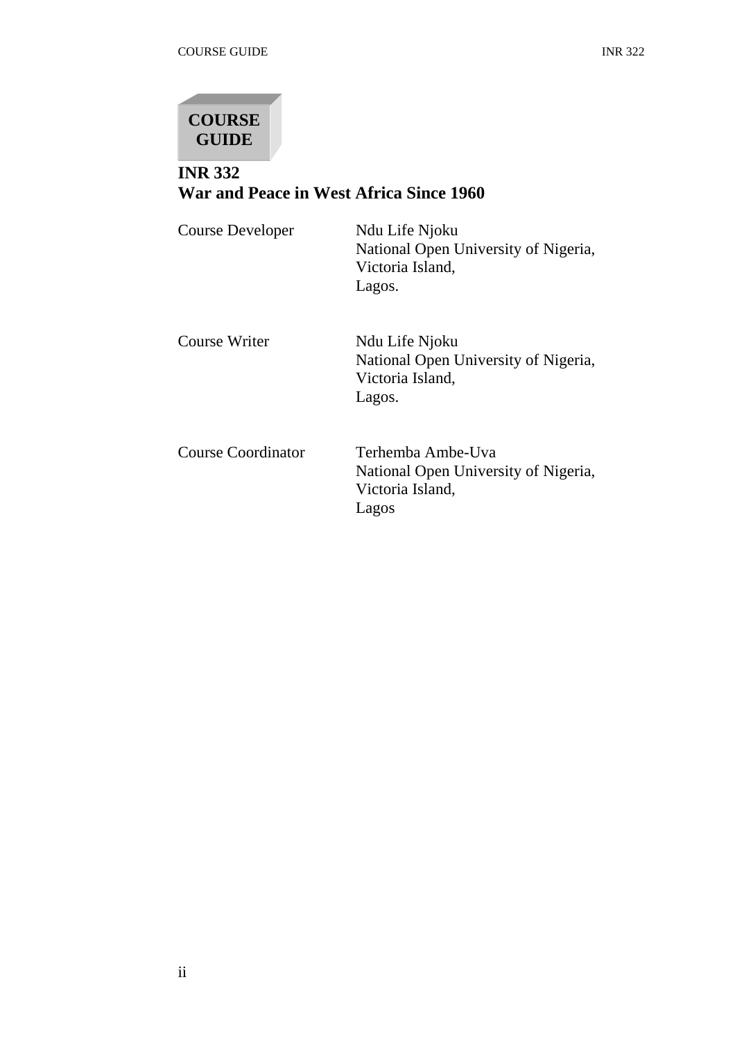# COURSE GUIDE

## INR 332
## War and Peace in West Africa Since 1960

| | |
|---|---|
| Course Developer | Ndu Life Njoku<br>National Open University of Nigeria,<br>Victoria Island,<br>Lagos. |
| Course Writer | Ndu Life Njoku<br>National Open University of Nigeria,<br>Victoria Island,<br>Lagos. |
| Course Coordinator | Terhemba Ambe-Uva<br>National Open University of Nigeria,<br>Victoria Island,<br>Lagos |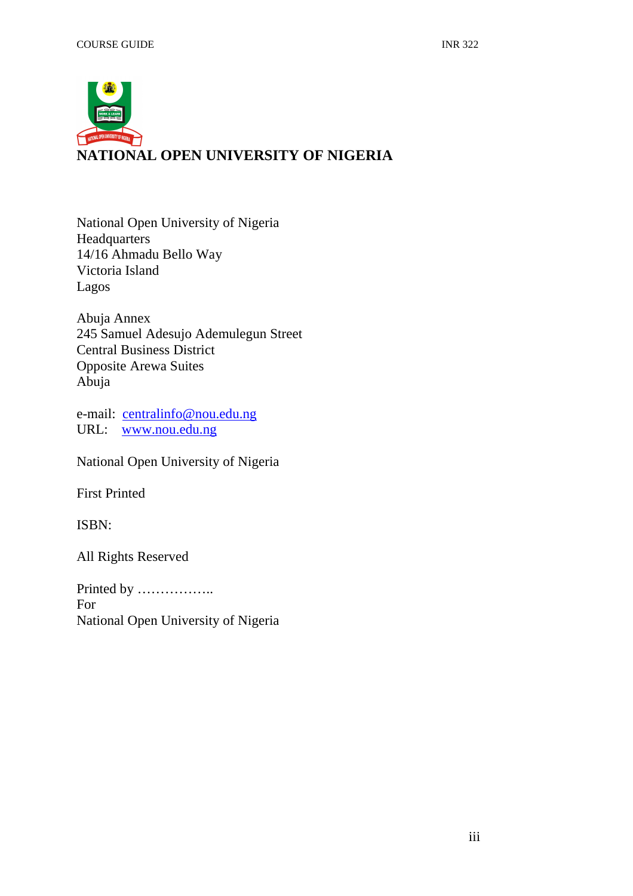# NATIONAL OPEN UNIVERSITY OF NIGERIA

National Open University of Nigeria
Headquarters
14/16 Ahmadu Bello Way
Victoria Island
Lagos

Abuja Annex
245 Samuel Adesujo Ademulegun Street
Central Business District
Opposite Arewa Suites
Abuja

e-mail: centralinfo@nou.edu.ng
URL: www.nou.edu.ng

National Open University of Nigeria

First Printed

ISBN:

All Rights Reserved

Printed by ……………..
For
National Open University of Nigeria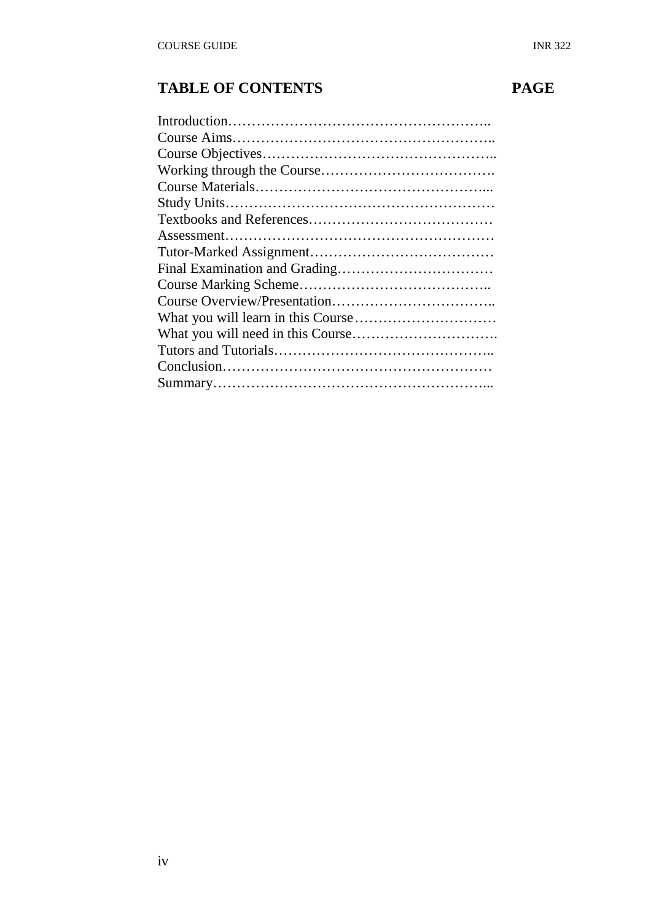## TABLE OF CONTENTS PAGE

Introduction……………………………………………..
Course Aims……………………………………………..
Course Objectives………………………………………..
Working through the Course……………………………….
Course Materials…………………………………………...
Study Units…………………………………………………
Textbooks and References…………………………………
Assessment…………………………………………………
Tutor-Marked Assignment…………………………………
Final Examination and Grading……………………………
Course Marking Scheme…………………………………..
Course Overview/Presentation……………………………..
What you will learn in this Course…………………………
What you will need in this Course………………………….
Tutors and Tutorials………………………………………..
Conclusion…………………………………………………
Summary…………………………………………………...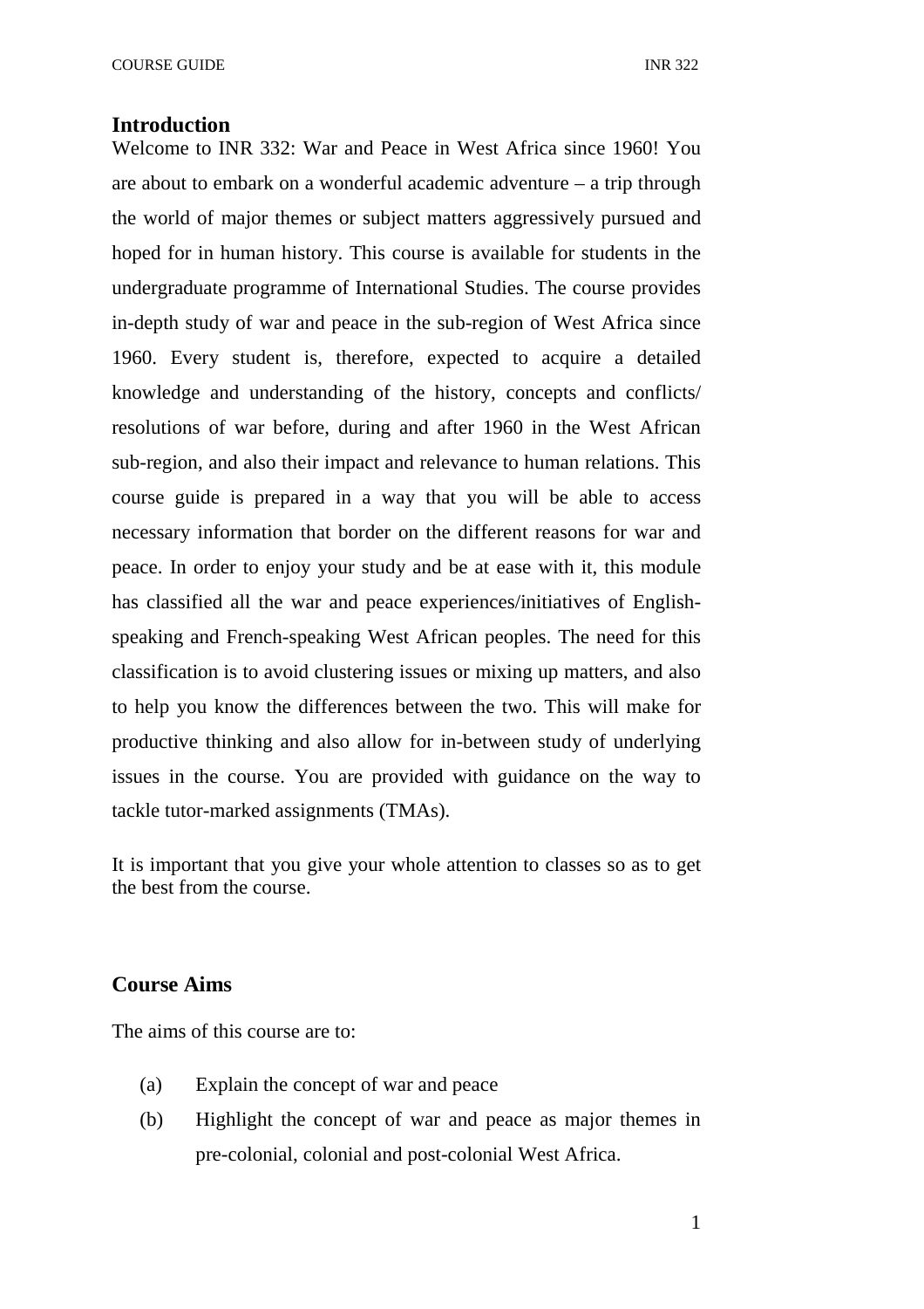## Introduction

Welcome to INR 332: War and Peace in West Africa since 1960! You are about to embark on a wonderful academic adventure – a trip through the world of major themes or subject matters aggressively pursued and hoped for in human history. This course is available for students in the undergraduate programme of International Studies. The course provides in-depth study of war and peace in the sub-region of West Africa since 1960. Every student is, therefore, expected to acquire a detailed knowledge and understanding of the history, concepts and conflicts/ resolutions of war before, during and after 1960 in the West African sub-region, and also their impact and relevance to human relations. This course guide is prepared in a way that you will be able to access necessary information that border on the different reasons for war and peace. In order to enjoy your study and be at ease with it, this module has classified all the war and peace experiences/initiatives of English-speaking and French-speaking West African peoples. The need for this classification is to avoid clustering issues or mixing up matters, and also to help you know the differences between the two. This will make for productive thinking and also allow for in-between study of underlying issues in the course. You are provided with guidance on the way to tackle tutor-marked assignments (TMAs).

It is important that you give your whole attention to classes so as to get the best from the course.

## Course Aims

The aims of this course are to:

(a) Explain the concept of war and peace

(b) Highlight the concept of war and peace as major themes in pre-colonial, colonial and post-colonial West Africa.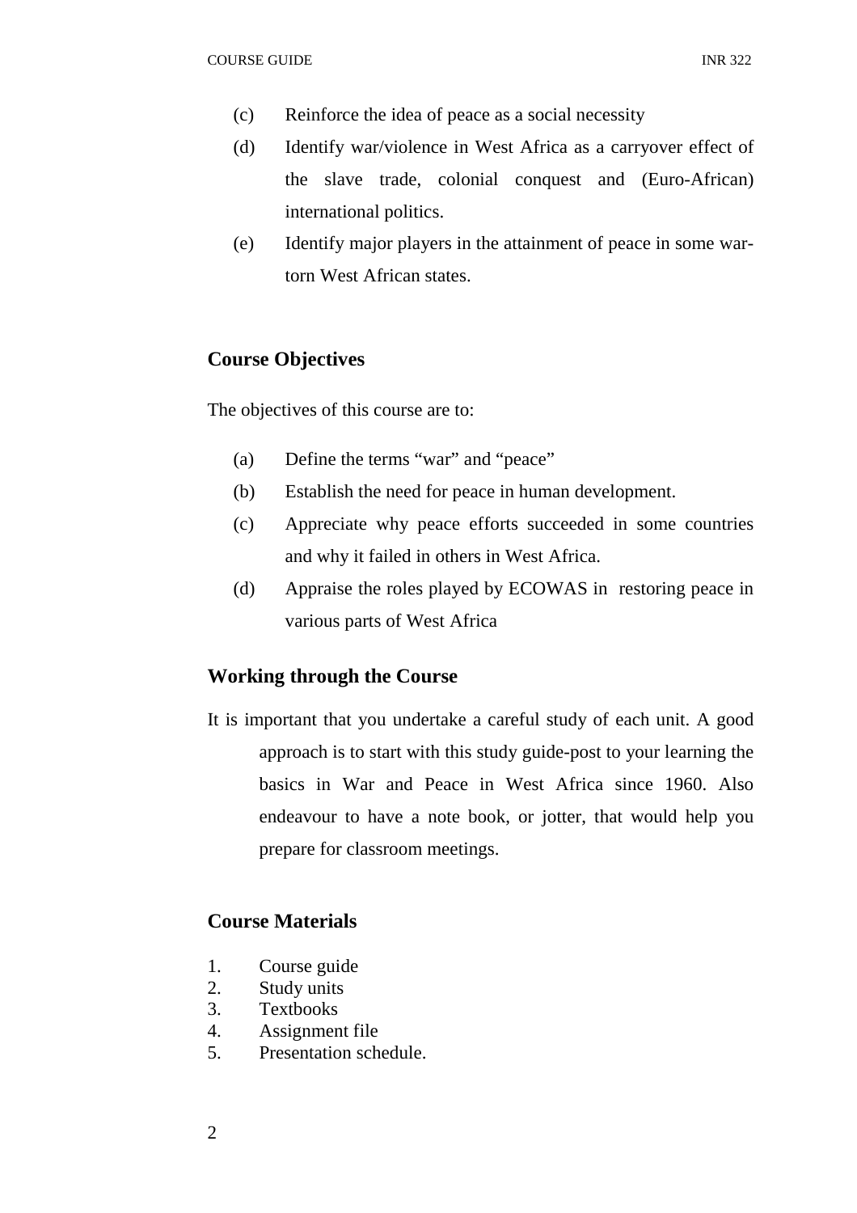(c) Reinforce the idea of peace as a social necessity

(d) Identify war/violence in West Africa as a carryover effect of the slave trade, colonial conquest and (Euro-African) international politics.

(e) Identify major players in the attainment of peace in some war-torn West African states.

## Course Objectives

The objectives of this course are to:

(a) Define the terms "war" and "peace"

(b) Establish the need for peace in human development.

(c) Appreciate why peace efforts succeeded in some countries and why it failed in others in West Africa.

(d) Appraise the roles played by ECOWAS in restoring peace in various parts of West Africa

## Working through the Course

It is important that you undertake a careful study of each unit. A good approach is to start with this study guide-post to your learning the basics in War and Peace in West Africa since 1960. Also endeavour to have a note book, or jotter, that would help you prepare for classroom meetings.

## Course Materials

1. Course guide
2. Study units
3. Textbooks
4. Assignment file
5. Presentation schedule.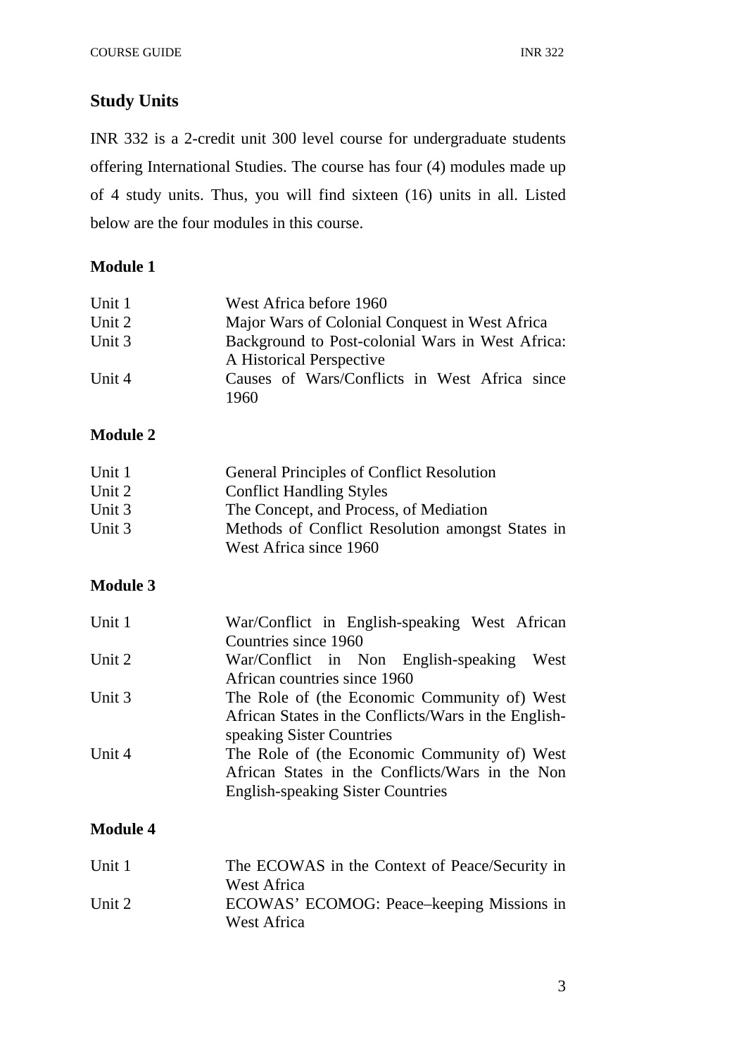## Study Units

INR 332 is a 2-credit unit 300 level course for undergraduate students offering International Studies. The course has four (4) modules made up of 4 study units. Thus, you will find sixteen (16) units in all. Listed below are the four modules in this course.

### Module 1

| | |
|---|---|
| Unit 1 | West Africa before 1960 |
| Unit 2 | Major Wars of Colonial Conquest in West Africa |
| Unit 3 | Background to Post-colonial Wars in West Africa: A Historical Perspective |
| Unit 4 | Causes of Wars/Conflicts in West Africa since 1960 |

### Module 2

| | |
|---|---|
| Unit 1 | General Principles of Conflict Resolution |
| Unit 2 | Conflict Handling Styles |
| Unit 3 | The Concept, and Process, of Mediation |
| Unit 3 | Methods of Conflict Resolution amongst States in West Africa since 1960 |

### Module 3

| | |
|---|---|
| Unit 1 | War/Conflict in English-speaking West African Countries since 1960 |
| Unit 2 | War/Conflict in Non English-speaking West African countries since 1960 |
| Unit 3 | The Role of (the Economic Community of) West African States in the Conflicts/Wars in the English-speaking Sister Countries |
| Unit 4 | The Role of (the Economic Community of) West African States in the Conflicts/Wars in the Non English-speaking Sister Countries |

### Module 4

| | |
|---|---|
| Unit 1 | The ECOWAS in the Context of Peace/Security in West Africa |
| Unit 2 | ECOWAS' ECOMOG: Peace–keeping Missions in West Africa |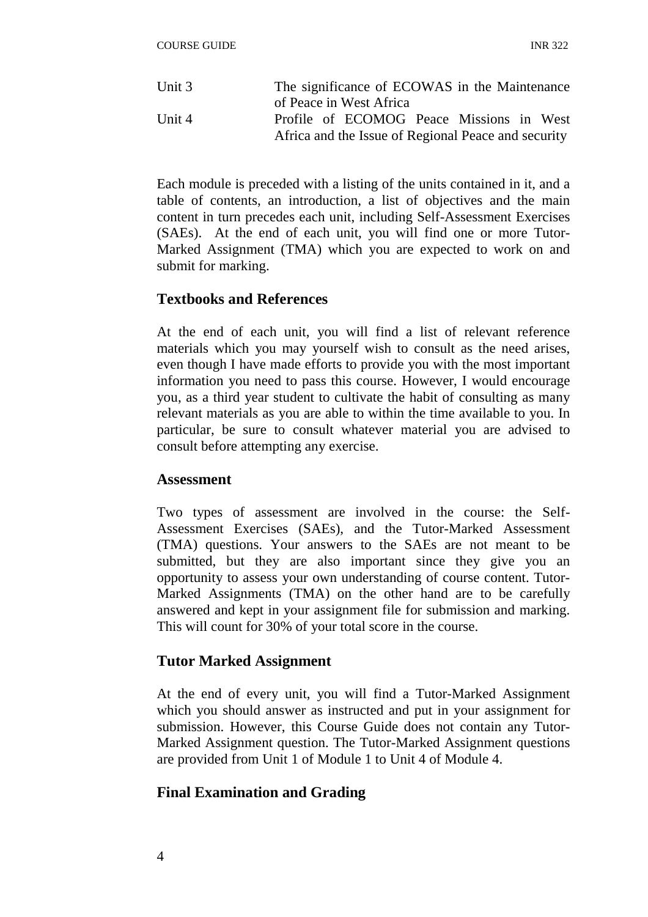| | |
|---|---|
| Unit 3 | The significance of ECOWAS in the Maintenance of Peace in West Africa |
| Unit 4 | Profile of ECOMOG Peace Missions in West Africa and the Issue of Regional Peace and security |

Each module is preceded with a listing of the units contained in it, and a table of contents, an introduction, a list of objectives and the main content in turn precedes each unit, including Self-Assessment Exercises (SAEs). At the end of each unit, you will find one or more Tutor-Marked Assignment (TMA) which you are expected to work on and submit for marking.

## Textbooks and References

At the end of each unit, you will find a list of relevant reference materials which you may yourself wish to consult as the need arises, even though I have made efforts to provide you with the most important information you need to pass this course. However, I would encourage you, as a third year student to cultivate the habit of consulting as many relevant materials as you are able to within the time available to you. In particular, be sure to consult whatever material you are advised to consult before attempting any exercise.

## Assessment

Two types of assessment are involved in the course: the Self-Assessment Exercises (SAEs), and the Tutor-Marked Assessment (TMA) questions. Your answers to the SAEs are not meant to be submitted, but they are also important since they give you an opportunity to assess your own understanding of course content. Tutor-Marked Assignments (TMA) on the other hand are to be carefully answered and kept in your assignment file for submission and marking. This will count for 30% of your total score in the course.

## Tutor Marked Assignment

At the end of every unit, you will find a Tutor-Marked Assignment which you should answer as instructed and put in your assignment for submission. However, this Course Guide does not contain any Tutor-Marked Assignment question. The Tutor-Marked Assignment questions are provided from Unit 1 of Module 1 to Unit 4 of Module 4.

## Final Examination and Grading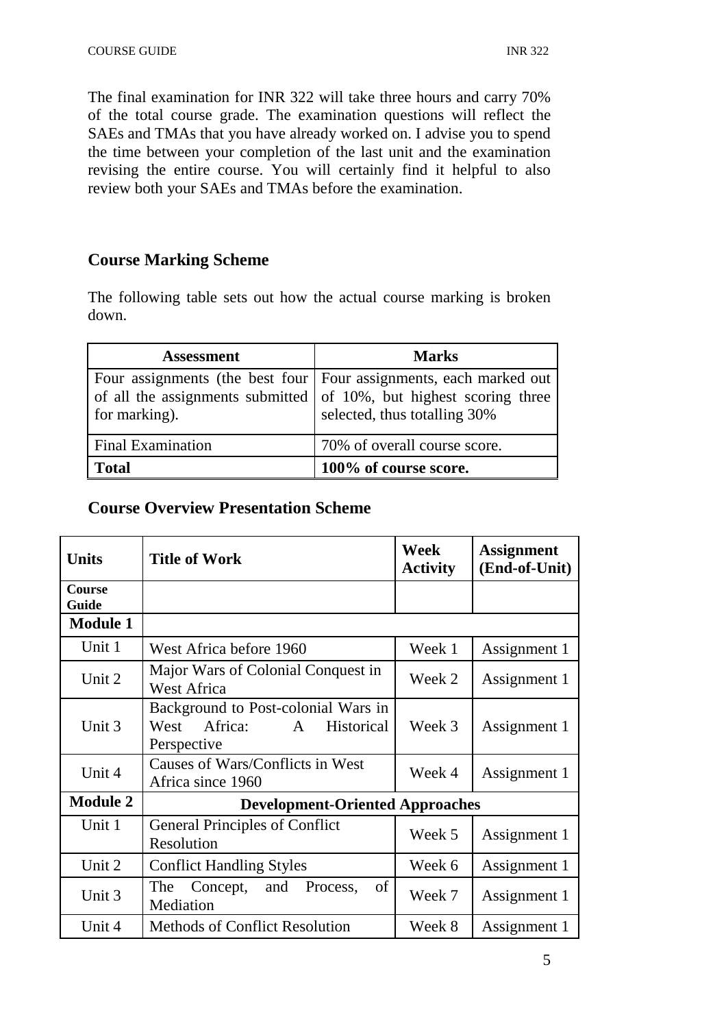The final examination for INR 322 will take three hours and carry 70% of the total course grade. The examination questions will reflect the SAEs and TMAs that you have already worked on. I advise you to spend the time between your completion of the last unit and the examination revising the entire course. You will certainly find it helpful to also review both your SAEs and TMAs before the examination.

## Course Marking Scheme

The following table sets out how the actual course marking is broken down.

| Assessment | Marks |
| --- | --- |
| Four assignments (the best four of all the assignments submitted for marking). | Four assignments, each marked out of 10%, but highest scoring three selected, thus totalling 30% |
| Final Examination | 70% of overall course score. |
| **Total** | **100% of course score.** |

## Course Overview Presentation Scheme

| Units | Title of Work | Week Activity | Assignment (End-of-Unit) |
| --- | --- | --- | --- |
| **Course Guide** | | | |
| **Module 1** | | | |
| Unit 1 | West Africa before 1960 | Week 1 | Assignment 1 |
| Unit 2 | Major Wars of Colonial Conquest in West Africa | Week 2 | Assignment 1 |
| Unit 3 | Background to Post-colonial Wars in West Africa: A Historical Perspective | Week 3 | Assignment 1 |
| Unit 4 | Causes of Wars/Conflicts in West Africa since 1960 | Week 4 | Assignment 1 |
| **Module 2** | **Development-Oriented Approaches** | | |
| Unit 1 | General Principles of Conflict Resolution | Week 5 | Assignment 1 |
| Unit 2 | Conflict Handling Styles | Week 6 | Assignment 1 |
| Unit 3 | The Concept, and Process, of Mediation | Week 7 | Assignment 1 |
| Unit 4 | Methods of Conflict Resolution | Week 8 | Assignment 1 |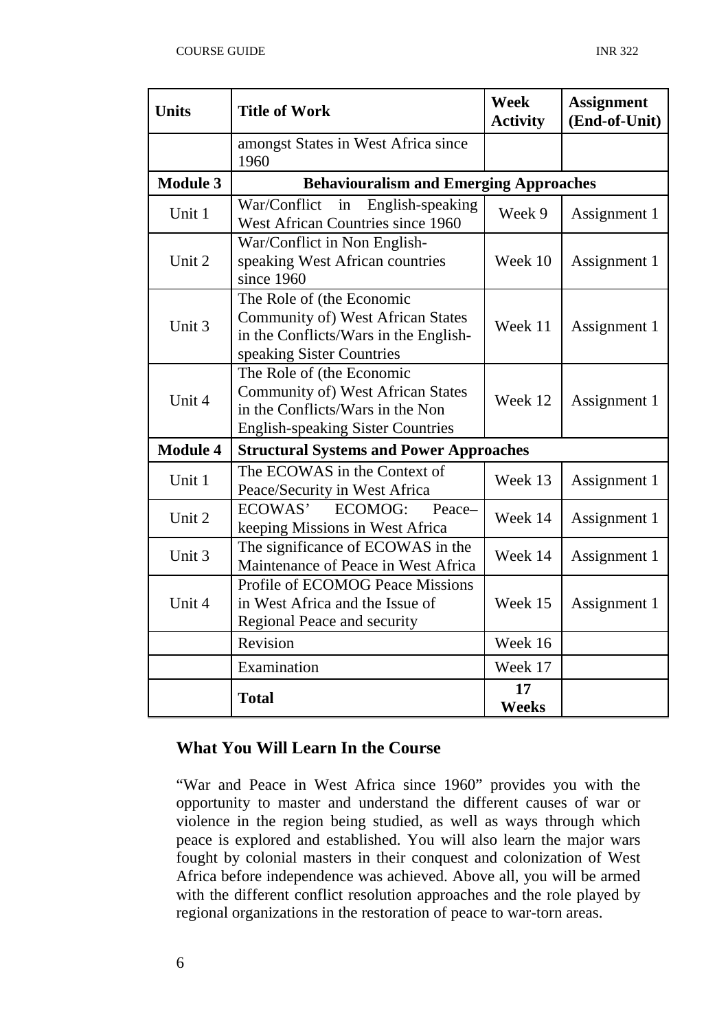| Units | Title of Work | Week Activity | Assignment (End-of-Unit) |
|---|---|---|---|
| | amongst States in West Africa since 1960 | | |
| **Module 3** | **Behaviouralism and Emerging Approaches** | | |
| Unit 1 | War/Conflict in English-speaking West African Countries since 1960 | Week 9 | Assignment 1 |
| Unit 2 | War/Conflict in Non English-speaking West African countries since 1960 | Week 10 | Assignment 1 |
| Unit 3 | The Role of (the Economic Community of) West African States in the Conflicts/Wars in the English-speaking Sister Countries | Week 11 | Assignment 1 |
| Unit 4 | The Role of (the Economic Community of) West African States in the Conflicts/Wars in the Non English-speaking Sister Countries | Week 12 | Assignment 1 |
| **Module 4** | **Structural Systems and Power Approaches** | | |
| Unit 1 | The ECOWAS in the Context of Peace/Security in West Africa | Week 13 | Assignment 1 |
| Unit 2 | ECOWAS' ECOMOG: Peace–keeping Missions in West Africa | Week 14 | Assignment 1 |
| Unit 3 | The significance of ECOWAS in the Maintenance of Peace in West Africa | Week 14 | Assignment 1 |
| Unit 4 | Profile of ECOMOG Peace Missions in West Africa and the Issue of Regional Peace and security | Week 15 | Assignment 1 |
| | Revision | Week 16 | |
| | Examination | Week 17 | |
| | **Total** | **17 Weeks** | |

## What You Will Learn In the Course

"War and Peace in West Africa since 1960" provides you with the opportunity to master and understand the different causes of war or violence in the region being studied, as well as ways through which peace is explored and established. You will also learn the major wars fought by colonial masters in their conquest and colonization of West Africa before independence was achieved. Above all, you will be armed with the different conflict resolution approaches and the role played by regional organizations in the restoration of peace to war-torn areas.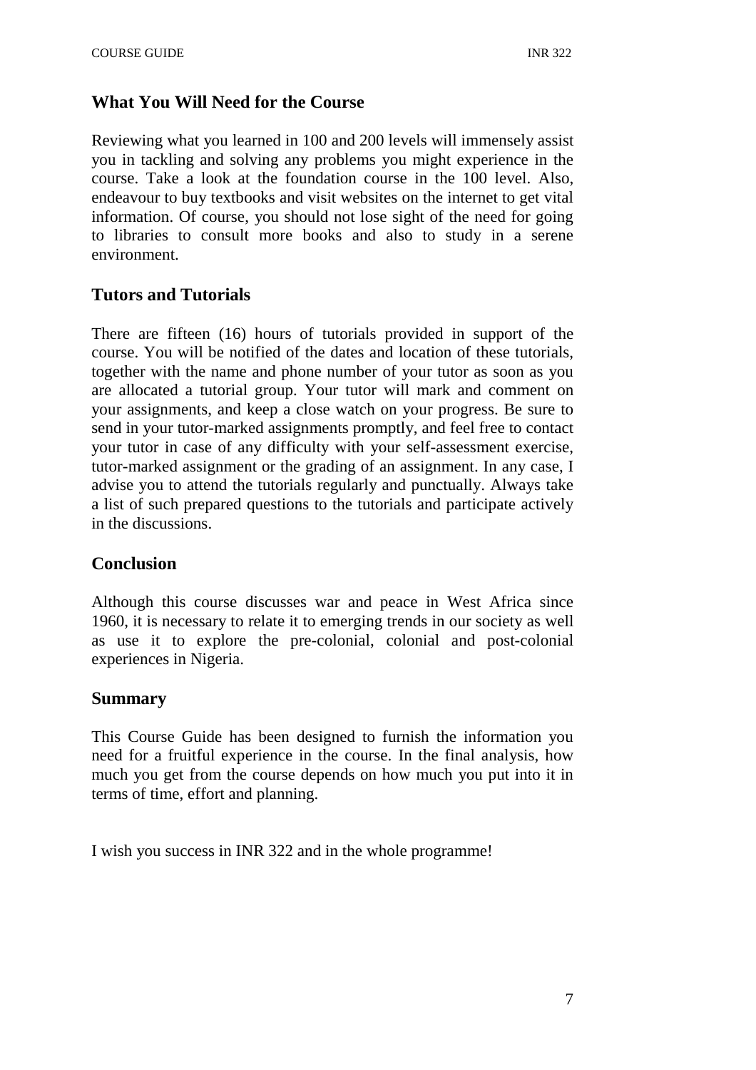## What You Will Need for the Course

Reviewing what you learned in 100 and 200 levels will immensely assist you in tackling and solving any problems you might experience in the course. Take a look at the foundation course in the 100 level. Also, endeavour to buy textbooks and visit websites on the internet to get vital information. Of course, you should not lose sight of the need for going to libraries to consult more books and also to study in a serene environment.

## Tutors and Tutorials

There are fifteen (16) hours of tutorials provided in support of the course. You will be notified of the dates and location of these tutorials, together with the name and phone number of your tutor as soon as you are allocated a tutorial group. Your tutor will mark and comment on your assignments, and keep a close watch on your progress. Be sure to send in your tutor-marked assignments promptly, and feel free to contact your tutor in case of any difficulty with your self-assessment exercise, tutor-marked assignment or the grading of an assignment. In any case, I advise you to attend the tutorials regularly and punctually. Always take a list of such prepared questions to the tutorials and participate actively in the discussions.

## Conclusion

Although this course discusses war and peace in West Africa since 1960, it is necessary to relate it to emerging trends in our society as well as use it to explore the pre-colonial, colonial and post-colonial experiences in Nigeria.

## Summary

This Course Guide has been designed to furnish the information you need for a fruitful experience in the course. In the final analysis, how much you get from the course depends on how much you put into it in terms of time, effort and planning.

I wish you success in INR 322 and in the whole programme!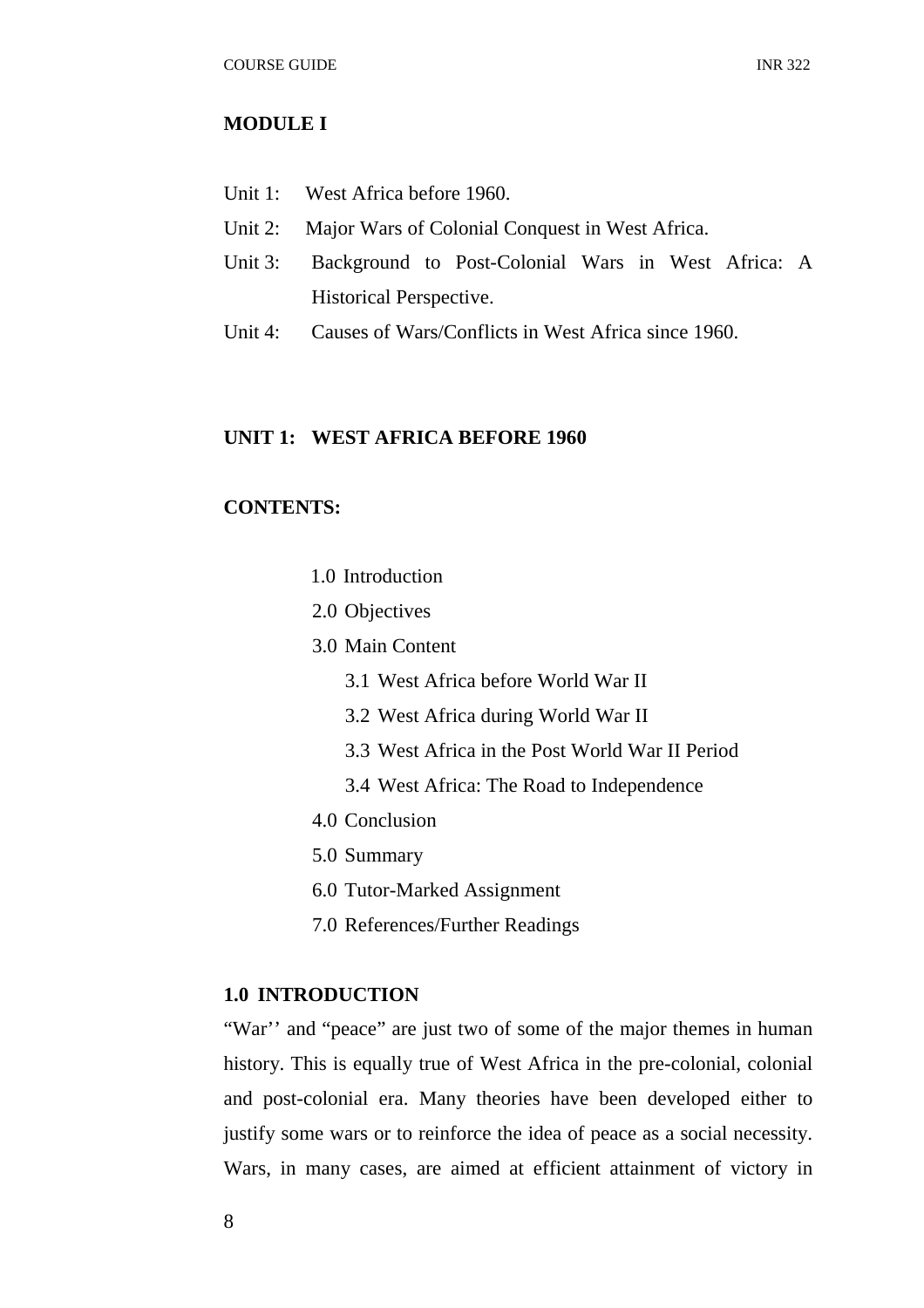## MODULE I

Unit 1: West Africa before 1960.

Unit 2: Major Wars of Colonial Conquest in West Africa.

Unit 3: Background to Post-Colonial Wars in West Africa: A Historical Perspective.

Unit 4: Causes of Wars/Conflicts in West Africa since 1960.

## UNIT 1: WEST AFRICA BEFORE 1960

**CONTENTS:**

- 1.0 Introduction
- 2.0 Objectives
- 3.0 Main Content
  - 3.1 West Africa before World War II
  - 3.2 West Africa during World War II
  - 3.3 West Africa in the Post World War II Period
  - 3.4 West Africa: The Road to Independence
- 4.0 Conclusion
- 5.0 Summary
- 6.0 Tutor-Marked Assignment
- 7.0 References/Further Readings

### 1.0 INTRODUCTION

"War'' and "peace" are just two of some of the major themes in human history. This is equally true of West Africa in the pre-colonial, colonial and post-colonial era. Many theories have been developed either to justify some wars or to reinforce the idea of peace as a social necessity. Wars, in many cases, are aimed at efficient attainment of victory in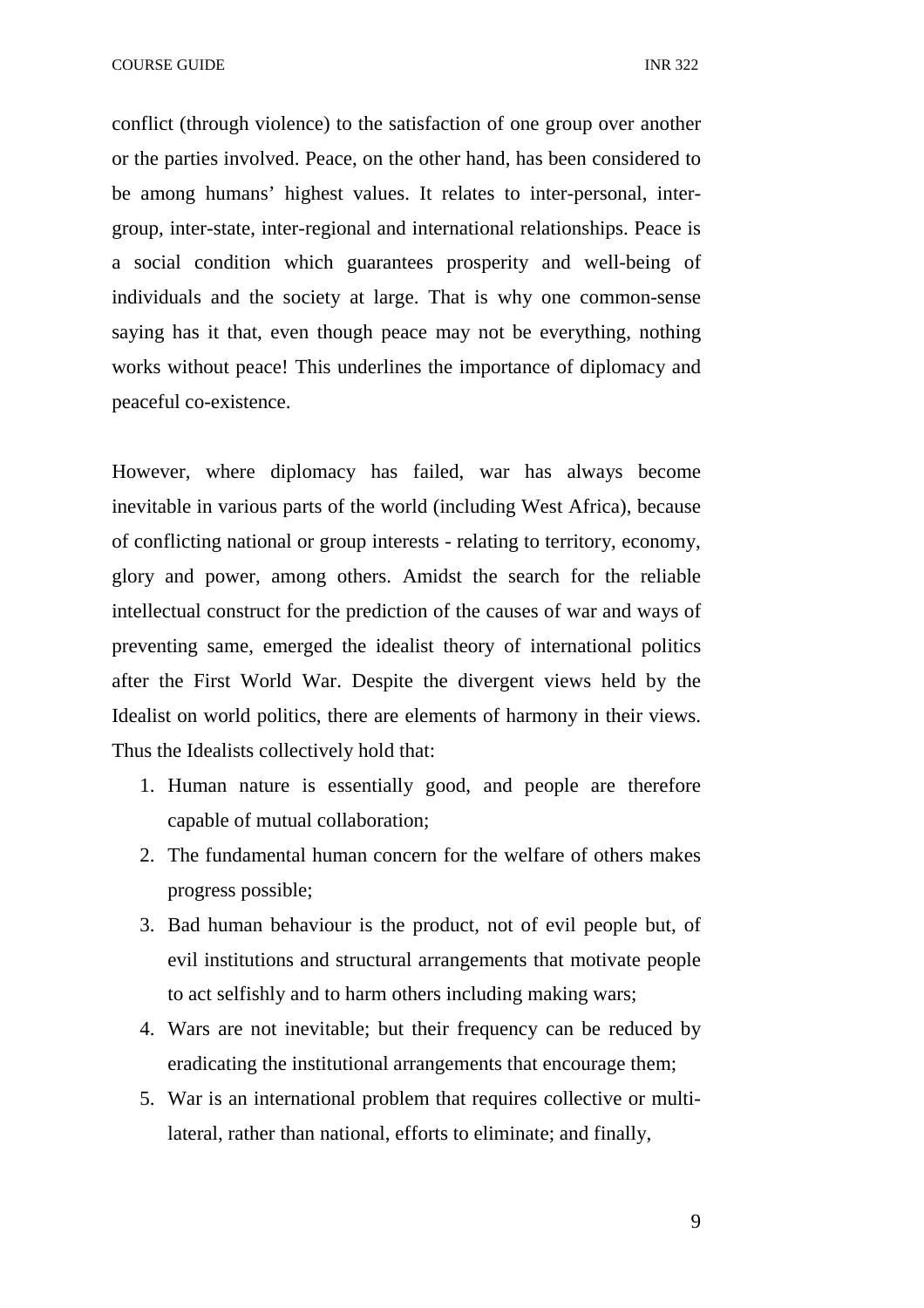conflict (through violence) to the satisfaction of one group over another or the parties involved. Peace, on the other hand, has been considered to be among humans' highest values. It relates to inter-personal, inter-group, inter-state, inter-regional and international relationships. Peace is a social condition which guarantees prosperity and well-being of individuals and the society at large. That is why one common-sense saying has it that, even though peace may not be everything, nothing works without peace! This underlines the importance of diplomacy and peaceful co-existence.

However, where diplomacy has failed, war has always become inevitable in various parts of the world (including West Africa), because of conflicting national or group interests - relating to territory, economy, glory and power, among others. Amidst the search for the reliable intellectual construct for the prediction of the causes of war and ways of preventing same, emerged the idealist theory of international politics after the First World War. Despite the divergent views held by the Idealist on world politics, there are elements of harmony in their views. Thus the Idealists collectively hold that:

1. Human nature is essentially good, and people are therefore capable of mutual collaboration;
2. The fundamental human concern for the welfare of others makes progress possible;
3. Bad human behaviour is the product, not of evil people but, of evil institutions and structural arrangements that motivate people to act selfishly and to harm others including making wars;
4. Wars are not inevitable; but their frequency can be reduced by eradicating the institutional arrangements that encourage them;
5. War is an international problem that requires collective or multi-lateral, rather than national, efforts to eliminate; and finally,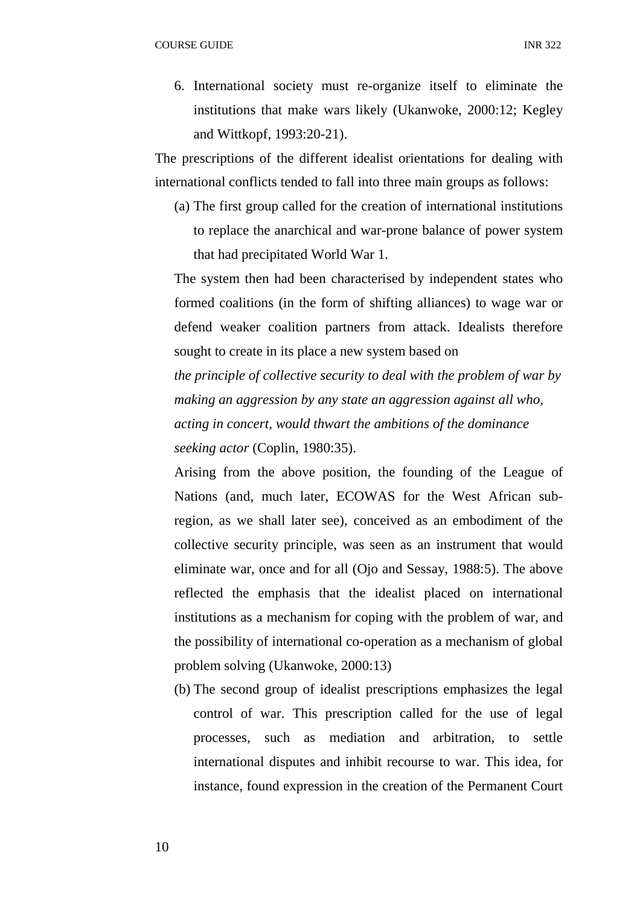6. International society must re-organize itself to eliminate the institutions that make wars likely (Ukanwoke, 2000:12; Kegley and Wittkopf, 1993:20-21).

The prescriptions of the different idealist orientations for dealing with international conflicts tended to fall into three main groups as follows:

(a) The first group called for the creation of international institutions to replace the anarchical and war-prone balance of power system that had precipitated World War 1.

The system then had been characterised by independent states who formed coalitions (in the form of shifting alliances) to wage war or defend weaker coalition partners from attack. Idealists therefore sought to create in its place a new system based on

*the principle of collective security to deal with the problem of war by making an aggression by any state an aggression against all who, acting in concert, would thwart the ambitions of the dominance seeking actor* (Coplin, 1980:35).

Arising from the above position, the founding of the League of Nations (and, much later, ECOWAS for the West African sub-region, as we shall later see), conceived as an embodiment of the collective security principle, was seen as an instrument that would eliminate war, once and for all (Ojo and Sessay, 1988:5). The above reflected the emphasis that the idealist placed on international institutions as a mechanism for coping with the problem of war, and the possibility of international co-operation as a mechanism of global problem solving (Ukanwoke, 2000:13)

(b) The second group of idealist prescriptions emphasizes the legal control of war. This prescription called for the use of legal processes, such as mediation and arbitration, to settle international disputes and inhibit recourse to war. This idea, for instance, found expression in the creation of the Permanent Court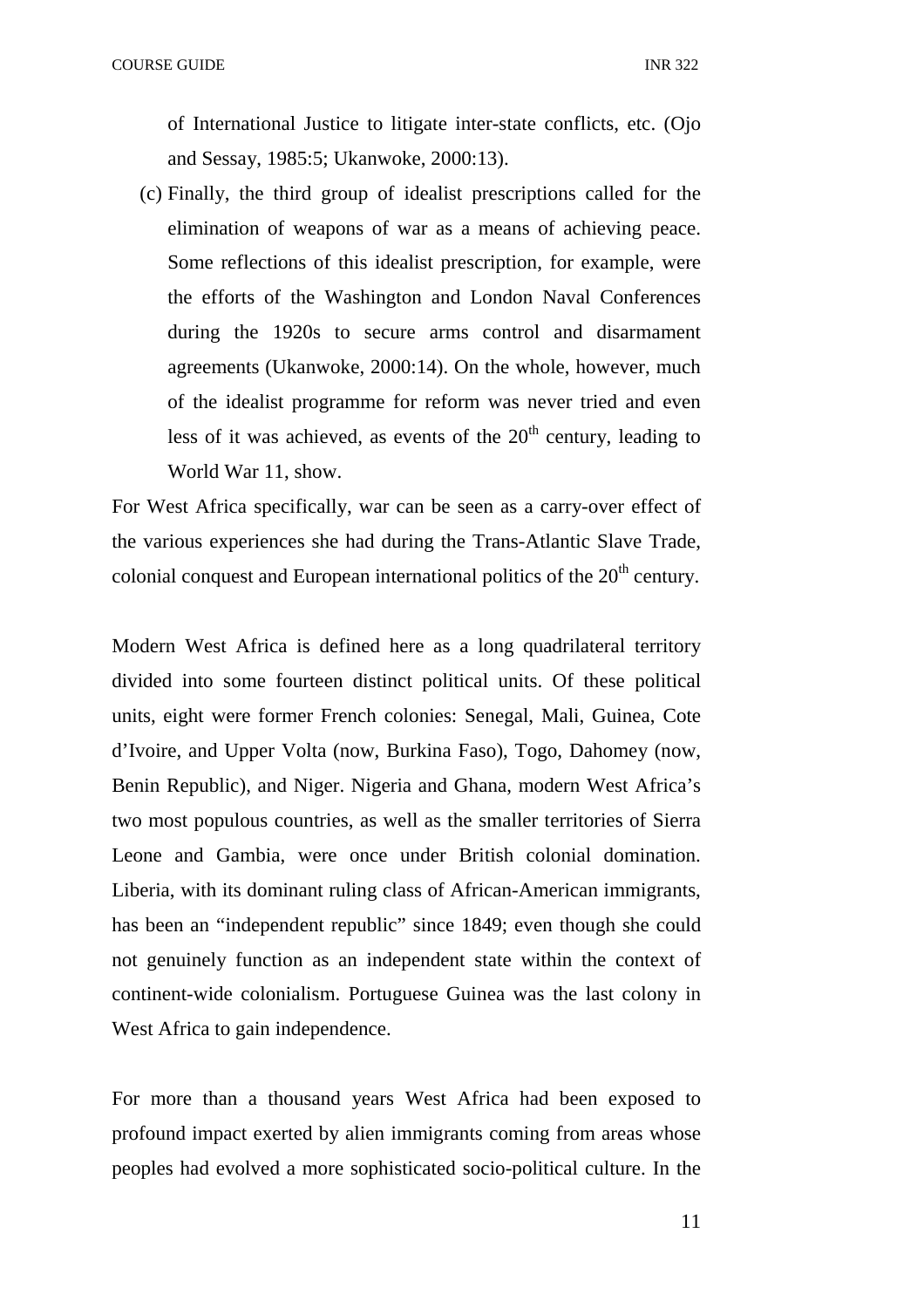of International Justice to litigate inter-state conflicts, etc. (Ojo and Sessay, 1985:5; Ukanwoke, 2000:13).

(c) Finally, the third group of idealist prescriptions called for the elimination of weapons of war as a means of achieving peace. Some reflections of this idealist prescription, for example, were the efforts of the Washington and London Naval Conferences during the 1920s to secure arms control and disarmament agreements (Ukanwoke, 2000:14). On the whole, however, much of the idealist programme for reform was never tried and even less of it was achieved, as events of the 20th century, leading to World War 11, show.

For West Africa specifically, war can be seen as a carry-over effect of the various experiences she had during the Trans-Atlantic Slave Trade, colonial conquest and European international politics of the 20th century.

Modern West Africa is defined here as a long quadrilateral territory divided into some fourteen distinct political units. Of these political units, eight were former French colonies: Senegal, Mali, Guinea, Cote d'Ivoire, and Upper Volta (now, Burkina Faso), Togo, Dahomey (now, Benin Republic), and Niger. Nigeria and Ghana, modern West Africa's two most populous countries, as well as the smaller territories of Sierra Leone and Gambia, were once under British colonial domination. Liberia, with its dominant ruling class of African-American immigrants, has been an "independent republic" since 1849; even though she could not genuinely function as an independent state within the context of continent-wide colonialism. Portuguese Guinea was the last colony in West Africa to gain independence.

For more than a thousand years West Africa had been exposed to profound impact exerted by alien immigrants coming from areas whose peoples had evolved a more sophisticated socio-political culture. In the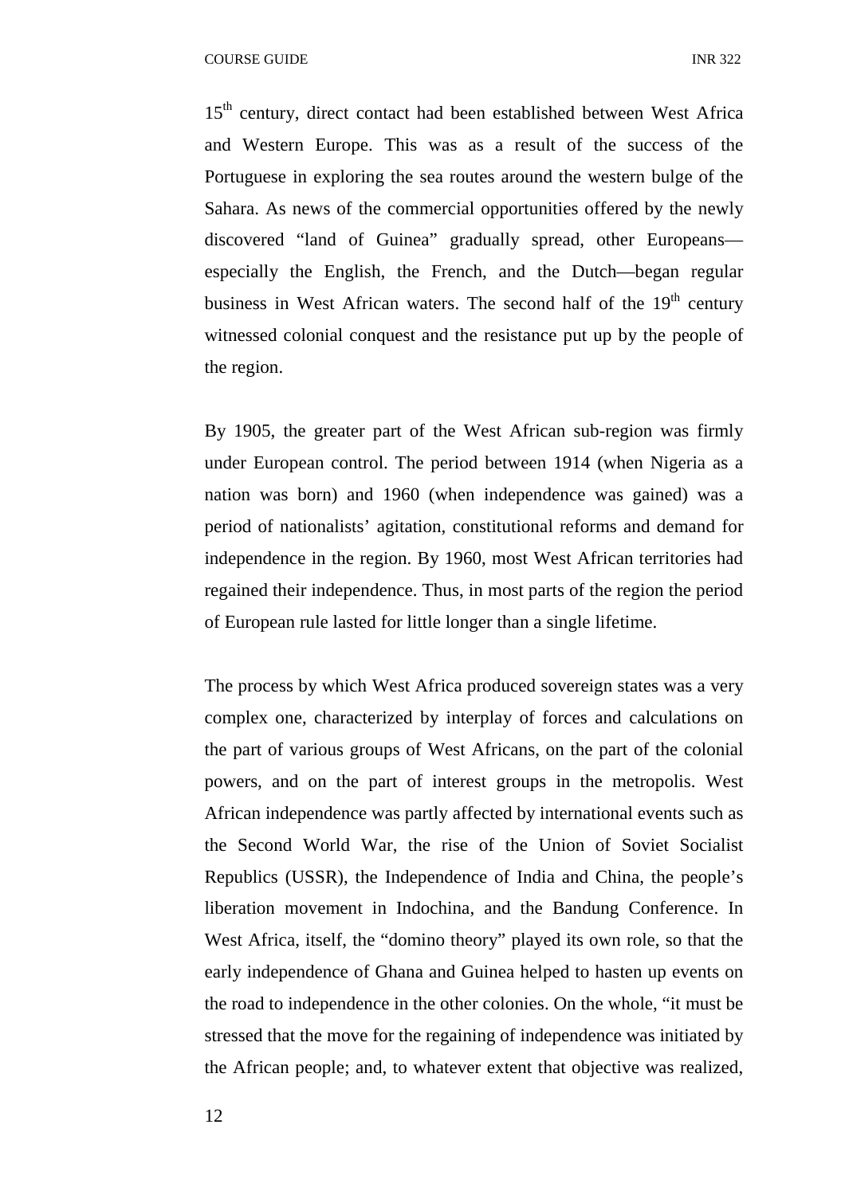15th century, direct contact had been established between West Africa and Western Europe. This was as a result of the success of the Portuguese in exploring the sea routes around the western bulge of the Sahara. As news of the commercial opportunities offered by the newly discovered "land of Guinea" gradually spread, other Europeans—especially the English, the French, and the Dutch—began regular business in West African waters. The second half of the 19th century witnessed colonial conquest and the resistance put up by the people of the region.

By 1905, the greater part of the West African sub-region was firmly under European control. The period between 1914 (when Nigeria as a nation was born) and 1960 (when independence was gained) was a period of nationalists' agitation, constitutional reforms and demand for independence in the region. By 1960, most West African territories had regained their independence. Thus, in most parts of the region the period of European rule lasted for little longer than a single lifetime.

The process by which West Africa produced sovereign states was a very complex one, characterized by interplay of forces and calculations on the part of various groups of West Africans, on the part of the colonial powers, and on the part of interest groups in the metropolis. West African independence was partly affected by international events such as the Second World War, the rise of the Union of Soviet Socialist Republics (USSR), the Independence of India and China, the people's liberation movement in Indochina, and the Bandung Conference. In West Africa, itself, the "domino theory" played its own role, so that the early independence of Ghana and Guinea helped to hasten up events on the road to independence in the other colonies. On the whole, "it must be stressed that the move for the regaining of independence was initiated by the African people; and, to whatever extent that objective was realized,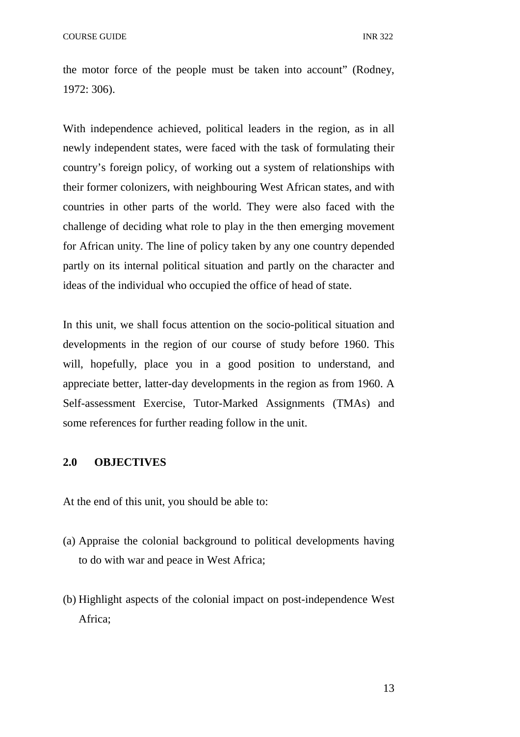the motor force of the people must be taken into account" (Rodney, 1972: 306).

With independence achieved, political leaders in the region, as in all newly independent states, were faced with the task of formulating their country's foreign policy, of working out a system of relationships with their former colonizers, with neighbouring West African states, and with countries in other parts of the world. They were also faced with the challenge of deciding what role to play in the then emerging movement for African unity. The line of policy taken by any one country depended partly on its internal political situation and partly on the character and ideas of the individual who occupied the office of head of state.

In this unit, we shall focus attention on the socio-political situation and developments in the region of our course of study before 1960. This will, hopefully, place you in a good position to understand, and appreciate better, latter-day developments in the region as from 1960. A Self-assessment Exercise, Tutor-Marked Assignments (TMAs) and some references for further reading follow in the unit.

## 2.0 OBJECTIVES

At the end of this unit, you should be able to:

(a) Appraise the colonial background to political developments having to do with war and peace in West Africa;

(b) Highlight aspects of the colonial impact on post-independence West Africa;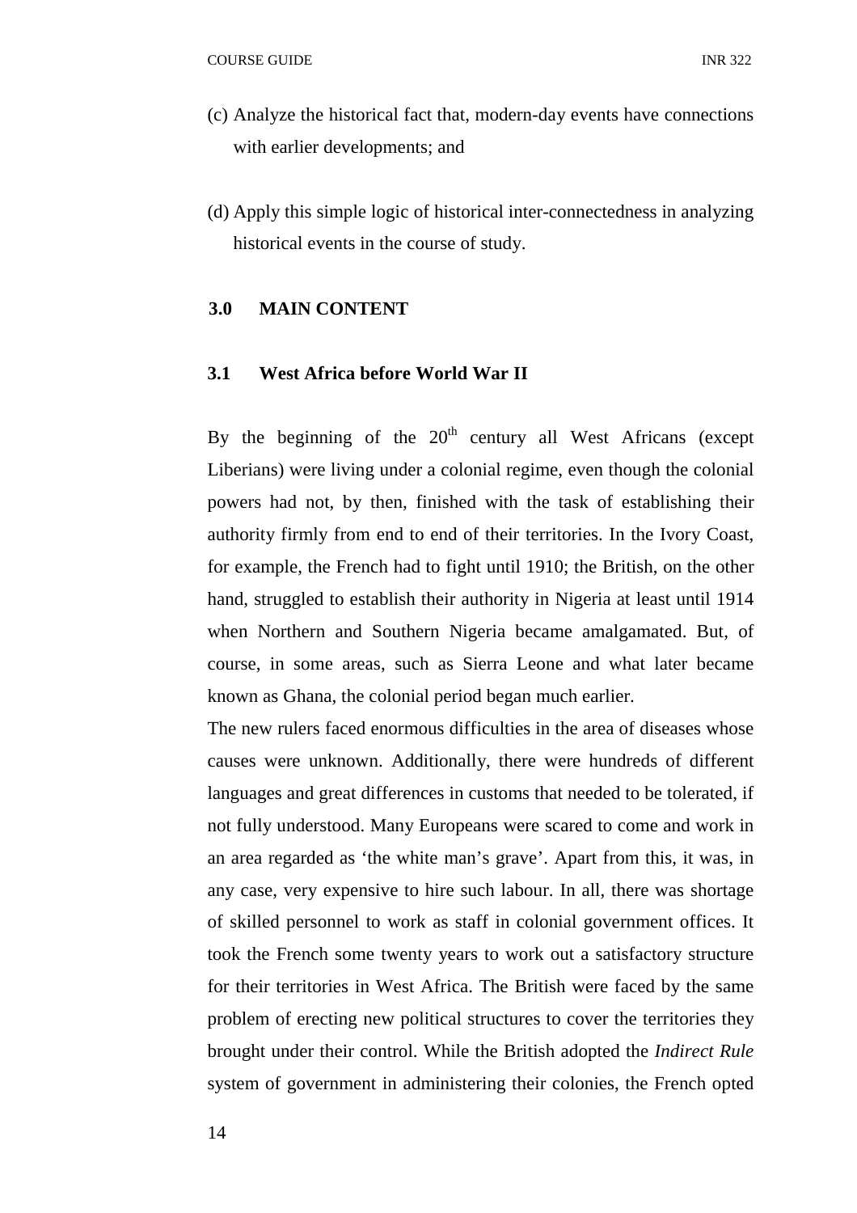(c) Analyze the historical fact that, modern-day events have connections with earlier developments; and

(d) Apply this simple logic of historical inter-connectedness in analyzing historical events in the course of study.

## 3.0 MAIN CONTENT

### 3.1 West Africa before World War II

By the beginning of the 20th century all West Africans (except Liberians) were living under a colonial regime, even though the colonial powers had not, by then, finished with the task of establishing their authority firmly from end to end of their territories. In the Ivory Coast, for example, the French had to fight until 1910; the British, on the other hand, struggled to establish their authority in Nigeria at least until 1914 when Northern and Southern Nigeria became amalgamated. But, of course, in some areas, such as Sierra Leone and what later became known as Ghana, the colonial period began much earlier.

The new rulers faced enormous difficulties in the area of diseases whose causes were unknown. Additionally, there were hundreds of different languages and great differences in customs that needed to be tolerated, if not fully understood. Many Europeans were scared to come and work in an area regarded as 'the white man's grave'. Apart from this, it was, in any case, very expensive to hire such labour. In all, there was shortage of skilled personnel to work as staff in colonial government offices. It took the French some twenty years to work out a satisfactory structure for their territories in West Africa. The British were faced by the same problem of erecting new political structures to cover the territories they brought under their control. While the British adopted the *Indirect Rule* system of government in administering their colonies, the French opted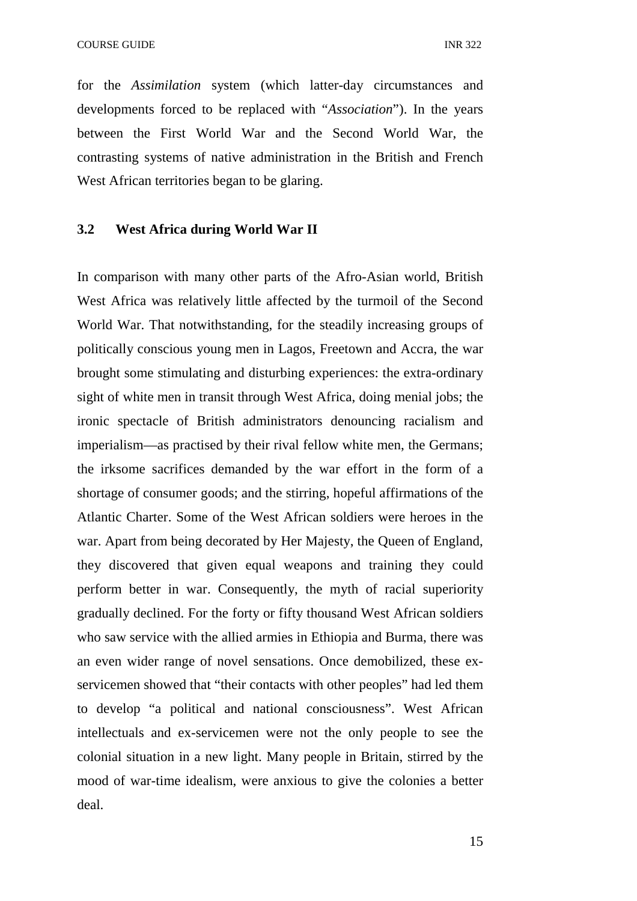for the *Assimilation* system (which latter-day circumstances and developments forced to be replaced with "*Association*"). In the years between the First World War and the Second World War, the contrasting systems of native administration in the British and French West African territories began to be glaring.

### 3.2 West Africa during World War II

In comparison with many other parts of the Afro-Asian world, British West Africa was relatively little affected by the turmoil of the Second World War. That notwithstanding, for the steadily increasing groups of politically conscious young men in Lagos, Freetown and Accra, the war brought some stimulating and disturbing experiences: the extra-ordinary sight of white men in transit through West Africa, doing menial jobs; the ironic spectacle of British administrators denouncing racialism and imperialism—as practised by their rival fellow white men, the Germans; the irksome sacrifices demanded by the war effort in the form of a shortage of consumer goods; and the stirring, hopeful affirmations of the Atlantic Charter. Some of the West African soldiers were heroes in the war. Apart from being decorated by Her Majesty, the Queen of England, they discovered that given equal weapons and training they could perform better in war. Consequently, the myth of racial superiority gradually declined. For the forty or fifty thousand West African soldiers who saw service with the allied armies in Ethiopia and Burma, there was an even wider range of novel sensations. Once demobilized, these ex-servicemen showed that "their contacts with other peoples" had led them to develop "a political and national consciousness". West African intellectuals and ex-servicemen were not the only people to see the colonial situation in a new light. Many people in Britain, stirred by the mood of war-time idealism, were anxious to give the colonies a better deal.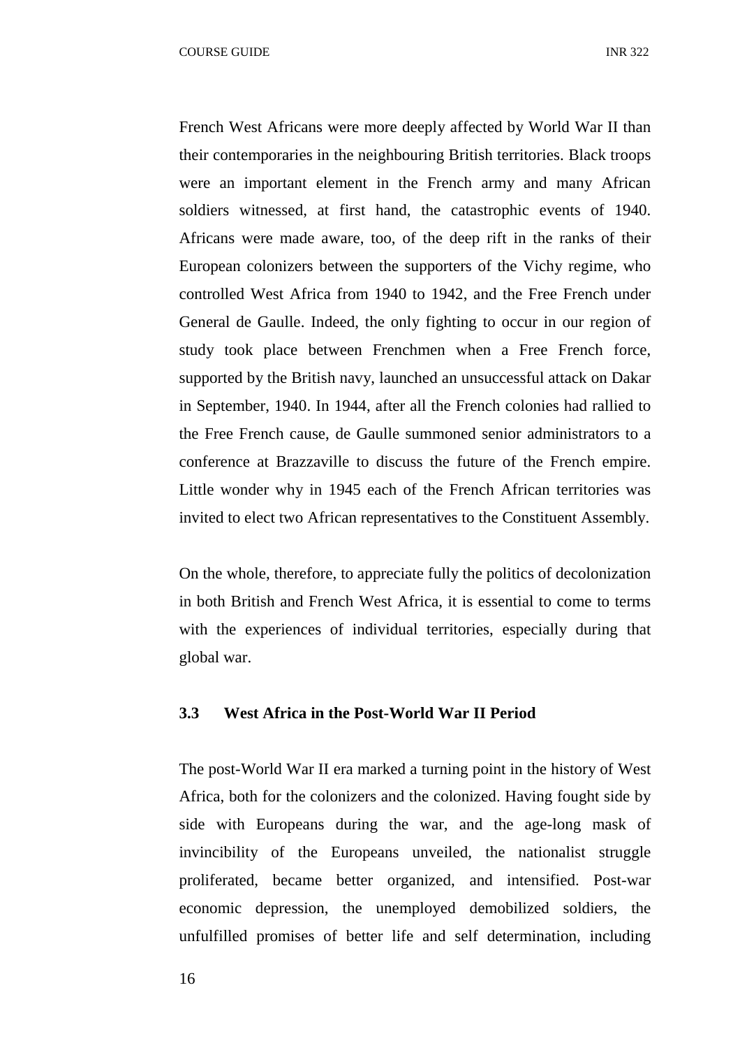French West Africans were more deeply affected by World War II than their contemporaries in the neighbouring British territories. Black troops were an important element in the French army and many African soldiers witnessed, at first hand, the catastrophic events of 1940. Africans were made aware, too, of the deep rift in the ranks of their European colonizers between the supporters of the Vichy regime, who controlled West Africa from 1940 to 1942, and the Free French under General de Gaulle. Indeed, the only fighting to occur in our region of study took place between Frenchmen when a Free French force, supported by the British navy, launched an unsuccessful attack on Dakar in September, 1940. In 1944, after all the French colonies had rallied to the Free French cause, de Gaulle summoned senior administrators to a conference at Brazzaville to discuss the future of the French empire. Little wonder why in 1945 each of the French African territories was invited to elect two African representatives to the Constituent Assembly.

On the whole, therefore, to appreciate fully the politics of decolonization in both British and French West Africa, it is essential to come to terms with the experiences of individual territories, especially during that global war.

### 3.3 West Africa in the Post-World War II Period

The post-World War II era marked a turning point in the history of West Africa, both for the colonizers and the colonized. Having fought side by side with Europeans during the war, and the age-long mask of invincibility of the Europeans unveiled, the nationalist struggle proliferated, became better organized, and intensified. Post-war economic depression, the unemployed demobilized soldiers, the unfulfilled promises of better life and self determination, including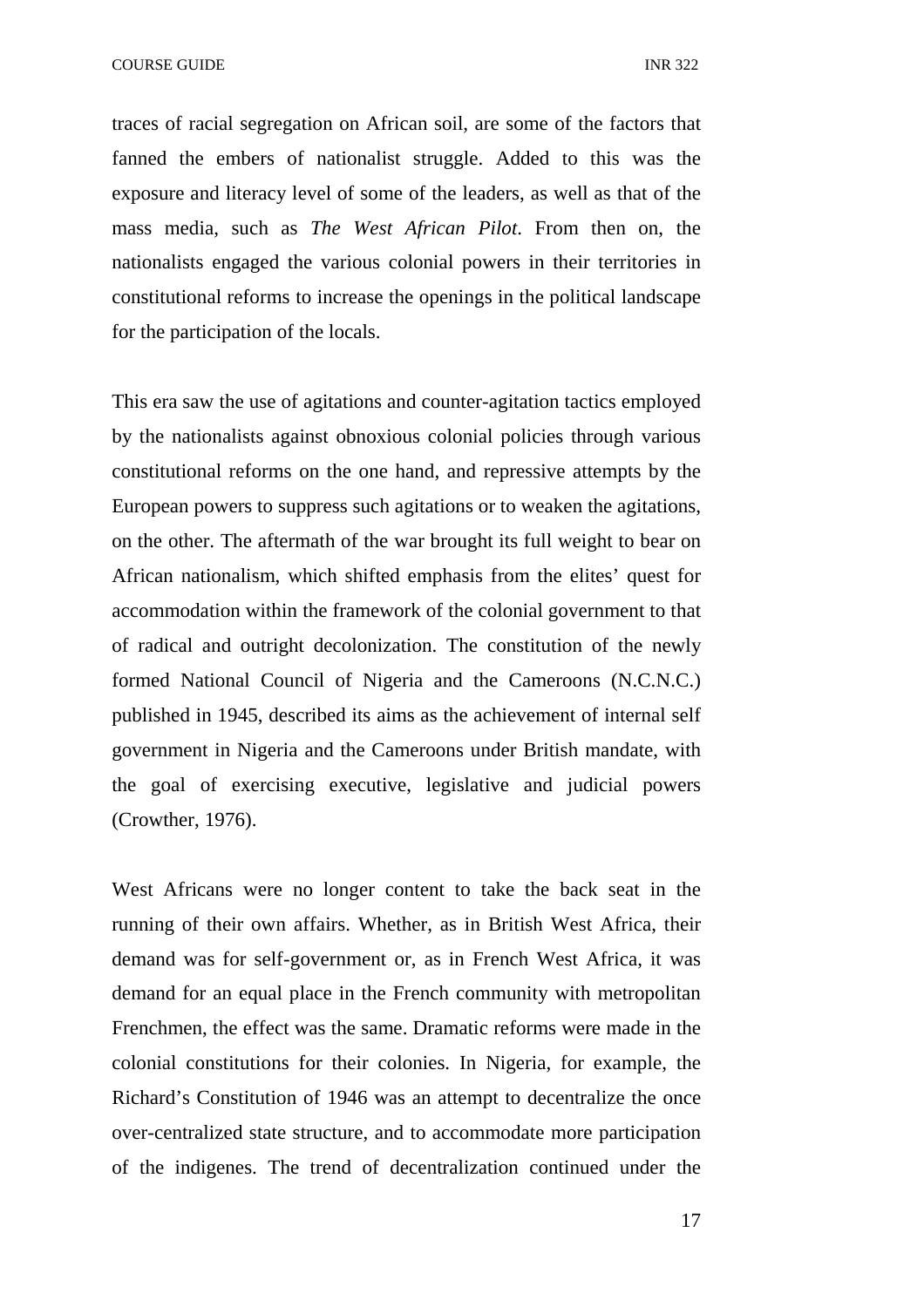traces of racial segregation on African soil, are some of the factors that fanned the embers of nationalist struggle. Added to this was the exposure and literacy level of some of the leaders, as well as that of the mass media, such as *The West African Pilot*. From then on, the nationalists engaged the various colonial powers in their territories in constitutional reforms to increase the openings in the political landscape for the participation of the locals.

This era saw the use of agitations and counter-agitation tactics employed by the nationalists against obnoxious colonial policies through various constitutional reforms on the one hand, and repressive attempts by the European powers to suppress such agitations or to weaken the agitations, on the other. The aftermath of the war brought its full weight to bear on African nationalism, which shifted emphasis from the elites' quest for accommodation within the framework of the colonial government to that of radical and outright decolonization. The constitution of the newly formed National Council of Nigeria and the Cameroons (N.C.N.C.) published in 1945, described its aims as the achievement of internal self government in Nigeria and the Cameroons under British mandate, with the goal of exercising executive, legislative and judicial powers (Crowther, 1976).

West Africans were no longer content to take the back seat in the running of their own affairs. Whether, as in British West Africa, their demand was for self-government or, as in French West Africa, it was demand for an equal place in the French community with metropolitan Frenchmen, the effect was the same. Dramatic reforms were made in the colonial constitutions for their colonies. In Nigeria, for example, the Richard's Constitution of 1946 was an attempt to decentralize the once over-centralized state structure, and to accommodate more participation of the indigenes. The trend of decentralization continued under the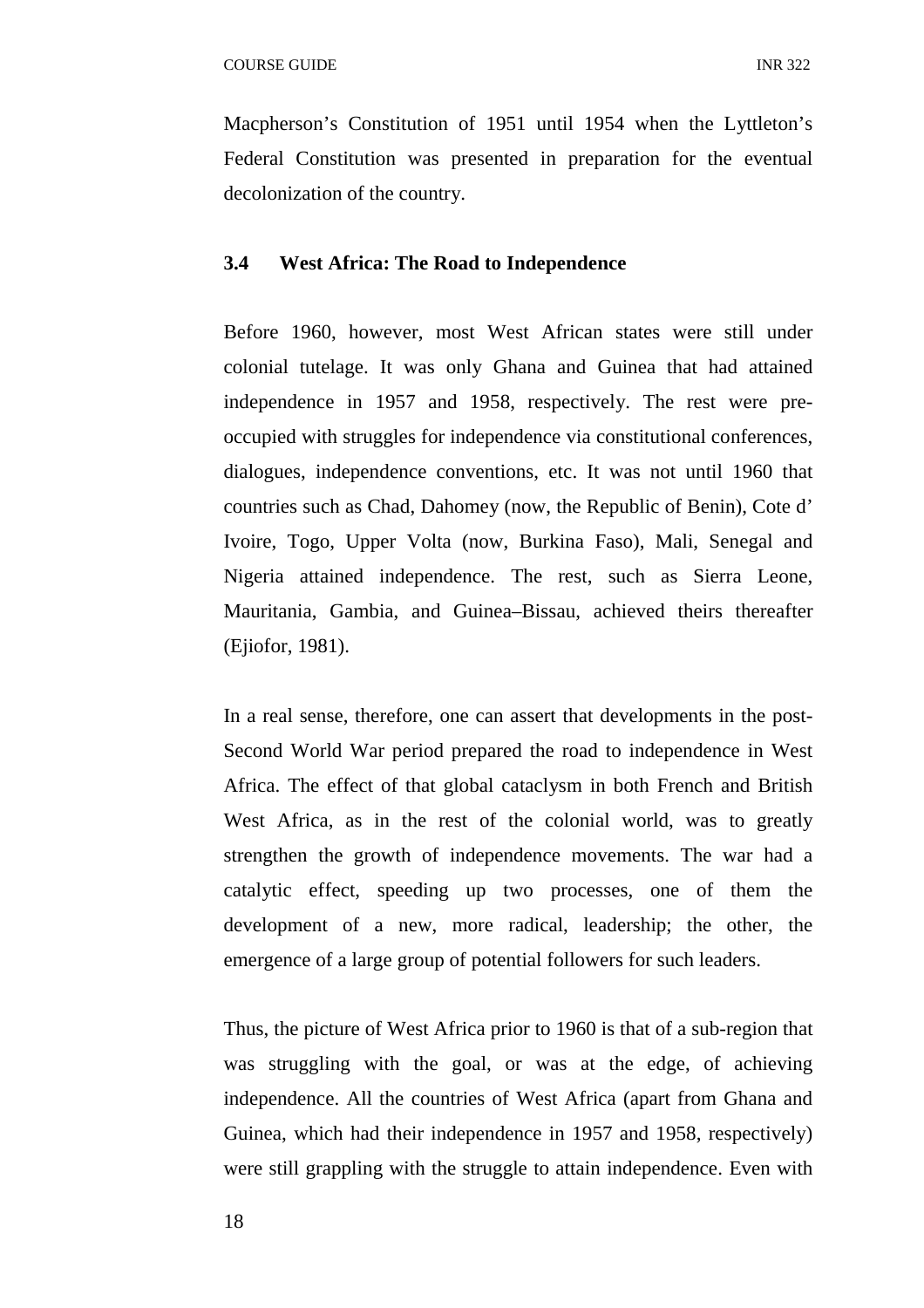Macpherson's Constitution of 1951 until 1954 when the Lyttleton's Federal Constitution was presented in preparation for the eventual decolonization of the country.

### 3.4 West Africa: The Road to Independence

Before 1960, however, most West African states were still under colonial tutelage. It was only Ghana and Guinea that had attained independence in 1957 and 1958, respectively. The rest were pre-occupied with struggles for independence via constitutional conferences, dialogues, independence conventions, etc. It was not until 1960 that countries such as Chad, Dahomey (now, the Republic of Benin), Cote d' Ivoire, Togo, Upper Volta (now, Burkina Faso), Mali, Senegal and Nigeria attained independence. The rest, such as Sierra Leone, Mauritania, Gambia, and Guinea–Bissau, achieved theirs thereafter (Ejiofor, 1981).

In a real sense, therefore, one can assert that developments in the post-Second World War period prepared the road to independence in West Africa. The effect of that global cataclysm in both French and British West Africa, as in the rest of the colonial world, was to greatly strengthen the growth of independence movements. The war had a catalytic effect, speeding up two processes, one of them the development of a new, more radical, leadership; the other, the emergence of a large group of potential followers for such leaders.

Thus, the picture of West Africa prior to 1960 is that of a sub-region that was struggling with the goal, or was at the edge, of achieving independence. All the countries of West Africa (apart from Ghana and Guinea, which had their independence in 1957 and 1958, respectively) were still grappling with the struggle to attain independence. Even with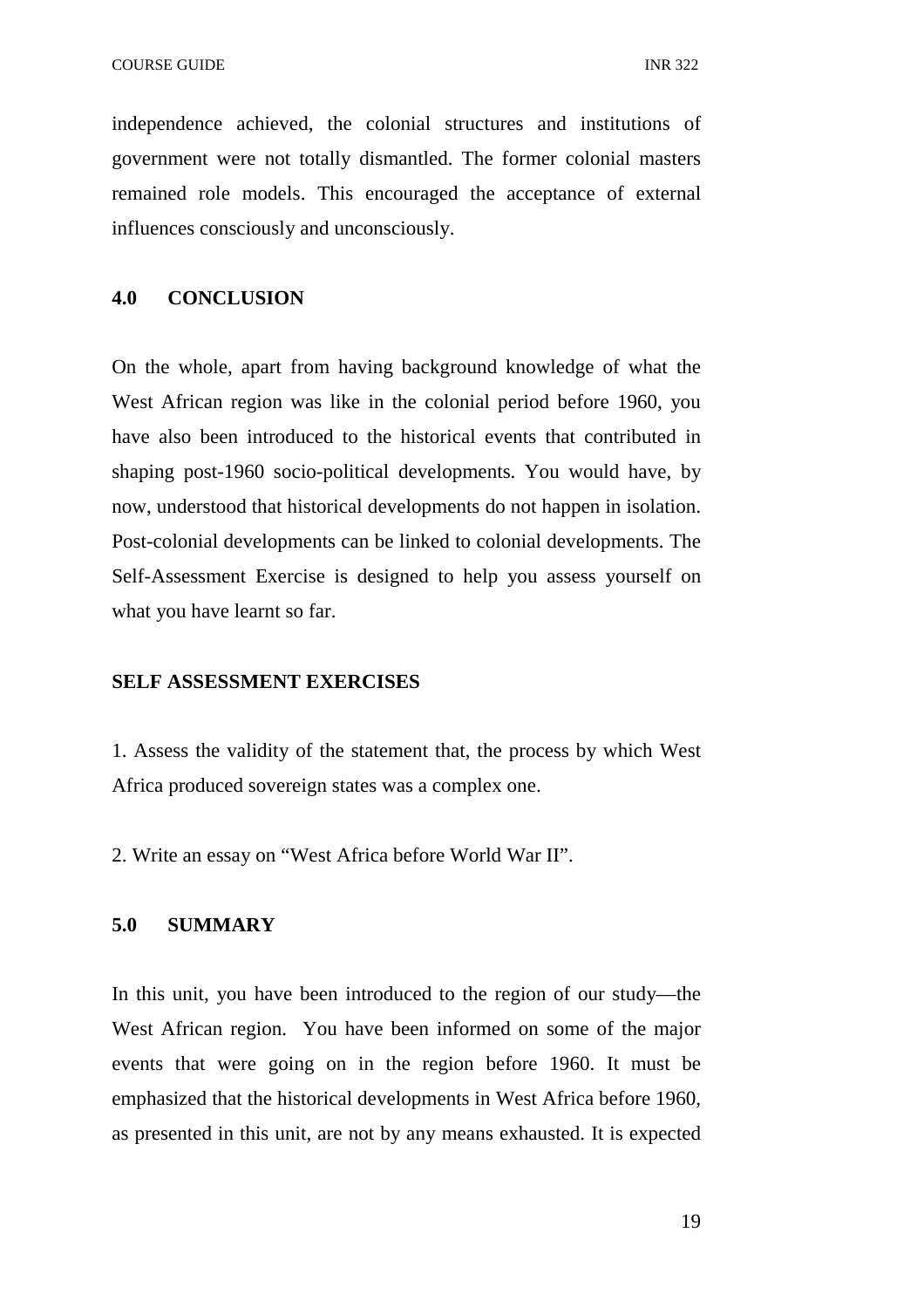independence achieved, the colonial structures and institutions of government were not totally dismantled. The former colonial masters remained role models. This encouraged the acceptance of external influences consciously and unconsciously.

## 4.0 CONCLUSION

On the whole, apart from having background knowledge of what the West African region was like in the colonial period before 1960, you have also been introduced to the historical events that contributed in shaping post-1960 socio-political developments. You would have, by now, understood that historical developments do not happen in isolation. Post-colonial developments can be linked to colonial developments. The Self-Assessment Exercise is designed to help you assess yourself on what you have learnt so far.

**SELF ASSESSMENT EXERCISES**

1. Assess the validity of the statement that, the process by which West Africa produced sovereign states was a complex one.

2. Write an essay on "West Africa before World War II".

## 5.0 SUMMARY

In this unit, you have been introduced to the region of our study—the West African region. You have been informed on some of the major events that were going on in the region before 1960. It must be emphasized that the historical developments in West Africa before 1960, as presented in this unit, are not by any means exhausted. It is expected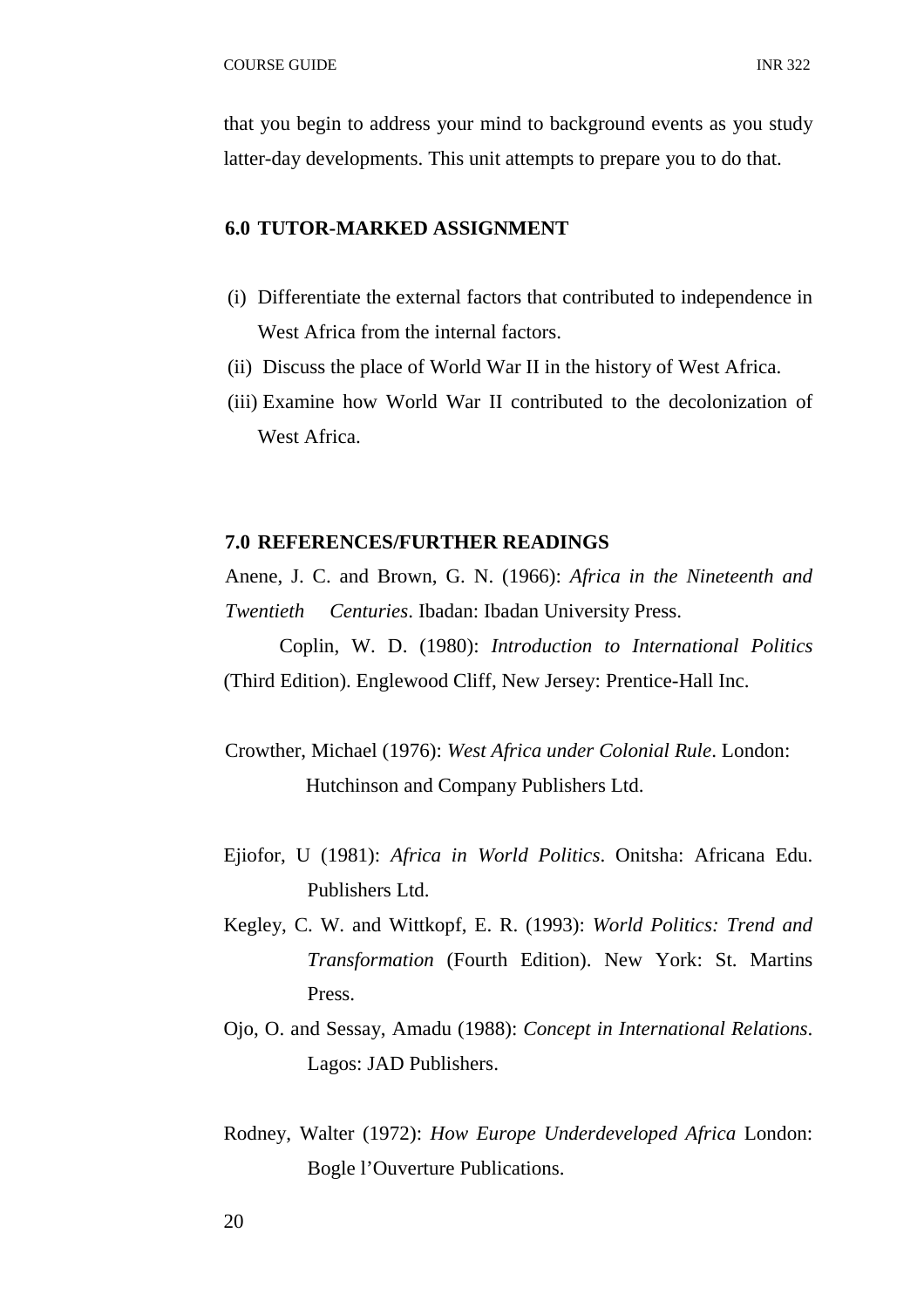that you begin to address your mind to background events as you study latter-day developments. This unit attempts to prepare you to do that.

## 6.0 TUTOR-MARKED ASSIGNMENT

(i) Differentiate the external factors that contributed to independence in West Africa from the internal factors.

(ii) Discuss the place of World War II in the history of West Africa.

(iii) Examine how World War II contributed to the decolonization of West Africa.

## 7.0 REFERENCES/FURTHER READINGS

Anene, J. C. and Brown, G. N. (1966): *Africa in the Nineteenth and Twentieth Centuries*. Ibadan: Ibadan University Press.

Coplin, W. D. (1980): *Introduction to International Politics* (Third Edition). Englewood Cliff, New Jersey: Prentice-Hall Inc.

Crowther, Michael (1976): *West Africa under Colonial Rule*. London: Hutchinson and Company Publishers Ltd.

Ejiofor, U (1981): *Africa in World Politics*. Onitsha: Africana Edu. Publishers Ltd.

Kegley, C. W. and Wittkopf, E. R. (1993): *World Politics: Trend and Transformation* (Fourth Edition). New York: St. Martins Press.

Ojo, O. and Sessay, Amadu (1988): *Concept in International Relations*. Lagos: JAD Publishers.

Rodney, Walter (1972): *How Europe Underdeveloped Africa* London: Bogle l'Ouverture Publications.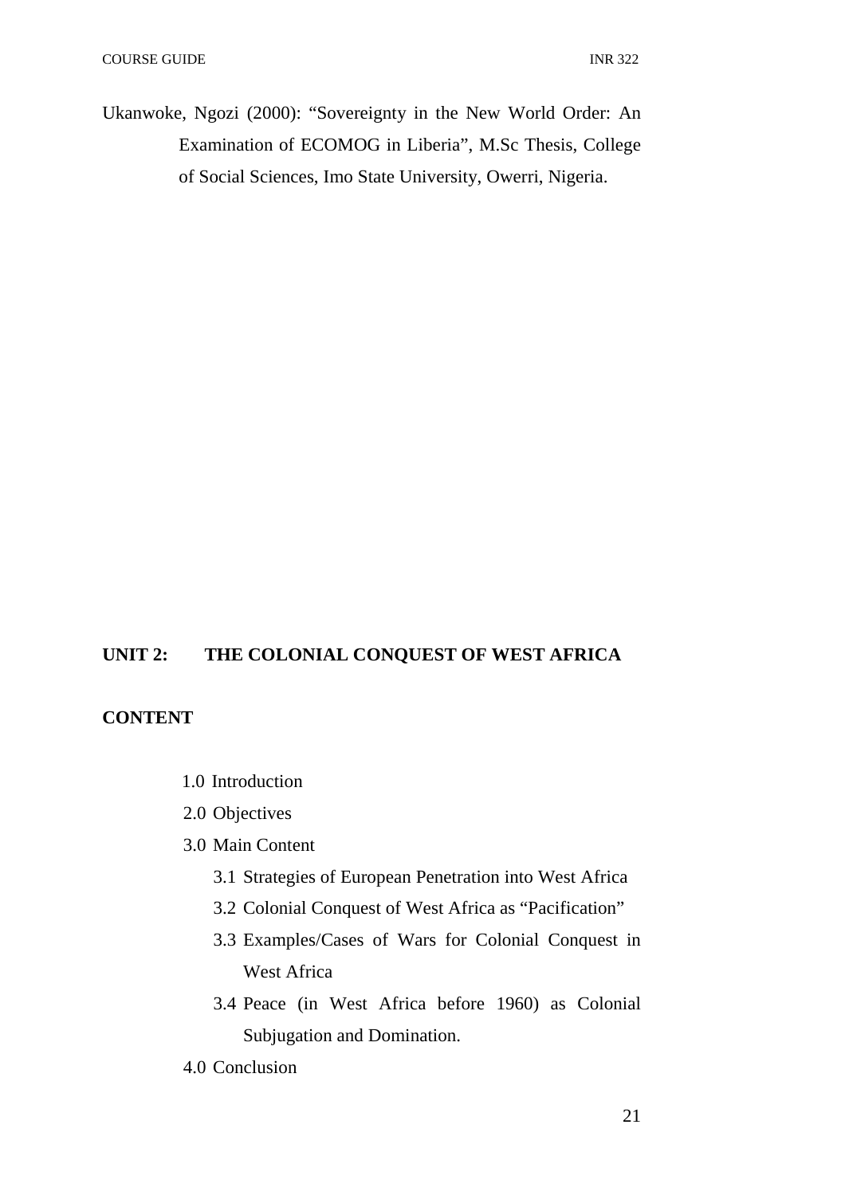Ukanwoke, Ngozi (2000): “Sovereignty in the New World Order: An Examination of ECOMOG in Liberia”, M.Sc Thesis, College of Social Sciences, Imo State University, Owerri, Nigeria.

## UNIT 2: THE COLONIAL CONQUEST OF WEST AFRICA

**CONTENT**

- 1.0 Introduction
- 2.0 Objectives
- 3.0 Main Content
  - 3.1 Strategies of European Penetration into West Africa
  - 3.2 Colonial Conquest of West Africa as “Pacification”
  - 3.3 Examples/Cases of Wars for Colonial Conquest in West Africa
  - 3.4 Peace (in West Africa before 1960) as Colonial Subjugation and Domination.
- 4.0 Conclusion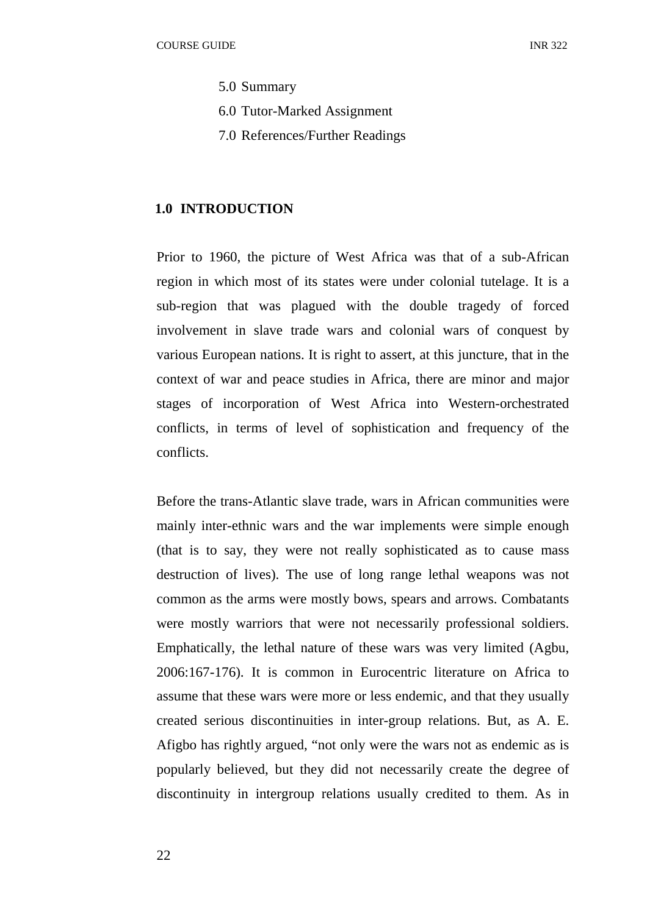5.0 Summary

6.0 Tutor-Marked Assignment

7.0 References/Further Readings

## 1.0 INTRODUCTION

Prior to 1960, the picture of West Africa was that of a sub-African region in which most of its states were under colonial tutelage. It is a sub-region that was plagued with the double tragedy of forced involvement in slave trade wars and colonial wars of conquest by various European nations. It is right to assert, at this juncture, that in the context of war and peace studies in Africa, there are minor and major stages of incorporation of West Africa into Western-orchestrated conflicts, in terms of level of sophistication and frequency of the conflicts.

Before the trans-Atlantic slave trade, wars in African communities were mainly inter-ethnic wars and the war implements were simple enough (that is to say, they were not really sophisticated as to cause mass destruction of lives). The use of long range lethal weapons was not common as the arms were mostly bows, spears and arrows. Combatants were mostly warriors that were not necessarily professional soldiers. Emphatically, the lethal nature of these wars was very limited (Agbu, 2006:167-176). It is common in Eurocentric literature on Africa to assume that these wars were more or less endemic, and that they usually created serious discontinuities in inter-group relations. But, as A. E. Afigbo has rightly argued, "not only were the wars not as endemic as is popularly believed, but they did not necessarily create the degree of discontinuity in intergroup relations usually credited to them. As in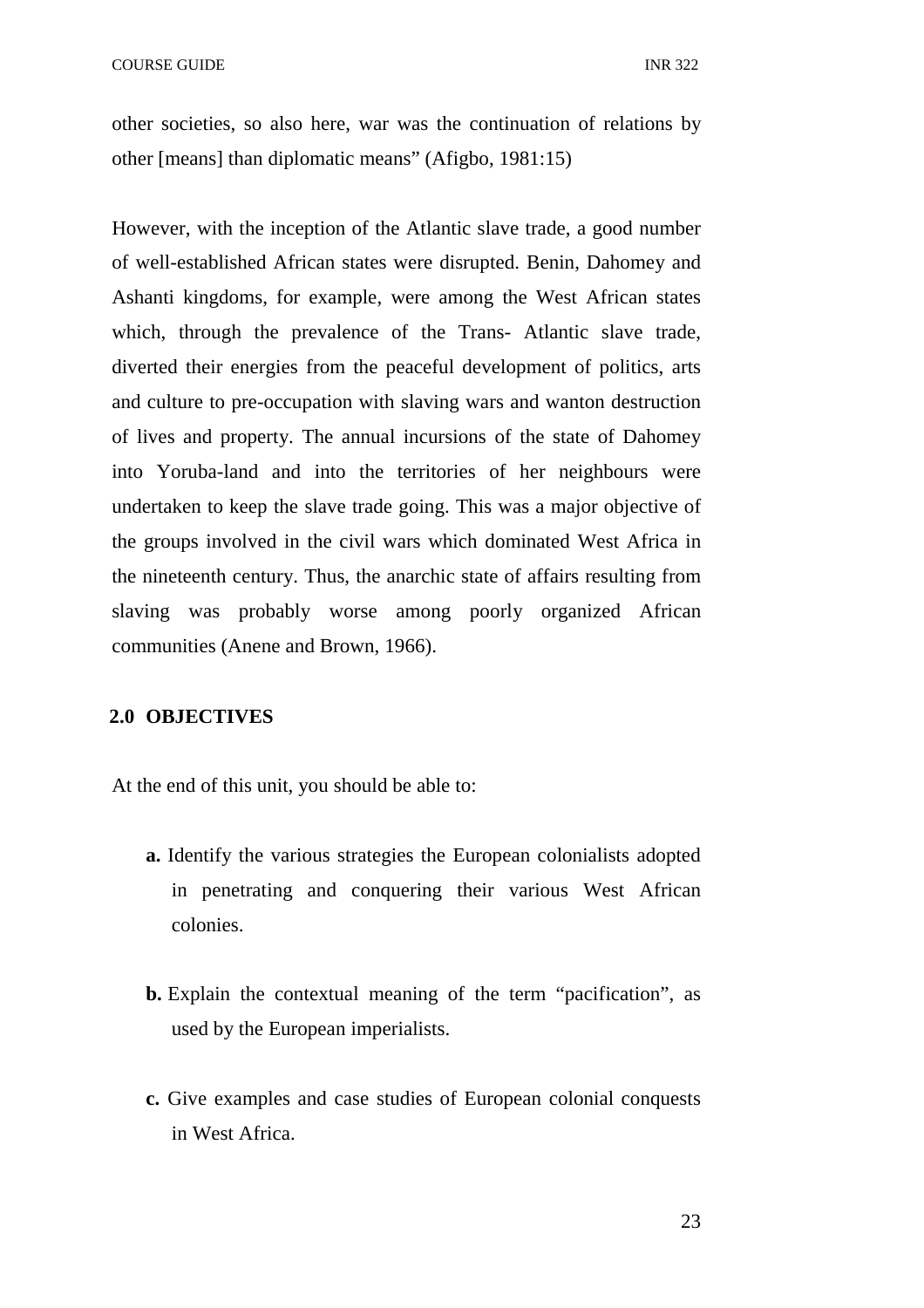other societies, so also here, war was the continuation of relations by other [means] than diplomatic means" (Afigbo, 1981:15)

However, with the inception of the Atlantic slave trade, a good number of well-established African states were disrupted. Benin, Dahomey and Ashanti kingdoms, for example, were among the West African states which, through the prevalence of the Trans- Atlantic slave trade, diverted their energies from the peaceful development of politics, arts and culture to pre-occupation with slaving wars and wanton destruction of lives and property. The annual incursions of the state of Dahomey into Yoruba-land and into the territories of her neighbours were undertaken to keep the slave trade going. This was a major objective of the groups involved in the civil wars which dominated West Africa in the nineteenth century. Thus, the anarchic state of affairs resulting from slaving was probably worse among poorly organized African communities (Anene and Brown, 1966).

## 2.0 OBJECTIVES

At the end of this unit, you should be able to:

- **a.** Identify the various strategies the European colonialists adopted in penetrating and conquering their various West African colonies.
- **b.** Explain the contextual meaning of the term "pacification", as used by the European imperialists.
- **c.** Give examples and case studies of European colonial conquests in West Africa.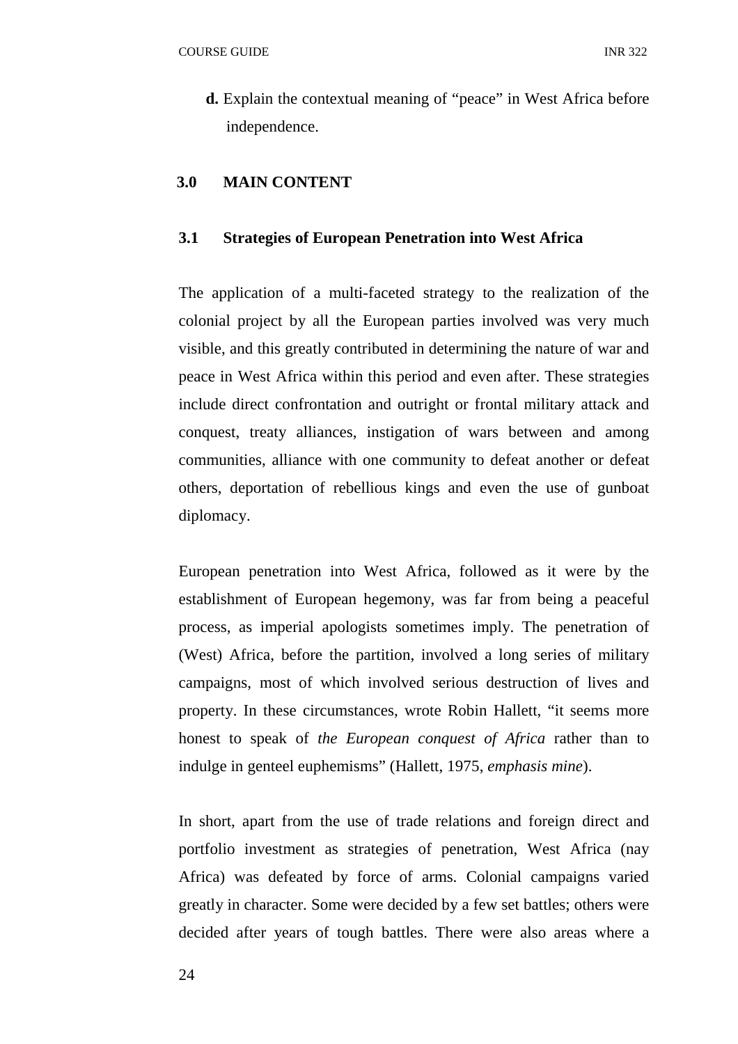**d.** Explain the contextual meaning of "peace" in West Africa before independence.

## 3.0 MAIN CONTENT

### 3.1 Strategies of European Penetration into West Africa

The application of a multi-faceted strategy to the realization of the colonial project by all the European parties involved was very much visible, and this greatly contributed in determining the nature of war and peace in West Africa within this period and even after. These strategies include direct confrontation and outright or frontal military attack and conquest, treaty alliances, instigation of wars between and among communities, alliance with one community to defeat another or defeat others, deportation of rebellious kings and even the use of gunboat diplomacy.

European penetration into West Africa, followed as it were by the establishment of European hegemony, was far from being a peaceful process, as imperial apologists sometimes imply. The penetration of (West) Africa, before the partition, involved a long series of military campaigns, most of which involved serious destruction of lives and property. In these circumstances, wrote Robin Hallett, "it seems more honest to speak of *the European conquest of Africa* rather than to indulge in genteel euphemisms" (Hallett, 1975, *emphasis mine*).

In short, apart from the use of trade relations and foreign direct and portfolio investment as strategies of penetration, West Africa (nay Africa) was defeated by force of arms. Colonial campaigns varied greatly in character. Some were decided by a few set battles; others were decided after years of tough battles. There were also areas where a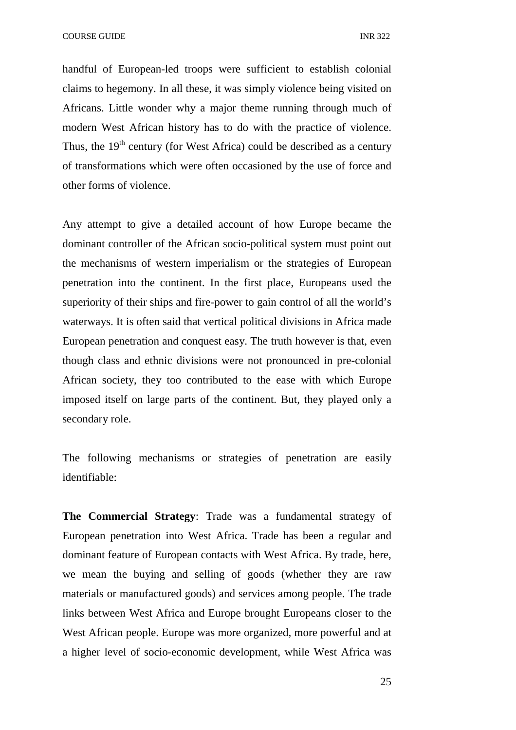handful of European-led troops were sufficient to establish colonial claims to hegemony. In all these, it was simply violence being visited on Africans. Little wonder why a major theme running through much of modern West African history has to do with the practice of violence. Thus, the 19th century (for West Africa) could be described as a century of transformations which were often occasioned by the use of force and other forms of violence.

Any attempt to give a detailed account of how Europe became the dominant controller of the African socio-political system must point out the mechanisms of western imperialism or the strategies of European penetration into the continent. In the first place, Europeans used the superiority of their ships and fire-power to gain control of all the world's waterways. It is often said that vertical political divisions in Africa made European penetration and conquest easy. The truth however is that, even though class and ethnic divisions were not pronounced in pre-colonial African society, they too contributed to the ease with which Europe imposed itself on large parts of the continent. But, they played only a secondary role.

The following mechanisms or strategies of penetration are easily identifiable:

**The Commercial Strategy**: Trade was a fundamental strategy of European penetration into West Africa. Trade has been a regular and dominant feature of European contacts with West Africa. By trade, here, we mean the buying and selling of goods (whether they are raw materials or manufactured goods) and services among people. The trade links between West Africa and Europe brought Europeans closer to the West African people. Europe was more organized, more powerful and at a higher level of socio-economic development, while West Africa was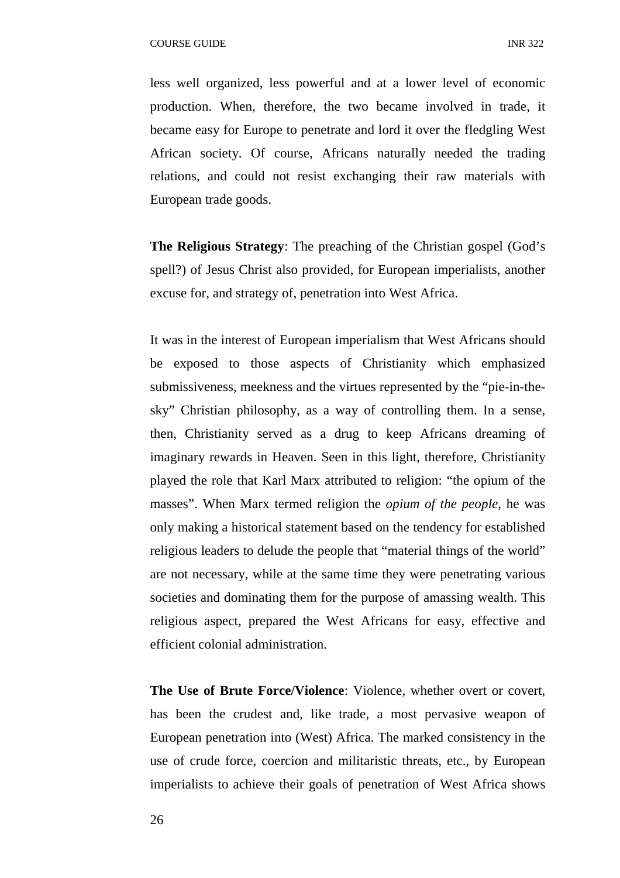less well organized, less powerful and at a lower level of economic production. When, therefore, the two became involved in trade, it became easy for Europe to penetrate and lord it over the fledgling West African society. Of course, Africans naturally needed the trading relations, and could not resist exchanging their raw materials with European trade goods.

**The Religious Strategy**: The preaching of the Christian gospel (God's spell?) of Jesus Christ also provided, for European imperialists, another excuse for, and strategy of, penetration into West Africa.

It was in the interest of European imperialism that West Africans should be exposed to those aspects of Christianity which emphasized submissiveness, meekness and the virtues represented by the "pie-in-the-sky" Christian philosophy, as a way of controlling them. In a sense, then, Christianity served as a drug to keep Africans dreaming of imaginary rewards in Heaven. Seen in this light, therefore, Christianity played the role that Karl Marx attributed to religion: "the opium of the masses". When Marx termed religion the *opium of the people*, he was only making a historical statement based on the tendency for established religious leaders to delude the people that "material things of the world" are not necessary, while at the same time they were penetrating various societies and dominating them for the purpose of amassing wealth. This religious aspect, prepared the West Africans for easy, effective and efficient colonial administration.

**The Use of Brute Force/Violence**: Violence, whether overt or covert, has been the crudest and, like trade, a most pervasive weapon of European penetration into (West) Africa. The marked consistency in the use of crude force, coercion and militaristic threats, etc., by European imperialists to achieve their goals of penetration of West Africa shows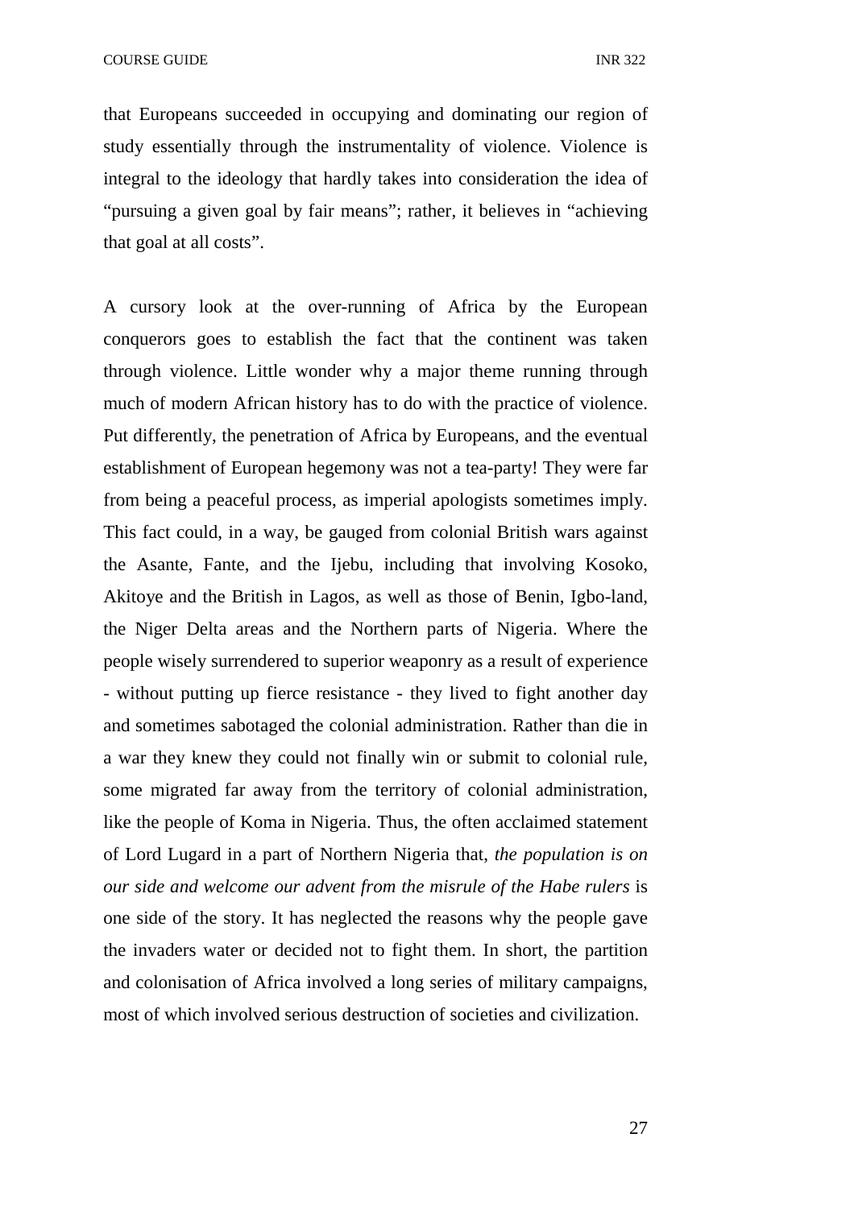that Europeans succeeded in occupying and dominating our region of study essentially through the instrumentality of violence. Violence is integral to the ideology that hardly takes into consideration the idea of "pursuing a given goal by fair means"; rather, it believes in "achieving that goal at all costs".

A cursory look at the over-running of Africa by the European conquerors goes to establish the fact that the continent was taken through violence. Little wonder why a major theme running through much of modern African history has to do with the practice of violence. Put differently, the penetration of Africa by Europeans, and the eventual establishment of European hegemony was not a tea-party! They were far from being a peaceful process, as imperial apologists sometimes imply. This fact could, in a way, be gauged from colonial British wars against the Asante, Fante, and the Ijebu, including that involving Kosoko, Akitoye and the British in Lagos, as well as those of Benin, Igbo-land, the Niger Delta areas and the Northern parts of Nigeria. Where the people wisely surrendered to superior weaponry as a result of experience - without putting up fierce resistance - they lived to fight another day and sometimes sabotaged the colonial administration. Rather than die in a war they knew they could not finally win or submit to colonial rule, some migrated far away from the territory of colonial administration, like the people of Koma in Nigeria. Thus, the often acclaimed statement of Lord Lugard in a part of Northern Nigeria that, *the population is on our side and welcome our advent from the misrule of the Habe rulers* is one side of the story. It has neglected the reasons why the people gave the invaders water or decided not to fight them. In short, the partition and colonisation of Africa involved a long series of military campaigns, most of which involved serious destruction of societies and civilization.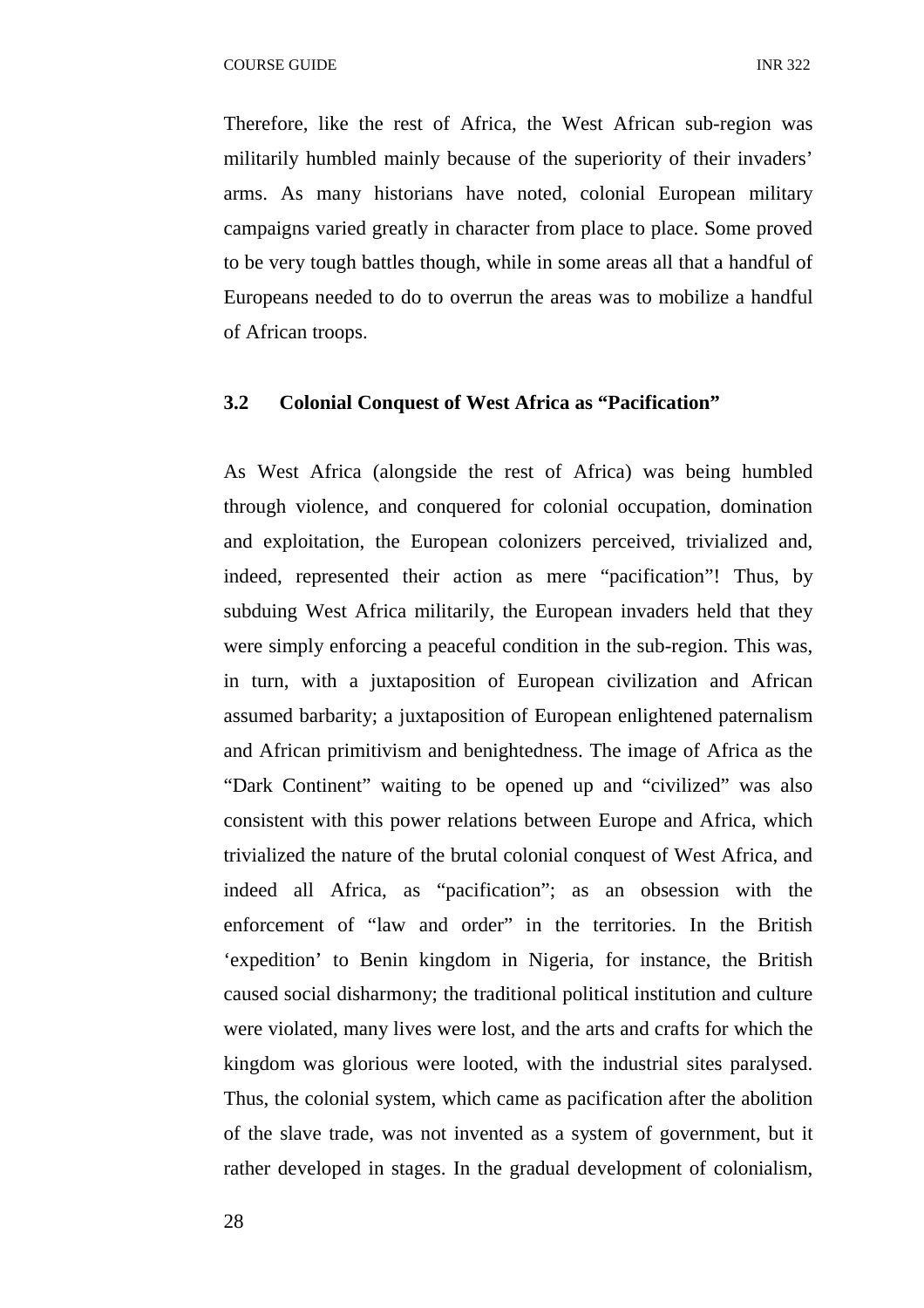Therefore, like the rest of Africa, the West African sub-region was militarily humbled mainly because of the superiority of their invaders' arms. As many historians have noted, colonial European military campaigns varied greatly in character from place to place. Some proved to be very tough battles though, while in some areas all that a handful of Europeans needed to do to overrun the areas was to mobilize a handful of African troops.

### 3.2 Colonial Conquest of West Africa as "Pacification"

As West Africa (alongside the rest of Africa) was being humbled through violence, and conquered for colonial occupation, domination and exploitation, the European colonizers perceived, trivialized and, indeed, represented their action as mere "pacification"! Thus, by subduing West Africa militarily, the European invaders held that they were simply enforcing a peaceful condition in the sub-region. This was, in turn, with a juxtaposition of European civilization and African assumed barbarity; a juxtaposition of European enlightened paternalism and African primitivism and benightedness. The image of Africa as the "Dark Continent" waiting to be opened up and "civilized" was also consistent with this power relations between Europe and Africa, which trivialized the nature of the brutal colonial conquest of West Africa, and indeed all Africa, as "pacification"; as an obsession with the enforcement of "law and order" in the territories. In the British 'expedition' to Benin kingdom in Nigeria, for instance, the British caused social disharmony; the traditional political institution and culture were violated, many lives were lost, and the arts and crafts for which the kingdom was glorious were looted, with the industrial sites paralysed. Thus, the colonial system, which came as pacification after the abolition of the slave trade, was not invented as a system of government, but it rather developed in stages. In the gradual development of colonialism,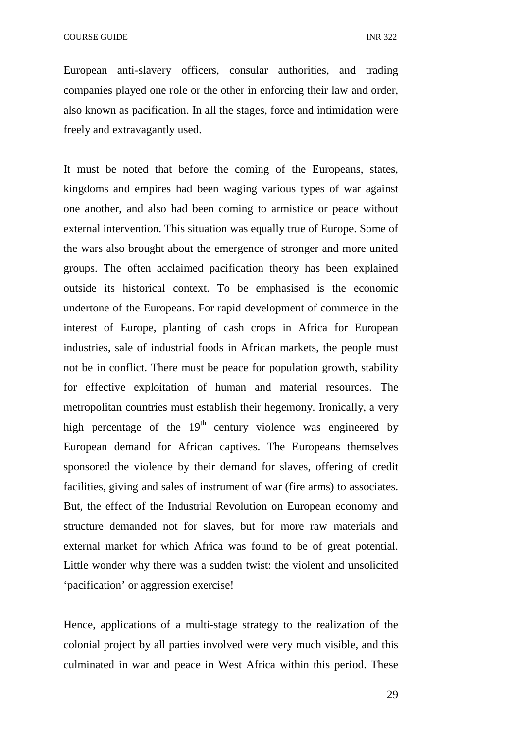European anti-slavery officers, consular authorities, and trading companies played one role or the other in enforcing their law and order, also known as pacification. In all the stages, force and intimidation were freely and extravagantly used.

It must be noted that before the coming of the Europeans, states, kingdoms and empires had been waging various types of war against one another, and also had been coming to armistice or peace without external intervention. This situation was equally true of Europe. Some of the wars also brought about the emergence of stronger and more united groups. The often acclaimed pacification theory has been explained outside its historical context. To be emphasised is the economic undertone of the Europeans. For rapid development of commerce in the interest of Europe, planting of cash crops in Africa for European industries, sale of industrial foods in African markets, the people must not be in conflict. There must be peace for population growth, stability for effective exploitation of human and material resources. The metropolitan countries must establish their hegemony. Ironically, a very high percentage of the 19th century violence was engineered by European demand for African captives. The Europeans themselves sponsored the violence by their demand for slaves, offering of credit facilities, giving and sales of instrument of war (fire arms) to associates. But, the effect of the Industrial Revolution on European economy and structure demanded not for slaves, but for more raw materials and external market for which Africa was found to be of great potential. Little wonder why there was a sudden twist: the violent and unsolicited 'pacification' or aggression exercise!

Hence, applications of a multi-stage strategy to the realization of the colonial project by all parties involved were very much visible, and this culminated in war and peace in West Africa within this period. These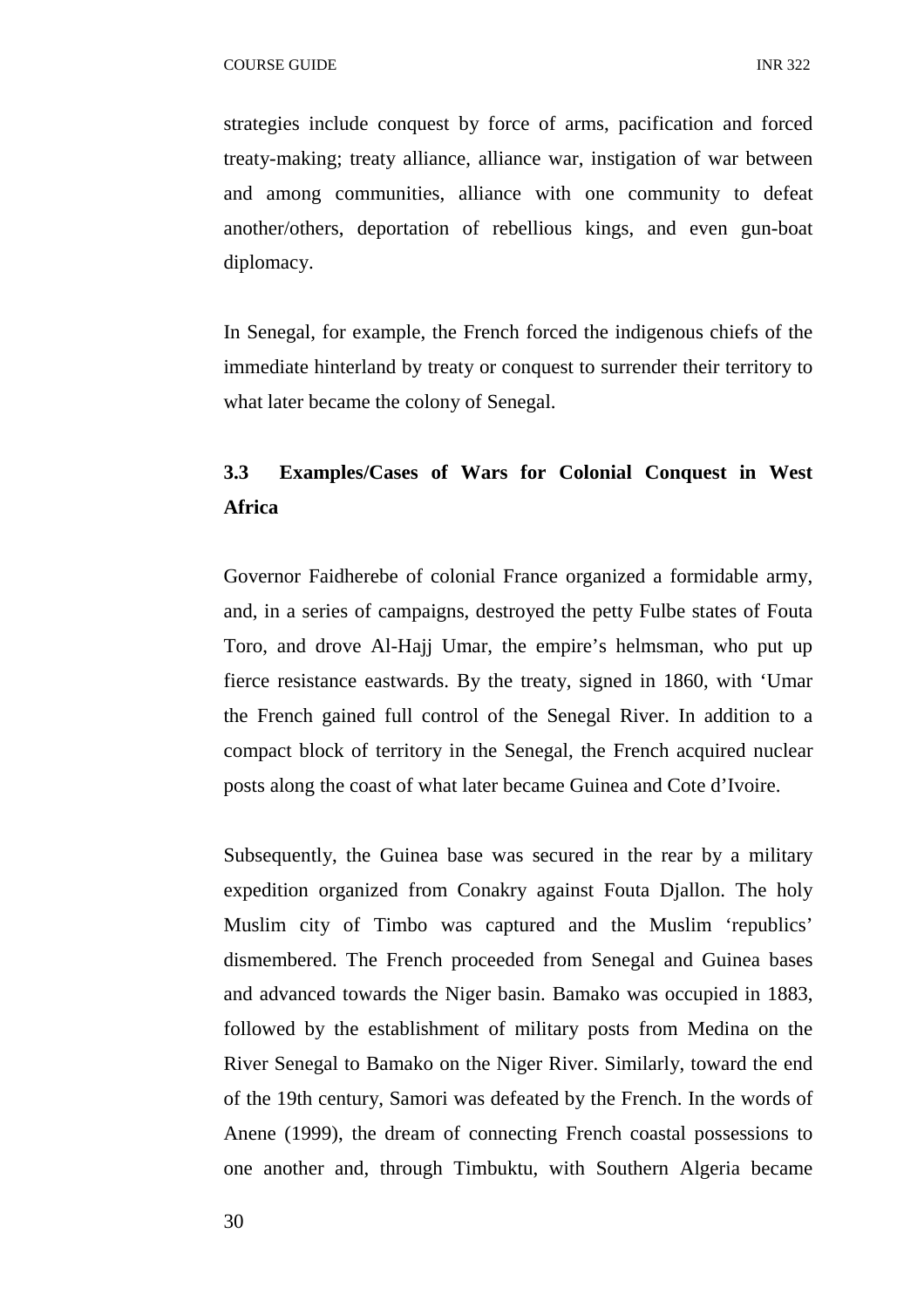strategies include conquest by force of arms, pacification and forced treaty-making; treaty alliance, alliance war, instigation of war between and among communities, alliance with one community to defeat another/others, deportation of rebellious kings, and even gun-boat diplomacy.

In Senegal, for example, the French forced the indigenous chiefs of the immediate hinterland by treaty or conquest to surrender their territory to what later became the colony of Senegal.

## 3.3 Examples/Cases of Wars for Colonial Conquest in West Africa

Governor Faidherebe of colonial France organized a formidable army, and, in a series of campaigns, destroyed the petty Fulbe states of Fouta Toro, and drove Al-Hajj Umar, the empire's helmsman, who put up fierce resistance eastwards. By the treaty, signed in 1860, with 'Umar the French gained full control of the Senegal River. In addition to a compact block of territory in the Senegal, the French acquired nuclear posts along the coast of what later became Guinea and Cote d'Ivoire.

Subsequently, the Guinea base was secured in the rear by a military expedition organized from Conakry against Fouta Djallon. The holy Muslim city of Timbo was captured and the Muslim 'republics' dismembered. The French proceeded from Senegal and Guinea bases and advanced towards the Niger basin. Bamako was occupied in 1883, followed by the establishment of military posts from Medina on the River Senegal to Bamako on the Niger River. Similarly, toward the end of the 19th century, Samori was defeated by the French. In the words of Anene (1999), the dream of connecting French coastal possessions to one another and, through Timbuktu, with Southern Algeria became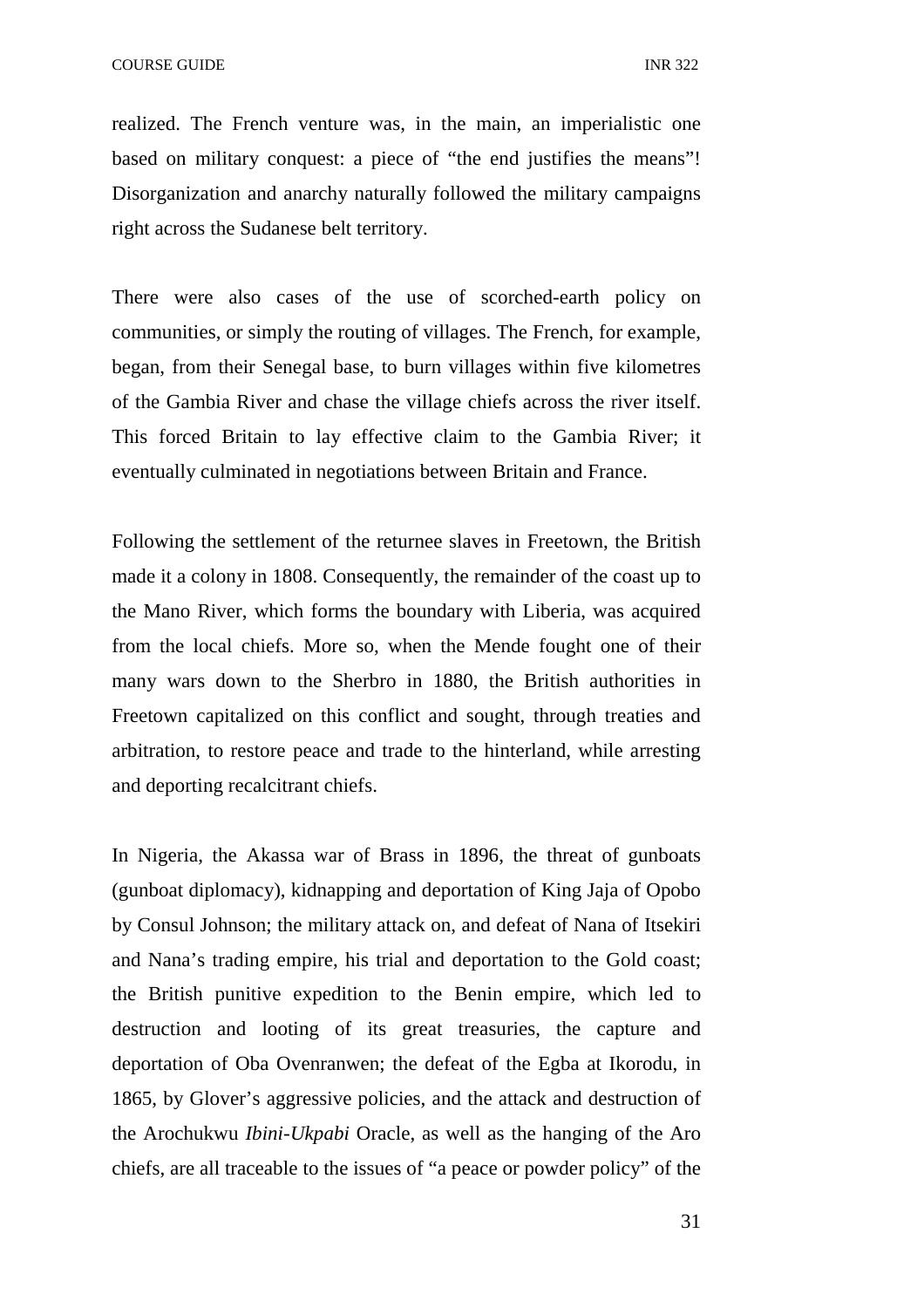realized. The French venture was, in the main, an imperialistic one based on military conquest: a piece of "the end justifies the means"! Disorganization and anarchy naturally followed the military campaigns right across the Sudanese belt territory.

There were also cases of the use of scorched-earth policy on communities, or simply the routing of villages. The French, for example, began, from their Senegal base, to burn villages within five kilometres of the Gambia River and chase the village chiefs across the river itself. This forced Britain to lay effective claim to the Gambia River; it eventually culminated in negotiations between Britain and France.

Following the settlement of the returnee slaves in Freetown, the British made it a colony in 1808. Consequently, the remainder of the coast up to the Mano River, which forms the boundary with Liberia, was acquired from the local chiefs. More so, when the Mende fought one of their many wars down to the Sherbro in 1880, the British authorities in Freetown capitalized on this conflict and sought, through treaties and arbitration, to restore peace and trade to the hinterland, while arresting and deporting recalcitrant chiefs.

In Nigeria, the Akassa war of Brass in 1896, the threat of gunboats (gunboat diplomacy), kidnapping and deportation of King Jaja of Opobo by Consul Johnson; the military attack on, and defeat of Nana of Itsekiri and Nana's trading empire, his trial and deportation to the Gold coast; the British punitive expedition to the Benin empire, which led to destruction and looting of its great treasuries, the capture and deportation of Oba Ovenranwen; the defeat of the Egba at Ikorodu, in 1865, by Glover's aggressive policies, and the attack and destruction of the Arochukwu *Ibini-Ukpabi* Oracle, as well as the hanging of the Aro chiefs, are all traceable to the issues of "a peace or powder policy" of the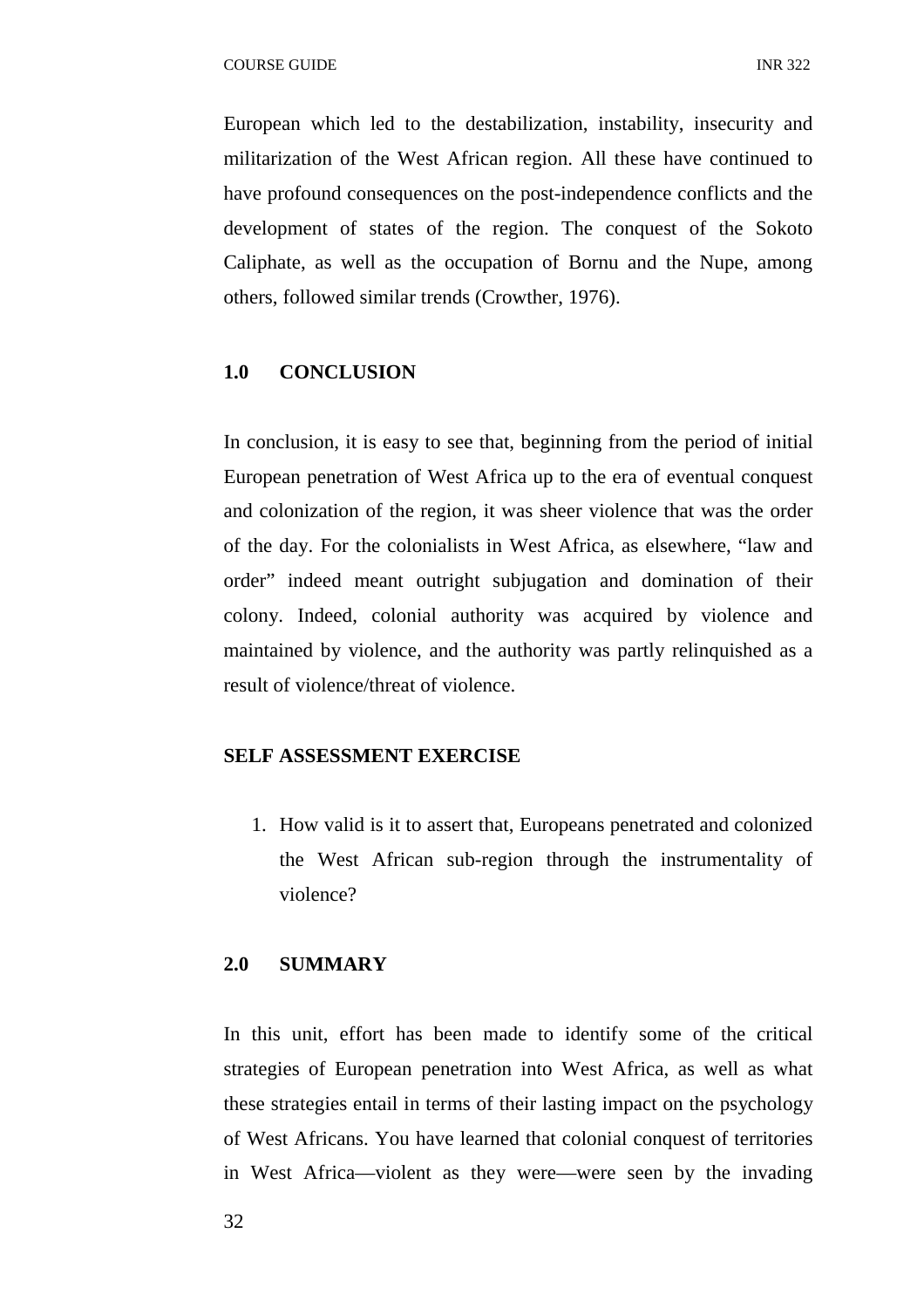European which led to the destabilization, instability, insecurity and militarization of the West African region. All these have continued to have profound consequences on the post-independence conflicts and the development of states of the region. The conquest of the Sokoto Caliphate, as well as the occupation of Bornu and the Nupe, among others, followed similar trends (Crowther, 1976).

## 1.0 CONCLUSION

In conclusion, it is easy to see that, beginning from the period of initial European penetration of West Africa up to the era of eventual conquest and colonization of the region, it was sheer violence that was the order of the day. For the colonialists in West Africa, as elsewhere, "law and order" indeed meant outright subjugation and domination of their colony. Indeed, colonial authority was acquired by violence and maintained by violence, and the authority was partly relinquished as a result of violence/threat of violence.

**SELF ASSESSMENT EXERCISE**

1. How valid is it to assert that, Europeans penetrated and colonized the West African sub-region through the instrumentality of violence?

## 2.0 SUMMARY

In this unit, effort has been made to identify some of the critical strategies of European penetration into West Africa, as well as what these strategies entail in terms of their lasting impact on the psychology of West Africans. You have learned that colonial conquest of territories in West Africa—violent as they were—were seen by the invading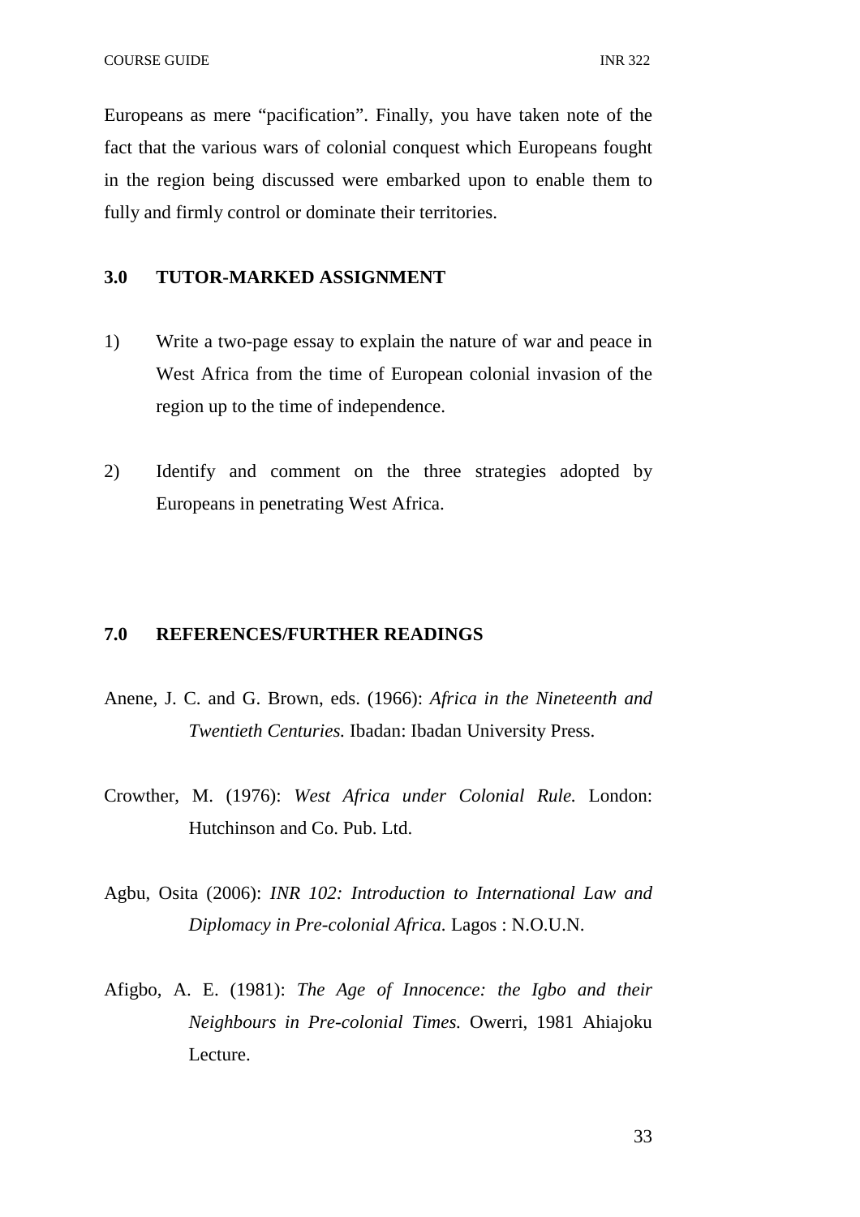Europeans as mere "pacification". Finally, you have taken note of the fact that the various wars of colonial conquest which Europeans fought in the region being discussed were embarked upon to enable them to fully and firmly control or dominate their territories.

## 3.0 TUTOR-MARKED ASSIGNMENT

1) Write a two-page essay to explain the nature of war and peace in West Africa from the time of European colonial invasion of the region up to the time of independence.

2) Identify and comment on the three strategies adopted by Europeans in penetrating West Africa.

## 7.0 REFERENCES/FURTHER READINGS

Anene, J. C. and G. Brown, eds. (1966): *Africa in the Nineteenth and Twentieth Centuries.* Ibadan: Ibadan University Press.

Crowther, M. (1976): *West Africa under Colonial Rule.* London: Hutchinson and Co. Pub. Ltd.

Agbu, Osita (2006): *INR 102: Introduction to International Law and Diplomacy in Pre-colonial Africa.* Lagos : N.O.U.N.

Afigbo, A. E. (1981): *The Age of Innocence: the Igbo and their Neighbours in Pre-colonial Times.* Owerri, 1981 Ahiajoku Lecture.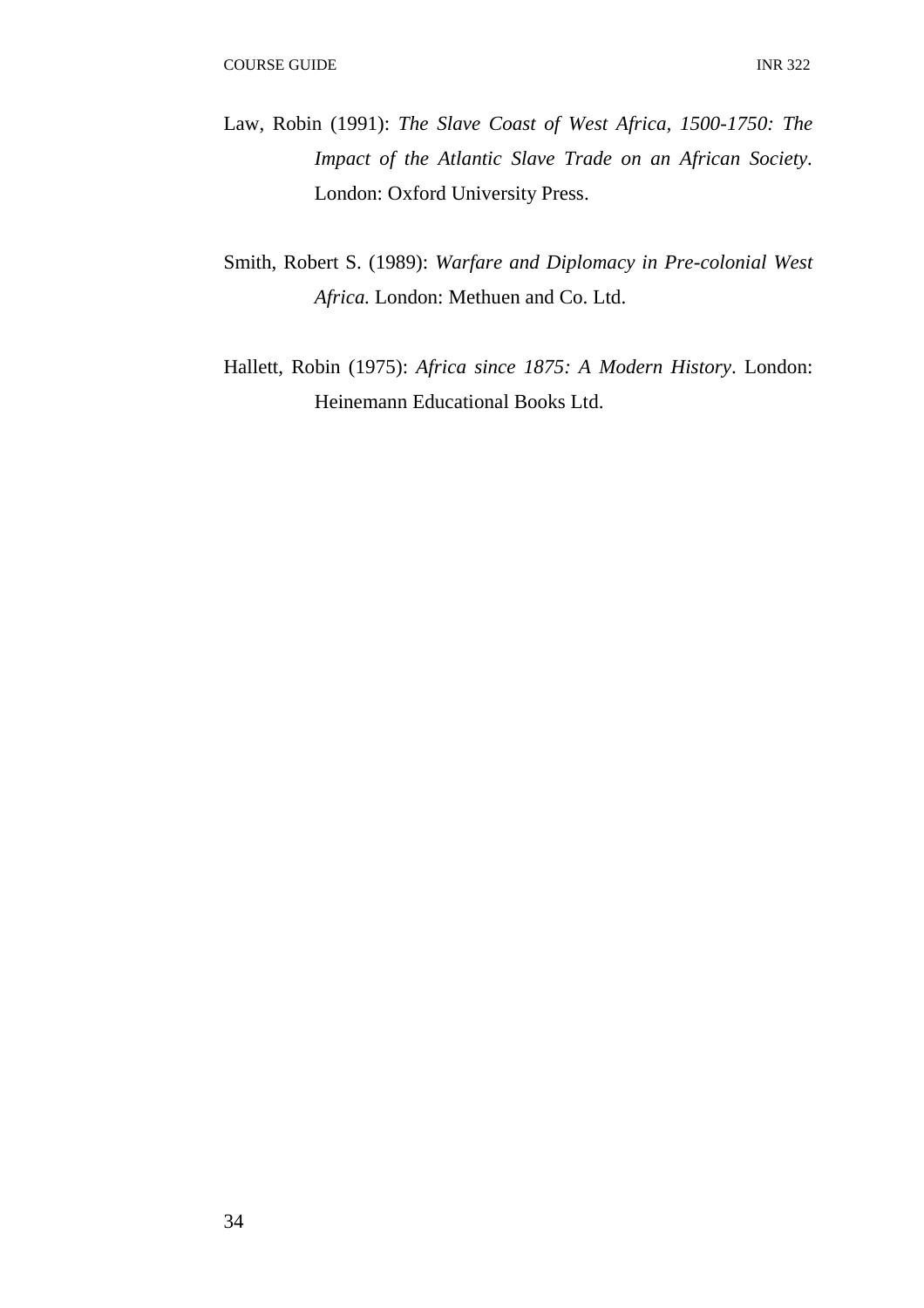Law, Robin (1991): *The Slave Coast of West Africa, 1500-1750: The Impact of the Atlantic Slave Trade on an African Society*. London: Oxford University Press.

Smith, Robert S. (1989): *Warfare and Diplomacy in Pre-colonial West Africa.* London: Methuen and Co. Ltd.

Hallett, Robin (1975): *Africa since 1875: A Modern History*. London: Heinemann Educational Books Ltd.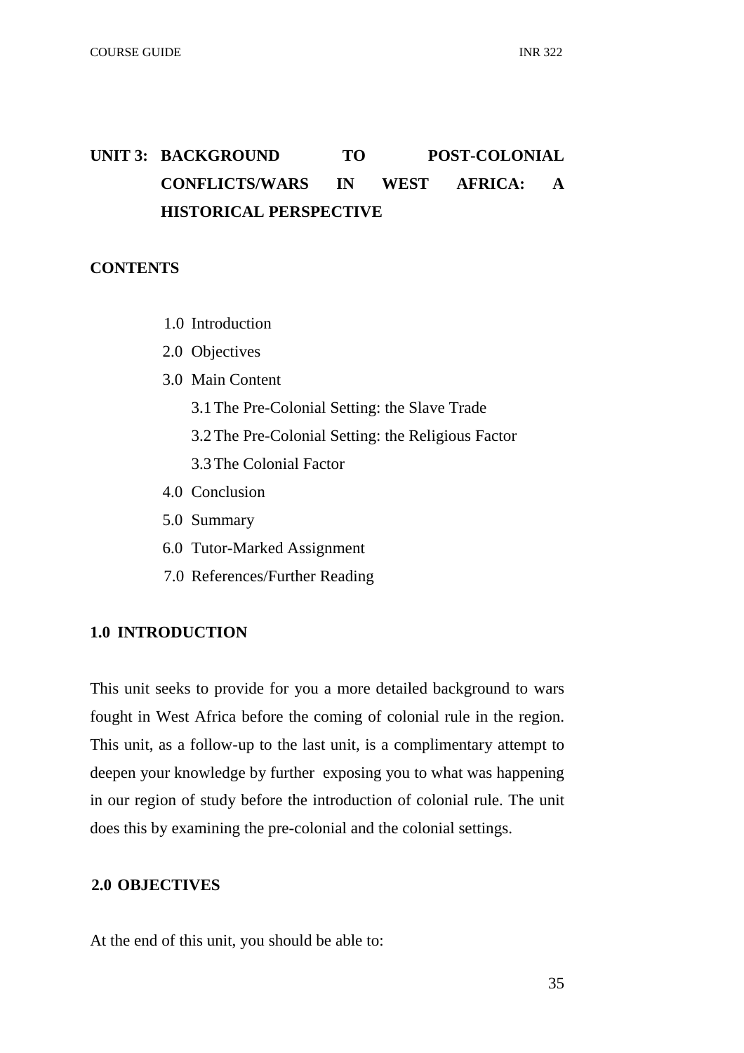# UNIT 3: BACKGROUND TO POST-COLONIAL CONFLICTS/WARS IN WEST AFRICA: A HISTORICAL PERSPECTIVE

**CONTENTS**

1.0 Introduction
2.0 Objectives
3.0 Main Content
   3.1 The Pre-Colonial Setting: the Slave Trade
   3.2 The Pre-Colonial Setting: the Religious Factor
   3.3 The Colonial Factor
4.0 Conclusion
5.0 Summary
6.0 Tutor-Marked Assignment
7.0 References/Further Reading

## 1.0 INTRODUCTION

This unit seeks to provide for you a more detailed background to wars fought in West Africa before the coming of colonial rule in the region. This unit, as a follow-up to the last unit, is a complimentary attempt to deepen your knowledge by further exposing you to what was happening in our region of study before the introduction of colonial rule. The unit does this by examining the pre-colonial and the colonial settings.

## 2.0 OBJECTIVES

At the end of this unit, you should be able to: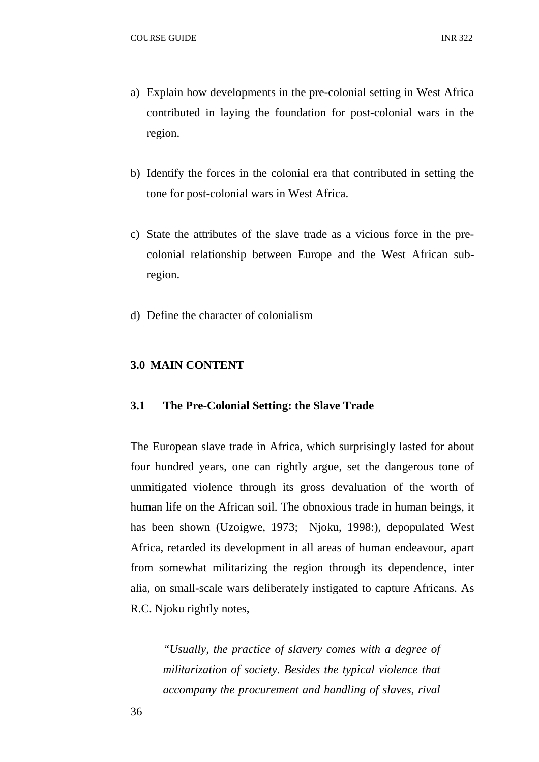a) Explain how developments in the pre-colonial setting in West Africa contributed in laying the foundation for post-colonial wars in the region.

b) Identify the forces in the colonial era that contributed in setting the tone for post-colonial wars in West Africa.

c) State the attributes of the slave trade as a vicious force in the pre-colonial relationship between Europe and the West African sub-region.

d) Define the character of colonialism

## 3.0 MAIN CONTENT

### 3.1 The Pre-Colonial Setting: the Slave Trade

The European slave trade in Africa, which surprisingly lasted for about four hundred years, one can rightly argue, set the dangerous tone of unmitigated violence through its gross devaluation of the worth of human life on the African soil. The obnoxious trade in human beings, it has been shown (Uzoigwe, 1973; Njoku, 1998:), depopulated West Africa, retarded its development in all areas of human endeavour, apart from somewhat militarizing the region through its dependence, inter alia, on small-scale wars deliberately instigated to capture Africans. As R.C. Njoku rightly notes,

> *"Usually, the practice of slavery comes with a degree of militarization of society. Besides the typical violence that accompany the procurement and handling of slaves, rival*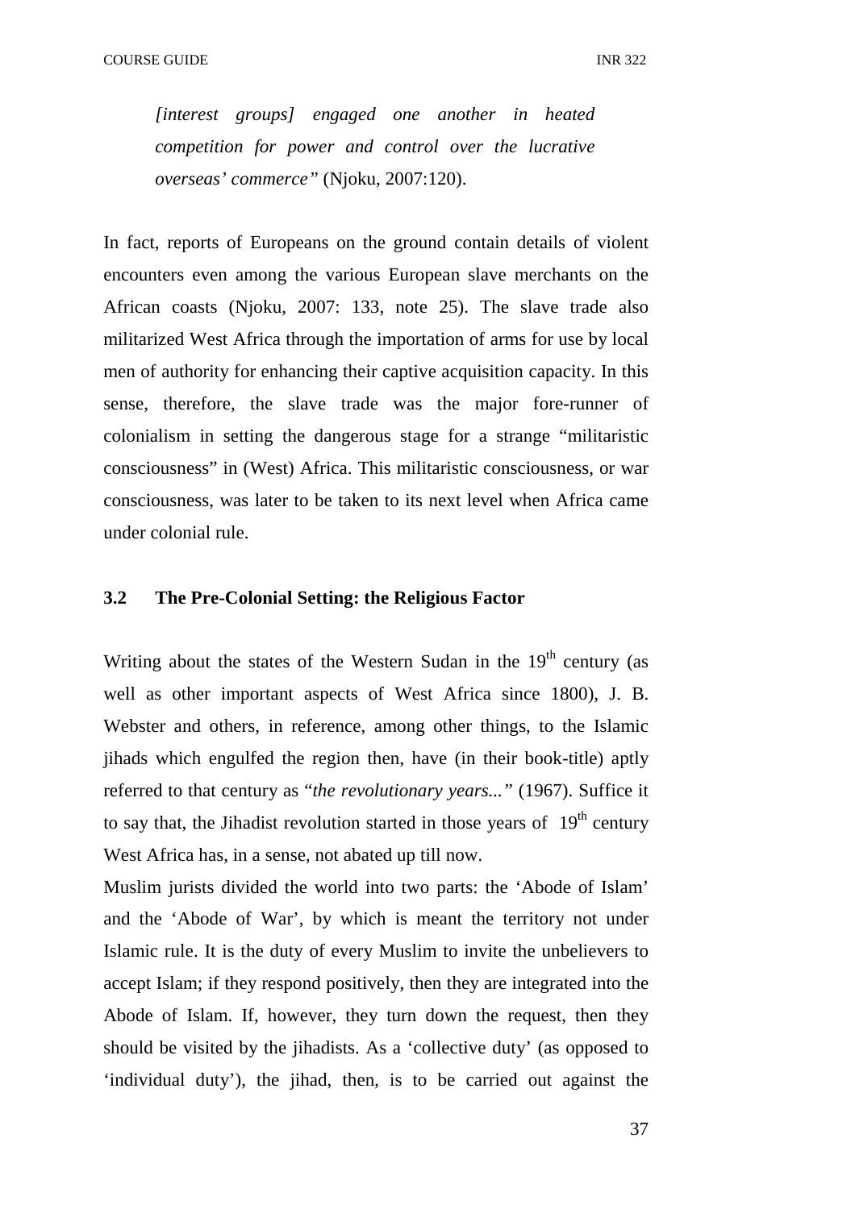*[interest groups] engaged one another in heated competition for power and control over the lucrative overseas' commerce"* (Njoku, 2007:120).

In fact, reports of Europeans on the ground contain details of violent encounters even among the various European slave merchants on the African coasts (Njoku, 2007: 133, note 25). The slave trade also militarized West Africa through the importation of arms for use by local men of authority for enhancing their captive acquisition capacity. In this sense, therefore, the slave trade was the major fore-runner of colonialism in setting the dangerous stage for a strange "militaristic consciousness" in (West) Africa. This militaristic consciousness, or war consciousness, was later to be taken to its next level when Africa came under colonial rule.

### 3.2 The Pre-Colonial Setting: the Religious Factor

Writing about the states of the Western Sudan in the 19th century (as well as other important aspects of West Africa since 1800), J. B. Webster and others, in reference, among other things, to the Islamic jihads which engulfed the region then, have (in their book-title) aptly referred to that century as "*the revolutionary years..."* (1967). Suffice it to say that, the Jihadist revolution started in those years of 19th century West Africa has, in a sense, not abated up till now.

Muslim jurists divided the world into two parts: the 'Abode of Islam' and the 'Abode of War', by which is meant the territory not under Islamic rule. It is the duty of every Muslim to invite the unbelievers to accept Islam; if they respond positively, then they are integrated into the Abode of Islam. If, however, they turn down the request, then they should be visited by the jihadists. As a 'collective duty' (as opposed to 'individual duty'), the jihad, then, is to be carried out against the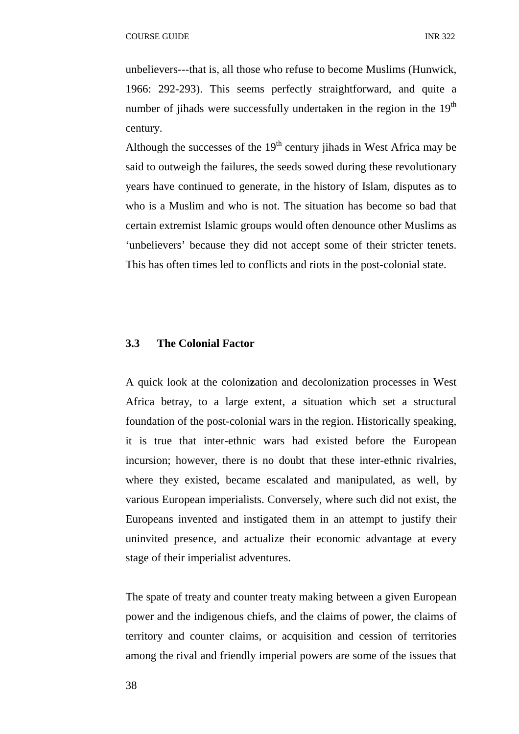unbelievers---that is, all those who refuse to become Muslims (Hunwick, 1966: 292-293). This seems perfectly straightforward, and quite a number of jihads were successfully undertaken in the region in the 19th century.

Although the successes of the 19th century jihads in West Africa may be said to outweigh the failures, the seeds sowed during these revolutionary years have continued to generate, in the history of Islam, disputes as to who is a Muslim and who is not. The situation has become so bad that certain extremist Islamic groups would often denounce other Muslims as 'unbelievers' because they did not accept some of their stricter tenets. This has often times led to conflicts and riots in the post-colonial state.

### 3.3 The Colonial Factor

A quick look at the colonization and decolonization processes in West Africa betray, to a large extent, a situation which set a structural foundation of the post-colonial wars in the region. Historically speaking, it is true that inter-ethnic wars had existed before the European incursion; however, there is no doubt that these inter-ethnic rivalries, where they existed, became escalated and manipulated, as well, by various European imperialists. Conversely, where such did not exist, the Europeans invented and instigated them in an attempt to justify their uninvited presence, and actualize their economic advantage at every stage of their imperialist adventures.

The spate of treaty and counter treaty making between a given European power and the indigenous chiefs, and the claims of power, the claims of territory and counter claims, or acquisition and cession of territories among the rival and friendly imperial powers are some of the issues that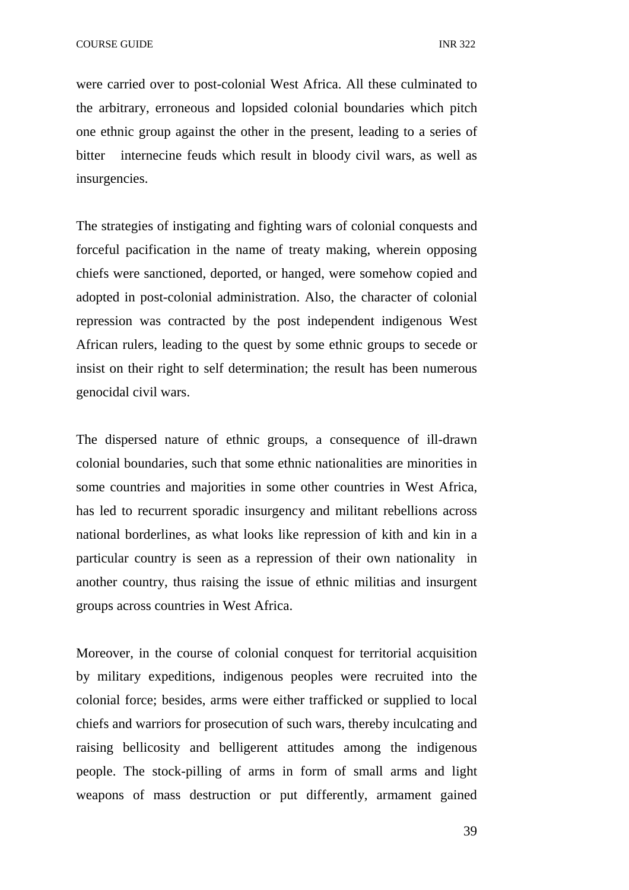were carried over to post-colonial West Africa. All these culminated to the arbitrary, erroneous and lopsided colonial boundaries which pitch one ethnic group against the other in the present, leading to a series of bitter internecine feuds which result in bloody civil wars, as well as insurgencies.

The strategies of instigating and fighting wars of colonial conquests and forceful pacification in the name of treaty making, wherein opposing chiefs were sanctioned, deported, or hanged, were somehow copied and adopted in post-colonial administration. Also, the character of colonial repression was contracted by the post independent indigenous West African rulers, leading to the quest by some ethnic groups to secede or insist on their right to self determination; the result has been numerous genocidal civil wars.

The dispersed nature of ethnic groups, a consequence of ill-drawn colonial boundaries, such that some ethnic nationalities are minorities in some countries and majorities in some other countries in West Africa, has led to recurrent sporadic insurgency and militant rebellions across national borderlines, as what looks like repression of kith and kin in a particular country is seen as a repression of their own nationality in another country, thus raising the issue of ethnic militias and insurgent groups across countries in West Africa.

Moreover, in the course of colonial conquest for territorial acquisition by military expeditions, indigenous peoples were recruited into the colonial force; besides, arms were either trafficked or supplied to local chiefs and warriors for prosecution of such wars, thereby inculcating and raising bellicosity and belligerent attitudes among the indigenous people. The stock-pilling of arms in form of small arms and light weapons of mass destruction or put differently, armament gained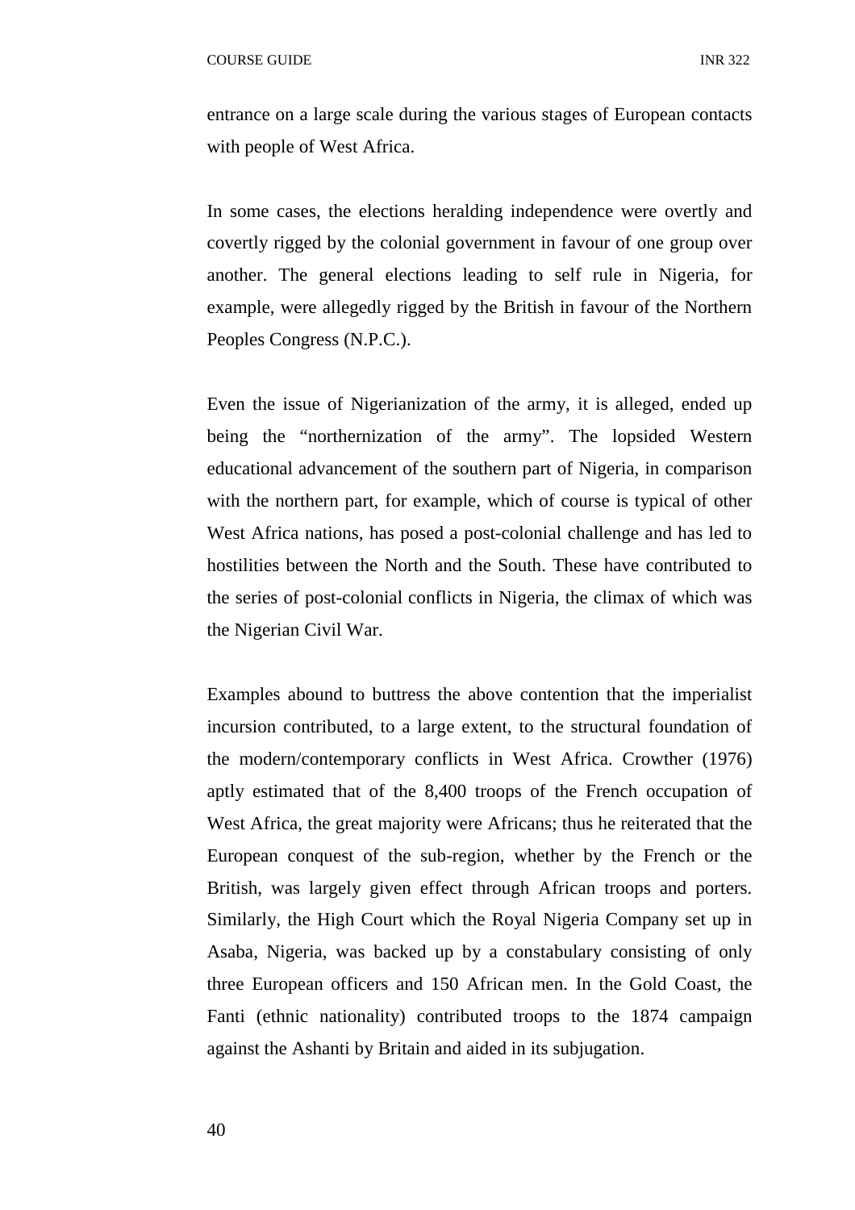entrance on a large scale during the various stages of European contacts with people of West Africa.

In some cases, the elections heralding independence were overtly and covertly rigged by the colonial government in favour of one group over another. The general elections leading to self rule in Nigeria, for example, were allegedly rigged by the British in favour of the Northern Peoples Congress (N.P.C.).

Even the issue of Nigerianization of the army, it is alleged, ended up being the "northernization of the army". The lopsided Western educational advancement of the southern part of Nigeria, in comparison with the northern part, for example, which of course is typical of other West Africa nations, has posed a post-colonial challenge and has led to hostilities between the North and the South. These have contributed to the series of post-colonial conflicts in Nigeria, the climax of which was the Nigerian Civil War.

Examples abound to buttress the above contention that the imperialist incursion contributed, to a large extent, to the structural foundation of the modern/contemporary conflicts in West Africa. Crowther (1976) aptly estimated that of the 8,400 troops of the French occupation of West Africa, the great majority were Africans; thus he reiterated that the European conquest of the sub-region, whether by the French or the British, was largely given effect through African troops and porters. Similarly, the High Court which the Royal Nigeria Company set up in Asaba, Nigeria, was backed up by a constabulary consisting of only three European officers and 150 African men. In the Gold Coast, the Fanti (ethnic nationality) contributed troops to the 1874 campaign against the Ashanti by Britain and aided in its subjugation.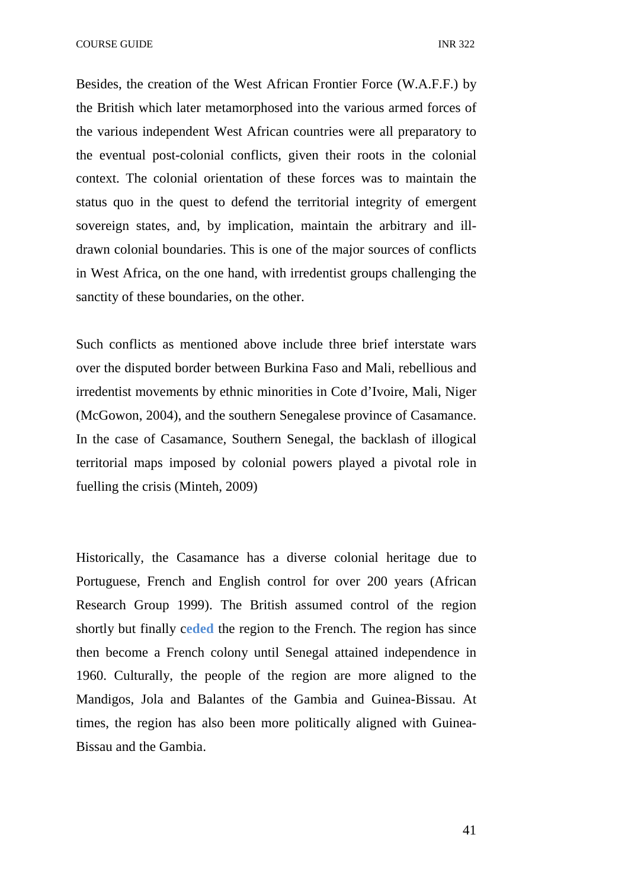Besides, the creation of the West African Frontier Force (W.A.F.F.) by the British which later metamorphosed into the various armed forces of the various independent West African countries were all preparatory to the eventual post-colonial conflicts, given their roots in the colonial context. The colonial orientation of these forces was to maintain the status quo in the quest to defend the territorial integrity of emergent sovereign states, and, by implication, maintain the arbitrary and ill-drawn colonial boundaries. This is one of the major sources of conflicts in West Africa, on the one hand, with irredentist groups challenging the sanctity of these boundaries, on the other.

Such conflicts as mentioned above include three brief interstate wars over the disputed border between Burkina Faso and Mali, rebellious and irredentist movements by ethnic minorities in Cote d'Ivoire, Mali, Niger (McGowon, 2004), and the southern Senegalese province of Casamance. In the case of Casamance, Southern Senegal, the backlash of illogical territorial maps imposed by colonial powers played a pivotal role in fuelling the crisis (Minteh, 2009)

Historically, the Casamance has a diverse colonial heritage due to Portuguese, French and English control for over 200 years (African Research Group 1999). The British assumed control of the region shortly but finally ceded the region to the French. The region has since then become a French colony until Senegal attained independence in 1960. Culturally, the people of the region are more aligned to the Mandigos, Jola and Balantes of the Gambia and Guinea-Bissau. At times, the region has also been more politically aligned with Guinea-Bissau and the Gambia.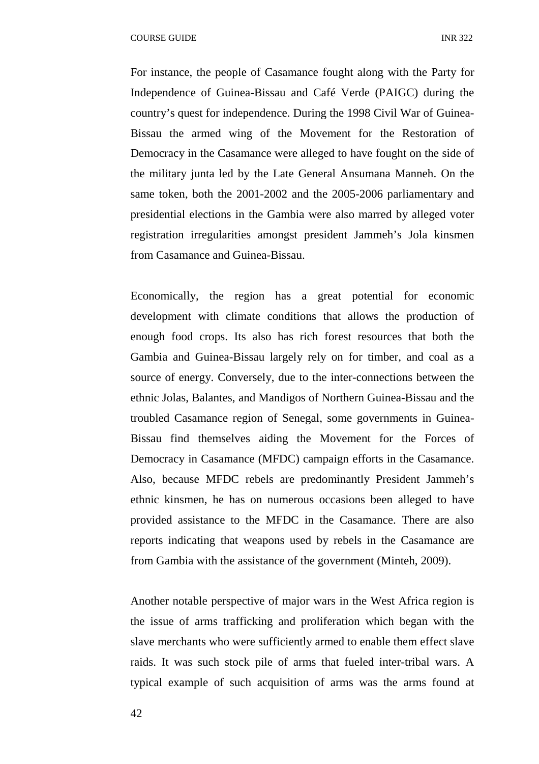For instance, the people of Casamance fought along with the Party for Independence of Guinea-Bissau and Café Verde (PAIGC) during the country's quest for independence. During the 1998 Civil War of Guinea-Bissau the armed wing of the Movement for the Restoration of Democracy in the Casamance were alleged to have fought on the side of the military junta led by the Late General Ansumana Manneh. On the same token, both the 2001-2002 and the 2005-2006 parliamentary and presidential elections in the Gambia were also marred by alleged voter registration irregularities amongst president Jammeh's Jola kinsmen from Casamance and Guinea-Bissau.

Economically, the region has a great potential for economic development with climate conditions that allows the production of enough food crops. Its also has rich forest resources that both the Gambia and Guinea-Bissau largely rely on for timber, and coal as a source of energy. Conversely, due to the inter-connections between the ethnic Jolas, Balantes, and Mandigos of Northern Guinea-Bissau and the troubled Casamance region of Senegal, some governments in Guinea-Bissau find themselves aiding the Movement for the Forces of Democracy in Casamance (MFDC) campaign efforts in the Casamance. Also, because MFDC rebels are predominantly President Jammeh's ethnic kinsmen, he has on numerous occasions been alleged to have provided assistance to the MFDC in the Casamance. There are also reports indicating that weapons used by rebels in the Casamance are from Gambia with the assistance of the government (Minteh, 2009).

Another notable perspective of major wars in the West Africa region is the issue of arms trafficking and proliferation which began with the slave merchants who were sufficiently armed to enable them effect slave raids. It was such stock pile of arms that fueled inter-tribal wars. A typical example of such acquisition of arms was the arms found at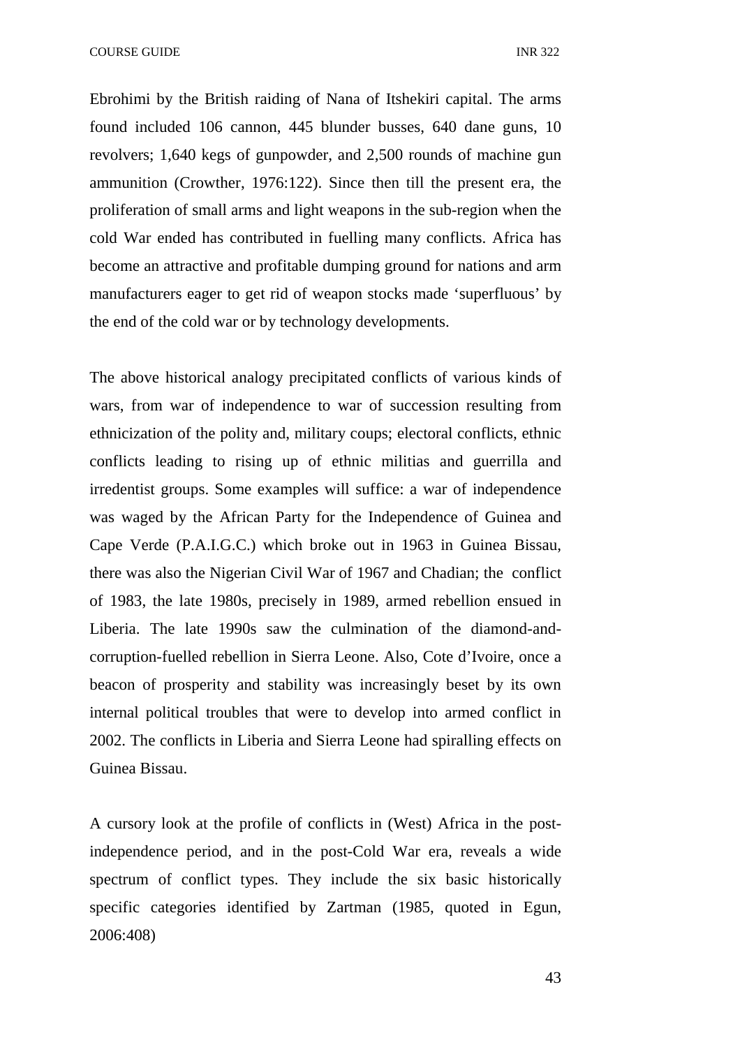Ebrohimi by the British raiding of Nana of Itshekiri capital. The arms found included 106 cannon, 445 blunder busses, 640 dane guns, 10 revolvers; 1,640 kegs of gunpowder, and 2,500 rounds of machine gun ammunition (Crowther, 1976:122). Since then till the present era, the proliferation of small arms and light weapons in the sub-region when the cold War ended has contributed in fuelling many conflicts. Africa has become an attractive and profitable dumping ground for nations and arm manufacturers eager to get rid of weapon stocks made 'superfluous' by the end of the cold war or by technology developments.

The above historical analogy precipitated conflicts of various kinds of wars, from war of independence to war of succession resulting from ethnicization of the polity and, military coups; electoral conflicts, ethnic conflicts leading to rising up of ethnic militias and guerrilla and irredentist groups. Some examples will suffice: a war of independence was waged by the African Party for the Independence of Guinea and Cape Verde (P.A.I.G.C.) which broke out in 1963 in Guinea Bissau, there was also the Nigerian Civil War of 1967 and Chadian; the conflict of 1983, the late 1980s, precisely in 1989, armed rebellion ensued in Liberia. The late 1990s saw the culmination of the diamond-and-corruption-fuelled rebellion in Sierra Leone. Also, Cote d'Ivoire, once a beacon of prosperity and stability was increasingly beset by its own internal political troubles that were to develop into armed conflict in 2002. The conflicts in Liberia and Sierra Leone had spiralling effects on Guinea Bissau.

A cursory look at the profile of conflicts in (West) Africa in the post-independence period, and in the post-Cold War era, reveals a wide spectrum of conflict types. They include the six basic historically specific categories identified by Zartman (1985, quoted in Egun, 2006:408)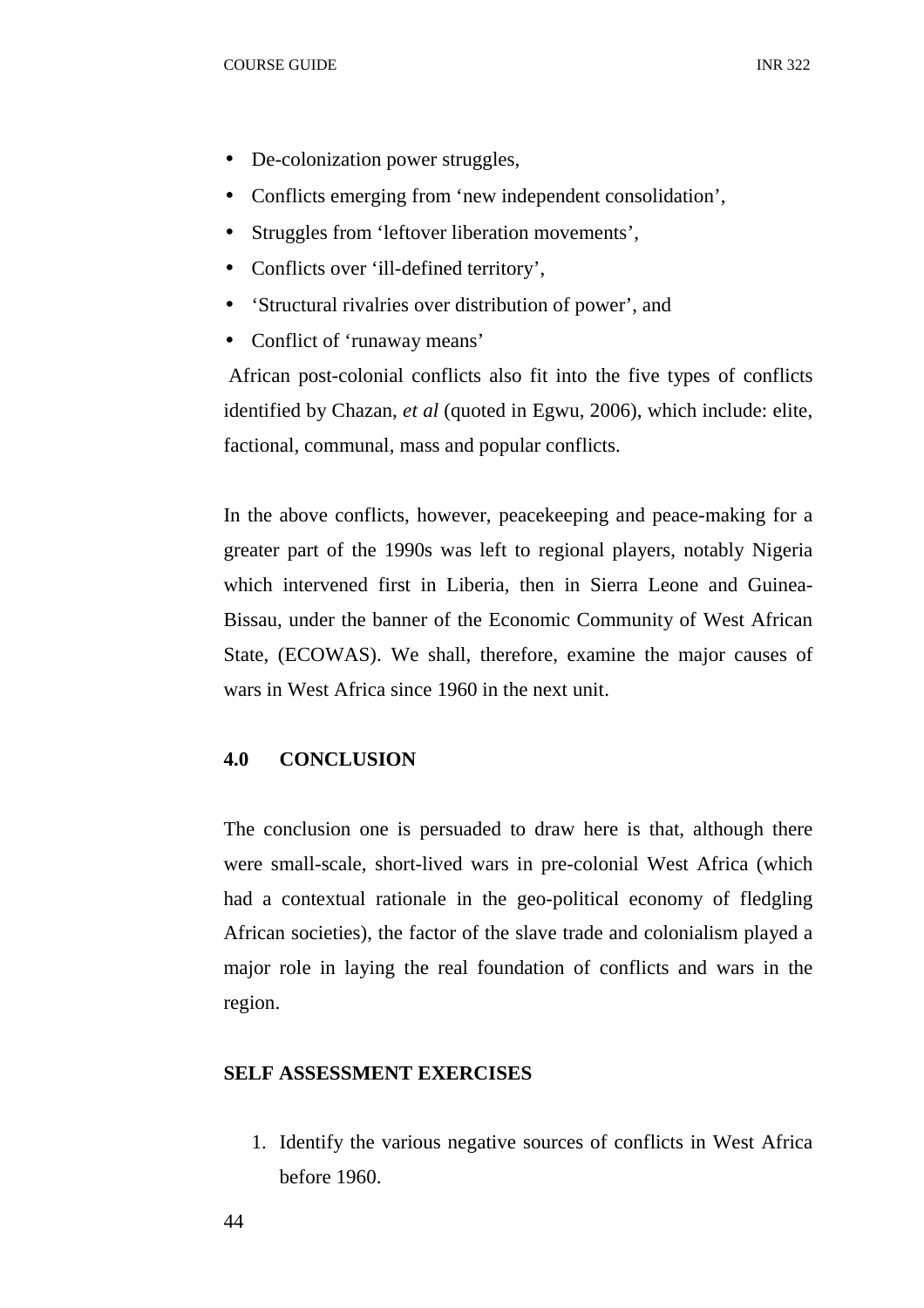- De-colonization power struggles,
- Conflicts emerging from 'new independent consolidation',
- Struggles from 'leftover liberation movements',
- Conflicts over 'ill-defined territory',
- 'Structural rivalries over distribution of power', and
- Conflict of 'runaway means'

African post-colonial conflicts also fit into the five types of conflicts identified by Chazan, *et al* (quoted in Egwu, 2006), which include: elite, factional, communal, mass and popular conflicts.

In the above conflicts, however, peacekeeping and peace-making for a greater part of the 1990s was left to regional players, notably Nigeria which intervened first in Liberia, then in Sierra Leone and Guinea-Bissau, under the banner of the Economic Community of West African State, (ECOWAS). We shall, therefore, examine the major causes of wars in West Africa since 1960 in the next unit.

## 4.0 CONCLUSION

The conclusion one is persuaded to draw here is that, although there were small-scale, short-lived wars in pre-colonial West Africa (which had a contextual rationale in the geo-political economy of fledgling African societies), the factor of the slave trade and colonialism played a major role in laying the real foundation of conflicts and wars in the region.

## SELF ASSESSMENT EXERCISES

1. Identify the various negative sources of conflicts in West Africa before 1960.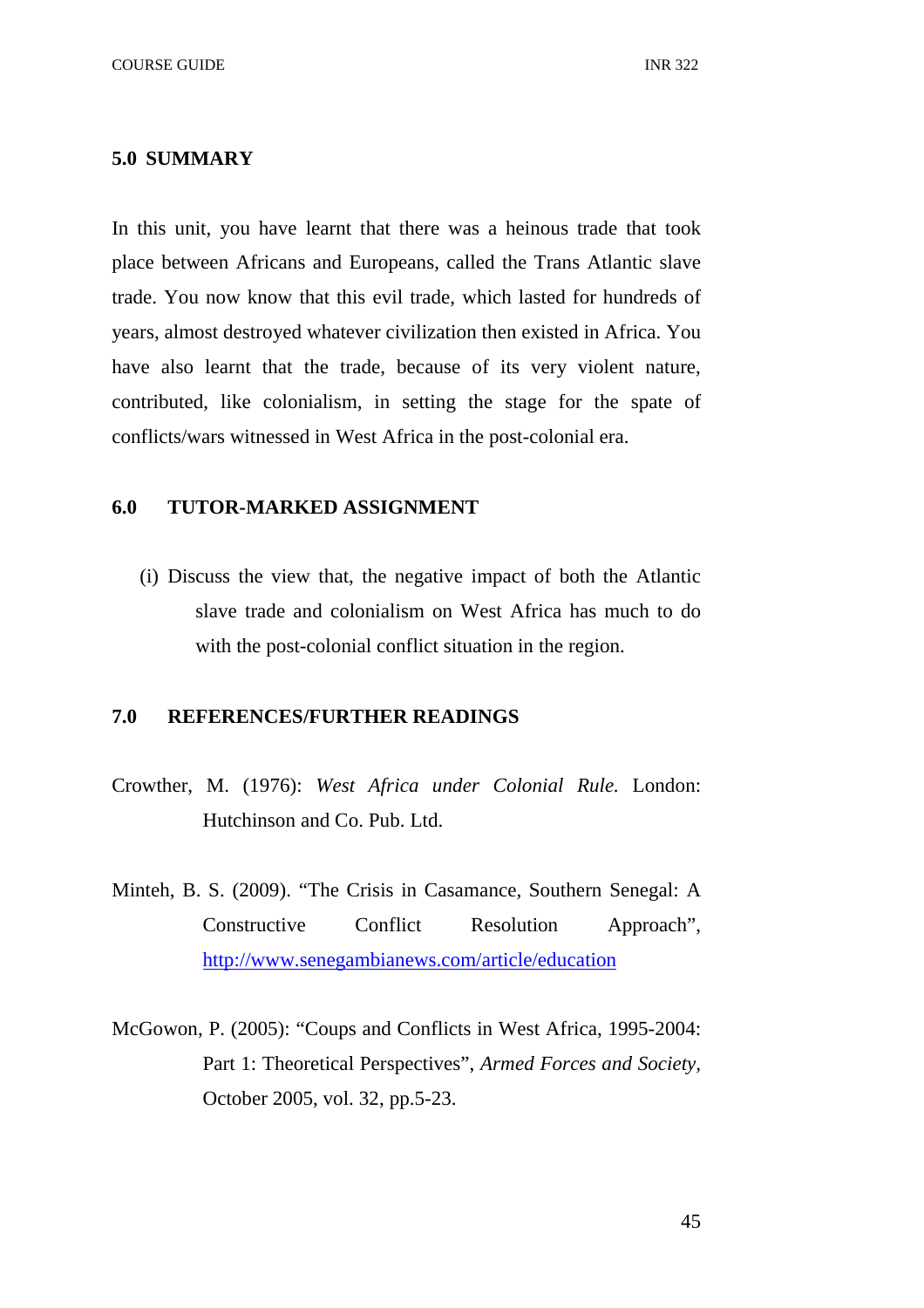## 5.0 SUMMARY

In this unit, you have learnt that there was a heinous trade that took place between Africans and Europeans, called the Trans Atlantic slave trade. You now know that this evil trade, which lasted for hundreds of years, almost destroyed whatever civilization then existed in Africa. You have also learnt that the trade, because of its very violent nature, contributed, like colonialism, in setting the stage for the spate of conflicts/wars witnessed in West Africa in the post-colonial era.

## 6.0 TUTOR-MARKED ASSIGNMENT

(i) Discuss the view that, the negative impact of both the Atlantic slave trade and colonialism on West Africa has much to do with the post-colonial conflict situation in the region.

## 7.0 REFERENCES/FURTHER READINGS

Crowther, M. (1976): *West Africa under Colonial Rule.* London: Hutchinson and Co. Pub. Ltd.

Minteh, B. S. (2009). "The Crisis in Casamance, Southern Senegal: A Constructive Conflict Resolution Approach", http://www.senegambianews.com/article/education

McGowon, P. (2005): "Coups and Conflicts in West Africa, 1995-2004: Part 1: Theoretical Perspectives", *Armed Forces and Society,* October 2005, vol. 32, pp.5-23.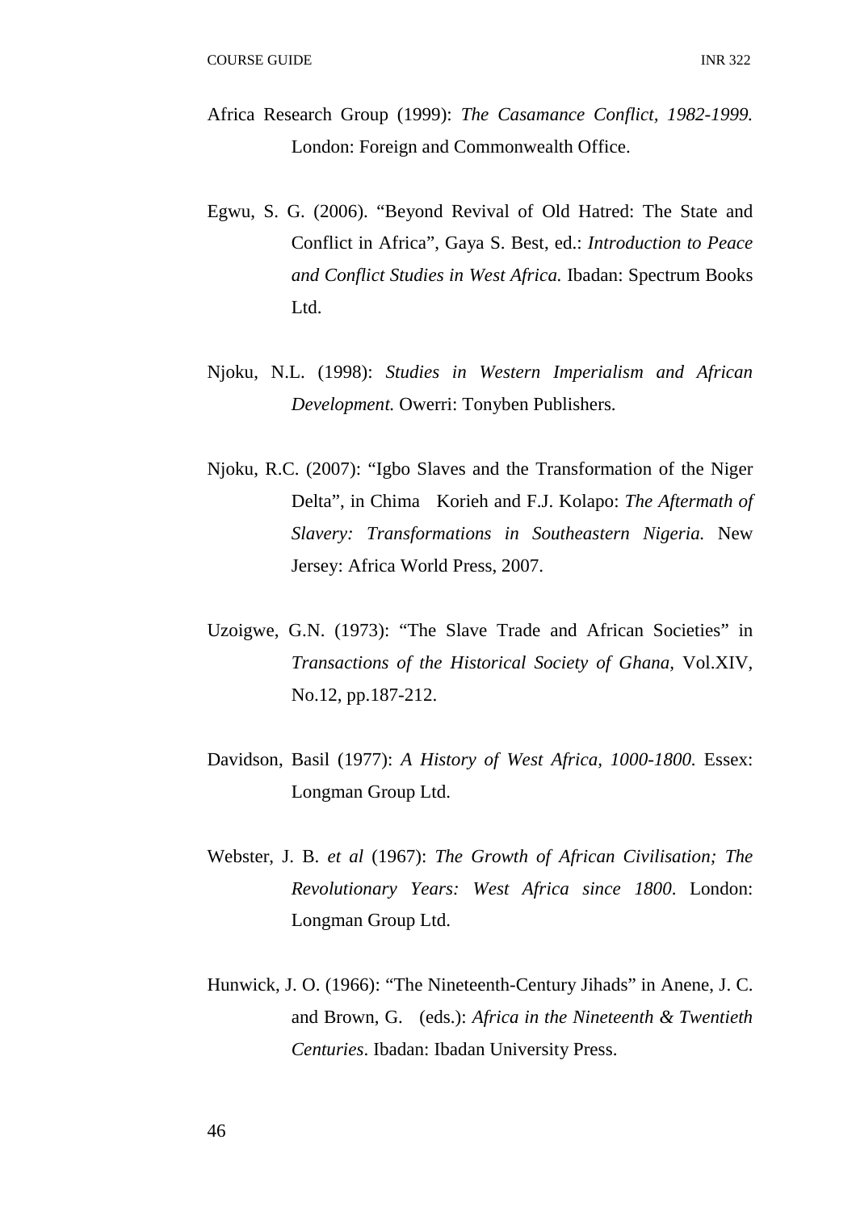Africa Research Group (1999): *The Casamance Conflict, 1982-1999.* London: Foreign and Commonwealth Office.

Egwu, S. G. (2006). “Beyond Revival of Old Hatred: The State and Conflict in Africa”, Gaya S. Best, ed.: *Introduction to Peace and Conflict Studies in West Africa.* Ibadan: Spectrum Books Ltd.

Njoku, N.L. (1998): *Studies in Western Imperialism and African Development.* Owerri: Tonyben Publishers.

Njoku, R.C. (2007): “Igbo Slaves and the Transformation of the Niger Delta”, in Chima Korieh and F.J. Kolapo: *The Aftermath of Slavery: Transformations in Southeastern Nigeria.* New Jersey: Africa World Press, 2007.

Uzoigwe, G.N. (1973): “The Slave Trade and African Societies” in *Transactions of the Historical Society of Ghana*, Vol.XIV, No.12, pp.187-212.

Davidson, Basil (1977): *A History of West Africa, 1000-1800.* Essex: Longman Group Ltd.

Webster, J. B. *et al* (1967): *The Growth of African Civilisation; The Revolutionary Years: West Africa since 1800*. London: Longman Group Ltd.

Hunwick, J. O. (1966): “The Nineteenth-Century Jihads” in Anene, J. C. and Brown, G. (eds.): *Africa in the Nineteenth & Twentieth Centuries*. Ibadan: Ibadan University Press.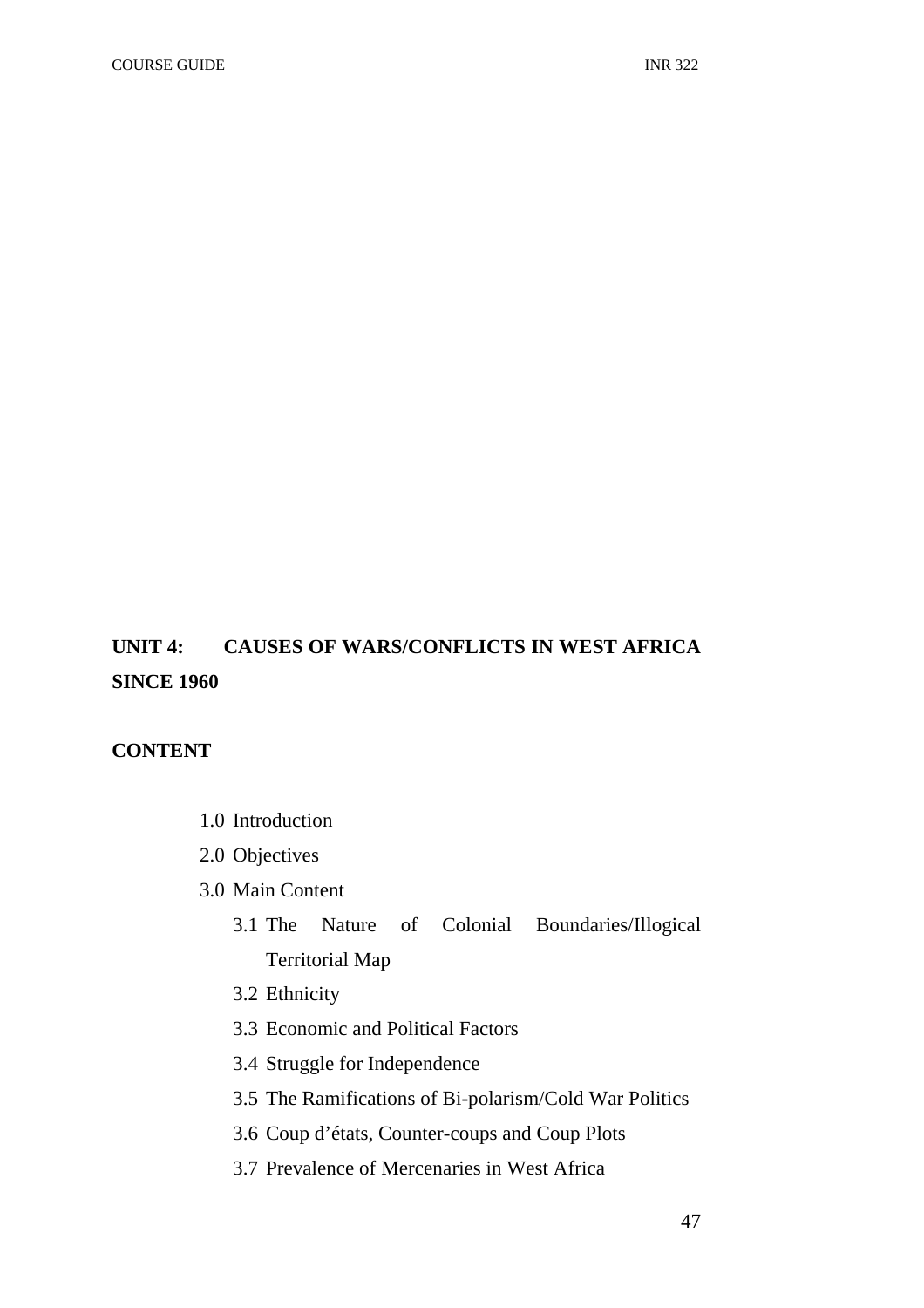## UNIT 4: CAUSES OF WARS/CONFLICTS IN WEST AFRICA SINCE 1960

### CONTENT

- 1.0 Introduction
- 2.0 Objectives
- 3.0 Main Content
  - 3.1 The Nature of Colonial Boundaries/Illogical Territorial Map
  - 3.2 Ethnicity
  - 3.3 Economic and Political Factors
  - 3.4 Struggle for Independence
  - 3.5 The Ramifications of Bi-polarism/Cold War Politics
  - 3.6 Coup d'états, Counter-coups and Coup Plots
  - 3.7 Prevalence of Mercenaries in West Africa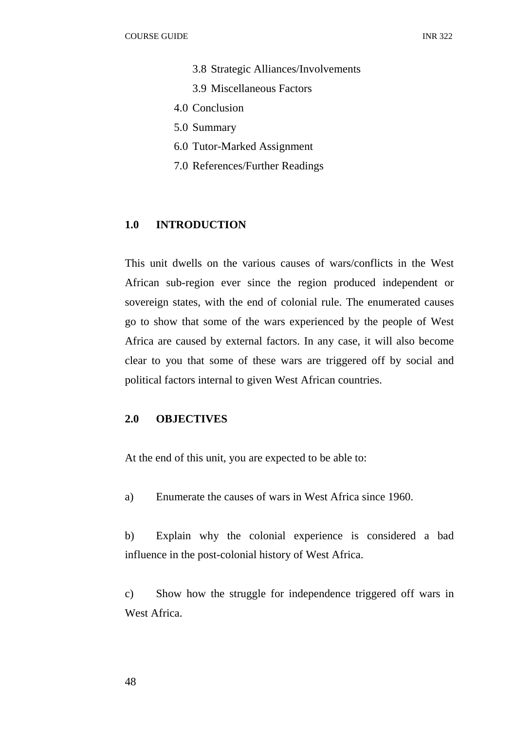3.8 Strategic Alliances/Involvements
3.9 Miscellaneous Factors
4.0 Conclusion
5.0 Summary
6.0 Tutor-Marked Assignment
7.0 References/Further Readings

## 1.0 INTRODUCTION

This unit dwells on the various causes of wars/conflicts in the West African sub-region ever since the region produced independent or sovereign states, with the end of colonial rule. The enumerated causes go to show that some of the wars experienced by the people of West Africa are caused by external factors. In any case, it will also become clear to you that some of these wars are triggered off by social and political factors internal to given West African countries.

## 2.0 OBJECTIVES

At the end of this unit, you are expected to be able to:

a) Enumerate the causes of wars in West Africa since 1960.

b) Explain why the colonial experience is considered a bad influence in the post-colonial history of West Africa.

c) Show how the struggle for independence triggered off wars in West Africa.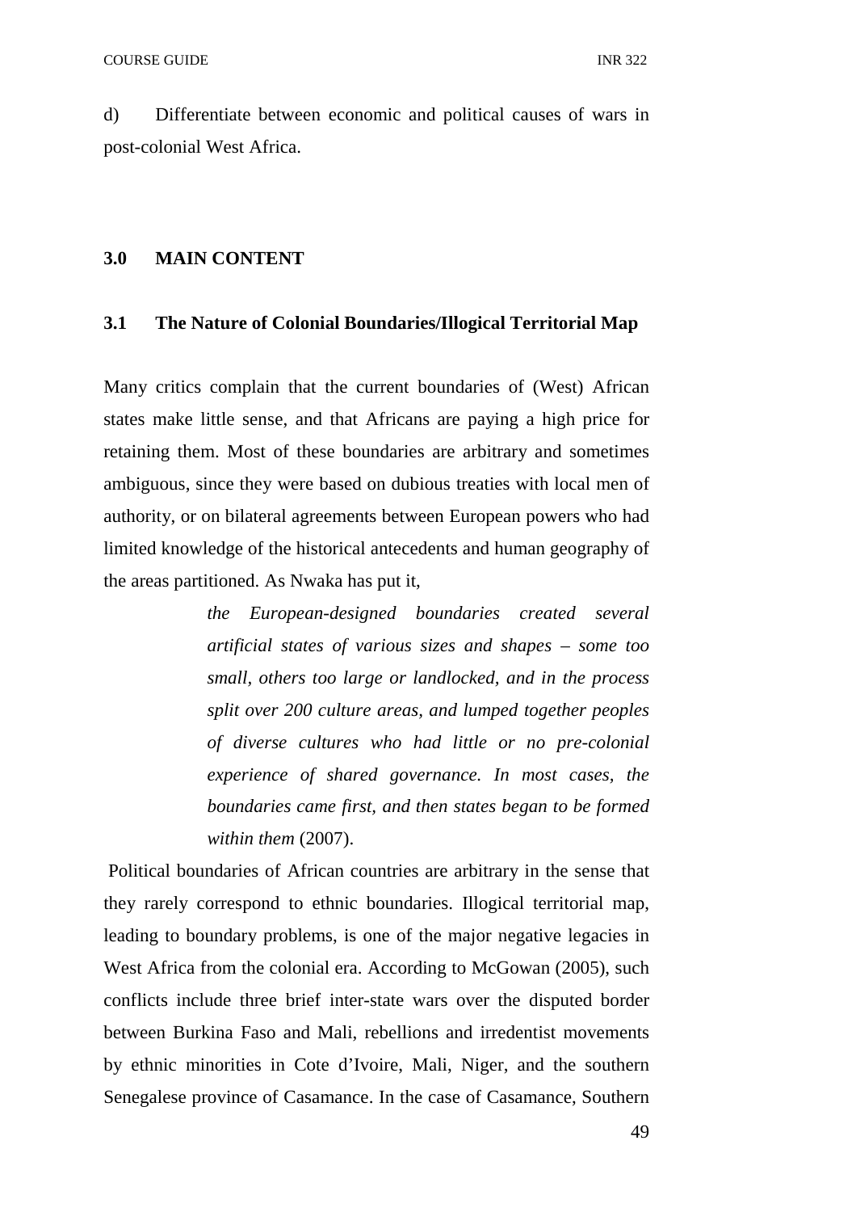d) Differentiate between economic and political causes of wars in post-colonial West Africa.

## 3.0 MAIN CONTENT

### 3.1 The Nature of Colonial Boundaries/Illogical Territorial Map

Many critics complain that the current boundaries of (West) African states make little sense, and that Africans are paying a high price for retaining them. Most of these boundaries are arbitrary and sometimes ambiguous, since they were based on dubious treaties with local men of authority, or on bilateral agreements between European powers who had limited knowledge of the historical antecedents and human geography of the areas partitioned. As Nwaka has put it,

> *the European-designed boundaries created several artificial states of various sizes and shapes – some too small, others too large or landlocked, and in the process split over 200 culture areas, and lumped together peoples of diverse cultures who had little or no pre-colonial experience of shared governance. In most cases, the boundaries came first, and then states began to be formed within them* (2007).

Political boundaries of African countries are arbitrary in the sense that they rarely correspond to ethnic boundaries. Illogical territorial map, leading to boundary problems, is one of the major negative legacies in West Africa from the colonial era. According to McGowan (2005), such conflicts include three brief inter-state wars over the disputed border between Burkina Faso and Mali, rebellions and irredentist movements by ethnic minorities in Cote d'Ivoire, Mali, Niger, and the southern Senegalese province of Casamance. In the case of Casamance, Southern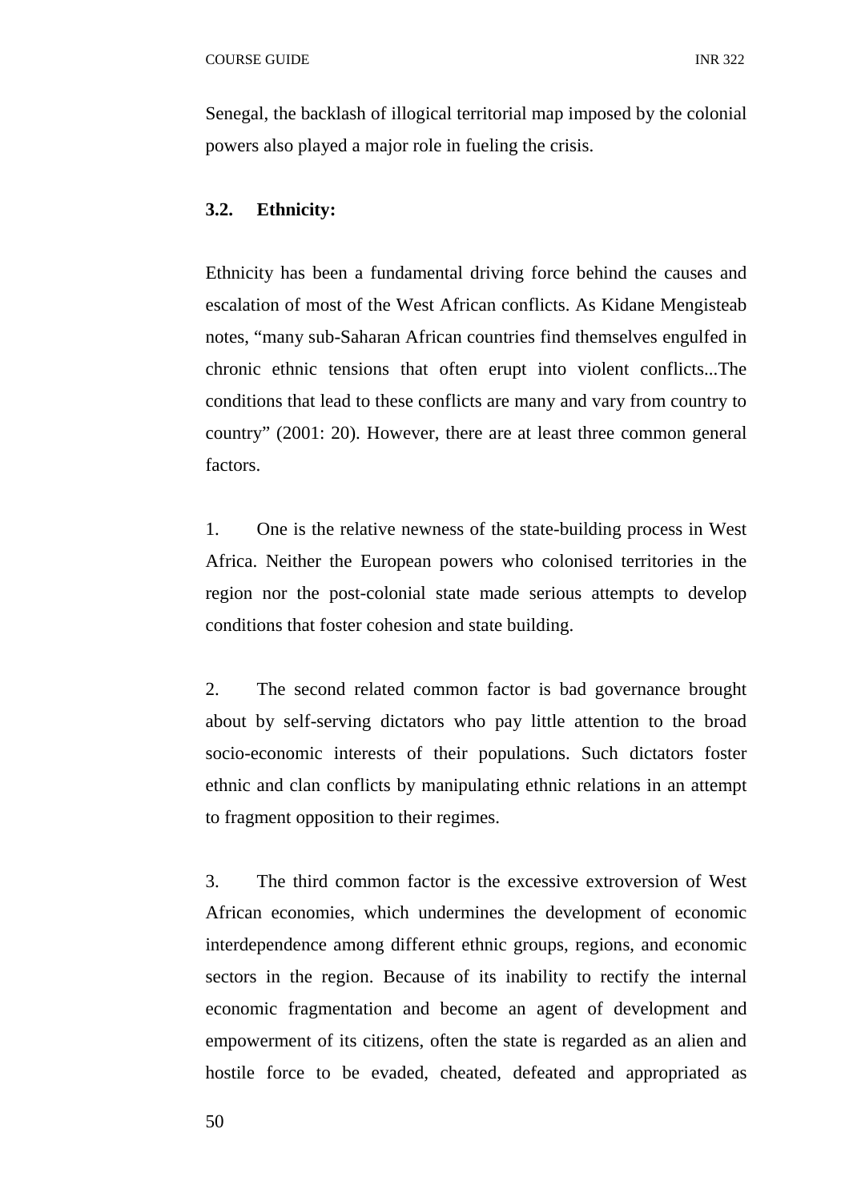Senegal, the backlash of illogical territorial map imposed by the colonial powers also played a major role in fueling the crisis.

### 3.2. Ethnicity:

Ethnicity has been a fundamental driving force behind the causes and escalation of most of the West African conflicts. As Kidane Mengisteab notes, "many sub-Saharan African countries find themselves engulfed in chronic ethnic tensions that often erupt into violent conflicts...The conditions that lead to these conflicts are many and vary from country to country" (2001: 20). However, there are at least three common general factors.

1. One is the relative newness of the state-building process in West Africa. Neither the European powers who colonised territories in the region nor the post-colonial state made serious attempts to develop conditions that foster cohesion and state building.

2. The second related common factor is bad governance brought about by self-serving dictators who pay little attention to the broad socio-economic interests of their populations. Such dictators foster ethnic and clan conflicts by manipulating ethnic relations in an attempt to fragment opposition to their regimes.

3. The third common factor is the excessive extroversion of West African economies, which undermines the development of economic interdependence among different ethnic groups, regions, and economic sectors in the region. Because of its inability to rectify the internal economic fragmentation and become an agent of development and empowerment of its citizens, often the state is regarded as an alien and hostile force to be evaded, cheated, defeated and appropriated as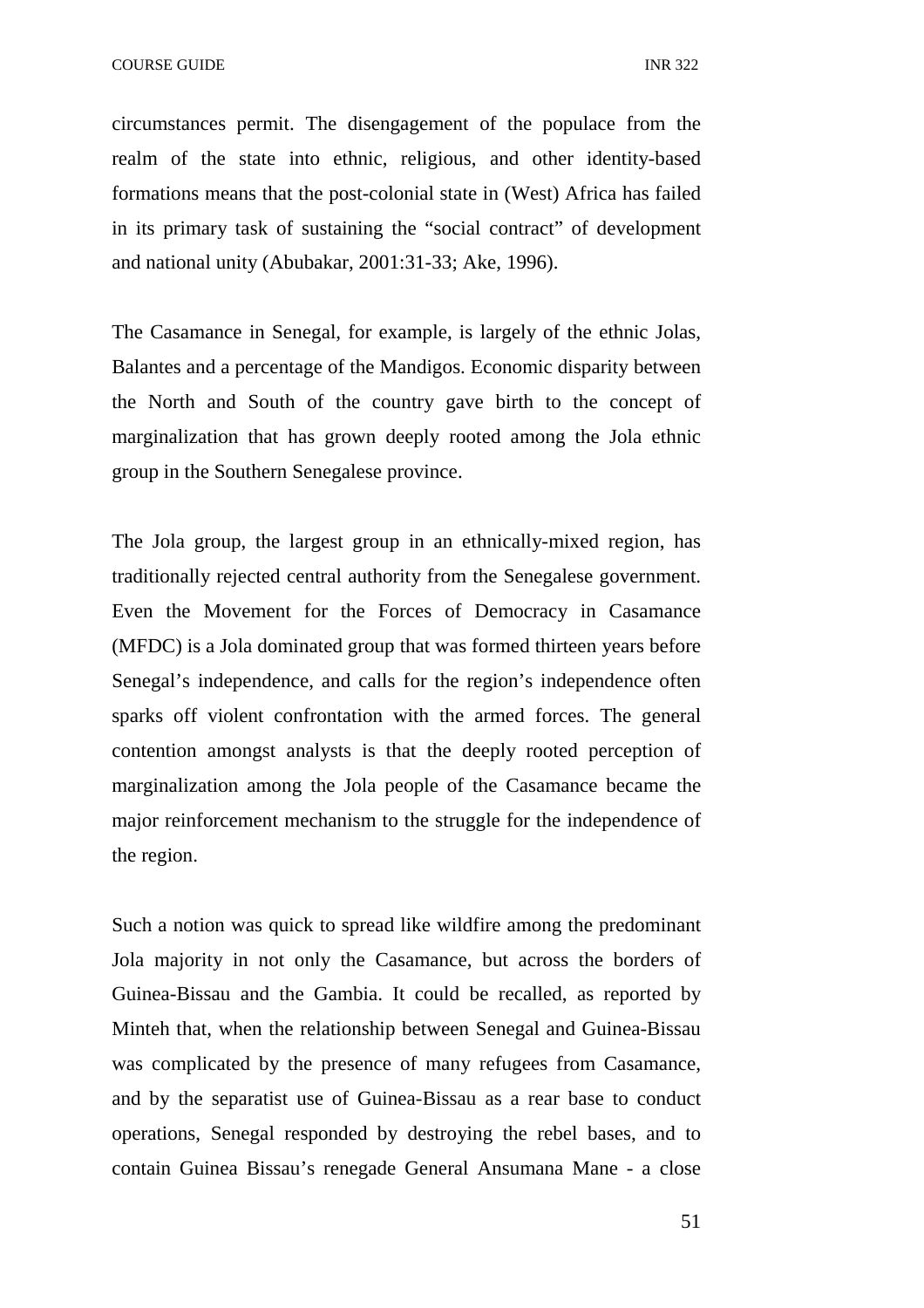circumstances permit. The disengagement of the populace from the realm of the state into ethnic, religious, and other identity-based formations means that the post-colonial state in (West) Africa has failed in its primary task of sustaining the "social contract" of development and national unity (Abubakar, 2001:31-33; Ake, 1996).

The Casamance in Senegal, for example, is largely of the ethnic Jolas, Balantes and a percentage of the Mandigos. Economic disparity between the North and South of the country gave birth to the concept of marginalization that has grown deeply rooted among the Jola ethnic group in the Southern Senegalese province.

The Jola group, the largest group in an ethnically-mixed region, has traditionally rejected central authority from the Senegalese government. Even the Movement for the Forces of Democracy in Casamance (MFDC) is a Jola dominated group that was formed thirteen years before Senegal's independence, and calls for the region's independence often sparks off violent confrontation with the armed forces. The general contention amongst analysts is that the deeply rooted perception of marginalization among the Jola people of the Casamance became the major reinforcement mechanism to the struggle for the independence of the region.

Such a notion was quick to spread like wildfire among the predominant Jola majority in not only the Casamance, but across the borders of Guinea-Bissau and the Gambia. It could be recalled, as reported by Minteh that, when the relationship between Senegal and Guinea-Bissau was complicated by the presence of many refugees from Casamance, and by the separatist use of Guinea-Bissau as a rear base to conduct operations, Senegal responded by destroying the rebel bases, and to contain Guinea Bissau's renegade General Ansumana Mane - a close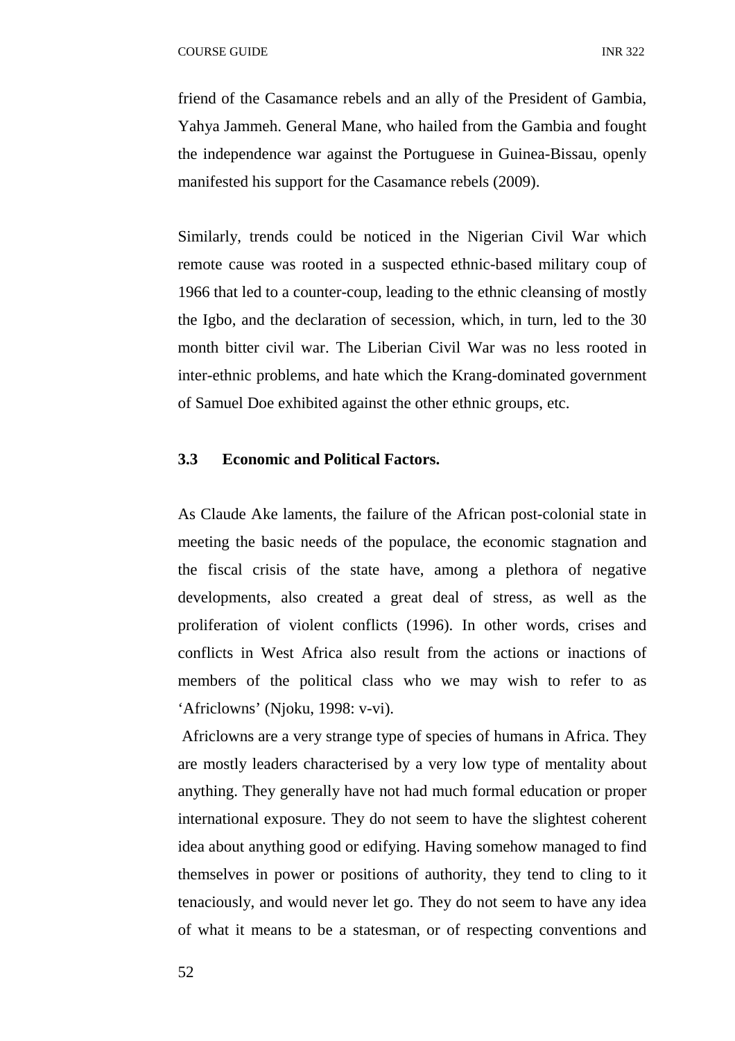friend of the Casamance rebels and an ally of the President of Gambia, Yahya Jammeh. General Mane, who hailed from the Gambia and fought the independence war against the Portuguese in Guinea-Bissau, openly manifested his support for the Casamance rebels (2009).

Similarly, trends could be noticed in the Nigerian Civil War which remote cause was rooted in a suspected ethnic-based military coup of 1966 that led to a counter-coup, leading to the ethnic cleansing of mostly the Igbo, and the declaration of secession, which, in turn, led to the 30 month bitter civil war. The Liberian Civil War was no less rooted in inter-ethnic problems, and hate which the Krang-dominated government of Samuel Doe exhibited against the other ethnic groups, etc.

### 3.3 Economic and Political Factors.

As Claude Ake laments, the failure of the African post-colonial state in meeting the basic needs of the populace, the economic stagnation and the fiscal crisis of the state have, among a plethora of negative developments, also created a great deal of stress, as well as the proliferation of violent conflicts (1996). In other words, crises and conflicts in West Africa also result from the actions or inactions of members of the political class who we may wish to refer to as 'Africlowns' (Njoku, 1998: v-vi).

Africlowns are a very strange type of species of humans in Africa. They are mostly leaders characterised by a very low type of mentality about anything. They generally have not had much formal education or proper international exposure. They do not seem to have the slightest coherent idea about anything good or edifying. Having somehow managed to find themselves in power or positions of authority, they tend to cling to it tenaciously, and would never let go. They do not seem to have any idea of what it means to be a statesman, or of respecting conventions and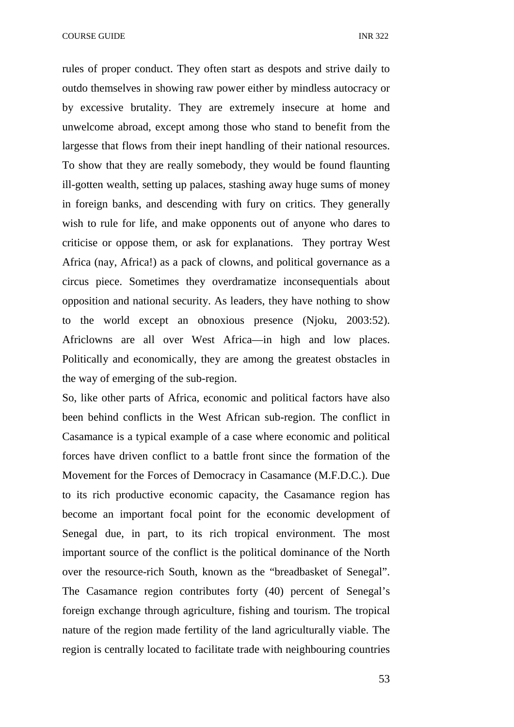rules of proper conduct. They often start as despots and strive daily to outdo themselves in showing raw power either by mindless autocracy or by excessive brutality. They are extremely insecure at home and unwelcome abroad, except among those who stand to benefit from the largesse that flows from their inept handling of their national resources. To show that they are really somebody, they would be found flaunting ill-gotten wealth, setting up palaces, stashing away huge sums of money in foreign banks, and descending with fury on critics. They generally wish to rule for life, and make opponents out of anyone who dares to criticise or oppose them, or ask for explanations. They portray West Africa (nay, Africa!) as a pack of clowns, and political governance as a circus piece. Sometimes they overdramatize inconsequentials about opposition and national security. As leaders, they have nothing to show to the world except an obnoxious presence (Njoku, 2003:52). Africlowns are all over West Africa—in high and low places. Politically and economically, they are among the greatest obstacles in the way of emerging of the sub-region.

So, like other parts of Africa, economic and political factors have also been behind conflicts in the West African sub-region. The conflict in Casamance is a typical example of a case where economic and political forces have driven conflict to a battle front since the formation of the Movement for the Forces of Democracy in Casamance (M.F.D.C.). Due to its rich productive economic capacity, the Casamance region has become an important focal point for the economic development of Senegal due, in part, to its rich tropical environment. The most important source of the conflict is the political dominance of the North over the resource-rich South, known as the "breadbasket of Senegal". The Casamance region contributes forty (40) percent of Senegal's foreign exchange through agriculture, fishing and tourism. The tropical nature of the region made fertility of the land agriculturally viable. The region is centrally located to facilitate trade with neighbouring countries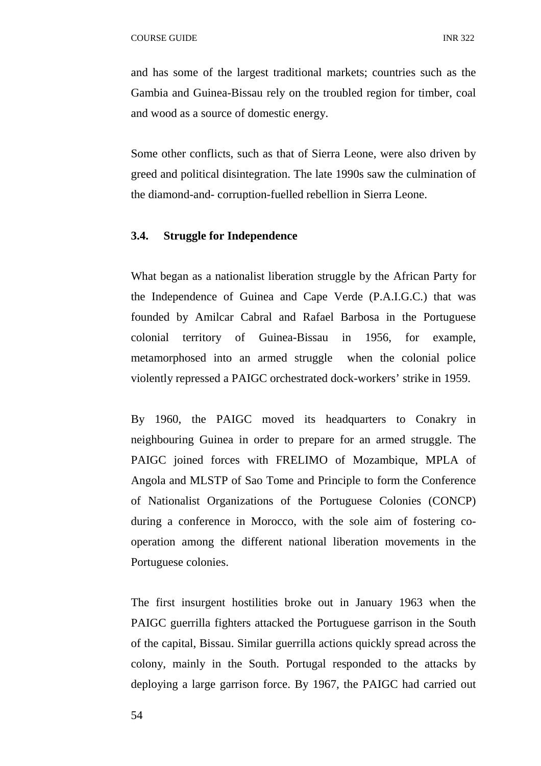and has some of the largest traditional markets; countries such as the Gambia and Guinea-Bissau rely on the troubled region for timber, coal and wood as a source of domestic energy.

Some other conflicts, such as that of Sierra Leone, were also driven by greed and political disintegration. The late 1990s saw the culmination of the diamond-and- corruption-fuelled rebellion in Sierra Leone.

### 3.4. Struggle for Independence

What began as a nationalist liberation struggle by the African Party for the Independence of Guinea and Cape Verde (P.A.I.G.C.) that was founded by Amilcar Cabral and Rafael Barbosa in the Portuguese colonial territory of Guinea-Bissau in 1956, for example, metamorphosed into an armed struggle when the colonial police violently repressed a PAIGC orchestrated dock-workers' strike in 1959.

By 1960, the PAIGC moved its headquarters to Conakry in neighbouring Guinea in order to prepare for an armed struggle. The PAIGC joined forces with FRELIMO of Mozambique, MPLA of Angola and MLSTP of Sao Tome and Principle to form the Conference of Nationalist Organizations of the Portuguese Colonies (CONCP) during a conference in Morocco, with the sole aim of fostering co-operation among the different national liberation movements in the Portuguese colonies.

The first insurgent hostilities broke out in January 1963 when the PAIGC guerrilla fighters attacked the Portuguese garrison in the South of the capital, Bissau. Similar guerrilla actions quickly spread across the colony, mainly in the South. Portugal responded to the attacks by deploying a large garrison force. By 1967, the PAIGC had carried out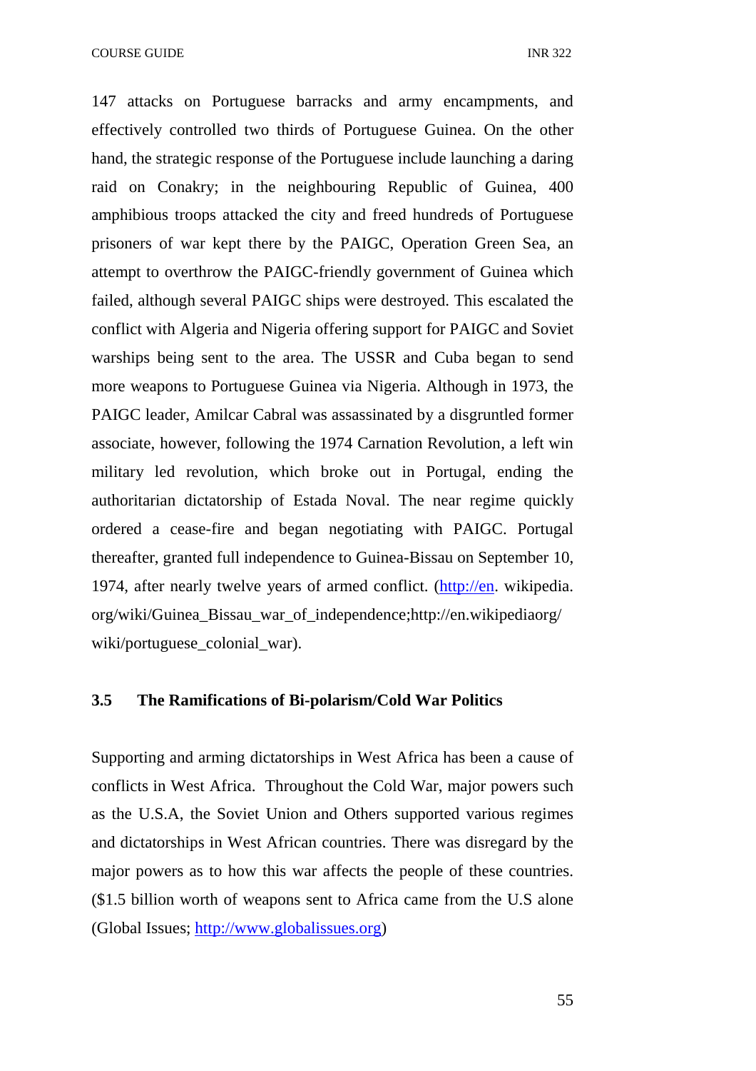147 attacks on Portuguese barracks and army encampments, and effectively controlled two thirds of Portuguese Guinea. On the other hand, the strategic response of the Portuguese include launching a daring raid on Conakry; in the neighbouring Republic of Guinea, 400 amphibious troops attacked the city and freed hundreds of Portuguese prisoners of war kept there by the PAIGC, Operation Green Sea, an attempt to overthrow the PAIGC-friendly government of Guinea which failed, although several PAIGC ships were destroyed. This escalated the conflict with Algeria and Nigeria offering support for PAIGC and Soviet warships being sent to the area. The USSR and Cuba began to send more weapons to Portuguese Guinea via Nigeria. Although in 1973, the PAIGC leader, Amilcar Cabral was assassinated by a disgruntled former associate, however, following the 1974 Carnation Revolution, a left win military led revolution, which broke out in Portugal, ending the authoritarian dictatorship of Estada Noval. The near regime quickly ordered a cease-fire and began negotiating with PAIGC. Portugal thereafter, granted full independence to Guinea-Bissau on September 10, 1974, after nearly twelve years of armed conflict. (http://en. wikipedia. org/wiki/Guinea_Bissau_war_of_independence;http://en.wikipediaorg/ wiki/portuguese_colonial_war).

### 3.5 The Ramifications of Bi-polarism/Cold War Politics

Supporting and arming dictatorships in West Africa has been a cause of conflicts in West Africa. Throughout the Cold War, major powers such as the U.S.A, the Soviet Union and Others supported various regimes and dictatorships in West African countries. There was disregard by the major powers as to how this war affects the people of these countries. ($1.5 billion worth of weapons sent to Africa came from the U.S alone (Global Issues; http://www.globalissues.org)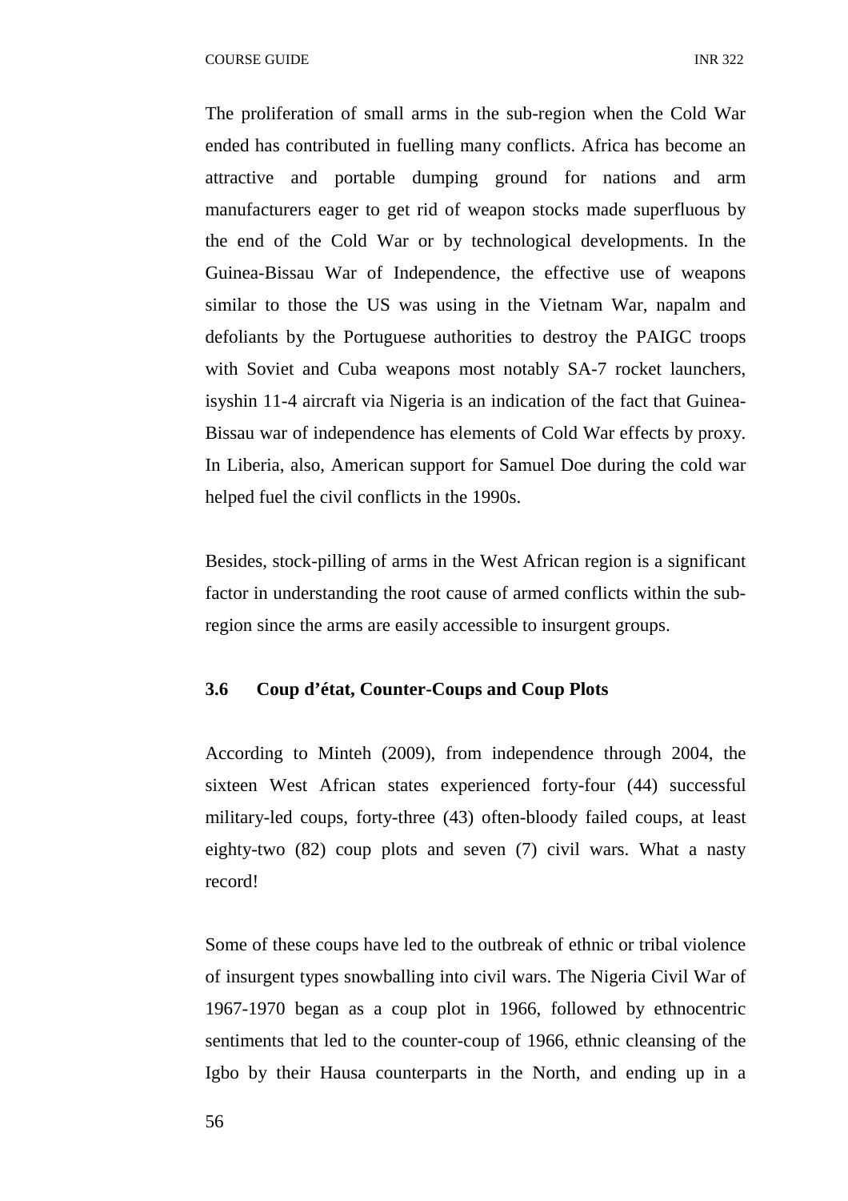The proliferation of small arms in the sub-region when the Cold War ended has contributed in fuelling many conflicts. Africa has become an attractive and portable dumping ground for nations and arm manufacturers eager to get rid of weapon stocks made superfluous by the end of the Cold War or by technological developments. In the Guinea-Bissau War of Independence, the effective use of weapons similar to those the US was using in the Vietnam War, napalm and defoliants by the Portuguese authorities to destroy the PAIGC troops with Soviet and Cuba weapons most notably SA-7 rocket launchers, isyshin 11-4 aircraft via Nigeria is an indication of the fact that Guinea-Bissau war of independence has elements of Cold War effects by proxy. In Liberia, also, American support for Samuel Doe during the cold war helped fuel the civil conflicts in the 1990s.

Besides, stock-pilling of arms in the West African region is a significant factor in understanding the root cause of armed conflicts within the sub-region since the arms are easily accessible to insurgent groups.

### 3.6 Coup d'état, Counter-Coups and Coup Plots

According to Minteh (2009), from independence through 2004, the sixteen West African states experienced forty-four (44) successful military-led coups, forty-three (43) often-bloody failed coups, at least eighty-two (82) coup plots and seven (7) civil wars. What a nasty record!

Some of these coups have led to the outbreak of ethnic or tribal violence of insurgent types snowballing into civil wars. The Nigeria Civil War of 1967-1970 began as a coup plot in 1966, followed by ethnocentric sentiments that led to the counter-coup of 1966, ethnic cleansing of the Igbo by their Hausa counterparts in the North, and ending up in a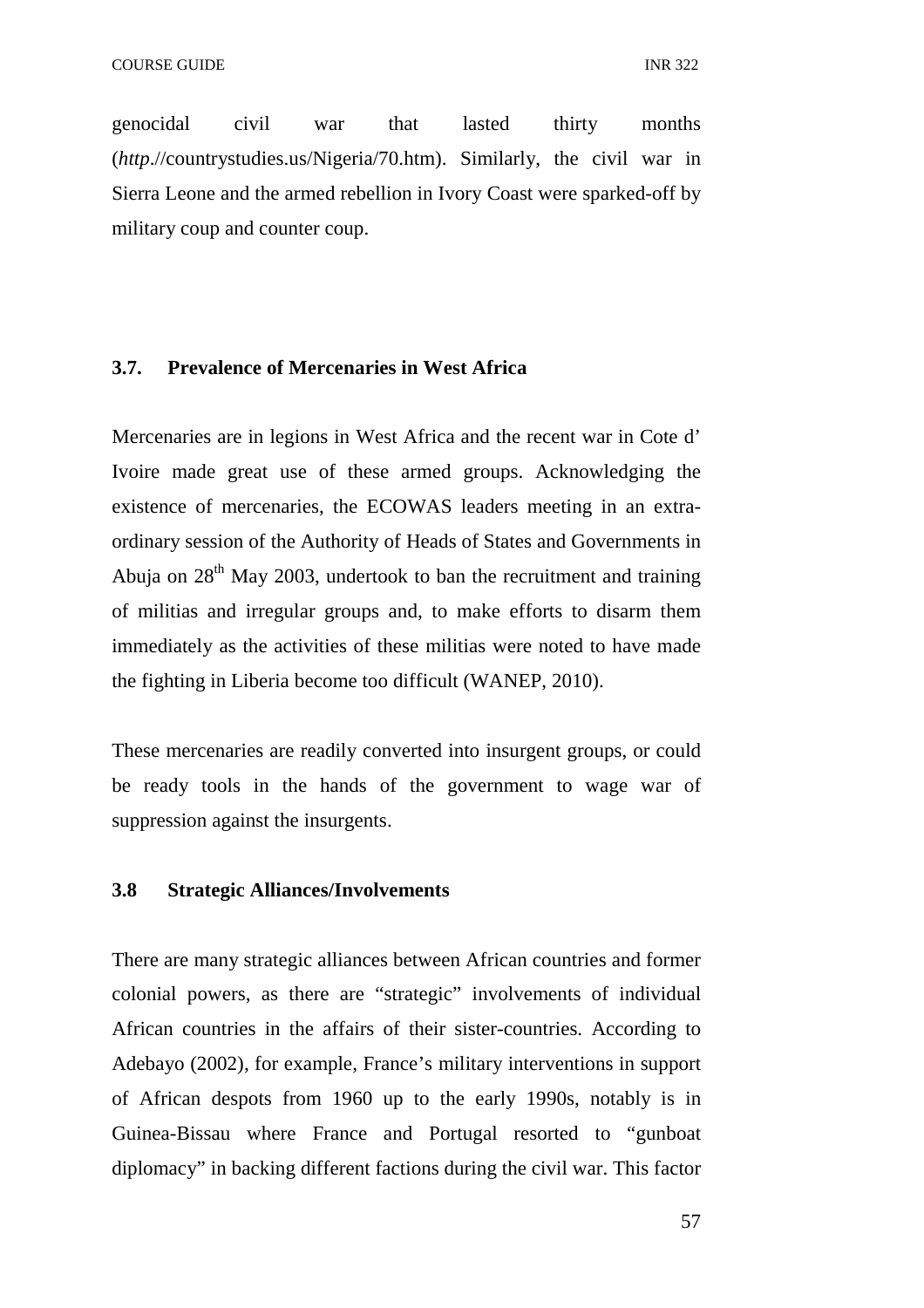genocidal civil war that lasted thirty months (*http*.//countrystudies.us/Nigeria/70.htm). Similarly, the civil war in Sierra Leone and the armed rebellion in Ivory Coast were sparked-off by military coup and counter coup.

### 3.7. Prevalence of Mercenaries in West Africa

Mercenaries are in legions in West Africa and the recent war in Cote d' Ivoire made great use of these armed groups. Acknowledging the existence of mercenaries, the ECOWAS leaders meeting in an extra-ordinary session of the Authority of Heads of States and Governments in Abuja on 28th May 2003, undertook to ban the recruitment and training of militias and irregular groups and, to make efforts to disarm them immediately as the activities of these militias were noted to have made the fighting in Liberia become too difficult (WANEP, 2010).

These mercenaries are readily converted into insurgent groups, or could be ready tools in the hands of the government to wage war of suppression against the insurgents.

### 3.8 Strategic Alliances/Involvements

There are many strategic alliances between African countries and former colonial powers, as there are "strategic" involvements of individual African countries in the affairs of their sister-countries. According to Adebayo (2002), for example, France's military interventions in support of African despots from 1960 up to the early 1990s, notably is in Guinea-Bissau where France and Portugal resorted to "gunboat diplomacy" in backing different factions during the civil war. This factor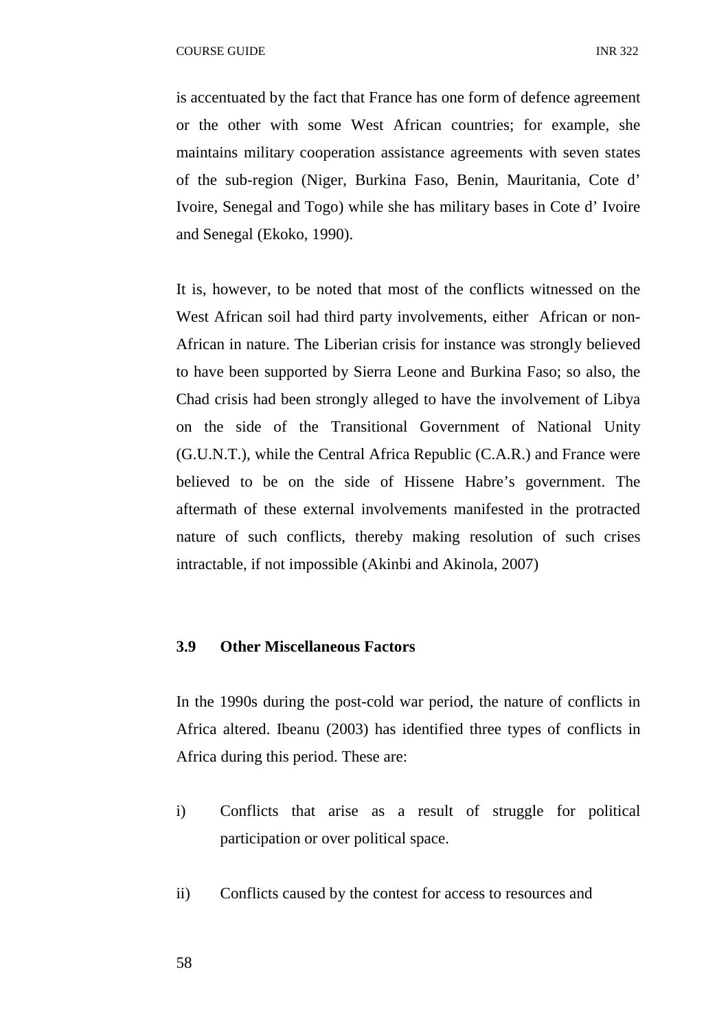is accentuated by the fact that France has one form of defence agreement or the other with some West African countries; for example, she maintains military cooperation assistance agreements with seven states of the sub-region (Niger, Burkina Faso, Benin, Mauritania, Cote d' Ivoire, Senegal and Togo) while she has military bases in Cote d' Ivoire and Senegal (Ekoko, 1990).

It is, however, to be noted that most of the conflicts witnessed on the West African soil had third party involvements, either African or non-African in nature. The Liberian crisis for instance was strongly believed to have been supported by Sierra Leone and Burkina Faso; so also, the Chad crisis had been strongly alleged to have the involvement of Libya on the side of the Transitional Government of National Unity (G.U.N.T.), while the Central Africa Republic (C.A.R.) and France were believed to be on the side of Hissene Habre's government. The aftermath of these external involvements manifested in the protracted nature of such conflicts, thereby making resolution of such crises intractable, if not impossible (Akinbi and Akinola, 2007)

### 3.9 Other Miscellaneous Factors

In the 1990s during the post-cold war period, the nature of conflicts in Africa altered. Ibeanu (2003) has identified three types of conflicts in Africa during this period. These are:

i) Conflicts that arise as a result of struggle for political participation or over political space.

ii) Conflicts caused by the contest for access to resources and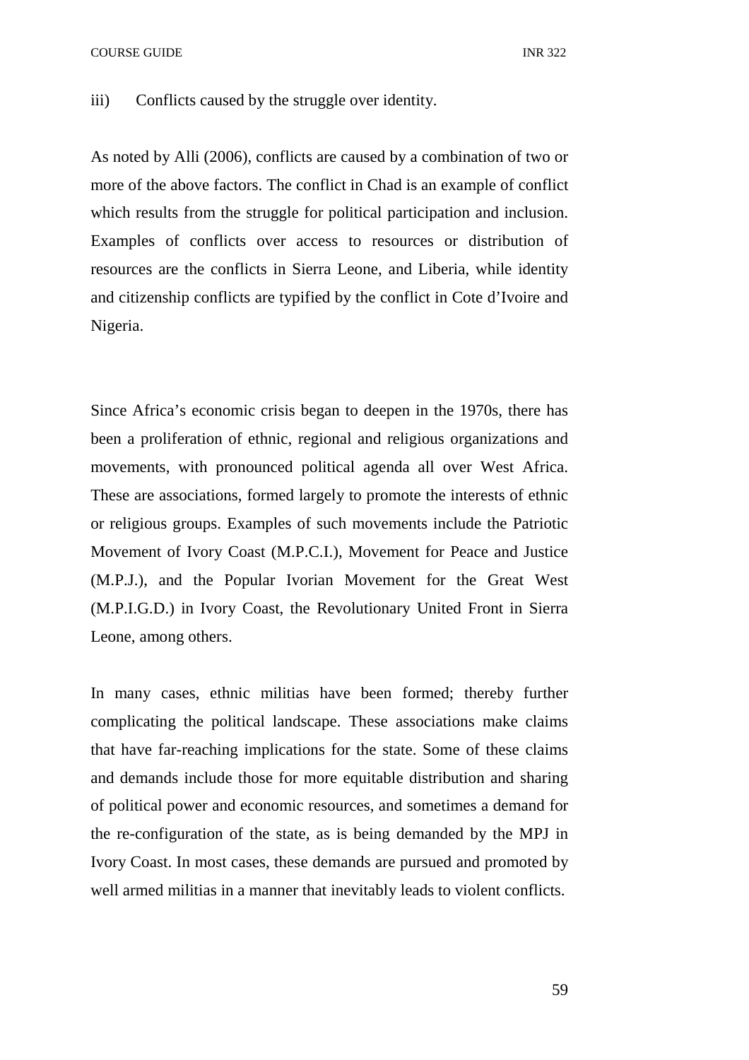iii) Conflicts caused by the struggle over identity.

As noted by Alli (2006), conflicts are caused by a combination of two or more of the above factors. The conflict in Chad is an example of conflict which results from the struggle for political participation and inclusion. Examples of conflicts over access to resources or distribution of resources are the conflicts in Sierra Leone, and Liberia, while identity and citizenship conflicts are typified by the conflict in Cote d'Ivoire and Nigeria.

Since Africa's economic crisis began to deepen in the 1970s, there has been a proliferation of ethnic, regional and religious organizations and movements, with pronounced political agenda all over West Africa. These are associations, formed largely to promote the interests of ethnic or religious groups. Examples of such movements include the Patriotic Movement of Ivory Coast (M.P.C.I.), Movement for Peace and Justice (M.P.J.), and the Popular Ivorian Movement for the Great West (M.P.I.G.D.) in Ivory Coast, the Revolutionary United Front in Sierra Leone, among others.

In many cases, ethnic militias have been formed; thereby further complicating the political landscape. These associations make claims that have far-reaching implications for the state. Some of these claims and demands include those for more equitable distribution and sharing of political power and economic resources, and sometimes a demand for the re-configuration of the state, as is being demanded by the MPJ in Ivory Coast. In most cases, these demands are pursued and promoted by well armed militias in a manner that inevitably leads to violent conflicts.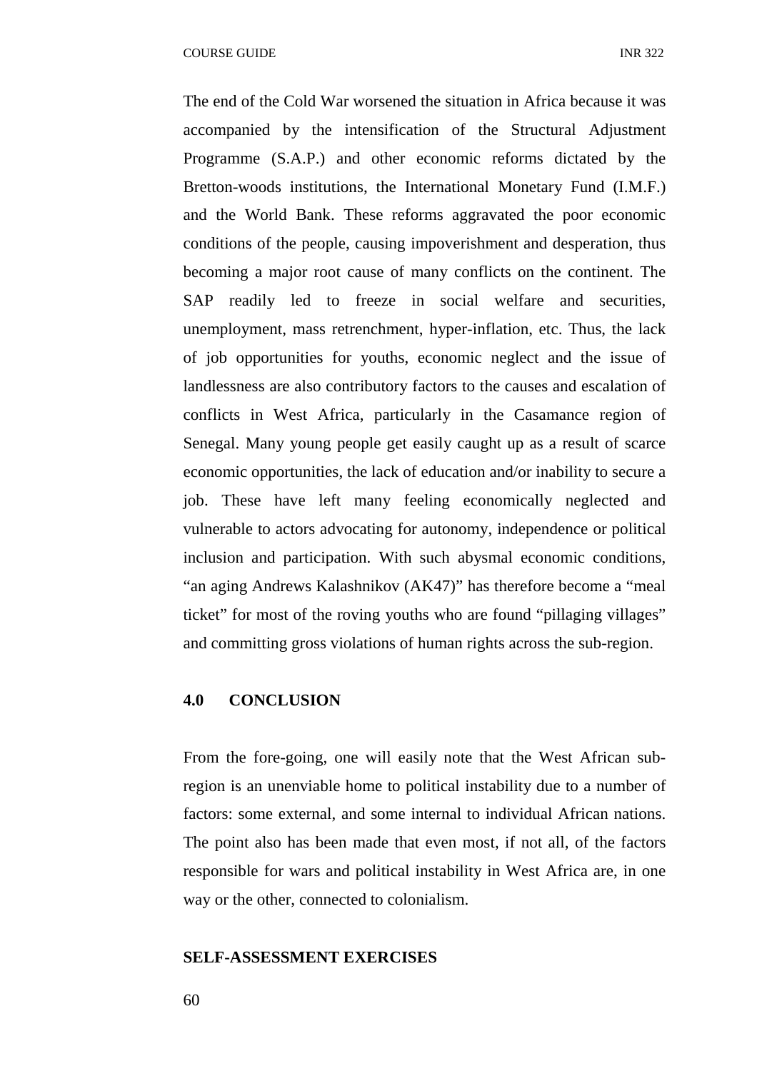The end of the Cold War worsened the situation in Africa because it was accompanied by the intensification of the Structural Adjustment Programme (S.A.P.) and other economic reforms dictated by the Bretton-woods institutions, the International Monetary Fund (I.M.F.) and the World Bank. These reforms aggravated the poor economic conditions of the people, causing impoverishment and desperation, thus becoming a major root cause of many conflicts on the continent. The SAP readily led to freeze in social welfare and securities, unemployment, mass retrenchment, hyper-inflation, etc. Thus, the lack of job opportunities for youths, economic neglect and the issue of landlessness are also contributory factors to the causes and escalation of conflicts in West Africa, particularly in the Casamance region of Senegal. Many young people get easily caught up as a result of scarce economic opportunities, the lack of education and/or inability to secure a job. These have left many feeling economically neglected and vulnerable to actors advocating for autonomy, independence or political inclusion and participation. With such abysmal economic conditions, "an aging Andrews Kalashnikov (AK47)" has therefore become a "meal ticket" for most of the roving youths who are found "pillaging villages" and committing gross violations of human rights across the sub-region.

## 4.0 CONCLUSION

From the fore-going, one will easily note that the West African sub-region is an unenviable home to political instability due to a number of factors: some external, and some internal to individual African nations. The point also has been made that even most, if not all, of the factors responsible for wars and political instability in West Africa are, in one way or the other, connected to colonialism.

**SELF-ASSESSMENT EXERCISES**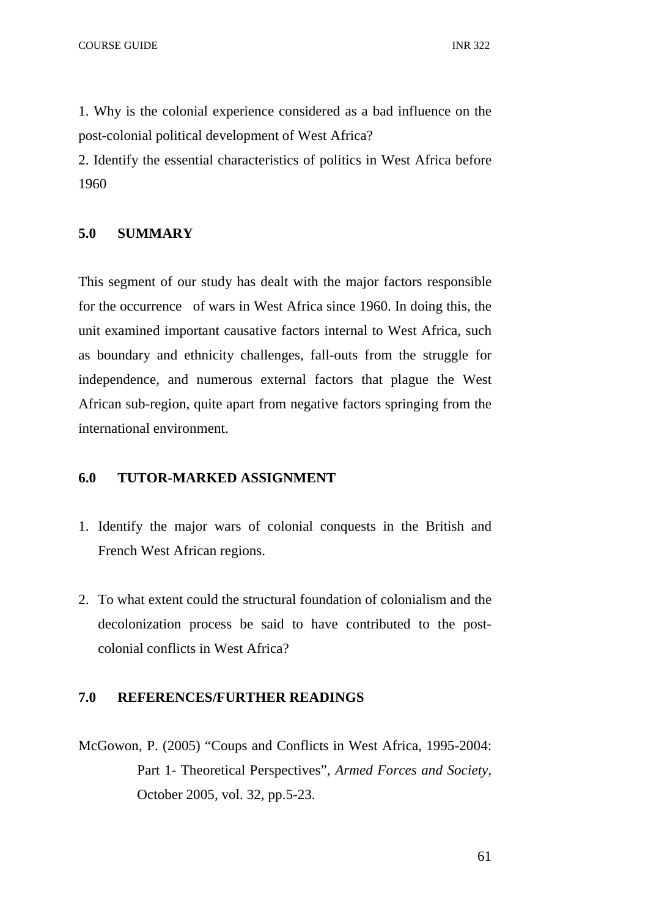1. Why is the colonial experience considered as a bad influence on the post-colonial political development of West Africa?
2. Identify the essential characteristics of politics in West Africa before 1960

## 5.0 SUMMARY

This segment of our study has dealt with the major factors responsible for the occurrence of wars in West Africa since 1960. In doing this, the unit examined important causative factors internal to West Africa, such as boundary and ethnicity challenges, fall-outs from the struggle for independence, and numerous external factors that plague the West African sub-region, quite apart from negative factors springing from the international environment.

## 6.0 TUTOR-MARKED ASSIGNMENT

1. Identify the major wars of colonial conquests in the British and French West African regions.

2. To what extent could the structural foundation of colonialism and the decolonization process be said to have contributed to the post-colonial conflicts in West Africa?

## 7.0 REFERENCES/FURTHER READINGS

McGowon, P. (2005) "Coups and Conflicts in West Africa, 1995-2004: Part 1- Theoretical Perspectives", *Armed Forces and Society,* October 2005, vol. 32, pp.5-23.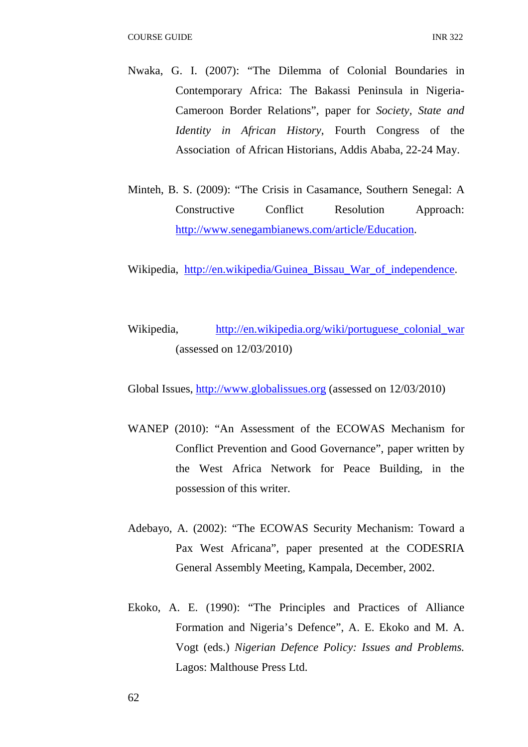Nwaka, G. I. (2007): "The Dilemma of Colonial Boundaries in Contemporary Africa: The Bakassi Peninsula in Nigeria-Cameroon Border Relations", paper for *Society, State and Identity in African History*, Fourth Congress of the Association of African Historians, Addis Ababa, 22-24 May.

Minteh, B. S. (2009): "The Crisis in Casamance, Southern Senegal: A Constructive Conflict Resolution Approach: http://www.senegambianews.com/article/Education.

Wikipedia, http://en.wikipedia/Guinea_Bissau_War_of_independence.

Wikipedia, http://en.wikipedia.org/wiki/portuguese_colonial_war (assessed on 12/03/2010)

Global Issues, http://www.globalissues.org (assessed on 12/03/2010)

WANEP (2010): "An Assessment of the ECOWAS Mechanism for Conflict Prevention and Good Governance", paper written by the West Africa Network for Peace Building, in the possession of this writer.

Adebayo, A. (2002): "The ECOWAS Security Mechanism: Toward a Pax West Africana", paper presented at the CODESRIA General Assembly Meeting, Kampala, December, 2002.

Ekoko, A. E. (1990): "The Principles and Practices of Alliance Formation and Nigeria's Defence", A. E. Ekoko and M. A. Vogt (eds.) *Nigerian Defence Policy: Issues and Problems.* Lagos: Malthouse Press Ltd.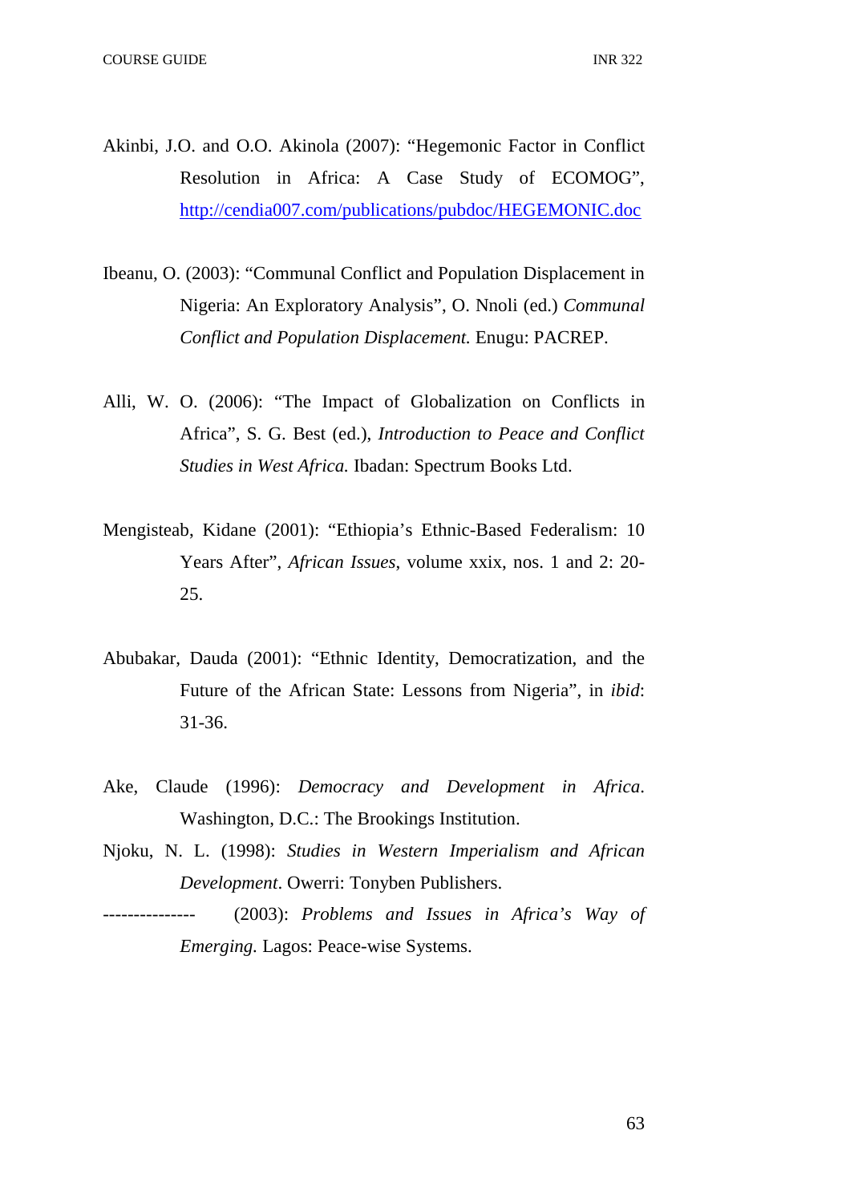Akinbi, J.O. and O.O. Akinola (2007): “Hegemonic Factor in Conflict Resolution in Africa: A Case Study of ECOMOG”, http://cendia007.com/publications/pubdoc/HEGEMONIC.doc

Ibeanu, O. (2003): “Communal Conflict and Population Displacement in Nigeria: An Exploratory Analysis”, O. Nnoli (ed.) *Communal Conflict and Population Displacement.* Enugu: PACREP.

Alli, W. O. (2006): “The Impact of Globalization on Conflicts in Africa”, S. G. Best (ed.), *Introduction to Peace and Conflict Studies in West Africa.* Ibadan: Spectrum Books Ltd.

Mengisteab, Kidane (2001): “Ethiopia’s Ethnic-Based Federalism: 10 Years After”, *African Issues*, volume xxix, nos. 1 and 2: 20-25.

Abubakar, Dauda (2001): “Ethnic Identity, Democratization, and the Future of the African State: Lessons from Nigeria”, in *ibid*: 31-36.

Ake, Claude (1996): *Democracy and Development in Africa*. Washington, D.C.: The Brookings Institution.

Njoku, N. L. (1998): *Studies in Western Imperialism and African Development*. Owerri: Tonyben Publishers.

--------------- (2003): *Problems and Issues in Africa’s Way of Emerging*. Lagos: Peace-wise Systems.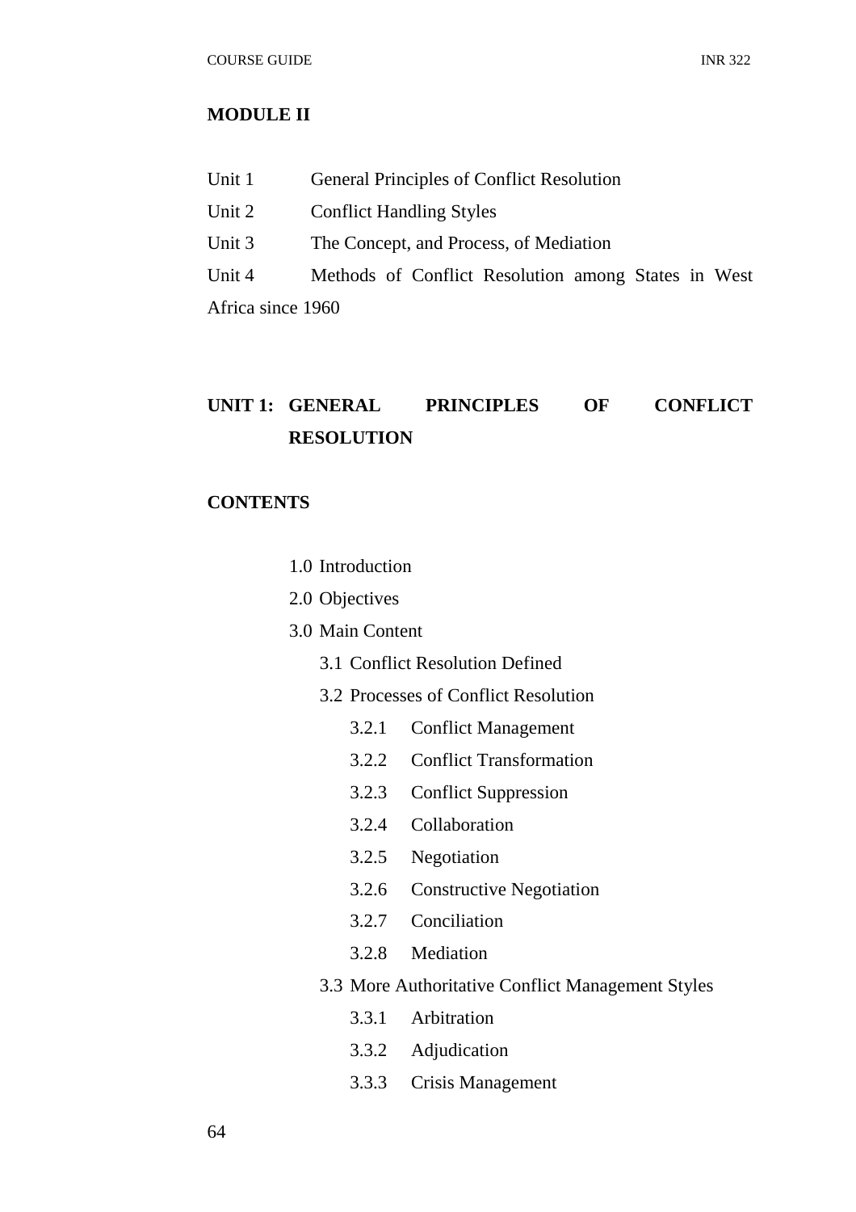## MODULE II

Unit 1 General Principles of Conflict Resolution
Unit 2 Conflict Handling Styles
Unit 3 The Concept, and Process, of Mediation
Unit 4 Methods of Conflict Resolution among States in West Africa since 1960

## UNIT 1: GENERAL PRINCIPLES OF CONFLICT RESOLUTION

### CONTENTS

- 1.0 Introduction
- 2.0 Objectives
- 3.0 Main Content
  - 3.1 Conflict Resolution Defined
  - 3.2 Processes of Conflict Resolution
    - 3.2.1 Conflict Management
    - 3.2.2 Conflict Transformation
    - 3.2.3 Conflict Suppression
    - 3.2.4 Collaboration
    - 3.2.5 Negotiation
    - 3.2.6 Constructive Negotiation
    - 3.2.7 Conciliation
    - 3.2.8 Mediation
  - 3.3 More Authoritative Conflict Management Styles
    - 3.3.1 Arbitration
    - 3.3.2 Adjudication
    - 3.3.3 Crisis Management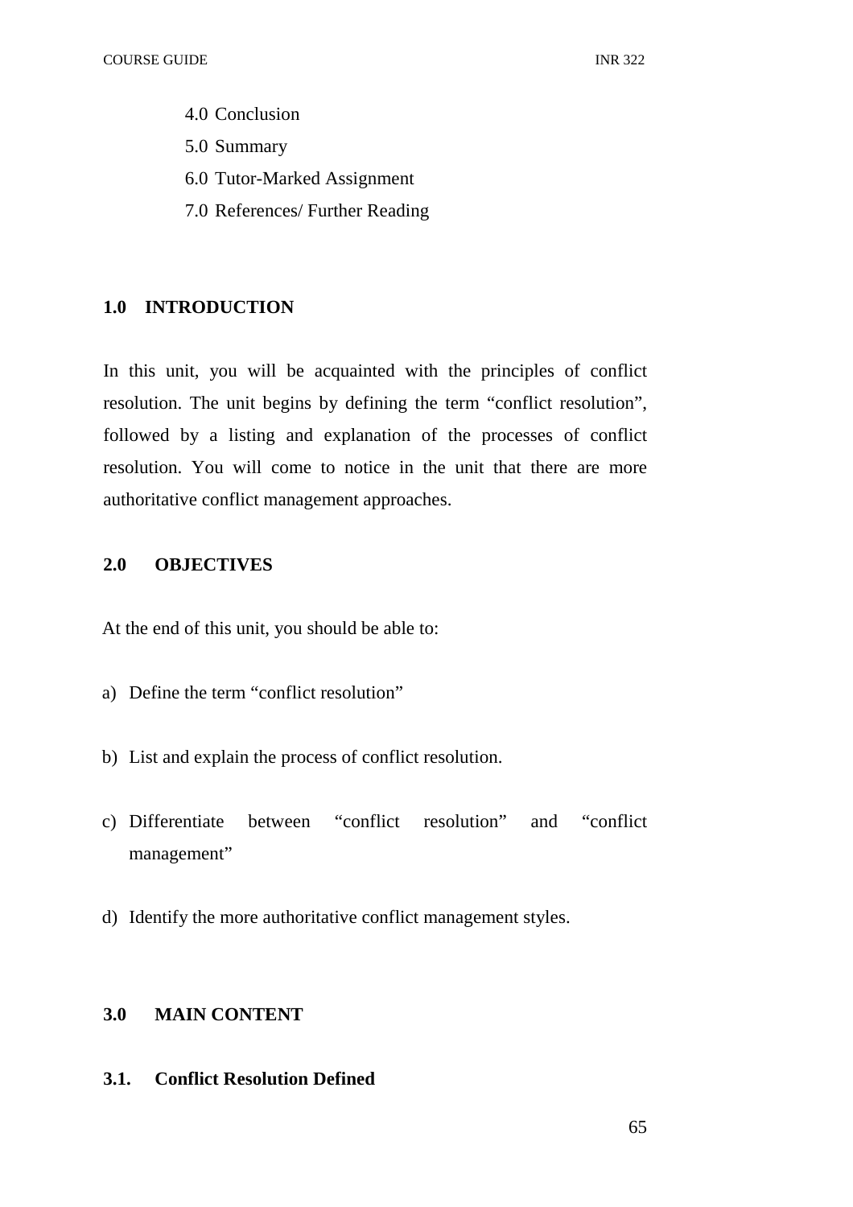4.0 Conclusion
5.0 Summary
6.0 Tutor-Marked Assignment
7.0 References/ Further Reading

## 1.0 INTRODUCTION

In this unit, you will be acquainted with the principles of conflict resolution. The unit begins by defining the term "conflict resolution", followed by a listing and explanation of the processes of conflict resolution. You will come to notice in the unit that there are more authoritative conflict management approaches.

## 2.0 OBJECTIVES

At the end of this unit, you should be able to:

a) Define the term "conflict resolution"

b) List and explain the process of conflict resolution.

c) Differentiate between "conflict resolution" and "conflict management"

d) Identify the more authoritative conflict management styles.

## 3.0 MAIN CONTENT

### 3.1. Conflict Resolution Defined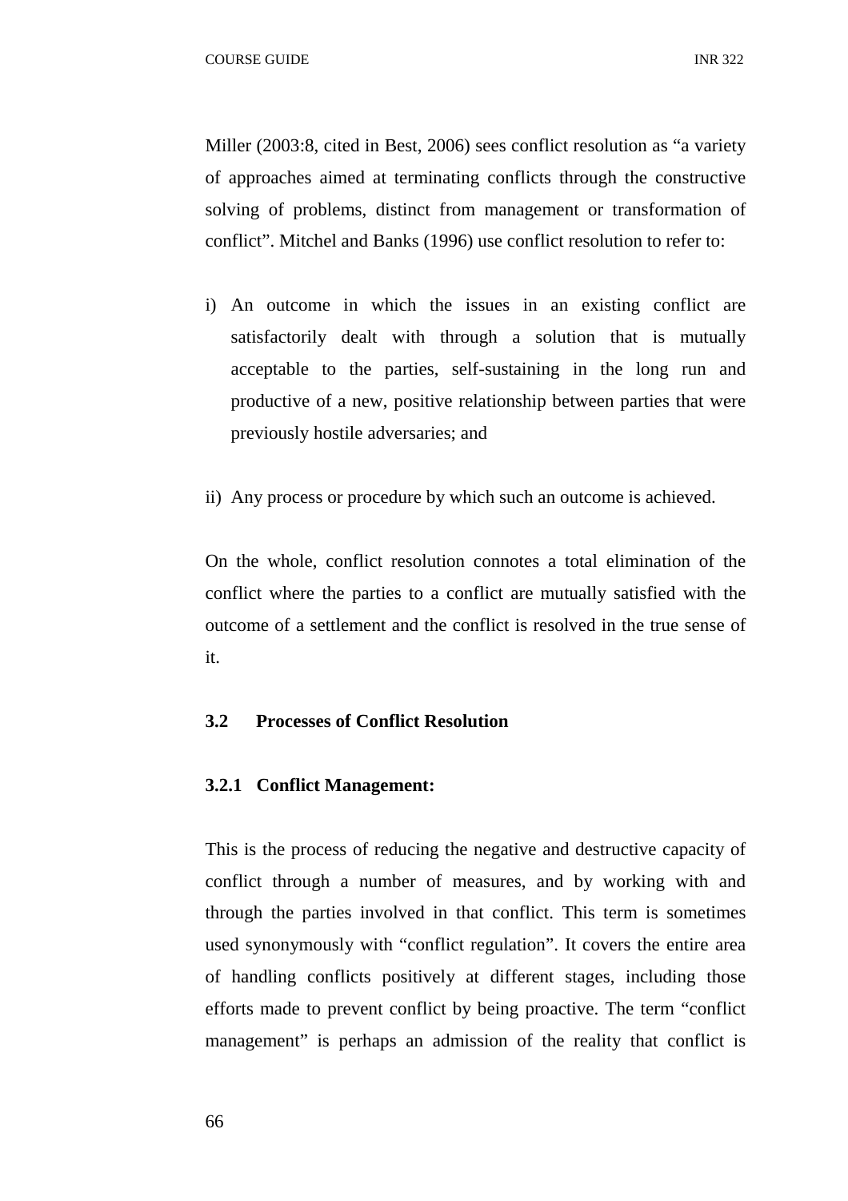Miller (2003:8, cited in Best, 2006) sees conflict resolution as "a variety of approaches aimed at terminating conflicts through the constructive solving of problems, distinct from management or transformation of conflict". Mitchel and Banks (1996) use conflict resolution to refer to:

i) An outcome in which the issues in an existing conflict are satisfactorily dealt with through a solution that is mutually acceptable to the parties, self-sustaining in the long run and productive of a new, positive relationship between parties that were previously hostile adversaries; and

ii) Any process or procedure by which such an outcome is achieved.

On the whole, conflict resolution connotes a total elimination of the conflict where the parties to a conflict are mutually satisfied with the outcome of a settlement and the conflict is resolved in the true sense of it.

### 3.2 Processes of Conflict Resolution

#### 3.2.1 Conflict Management:

This is the process of reducing the negative and destructive capacity of conflict through a number of measures, and by working with and through the parties involved in that conflict. This term is sometimes used synonymously with "conflict regulation". It covers the entire area of handling conflicts positively at different stages, including those efforts made to prevent conflict by being proactive. The term "conflict management" is perhaps an admission of the reality that conflict is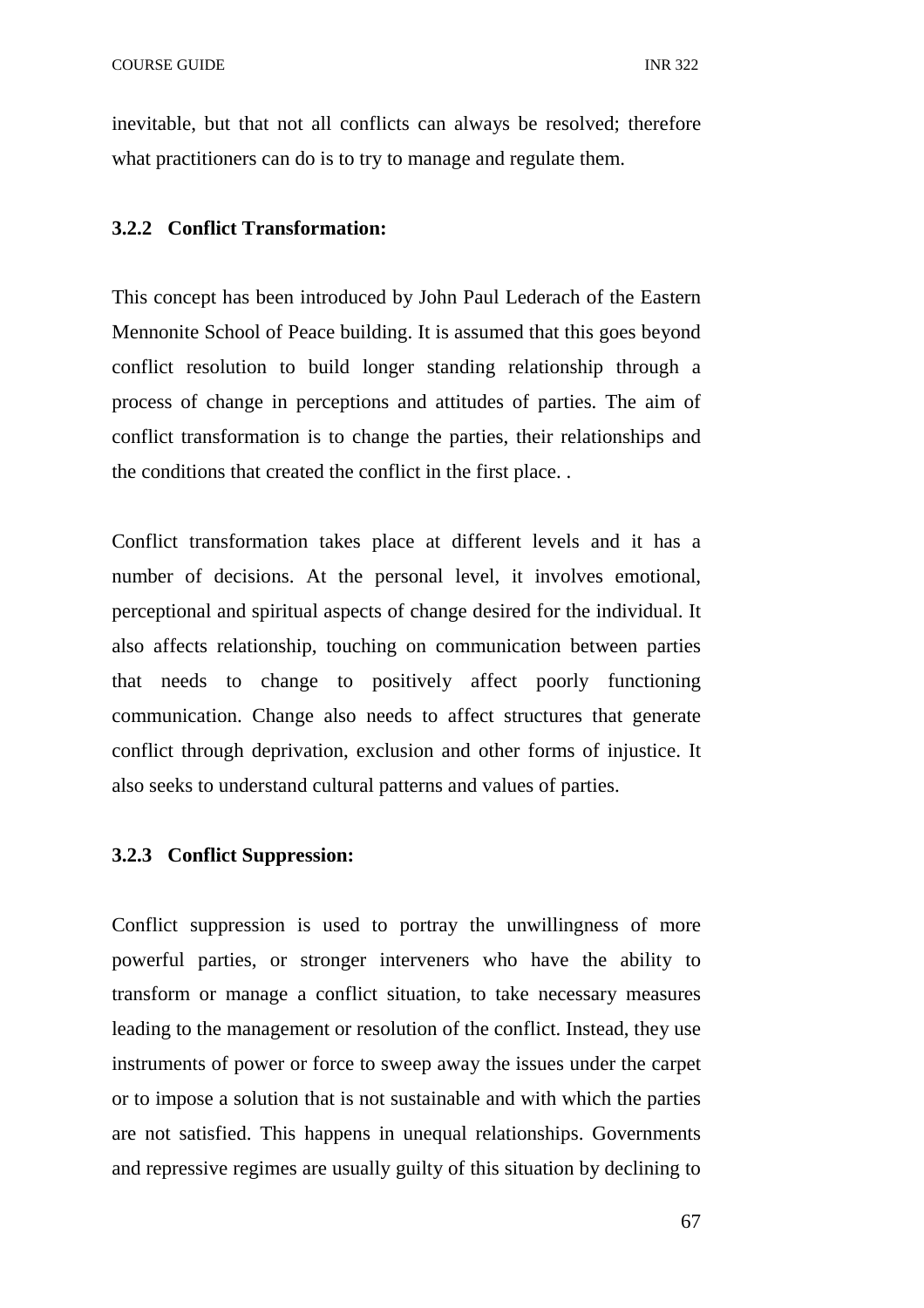inevitable, but that not all conflicts can always be resolved; therefore what practitioners can do is to try to manage and regulate them.

### 3.2.2 Conflict Transformation:

This concept has been introduced by John Paul Lederach of the Eastern Mennonite School of Peace building. It is assumed that this goes beyond conflict resolution to build longer standing relationship through a process of change in perceptions and attitudes of parties. The aim of conflict transformation is to change the parties, their relationships and the conditions that created the conflict in the first place. .

Conflict transformation takes place at different levels and it has a number of decisions. At the personal level, it involves emotional, perceptional and spiritual aspects of change desired for the individual. It also affects relationship, touching on communication between parties that needs to change to positively affect poorly functioning communication. Change also needs to affect structures that generate conflict through deprivation, exclusion and other forms of injustice. It also seeks to understand cultural patterns and values of parties.

### 3.2.3 Conflict Suppression:

Conflict suppression is used to portray the unwillingness of more powerful parties, or stronger interveners who have the ability to transform or manage a conflict situation, to take necessary measures leading to the management or resolution of the conflict. Instead, they use instruments of power or force to sweep away the issues under the carpet or to impose a solution that is not sustainable and with which the parties are not satisfied. This happens in unequal relationships. Governments and repressive regimes are usually guilty of this situation by declining to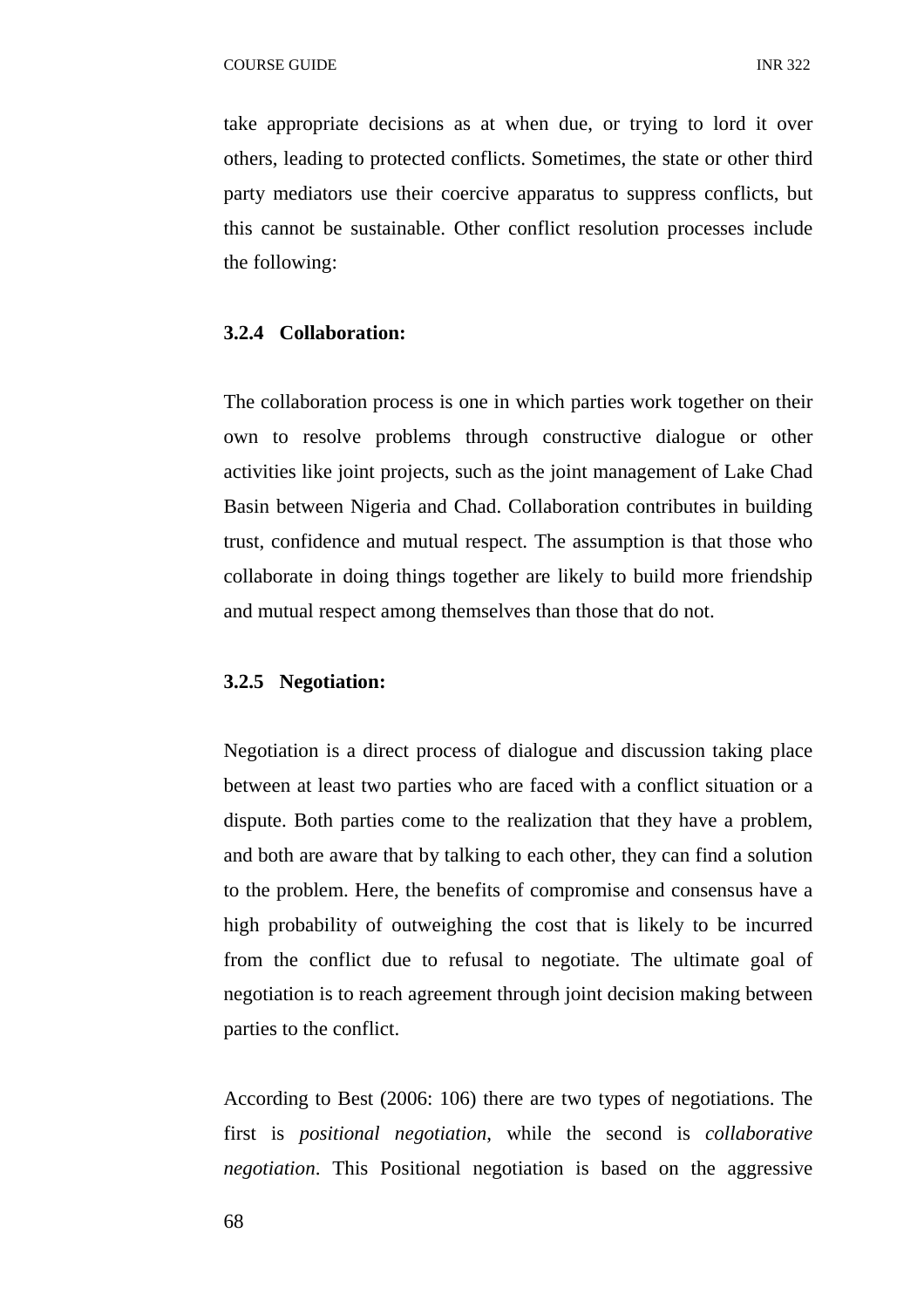take appropriate decisions as at when due, or trying to lord it over others, leading to protected conflicts. Sometimes, the state or other third party mediators use their coercive apparatus to suppress conflicts, but this cannot be sustainable. Other conflict resolution processes include the following:

### 3.2.4 Collaboration:

The collaboration process is one in which parties work together on their own to resolve problems through constructive dialogue or other activities like joint projects, such as the joint management of Lake Chad Basin between Nigeria and Chad. Collaboration contributes in building trust, confidence and mutual respect. The assumption is that those who collaborate in doing things together are likely to build more friendship and mutual respect among themselves than those that do not.

### 3.2.5 Negotiation:

Negotiation is a direct process of dialogue and discussion taking place between at least two parties who are faced with a conflict situation or a dispute. Both parties come to the realization that they have a problem, and both are aware that by talking to each other, they can find a solution to the problem. Here, the benefits of compromise and consensus have a high probability of outweighing the cost that is likely to be incurred from the conflict due to refusal to negotiate. The ultimate goal of negotiation is to reach agreement through joint decision making between parties to the conflict.

According to Best (2006: 106) there are two types of negotiations. The first is *positional negotiation*, while the second is *collaborative negotiation*. This Positional negotiation is based on the aggressive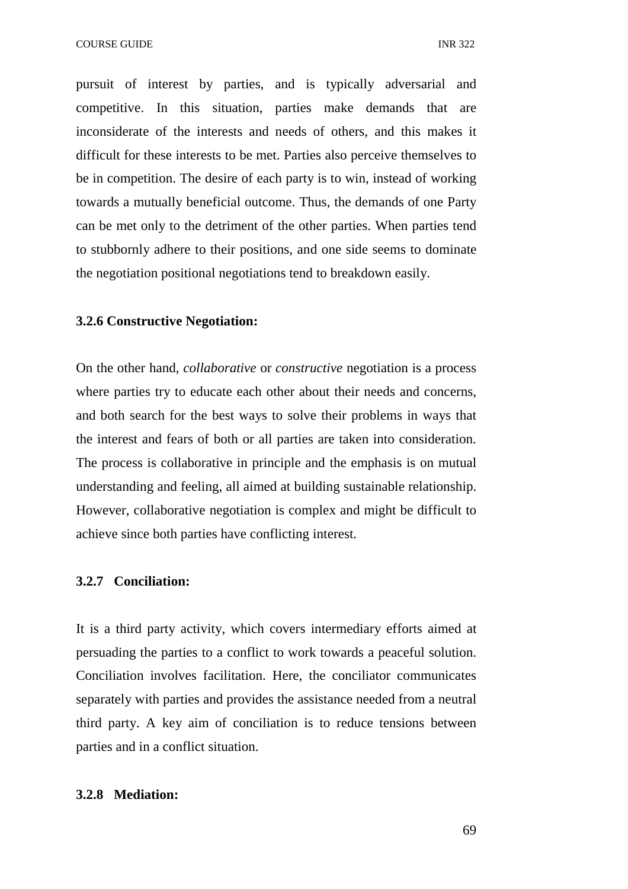pursuit of interest by parties, and is typically adversarial and competitive. In this situation, parties make demands that are inconsiderate of the interests and needs of others, and this makes it difficult for these interests to be met. Parties also perceive themselves to be in competition. The desire of each party is to win, instead of working towards a mutually beneficial outcome. Thus, the demands of one Party can be met only to the detriment of the other parties. When parties tend to stubbornly adhere to their positions, and one side seems to dominate the negotiation positional negotiations tend to breakdown easily.

### 3.2.6 Constructive Negotiation:

On the other hand, *collaborative* or *constructive* negotiation is a process where parties try to educate each other about their needs and concerns, and both search for the best ways to solve their problems in ways that the interest and fears of both or all parties are taken into consideration. The process is collaborative in principle and the emphasis is on mutual understanding and feeling, all aimed at building sustainable relationship. However, collaborative negotiation is complex and might be difficult to achieve since both parties have conflicting interest.

### 3.2.7 Conciliation:

It is a third party activity, which covers intermediary efforts aimed at persuading the parties to a conflict to work towards a peaceful solution. Conciliation involves facilitation. Here, the conciliator communicates separately with parties and provides the assistance needed from a neutral third party. A key aim of conciliation is to reduce tensions between parties and in a conflict situation.

### 3.2.8 Mediation: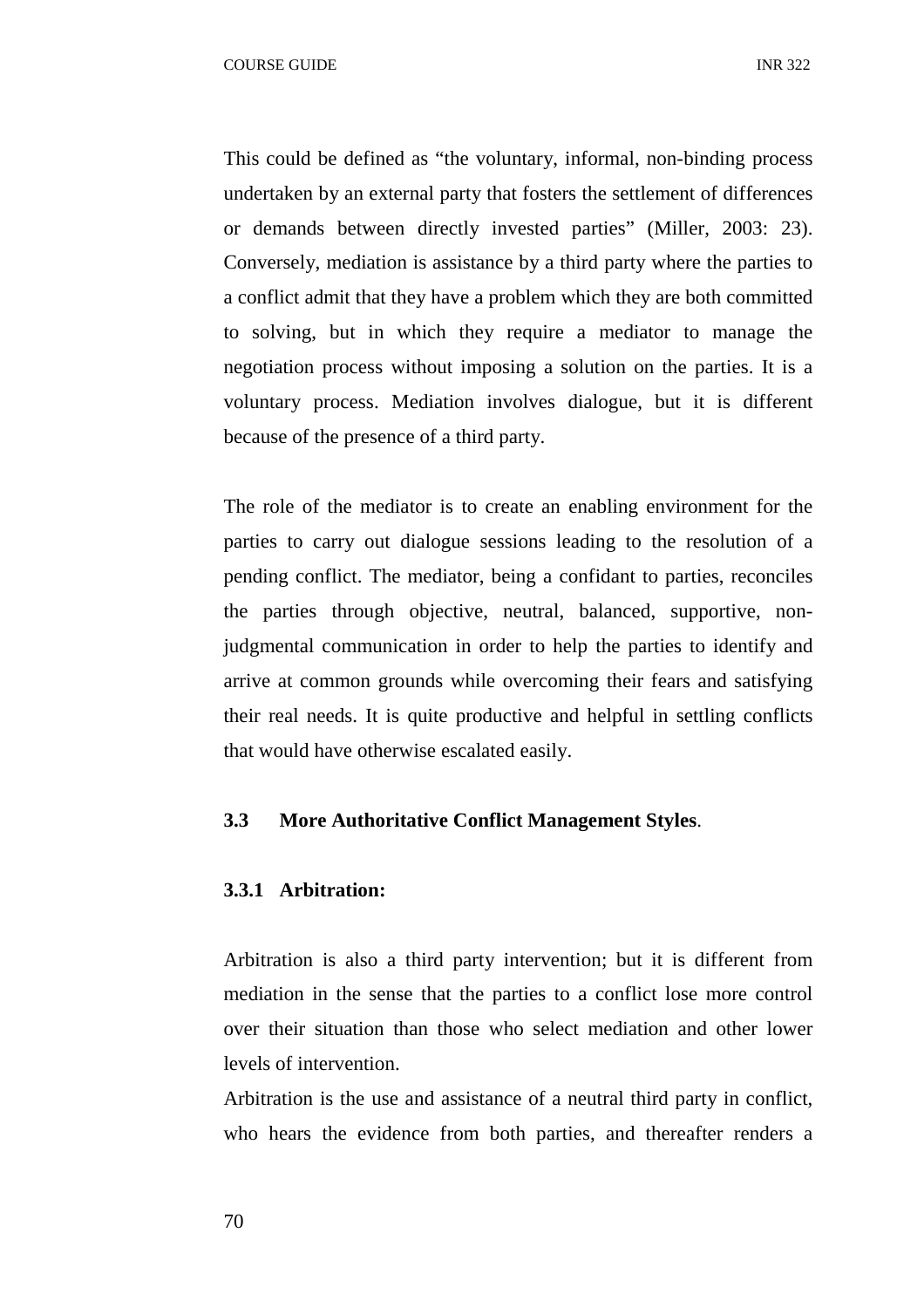This could be defined as "the voluntary, informal, non-binding process undertaken by an external party that fosters the settlement of differences or demands between directly invested parties" (Miller, 2003: 23). Conversely, mediation is assistance by a third party where the parties to a conflict admit that they have a problem which they are both committed to solving, but in which they require a mediator to manage the negotiation process without imposing a solution on the parties. It is a voluntary process. Mediation involves dialogue, but it is different because of the presence of a third party.

The role of the mediator is to create an enabling environment for the parties to carry out dialogue sessions leading to the resolution of a pending conflict. The mediator, being a confidant to parties, reconciles the parties through objective, neutral, balanced, supportive, non-judgmental communication in order to help the parties to identify and arrive at common grounds while overcoming their fears and satisfying their real needs. It is quite productive and helpful in settling conflicts that would have otherwise escalated easily.

## 3.3 More Authoritative Conflict Management Styles.

### 3.3.1 Arbitration:

Arbitration is also a third party intervention; but it is different from mediation in the sense that the parties to a conflict lose more control over their situation than those who select mediation and other lower levels of intervention.

Arbitration is the use and assistance of a neutral third party in conflict, who hears the evidence from both parties, and thereafter renders a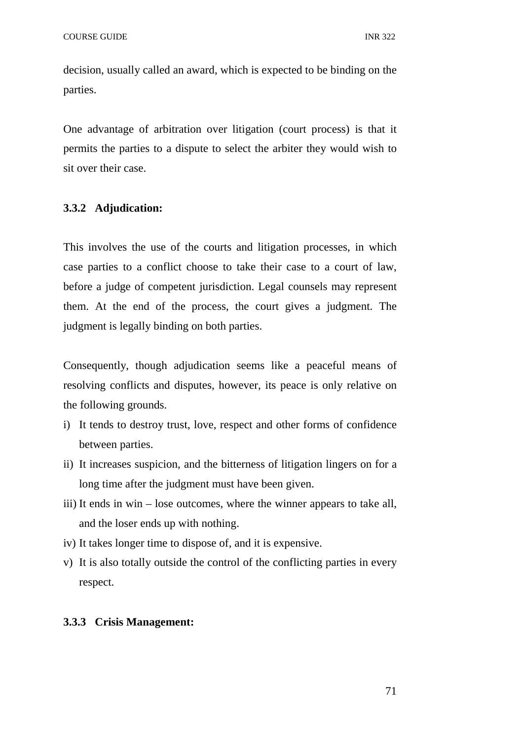decision, usually called an award, which is expected to be binding on the parties.

One advantage of arbitration over litigation (court process) is that it permits the parties to a dispute to select the arbiter they would wish to sit over their case.

### 3.3.2 Adjudication:

This involves the use of the courts and litigation processes, in which case parties to a conflict choose to take their case to a court of law, before a judge of competent jurisdiction. Legal counsels may represent them. At the end of the process, the court gives a judgment. The judgment is legally binding on both parties.

Consequently, though adjudication seems like a peaceful means of resolving conflicts and disputes, however, its peace is only relative on the following grounds.

i) It tends to destroy trust, love, respect and other forms of confidence between parties.
ii) It increases suspicion, and the bitterness of litigation lingers on for a long time after the judgment must have been given.
iii) It ends in win – lose outcomes, where the winner appears to take all, and the loser ends up with nothing.
iv) It takes longer time to dispose of, and it is expensive.
v) It is also totally outside the control of the conflicting parties in every respect.

### 3.3.3 Crisis Management: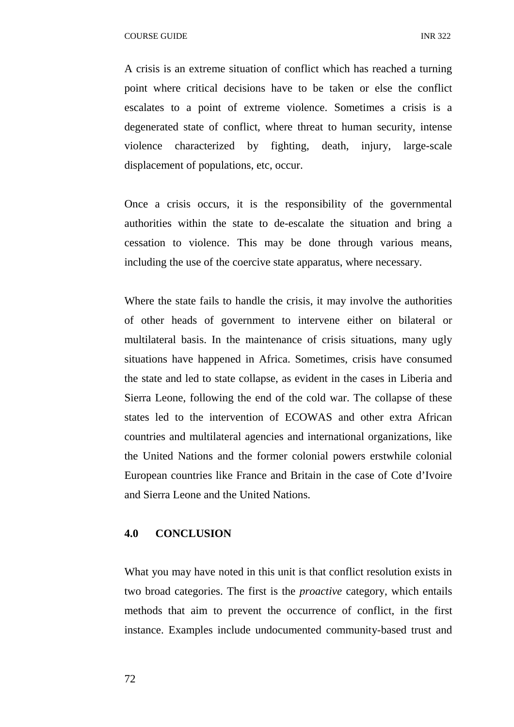A crisis is an extreme situation of conflict which has reached a turning point where critical decisions have to be taken or else the conflict escalates to a point of extreme violence. Sometimes a crisis is a degenerated state of conflict, where threat to human security, intense violence characterized by fighting, death, injury, large-scale displacement of populations, etc, occur.

Once a crisis occurs, it is the responsibility of the governmental authorities within the state to de-escalate the situation and bring a cessation to violence. This may be done through various means, including the use of the coercive state apparatus, where necessary.

Where the state fails to handle the crisis, it may involve the authorities of other heads of government to intervene either on bilateral or multilateral basis. In the maintenance of crisis situations, many ugly situations have happened in Africa. Sometimes, crisis have consumed the state and led to state collapse, as evident in the cases in Liberia and Sierra Leone, following the end of the cold war. The collapse of these states led to the intervention of ECOWAS and other extra African countries and multilateral agencies and international organizations, like the United Nations and the former colonial powers erstwhile colonial European countries like France and Britain in the case of Cote d'Ivoire and Sierra Leone and the United Nations.

## 4.0 CONCLUSION

What you may have noted in this unit is that conflict resolution exists in two broad categories. The first is the *proactive* category, which entails methods that aim to prevent the occurrence of conflict, in the first instance. Examples include undocumented community-based trust and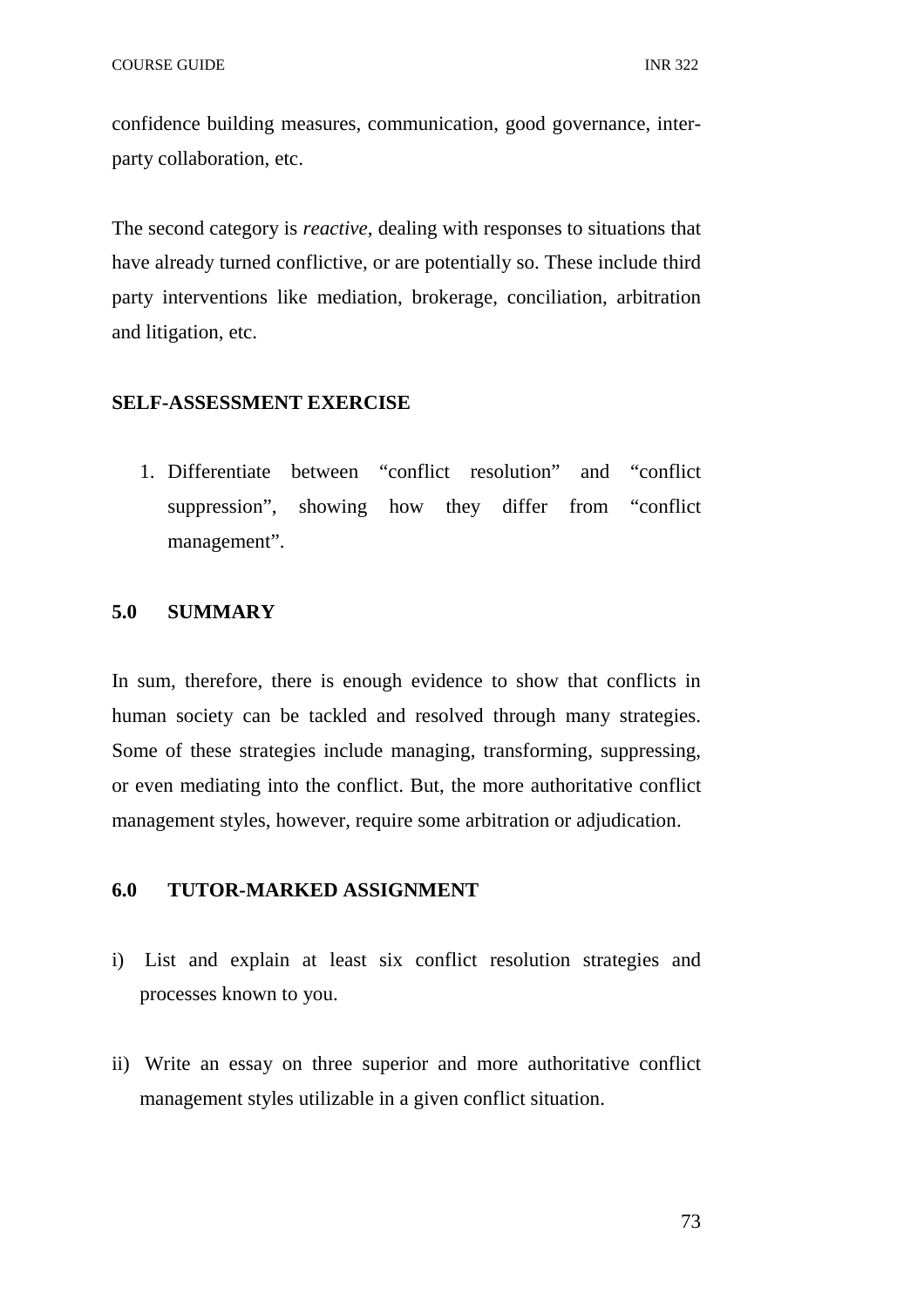confidence building measures, communication, good governance, inter-party collaboration, etc.

The second category is *reactive*, dealing with responses to situations that have already turned conflictive, or are potentially so. These include third party interventions like mediation, brokerage, conciliation, arbitration and litigation, etc.

**SELF-ASSESSMENT EXERCISE**

1. Differentiate between “conflict resolution” and “conflict suppression”, showing how they differ from “conflict management”.

## 5.0 SUMMARY

In sum, therefore, there is enough evidence to show that conflicts in human society can be tackled and resolved through many strategies. Some of these strategies include managing, transforming, suppressing, or even mediating into the conflict. But, the more authoritative conflict management styles, however, require some arbitration or adjudication.

## 6.0 TUTOR-MARKED ASSIGNMENT

i) List and explain at least six conflict resolution strategies and processes known to you.

ii) Write an essay on three superior and more authoritative conflict management styles utilizable in a given conflict situation.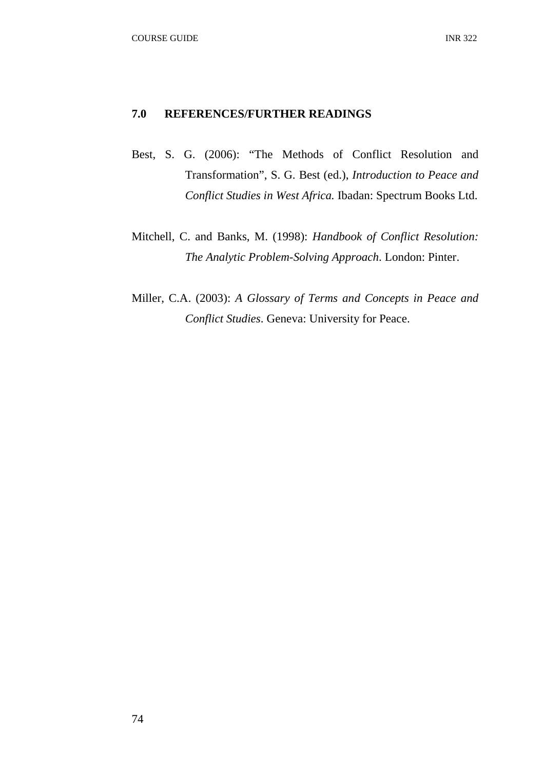## 7.0 REFERENCES/FURTHER READINGS

Best, S. G. (2006): "The Methods of Conflict Resolution and Transformation", S. G. Best (ed.), *Introduction to Peace and Conflict Studies in West Africa.* Ibadan: Spectrum Books Ltd.

Mitchell, C. and Banks, M. (1998): *Handbook of Conflict Resolution: The Analytic Problem-Solving Approach*. London: Pinter.

Miller, C.A. (2003): *A Glossary of Terms and Concepts in Peace and Conflict Studies*. Geneva: University for Peace.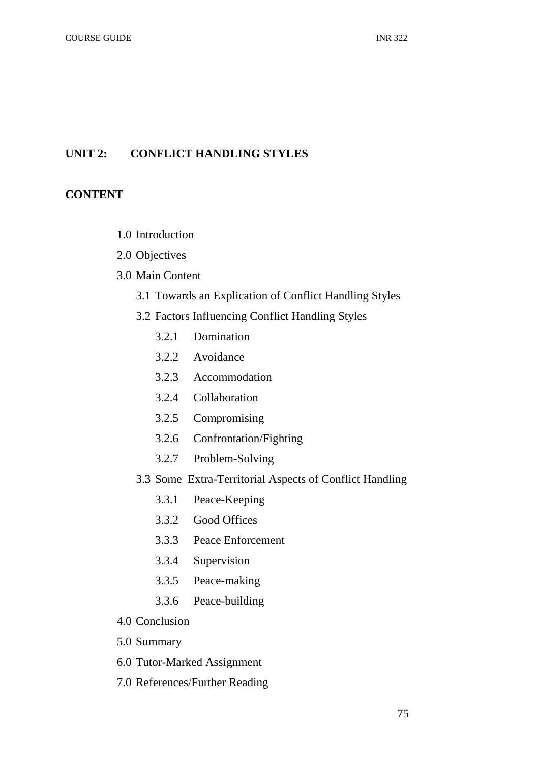## UNIT 2: CONFLICT HANDLING STYLES

### CONTENT

- 1.0 Introduction
- 2.0 Objectives
- 3.0 Main Content
    - 3.1 Towards an Explication of Conflict Handling Styles
    - 3.2 Factors Influencing Conflict Handling Styles
        - 3.2.1 Domination
        - 3.2.2 Avoidance
        - 3.2.3 Accommodation
        - 3.2.4 Collaboration
        - 3.2.5 Compromising
        - 3.2.6 Confrontation/Fighting
        - 3.2.7 Problem-Solving
    - 3.3 Some Extra-Territorial Aspects of Conflict Handling
        - 3.3.1 Peace-Keeping
        - 3.3.2 Good Offices
        - 3.3.3 Peace Enforcement
        - 3.3.4 Supervision
        - 3.3.5 Peace-making
        - 3.3.6 Peace-building
- 4.0 Conclusion
- 5.0 Summary
- 6.0 Tutor-Marked Assignment
- 7.0 References/Further Reading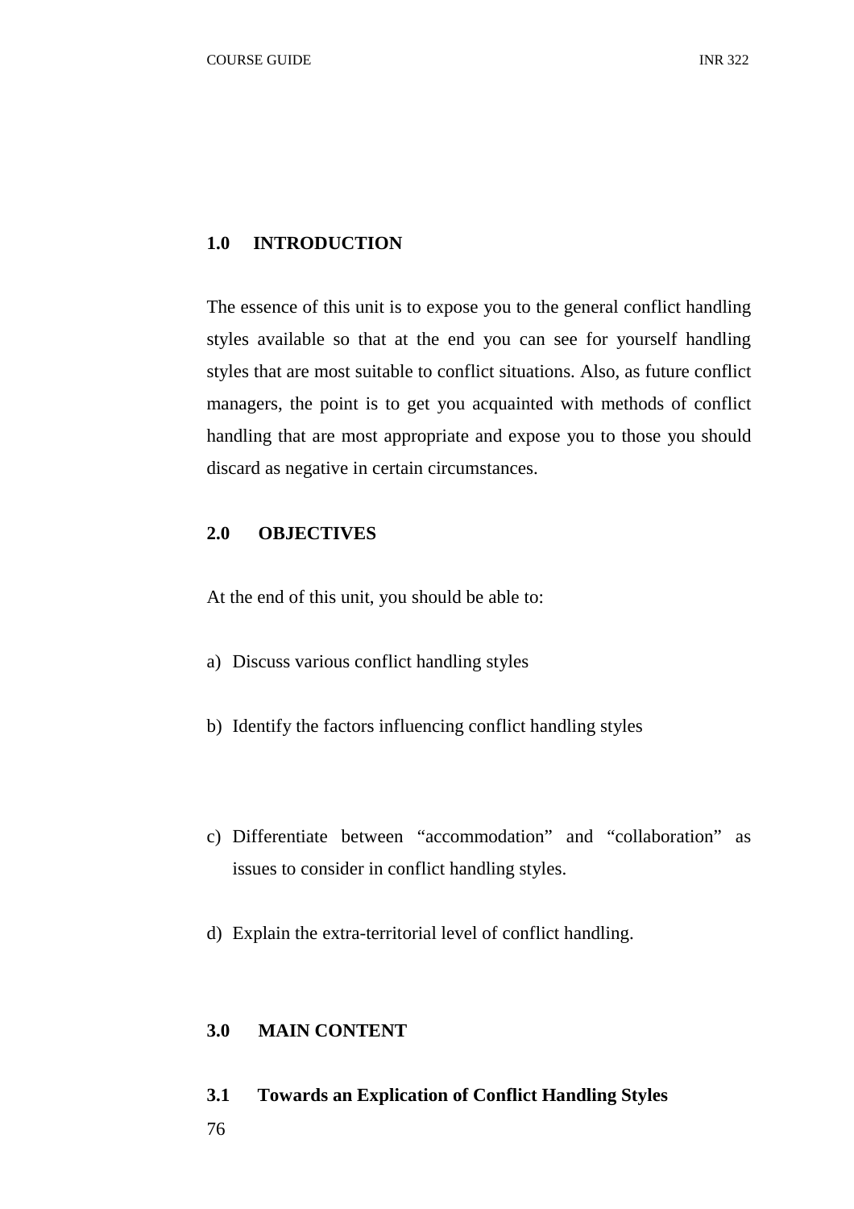## 1.0 INTRODUCTION

The essence of this unit is to expose you to the general conflict handling styles available so that at the end you can see for yourself handling styles that are most suitable to conflict situations. Also, as future conflict managers, the point is to get you acquainted with methods of conflict handling that are most appropriate and expose you to those you should discard as negative in certain circumstances.

## 2.0 OBJECTIVES

At the end of this unit, you should be able to:

a) Discuss various conflict handling styles

b) Identify the factors influencing conflict handling styles

c) Differentiate between "accommodation" and "collaboration" as issues to consider in conflict handling styles.

d) Explain the extra-territorial level of conflict handling.

## 3.0 MAIN CONTENT

### 3.1 Towards an Explication of Conflict Handling Styles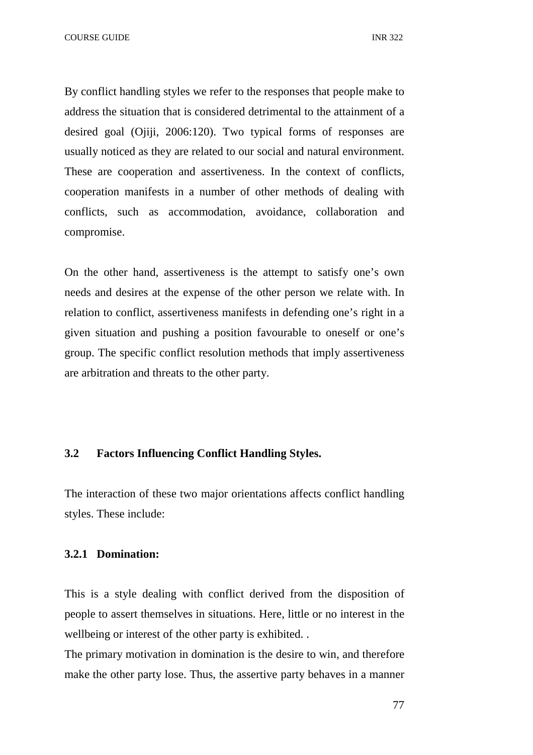By conflict handling styles we refer to the responses that people make to address the situation that is considered detrimental to the attainment of a desired goal (Ojiji, 2006:120). Two typical forms of responses are usually noticed as they are related to our social and natural environment. These are cooperation and assertiveness. In the context of conflicts, cooperation manifests in a number of other methods of dealing with conflicts, such as accommodation, avoidance, collaboration and compromise.

On the other hand, assertiveness is the attempt to satisfy one's own needs and desires at the expense of the other person we relate with. In relation to conflict, assertiveness manifests in defending one's right in a given situation and pushing a position favourable to oneself or one's group. The specific conflict resolution methods that imply assertiveness are arbitration and threats to the other party.

### 3.2 Factors Influencing Conflict Handling Styles.

The interaction of these two major orientations affects conflict handling styles. These include:

#### 3.2.1 Domination:

This is a style dealing with conflict derived from the disposition of people to assert themselves in situations. Here, little or no interest in the wellbeing or interest of the other party is exhibited. .

The primary motivation in domination is the desire to win, and therefore make the other party lose. Thus, the assertive party behaves in a manner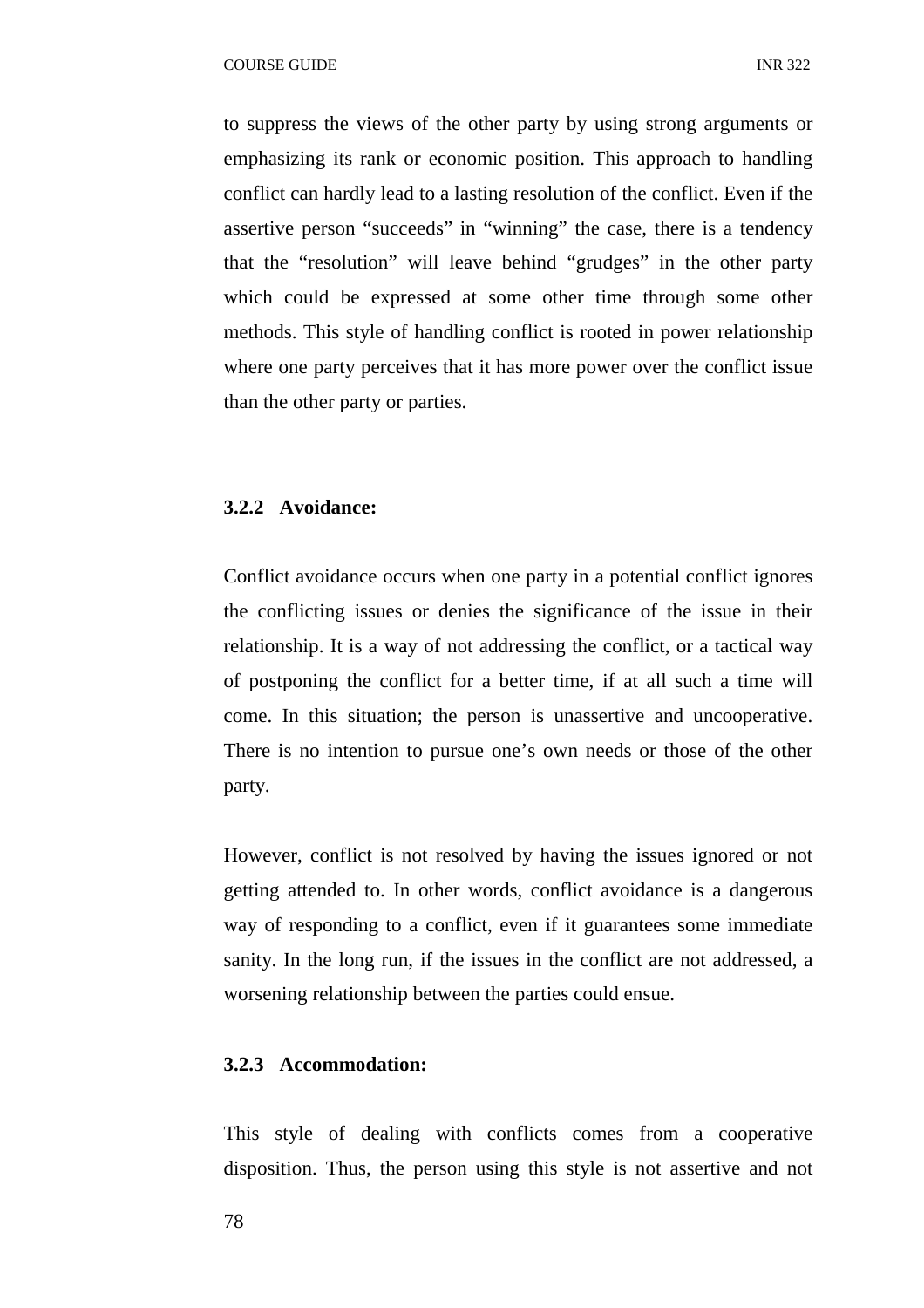to suppress the views of the other party by using strong arguments or emphasizing its rank or economic position. This approach to handling conflict can hardly lead to a lasting resolution of the conflict. Even if the assertive person “succeeds” in “winning” the case, there is a tendency that the “resolution” will leave behind “grudges” in the other party which could be expressed at some other time through some other methods. This style of handling conflict is rooted in power relationship where one party perceives that it has more power over the conflict issue than the other party or parties.

### 3.2.2 Avoidance:

Conflict avoidance occurs when one party in a potential conflict ignores the conflicting issues or denies the significance of the issue in their relationship. It is a way of not addressing the conflict, or a tactical way of postponing the conflict for a better time, if at all such a time will come. In this situation; the person is unassertive and uncooperative. There is no intention to pursue one’s own needs or those of the other party.

However, conflict is not resolved by having the issues ignored or not getting attended to. In other words, conflict avoidance is a dangerous way of responding to a conflict, even if it guarantees some immediate sanity. In the long run, if the issues in the conflict are not addressed, a worsening relationship between the parties could ensue.

### 3.2.3 Accommodation:

This style of dealing with conflicts comes from a cooperative disposition. Thus, the person using this style is not assertive and not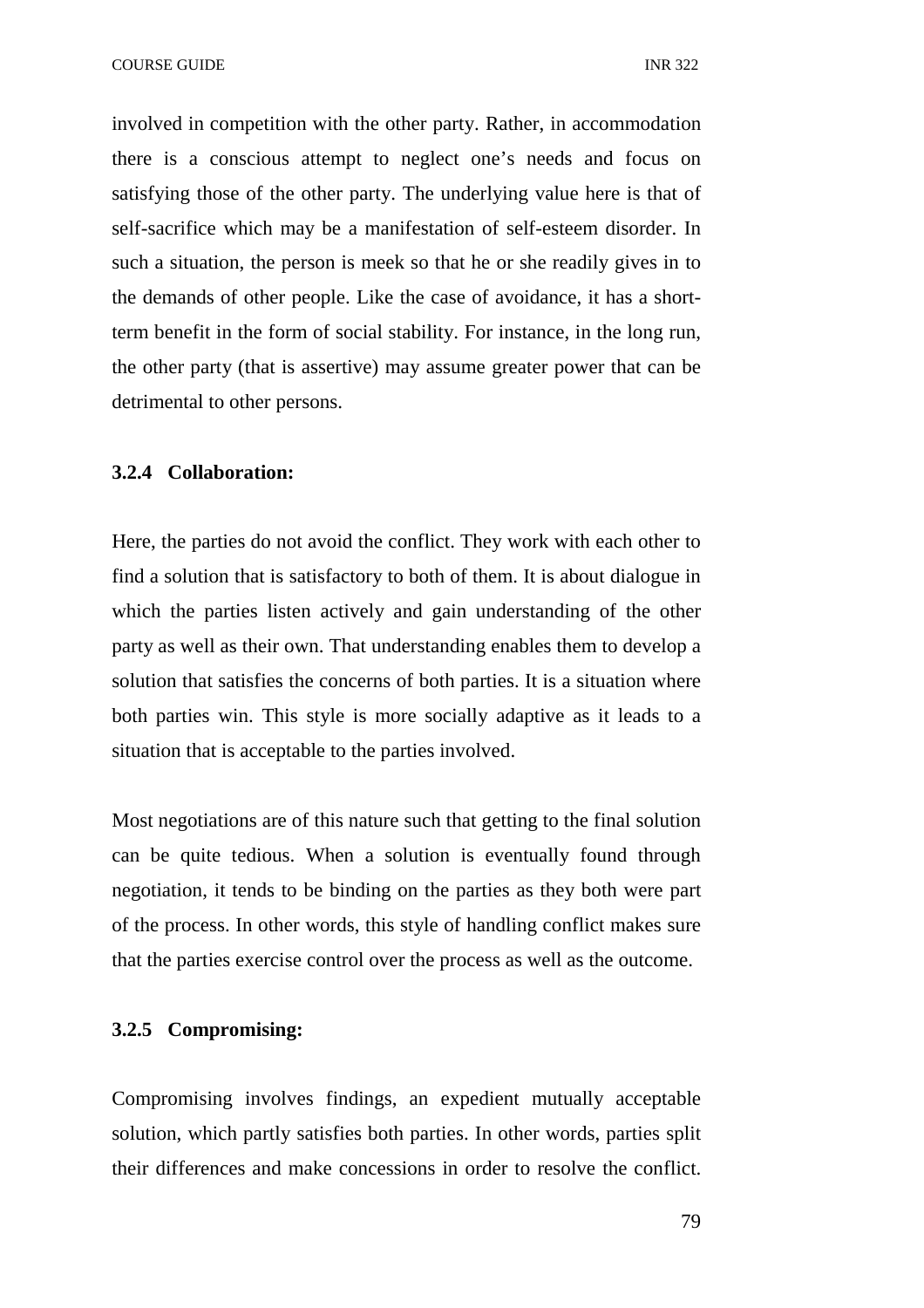involved in competition with the other party. Rather, in accommodation there is a conscious attempt to neglect one's needs and focus on satisfying those of the other party. The underlying value here is that of self-sacrifice which may be a manifestation of self-esteem disorder. In such a situation, the person is meek so that he or she readily gives in to the demands of other people. Like the case of avoidance, it has a short-term benefit in the form of social stability. For instance, in the long run, the other party (that is assertive) may assume greater power that can be detrimental to other persons.

### 3.2.4 Collaboration:

Here, the parties do not avoid the conflict. They work with each other to find a solution that is satisfactory to both of them. It is about dialogue in which the parties listen actively and gain understanding of the other party as well as their own. That understanding enables them to develop a solution that satisfies the concerns of both parties. It is a situation where both parties win. This style is more socially adaptive as it leads to a situation that is acceptable to the parties involved.

Most negotiations are of this nature such that getting to the final solution can be quite tedious. When a solution is eventually found through negotiation, it tends to be binding on the parties as they both were part of the process. In other words, this style of handling conflict makes sure that the parties exercise control over the process as well as the outcome.

### 3.2.5 Compromising:

Compromising involves findings, an expedient mutually acceptable solution, which partly satisfies both parties. In other words, parties split their differences and make concessions in order to resolve the conflict.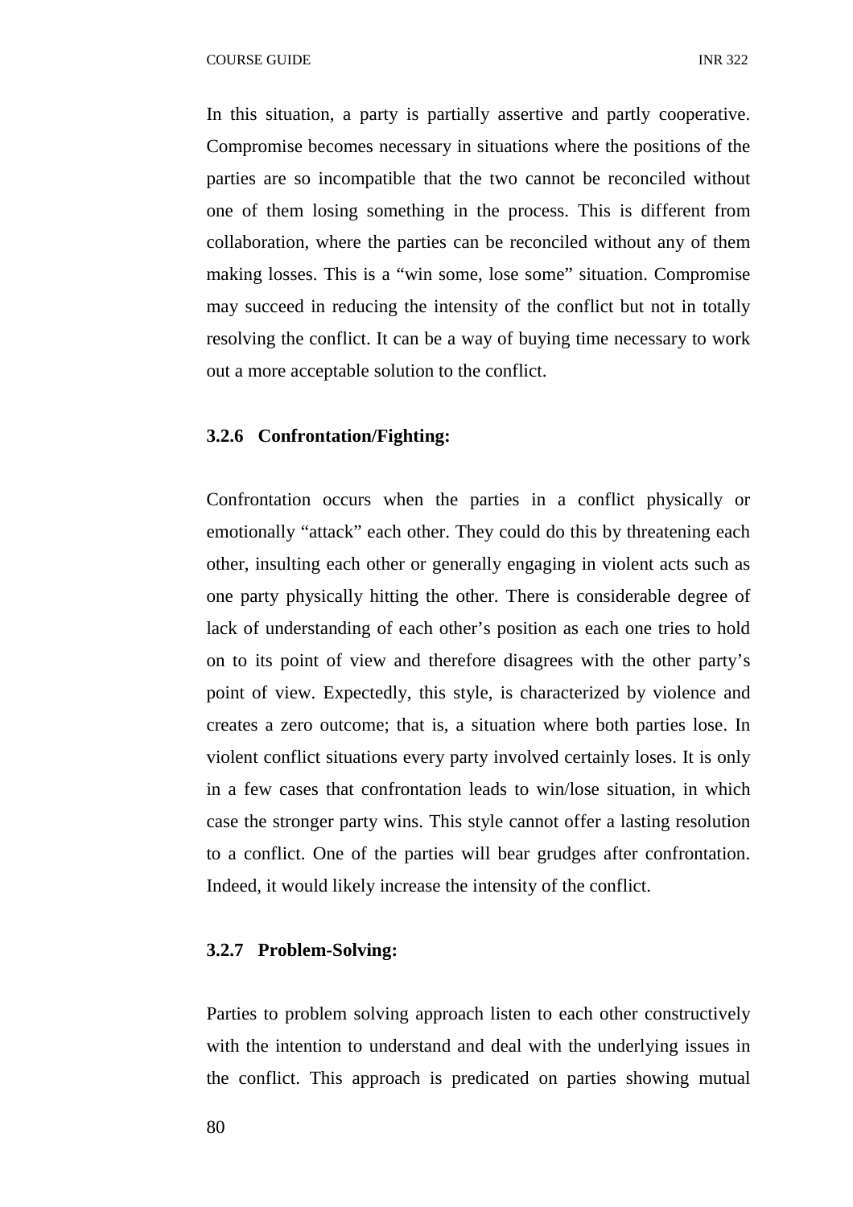In this situation, a party is partially assertive and partly cooperative. Compromise becomes necessary in situations where the positions of the parties are so incompatible that the two cannot be reconciled without one of them losing something in the process. This is different from collaboration, where the parties can be reconciled without any of them making losses. This is a “win some, lose some” situation. Compromise may succeed in reducing the intensity of the conflict but not in totally resolving the conflict. It can be a way of buying time necessary to work out a more acceptable solution to the conflict.

### 3.2.6 Confrontation/Fighting:

Confrontation occurs when the parties in a conflict physically or emotionally “attack” each other. They could do this by threatening each other, insulting each other or generally engaging in violent acts such as one party physically hitting the other. There is considerable degree of lack of understanding of each other’s position as each one tries to hold on to its point of view and therefore disagrees with the other party’s point of view. Expectedly, this style, is characterized by violence and creates a zero outcome; that is, a situation where both parties lose. In violent conflict situations every party involved certainly loses. It is only in a few cases that confrontation leads to win/lose situation, in which case the stronger party wins. This style cannot offer a lasting resolution to a conflict. One of the parties will bear grudges after confrontation. Indeed, it would likely increase the intensity of the conflict.

### 3.2.7 Problem-Solving:

Parties to problem solving approach listen to each other constructively with the intention to understand and deal with the underlying issues in the conflict. This approach is predicated on parties showing mutual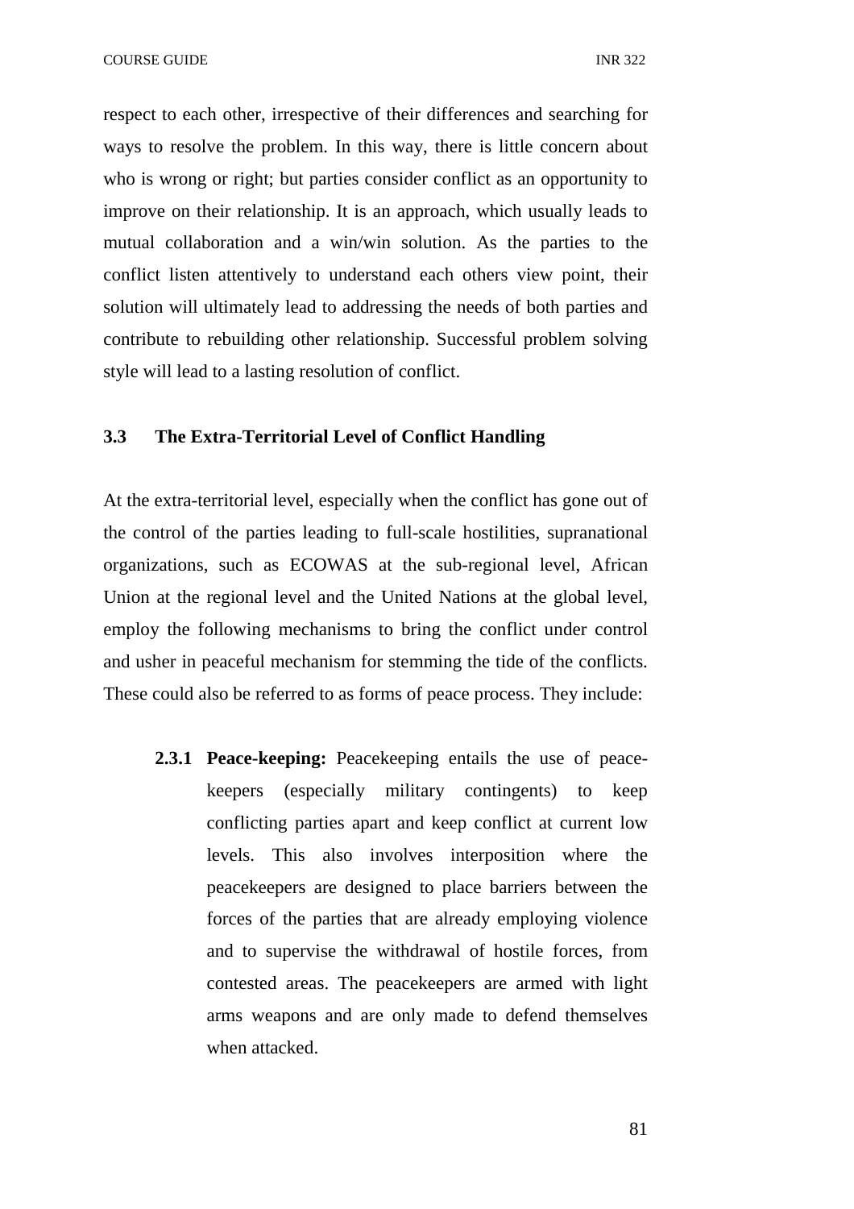respect to each other, irrespective of their differences and searching for ways to resolve the problem. In this way, there is little concern about who is wrong or right; but parties consider conflict as an opportunity to improve on their relationship. It is an approach, which usually leads to mutual collaboration and a win/win solution. As the parties to the conflict listen attentively to understand each others view point, their solution will ultimately lead to addressing the needs of both parties and contribute to rebuilding other relationship. Successful problem solving style will lead to a lasting resolution of conflict.

### 3.3 The Extra-Territorial Level of Conflict Handling

At the extra-territorial level, especially when the conflict has gone out of the control of the parties leading to full-scale hostilities, supranational organizations, such as ECOWAS at the sub-regional level, African Union at the regional level and the United Nations at the global level, employ the following mechanisms to bring the conflict under control and usher in peaceful mechanism for stemming the tide of the conflicts. These could also be referred to as forms of peace process. They include:

**2.3.1 Peace-keeping:** Peacekeeping entails the use of peace-keepers (especially military contingents) to keep conflicting parties apart and keep conflict at current low levels. This also involves interposition where the peacekeepers are designed to place barriers between the forces of the parties that are already employing violence and to supervise the withdrawal of hostile forces, from contested areas. The peacekeepers are armed with light arms weapons and are only made to defend themselves when attacked.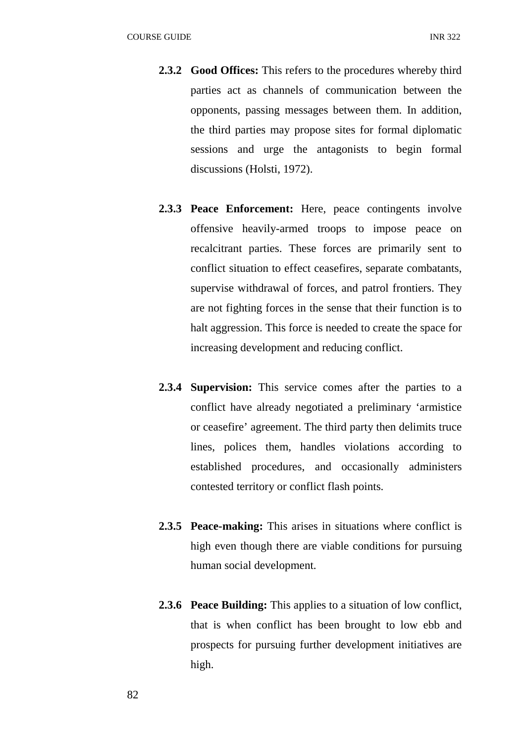**2.3.2 Good Offices:** This refers to the procedures whereby third parties act as channels of communication between the opponents, passing messages between them. In addition, the third parties may propose sites for formal diplomatic sessions and urge the antagonists to begin formal discussions (Holsti, 1972).

**2.3.3 Peace Enforcement:** Here, peace contingents involve offensive heavily-armed troops to impose peace on recalcitrant parties. These forces are primarily sent to conflict situation to effect ceasefires, separate combatants, supervise withdrawal of forces, and patrol frontiers. They are not fighting forces in the sense that their function is to halt aggression. This force is needed to create the space for increasing development and reducing conflict.

**2.3.4 Supervision:** This service comes after the parties to a conflict have already negotiated a preliminary 'armistice or ceasefire' agreement. The third party then delimits truce lines, polices them, handles violations according to established procedures, and occasionally administers contested territory or conflict flash points.

**2.3.5 Peace-making:** This arises in situations where conflict is high even though there are viable conditions for pursuing human social development.

**2.3.6 Peace Building:** This applies to a situation of low conflict, that is when conflict has been brought to low ebb and prospects for pursuing further development initiatives are high.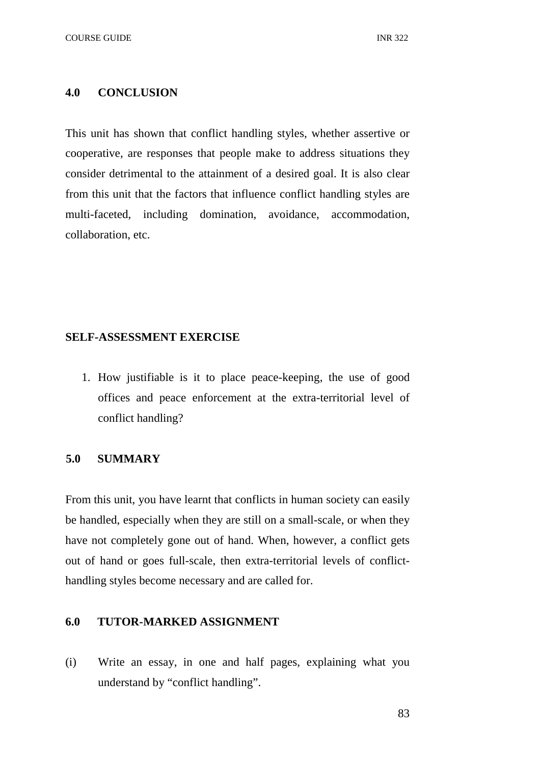## 4.0 CONCLUSION

This unit has shown that conflict handling styles, whether assertive or cooperative, are responses that people make to address situations they consider detrimental to the attainment of a desired goal. It is also clear from this unit that the factors that influence conflict handling styles are multi-faceted, including domination, avoidance, accommodation, collaboration, etc.

### SELF-ASSESSMENT EXERCISE

1. How justifiable is it to place peace-keeping, the use of good offices and peace enforcement at the extra-territorial level of conflict handling?

## 5.0 SUMMARY

From this unit, you have learnt that conflicts in human society can easily be handled, especially when they are still on a small-scale, or when they have not completely gone out of hand. When, however, a conflict gets out of hand or goes full-scale, then extra-territorial levels of conflict-handling styles become necessary and are called for.

## 6.0 TUTOR-MARKED ASSIGNMENT

(i) Write an essay, in one and half pages, explaining what you understand by "conflict handling".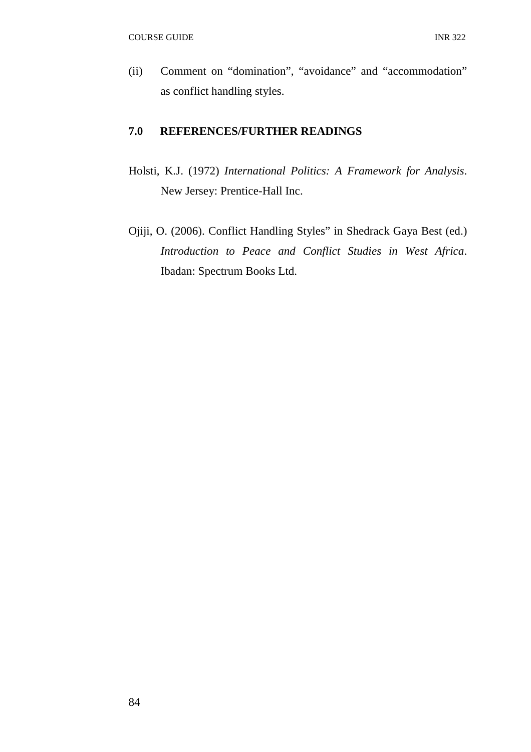(ii) Comment on “domination”, “avoidance” and “accommodation” as conflict handling styles.

## 7.0 REFERENCES/FURTHER READINGS

Holsti, K.J. (1972) *International Politics: A Framework for Analysis*. New Jersey: Prentice-Hall Inc.

Ojiji, O. (2006). Conflict Handling Styles” in Shedrack Gaya Best (ed.) *Introduction to Peace and Conflict Studies in West Africa*. Ibadan: Spectrum Books Ltd.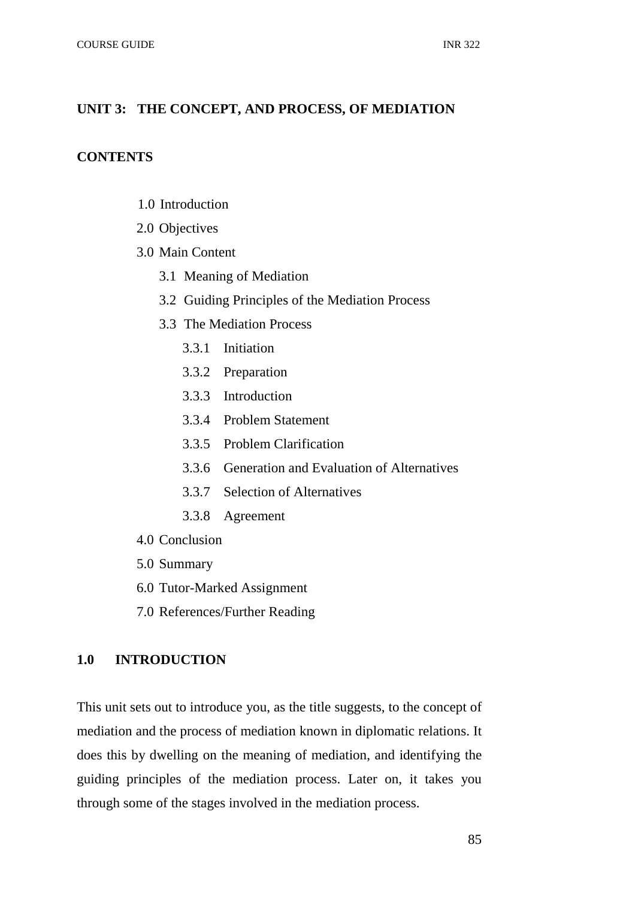## UNIT 3: THE CONCEPT, AND PROCESS, OF MEDIATION

### CONTENTS

- 1.0 Introduction
- 2.0 Objectives
- 3.0 Main Content
  - 3.1 Meaning of Mediation
  - 3.2 Guiding Principles of the Mediation Process
  - 3.3 The Mediation Process
    - 3.3.1 Initiation
    - 3.3.2 Preparation
    - 3.3.3 Introduction
    - 3.3.4 Problem Statement
    - 3.3.5 Problem Clarification
    - 3.3.6 Generation and Evaluation of Alternatives
    - 3.3.7 Selection of Alternatives
    - 3.3.8 Agreement
- 4.0 Conclusion
- 5.0 Summary
- 6.0 Tutor-Marked Assignment
- 7.0 References/Further Reading

### 1.0 INTRODUCTION

This unit sets out to introduce you, as the title suggests, to the concept of mediation and the process of mediation known in diplomatic relations. It does this by dwelling on the meaning of mediation, and identifying the guiding principles of the mediation process. Later on, it takes you through some of the stages involved in the mediation process.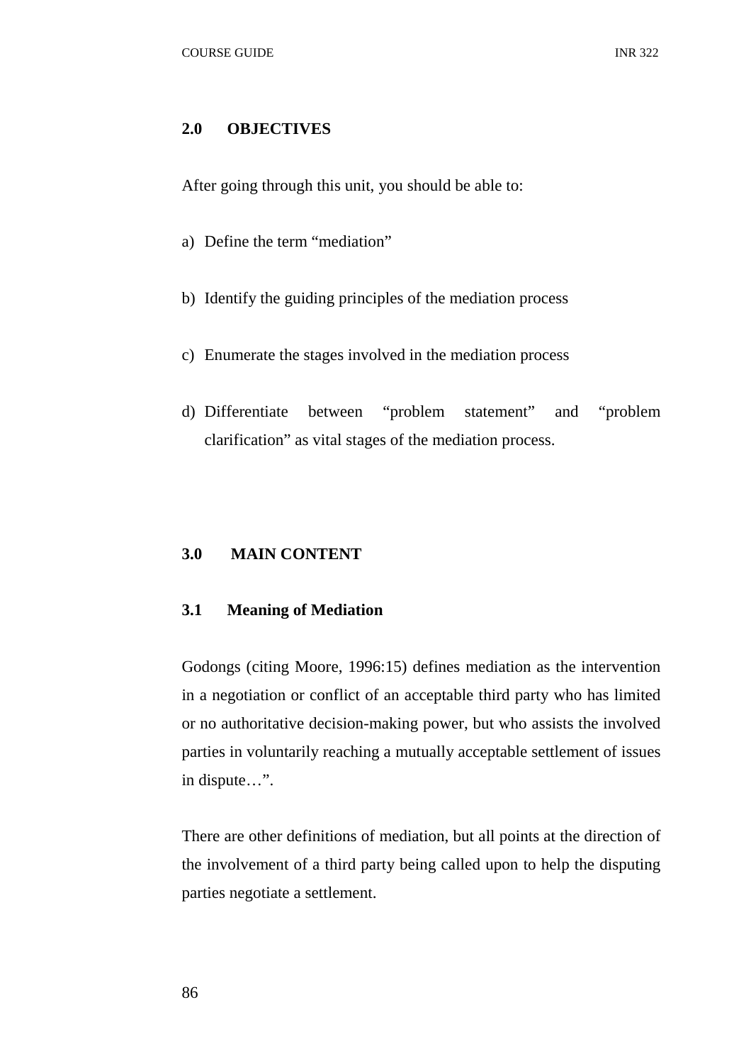## 2.0 OBJECTIVES

After going through this unit, you should be able to:

a) Define the term "mediation"

b) Identify the guiding principles of the mediation process

c) Enumerate the stages involved in the mediation process

d) Differentiate between "problem statement" and "problem clarification" as vital stages of the mediation process.

## 3.0 MAIN CONTENT

### 3.1 Meaning of Mediation

Godongs (citing Moore, 1996:15) defines mediation as the intervention in a negotiation or conflict of an acceptable third party who has limited or no authoritative decision-making power, but who assists the involved parties in voluntarily reaching a mutually acceptable settlement of issues in dispute…".

There are other definitions of mediation, but all points at the direction of the involvement of a third party being called upon to help the disputing parties negotiate a settlement.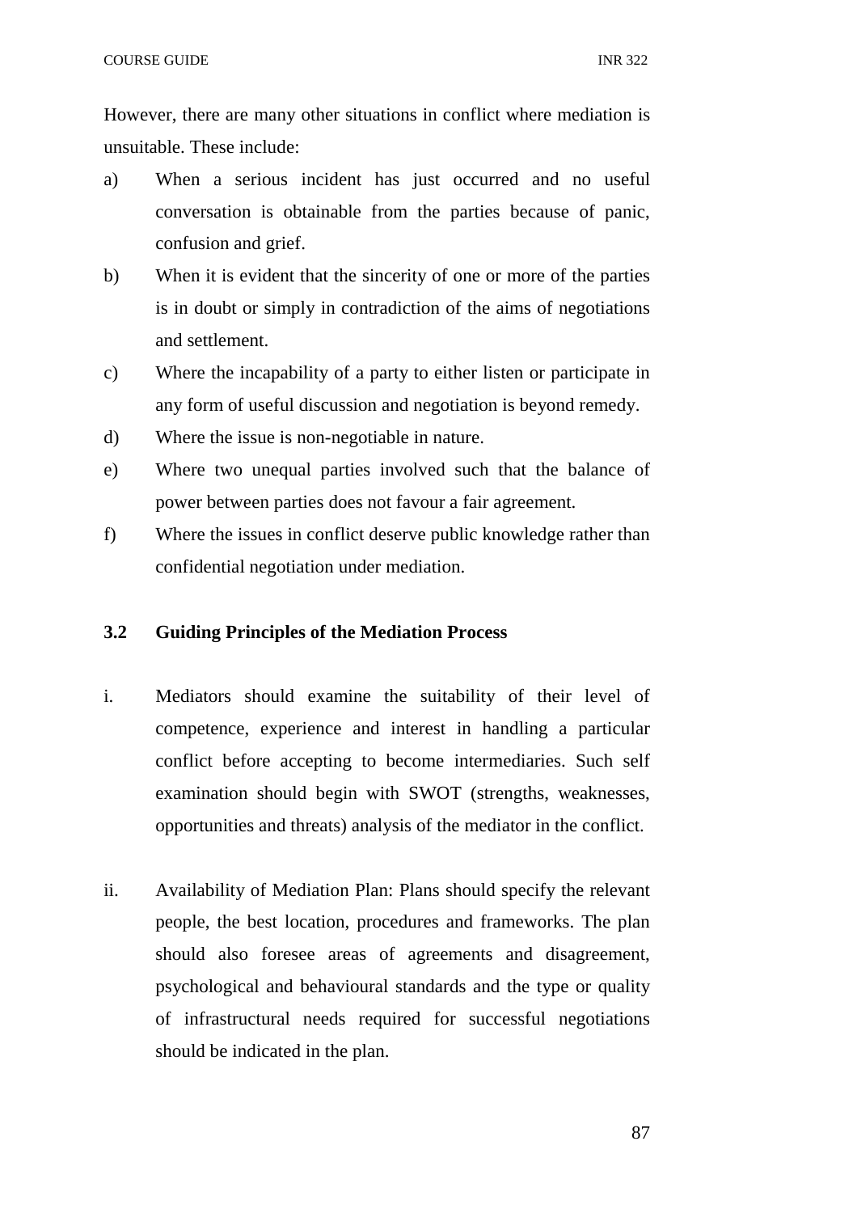However, there are many other situations in conflict where mediation is unsuitable. These include:

a) When a serious incident has just occurred and no useful conversation is obtainable from the parties because of panic, confusion and grief.

b) When it is evident that the sincerity of one or more of the parties is in doubt or simply in contradiction of the aims of negotiations and settlement.

c) Where the incapability of a party to either listen or participate in any form of useful discussion and negotiation is beyond remedy.

d) Where the issue is non-negotiable in nature.

e) Where two unequal parties involved such that the balance of power between parties does not favour a fair agreement.

f) Where the issues in conflict deserve public knowledge rather than confidential negotiation under mediation.

### 3.2 Guiding Principles of the Mediation Process

i. Mediators should examine the suitability of their level of competence, experience and interest in handling a particular conflict before accepting to become intermediaries. Such self examination should begin with SWOT (strengths, weaknesses, opportunities and threats) analysis of the mediator in the conflict.

ii. Availability of Mediation Plan: Plans should specify the relevant people, the best location, procedures and frameworks. The plan should also foresee areas of agreements and disagreement, psychological and behavioural standards and the type or quality of infrastructural needs required for successful negotiations should be indicated in the plan.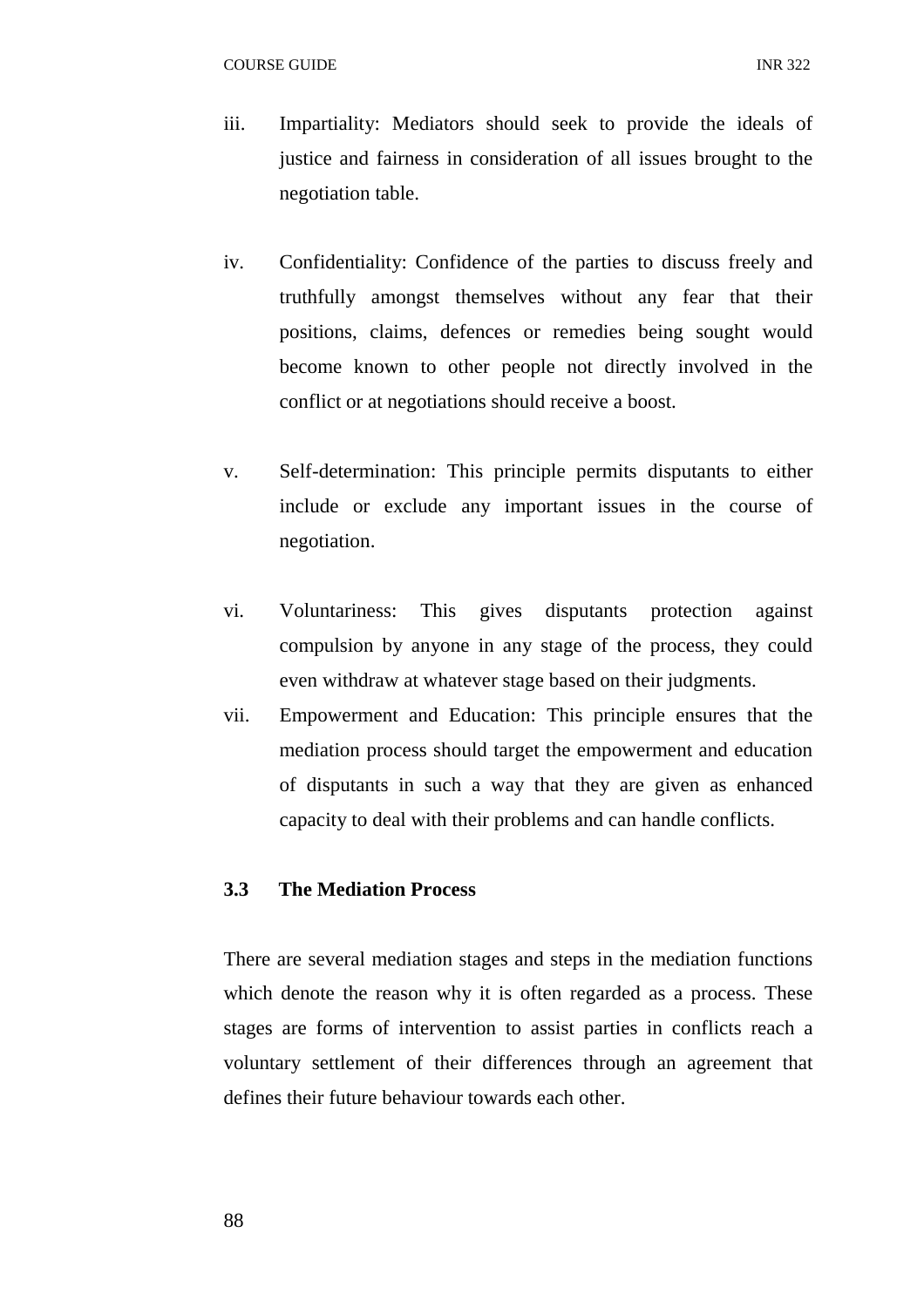iii. Impartiality: Mediators should seek to provide the ideals of justice and fairness in consideration of all issues brought to the negotiation table.

iv. Confidentiality: Confidence of the parties to discuss freely and truthfully amongst themselves without any fear that their positions, claims, defences or remedies being sought would become known to other people not directly involved in the conflict or at negotiations should receive a boost.

v. Self-determination: This principle permits disputants to either include or exclude any important issues in the course of negotiation.

vi. Voluntariness: This gives disputants protection against compulsion by anyone in any stage of the process, they could even withdraw at whatever stage based on their judgments.

vii. Empowerment and Education: This principle ensures that the mediation process should target the empowerment and education of disputants in such a way that they are given as enhanced capacity to deal with their problems and can handle conflicts.

### 3.3 The Mediation Process

There are several mediation stages and steps in the mediation functions which denote the reason why it is often regarded as a process. These stages are forms of intervention to assist parties in conflicts reach a voluntary settlement of their differences through an agreement that defines their future behaviour towards each other.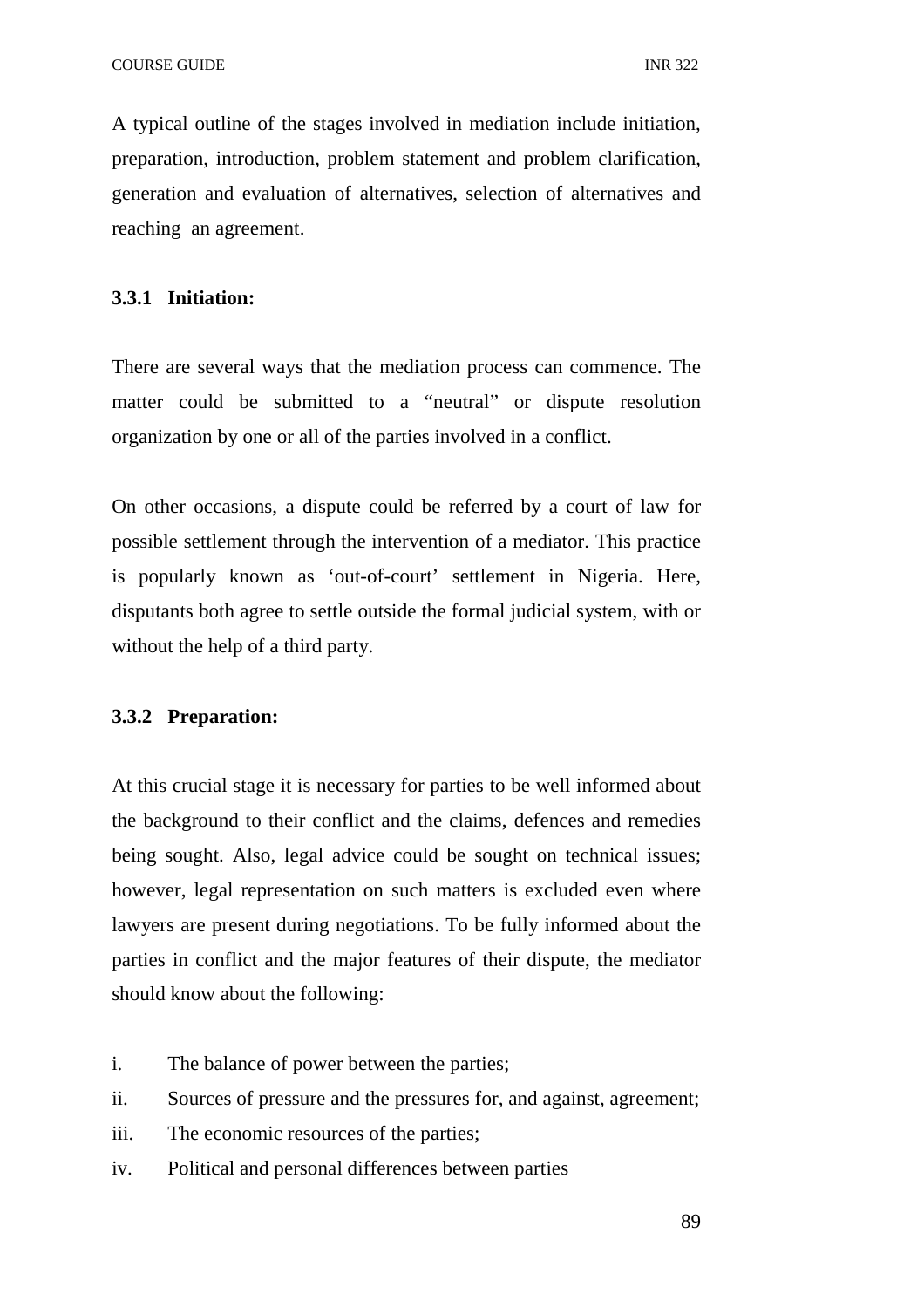A typical outline of the stages involved in mediation include initiation, preparation, introduction, problem statement and problem clarification, generation and evaluation of alternatives, selection of alternatives and reaching an agreement.

### 3.3.1 Initiation:

There are several ways that the mediation process can commence. The matter could be submitted to a "neutral" or dispute resolution organization by one or all of the parties involved in a conflict.

On other occasions, a dispute could be referred by a court of law for possible settlement through the intervention of a mediator. This practice is popularly known as 'out-of-court' settlement in Nigeria. Here, disputants both agree to settle outside the formal judicial system, with or without the help of a third party.

### 3.3.2 Preparation:

At this crucial stage it is necessary for parties to be well informed about the background to their conflict and the claims, defences and remedies being sought. Also, legal advice could be sought on technical issues; however, legal representation on such matters is excluded even where lawyers are present during negotiations. To be fully informed about the parties in conflict and the major features of their dispute, the mediator should know about the following:

i. The balance of power between the parties;
ii. Sources of pressure and the pressures for, and against, agreement;
iii. The economic resources of the parties;
iv. Political and personal differences between parties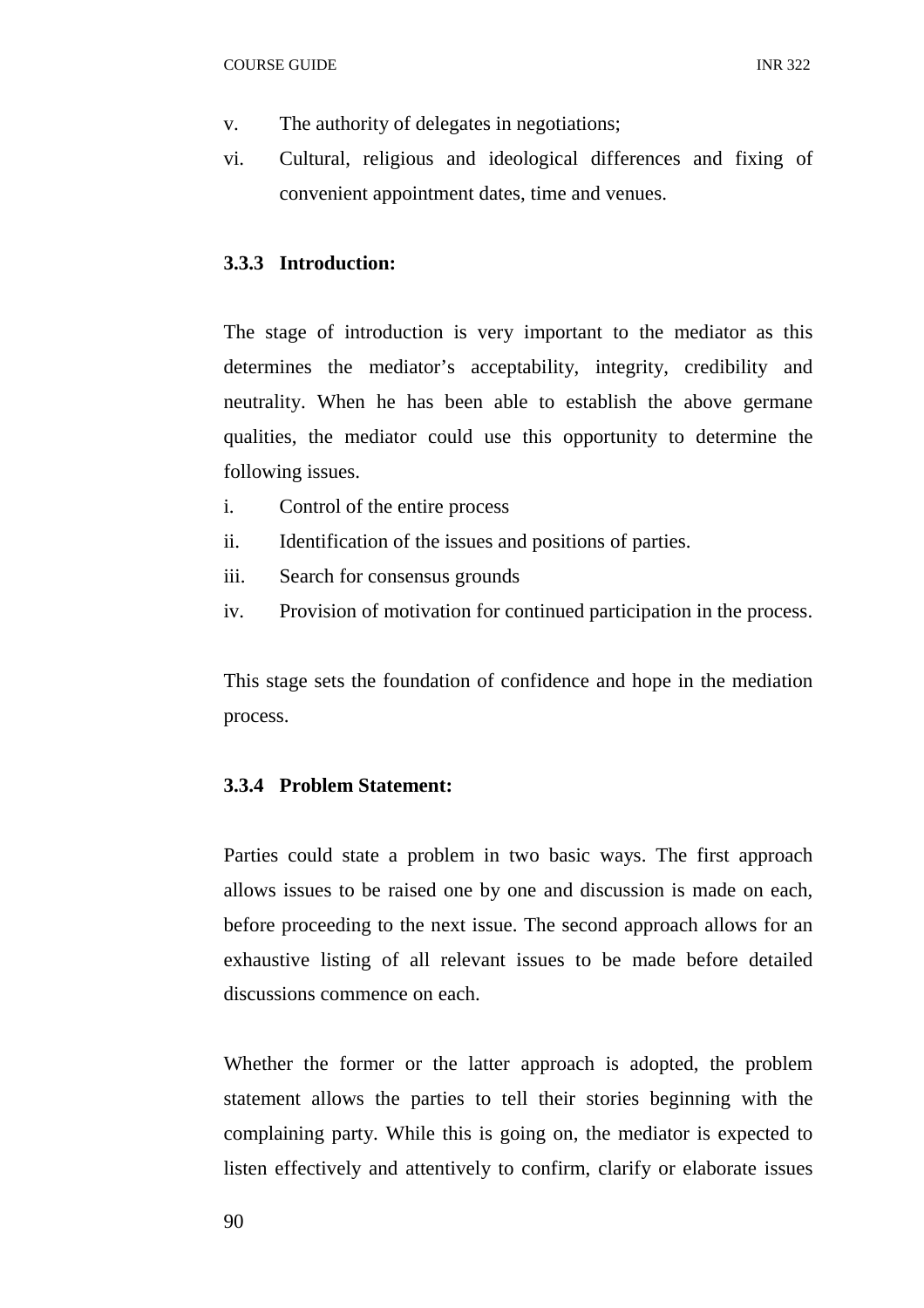v. The authority of delegates in negotiations;
vi. Cultural, religious and ideological differences and fixing of convenient appointment dates, time and venues.

### 3.3.3 Introduction:

The stage of introduction is very important to the mediator as this determines the mediator's acceptability, integrity, credibility and neutrality. When he has been able to establish the above germane qualities, the mediator could use this opportunity to determine the following issues.

i. Control of the entire process
ii. Identification of the issues and positions of parties.
iii. Search for consensus grounds
iv. Provision of motivation for continued participation in the process.

This stage sets the foundation of confidence and hope in the mediation process.

### 3.3.4 Problem Statement:

Parties could state a problem in two basic ways. The first approach allows issues to be raised one by one and discussion is made on each, before proceeding to the next issue. The second approach allows for an exhaustive listing of all relevant issues to be made before detailed discussions commence on each.

Whether the former or the latter approach is adopted, the problem statement allows the parties to tell their stories beginning with the complaining party. While this is going on, the mediator is expected to listen effectively and attentively to confirm, clarify or elaborate issues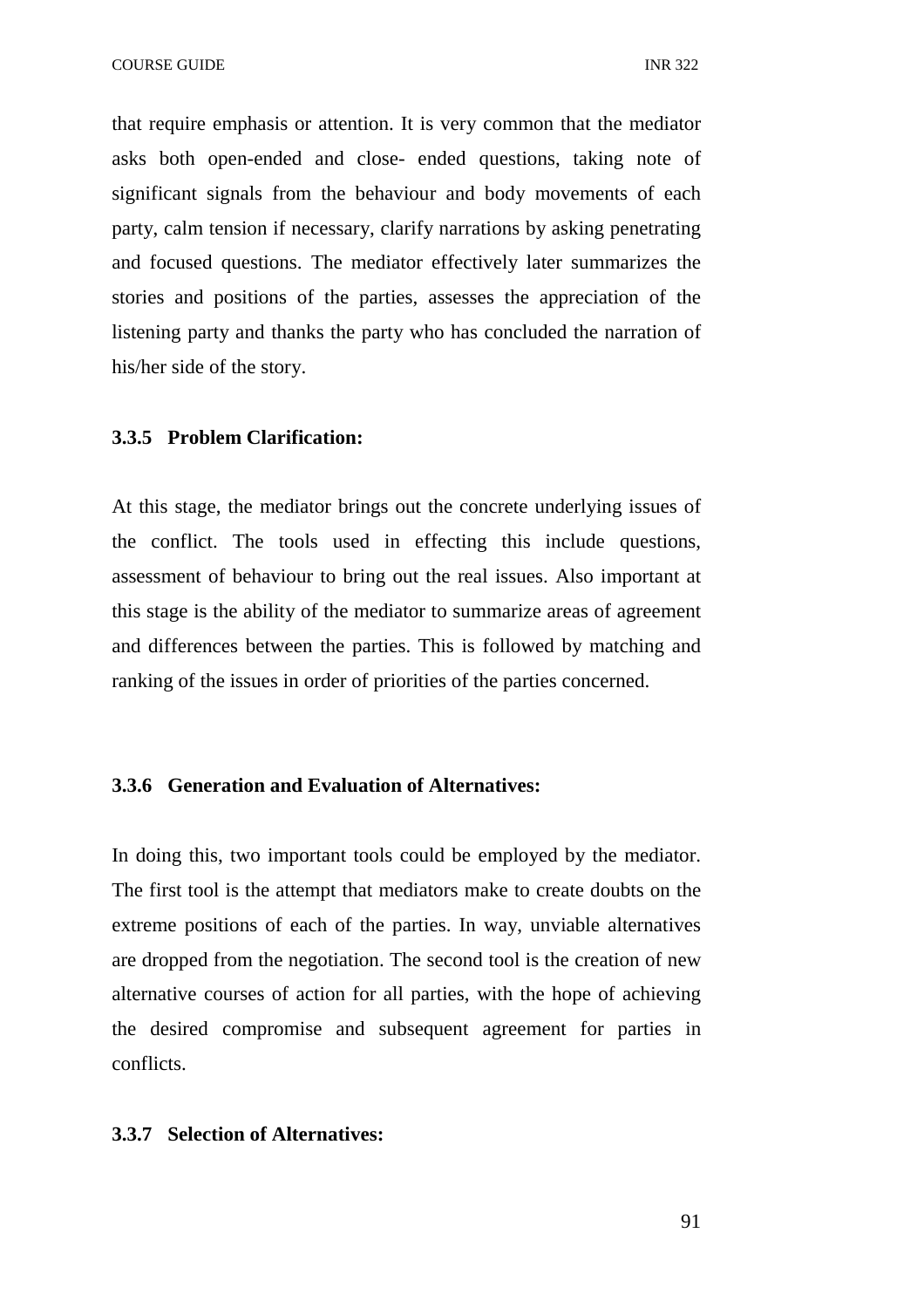that require emphasis or attention. It is very common that the mediator asks both open-ended and close- ended questions, taking note of significant signals from the behaviour and body movements of each party, calm tension if necessary, clarify narrations by asking penetrating and focused questions. The mediator effectively later summarizes the stories and positions of the parties, assesses the appreciation of the listening party and thanks the party who has concluded the narration of his/her side of the story.

### 3.3.5 Problem Clarification:

At this stage, the mediator brings out the concrete underlying issues of the conflict. The tools used in effecting this include questions, assessment of behaviour to bring out the real issues. Also important at this stage is the ability of the mediator to summarize areas of agreement and differences between the parties. This is followed by matching and ranking of the issues in order of priorities of the parties concerned.

### 3.3.6 Generation and Evaluation of Alternatives:

In doing this, two important tools could be employed by the mediator. The first tool is the attempt that mediators make to create doubts on the extreme positions of each of the parties. In way, unviable alternatives are dropped from the negotiation. The second tool is the creation of new alternative courses of action for all parties, with the hope of achieving the desired compromise and subsequent agreement for parties in conflicts.

### 3.3.7 Selection of Alternatives: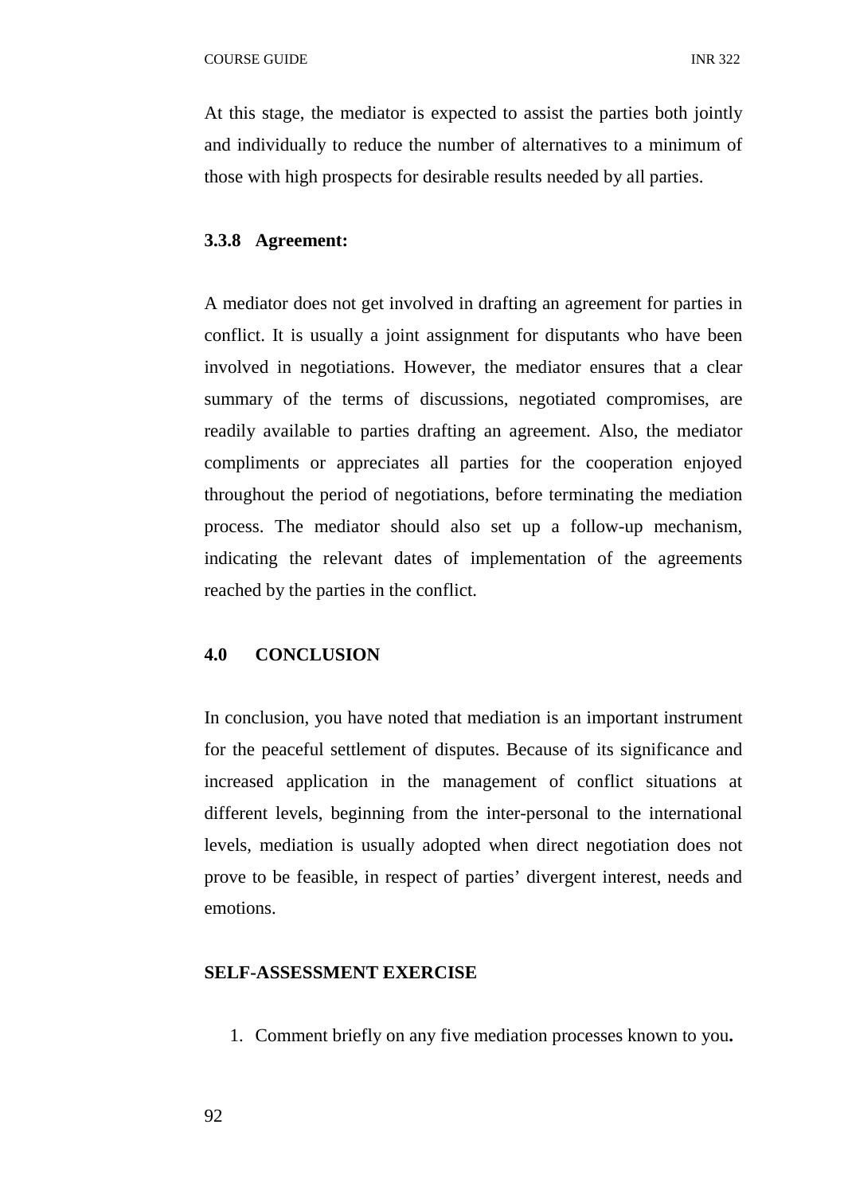At this stage, the mediator is expected to assist the parties both jointly and individually to reduce the number of alternatives to a minimum of those with high prospects for desirable results needed by all parties.

### 3.3.8 Agreement:

A mediator does not get involved in drafting an agreement for parties in conflict. It is usually a joint assignment for disputants who have been involved in negotiations. However, the mediator ensures that a clear summary of the terms of discussions, negotiated compromises, are readily available to parties drafting an agreement. Also, the mediator compliments or appreciates all parties for the cooperation enjoyed throughout the period of negotiations, before terminating the mediation process. The mediator should also set up a follow-up mechanism, indicating the relevant dates of implementation of the agreements reached by the parties in the conflict.

## 4.0 CONCLUSION

In conclusion, you have noted that mediation is an important instrument for the peaceful settlement of disputes. Because of its significance and increased application in the management of conflict situations at different levels, beginning from the inter-personal to the international levels, mediation is usually adopted when direct negotiation does not prove to be feasible, in respect of parties' divergent interest, needs and emotions.

**SELF-ASSESSMENT EXERCISE**

1. Comment briefly on any five mediation processes known to you**.**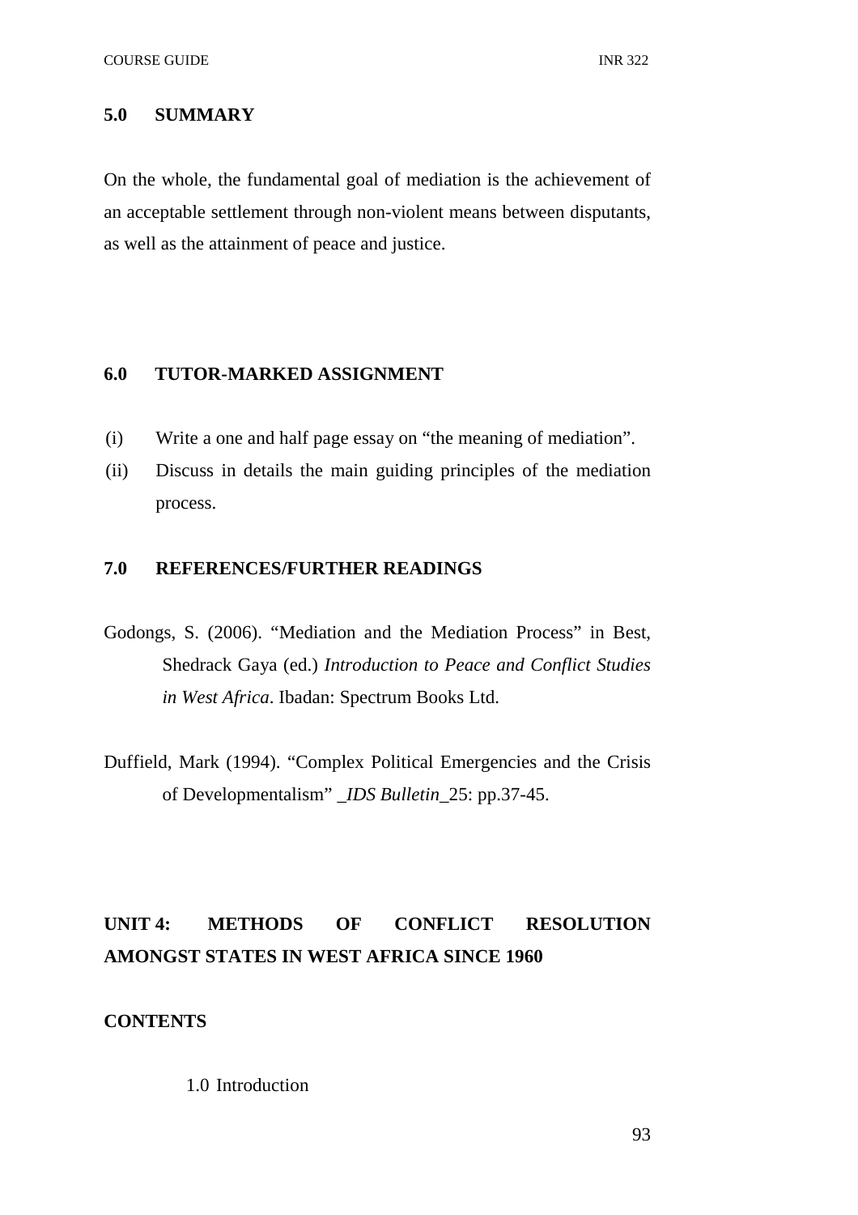## 5.0 SUMMARY

On the whole, the fundamental goal of mediation is the achievement of an acceptable settlement through non-violent means between disputants, as well as the attainment of peace and justice.

## 6.0 TUTOR-MARKED ASSIGNMENT

(i) Write a one and half page essay on "the meaning of mediation".

(ii) Discuss in details the main guiding principles of the mediation process.

## 7.0 REFERENCES/FURTHER READINGS

Godongs, S. (2006). "Mediation and the Mediation Process" in Best, Shedrack Gaya (ed.) *Introduction to Peace and Conflict Studies in West Africa*. Ibadan: Spectrum Books Ltd.

Duffield, Mark (1994). "Complex Political Emergencies and the Crisis of Developmentalism" _*IDS Bulletin*_25: pp.37-45.

# UNIT 4: METHODS OF CONFLICT RESOLUTION AMONGST STATES IN WEST AFRICA SINCE 1960

**CONTENTS**

1.0 Introduction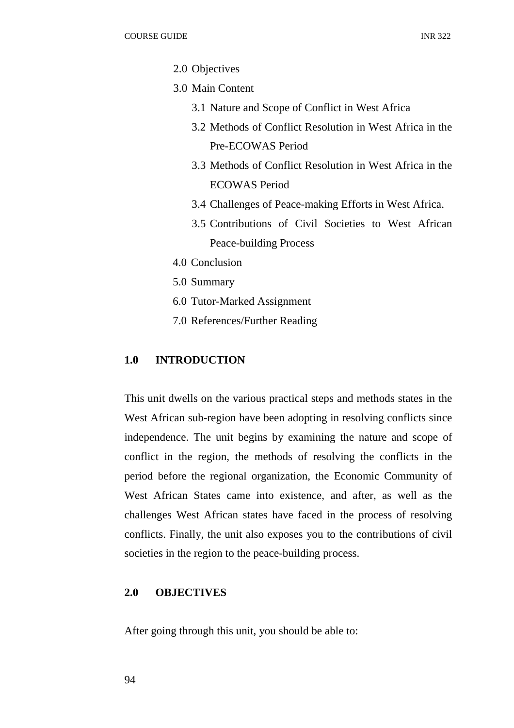- 2.0 Objectives
- 3.0 Main Content
  - 3.1 Nature and Scope of Conflict in West Africa
  - 3.2 Methods of Conflict Resolution in West Africa in the Pre-ECOWAS Period
  - 3.3 Methods of Conflict Resolution in West Africa in the ECOWAS Period
  - 3.4 Challenges of Peace-making Efforts in West Africa.
  - 3.5 Contributions of Civil Societies to West African Peace-building Process
- 4.0 Conclusion
- 5.0 Summary
- 6.0 Tutor-Marked Assignment
- 7.0 References/Further Reading

## 1.0 INTRODUCTION

This unit dwells on the various practical steps and methods states in the West African sub-region have been adopting in resolving conflicts since independence. The unit begins by examining the nature and scope of conflict in the region, the methods of resolving the conflicts in the period before the regional organization, the Economic Community of West African States came into existence, and after, as well as the challenges West African states have faced in the process of resolving conflicts. Finally, the unit also exposes you to the contributions of civil societies in the region to the peace-building process.

## 2.0 OBJECTIVES

After going through this unit, you should be able to: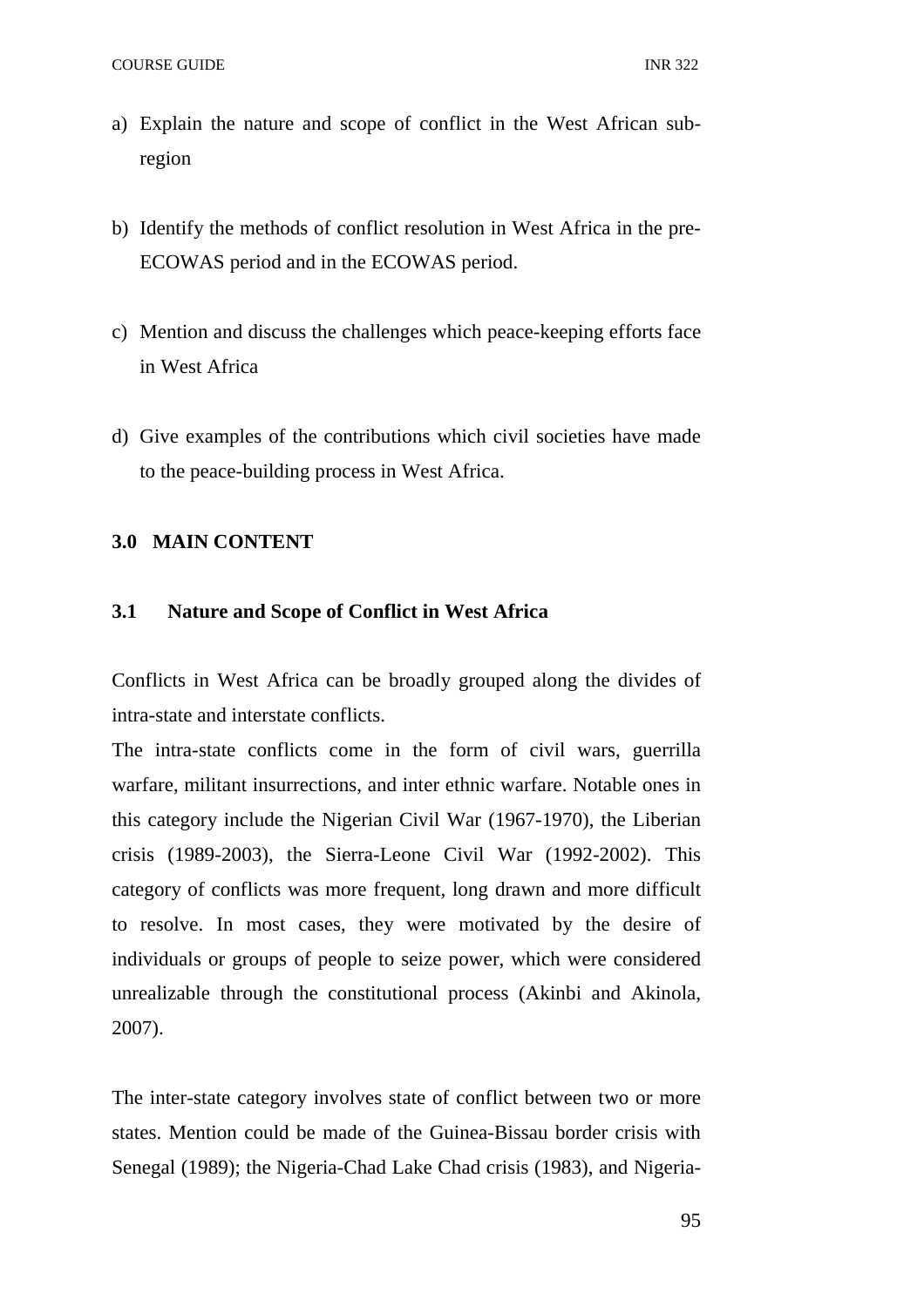a) Explain the nature and scope of conflict in the West African sub-region

b) Identify the methods of conflict resolution in West Africa in the pre-ECOWAS period and in the ECOWAS period.

c) Mention and discuss the challenges which peace-keeping efforts face in West Africa

d) Give examples of the contributions which civil societies have made to the peace-building process in West Africa.

## 3.0 MAIN CONTENT

### 3.1 Nature and Scope of Conflict in West Africa

Conflicts in West Africa can be broadly grouped along the divides of intra-state and interstate conflicts.

The intra-state conflicts come in the form of civil wars, guerrilla warfare, militant insurrections, and inter ethnic warfare. Notable ones in this category include the Nigerian Civil War (1967-1970), the Liberian crisis (1989-2003), the Sierra-Leone Civil War (1992-2002). This category of conflicts was more frequent, long drawn and more difficult to resolve. In most cases, they were motivated by the desire of individuals or groups of people to seize power, which were considered unrealizable through the constitutional process (Akinbi and Akinola, 2007).

The inter-state category involves state of conflict between two or more states. Mention could be made of the Guinea-Bissau border crisis with Senegal (1989); the Nigeria-Chad Lake Chad crisis (1983), and Nigeria-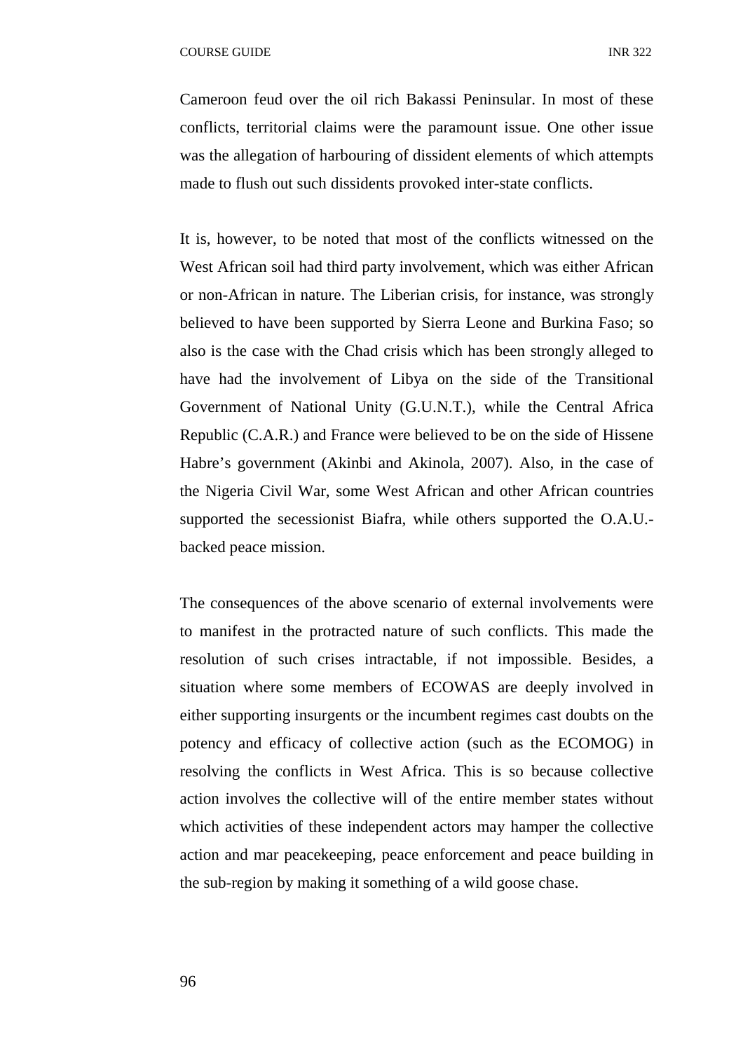Cameroon feud over the oil rich Bakassi Peninsular. In most of these conflicts, territorial claims were the paramount issue. One other issue was the allegation of harbouring of dissident elements of which attempts made to flush out such dissidents provoked inter-state conflicts.

It is, however, to be noted that most of the conflicts witnessed on the West African soil had third party involvement, which was either African or non-African in nature. The Liberian crisis, for instance, was strongly believed to have been supported by Sierra Leone and Burkina Faso; so also is the case with the Chad crisis which has been strongly alleged to have had the involvement of Libya on the side of the Transitional Government of National Unity (G.U.N.T.), while the Central Africa Republic (C.A.R.) and France were believed to be on the side of Hissene Habre's government (Akinbi and Akinola, 2007). Also, in the case of the Nigeria Civil War, some West African and other African countries supported the secessionist Biafra, while others supported the O.A.U.-backed peace mission.

The consequences of the above scenario of external involvements were to manifest in the protracted nature of such conflicts. This made the resolution of such crises intractable, if not impossible. Besides, a situation where some members of ECOWAS are deeply involved in either supporting insurgents or the incumbent regimes cast doubts on the potency and efficacy of collective action (such as the ECOMOG) in resolving the conflicts in West Africa. This is so because collective action involves the collective will of the entire member states without which activities of these independent actors may hamper the collective action and mar peacekeeping, peace enforcement and peace building in the sub-region by making it something of a wild goose chase.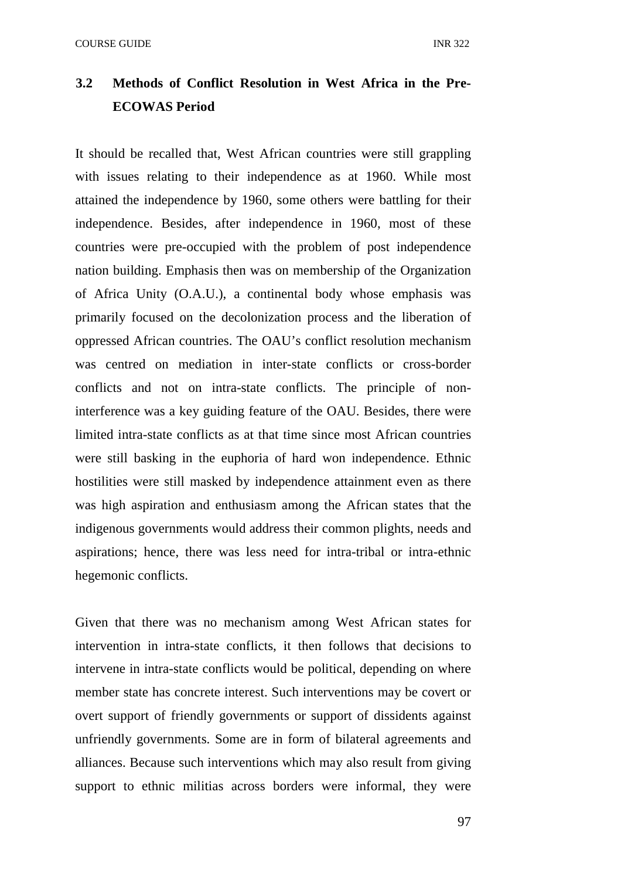## 3.2 Methods of Conflict Resolution in West Africa in the Pre-ECOWAS Period

It should be recalled that, West African countries were still grappling with issues relating to their independence as at 1960. While most attained the independence by 1960, some others were battling for their independence. Besides, after independence in 1960, most of these countries were pre-occupied with the problem of post independence nation building. Emphasis then was on membership of the Organization of Africa Unity (O.A.U.), a continental body whose emphasis was primarily focused on the decolonization process and the liberation of oppressed African countries. The OAU's conflict resolution mechanism was centred on mediation in inter-state conflicts or cross-border conflicts and not on intra-state conflicts. The principle of non-interference was a key guiding feature of the OAU. Besides, there were limited intra-state conflicts as at that time since most African countries were still basking in the euphoria of hard won independence. Ethnic hostilities were still masked by independence attainment even as there was high aspiration and enthusiasm among the African states that the indigenous governments would address their common plights, needs and aspirations; hence, there was less need for intra-tribal or intra-ethnic hegemonic conflicts.

Given that there was no mechanism among West African states for intervention in intra-state conflicts, it then follows that decisions to intervene in intra-state conflicts would be political, depending on where member state has concrete interest. Such interventions may be covert or overt support of friendly governments or support of dissidents against unfriendly governments. Some are in form of bilateral agreements and alliances. Because such interventions which may also result from giving support to ethnic militias across borders were informal, they were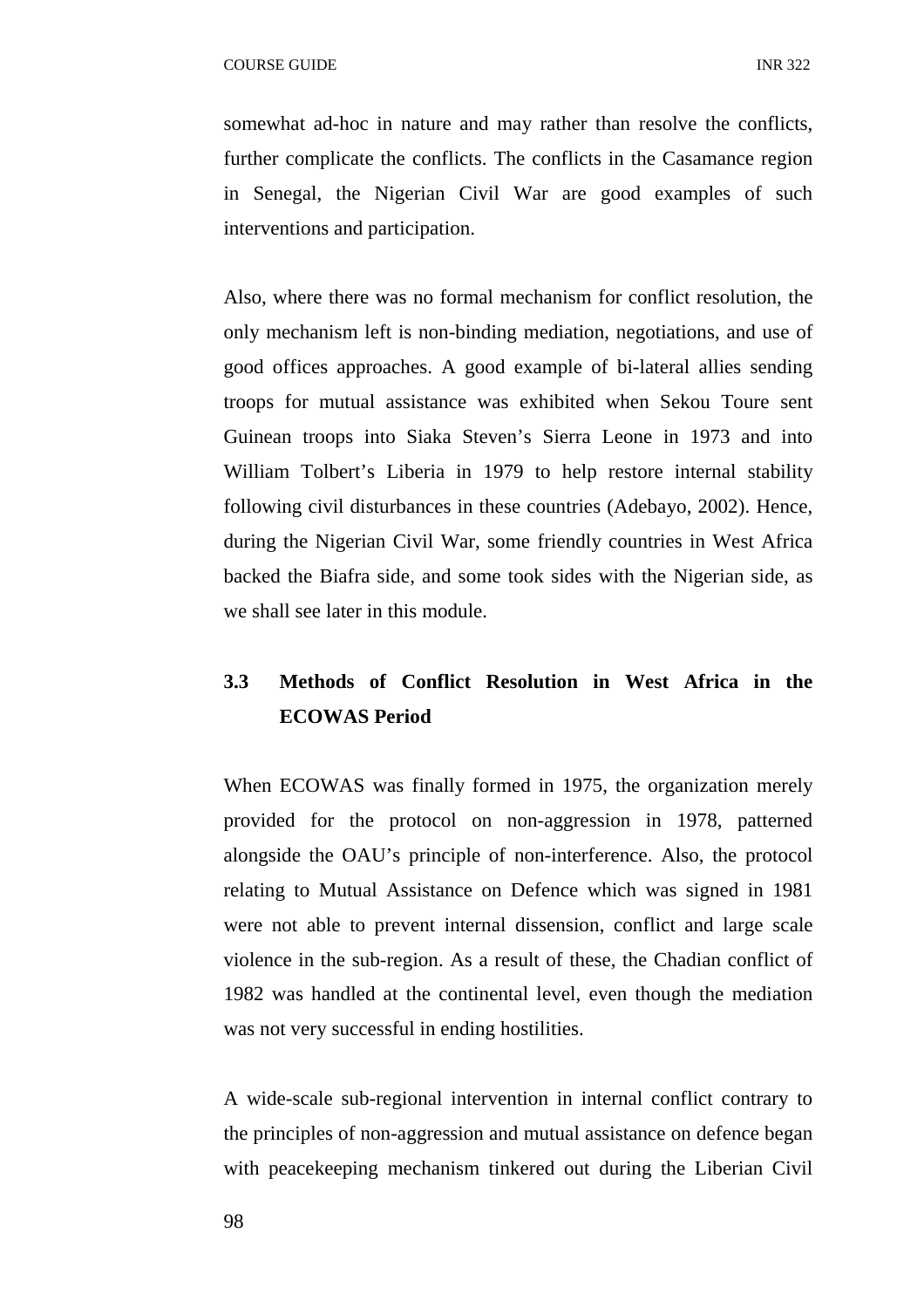somewhat ad-hoc in nature and may rather than resolve the conflicts, further complicate the conflicts. The conflicts in the Casamance region in Senegal, the Nigerian Civil War are good examples of such interventions and participation.

Also, where there was no formal mechanism for conflict resolution, the only mechanism left is non-binding mediation, negotiations, and use of good offices approaches. A good example of bi-lateral allies sending troops for mutual assistance was exhibited when Sekou Toure sent Guinean troops into Siaka Steven's Sierra Leone in 1973 and into William Tolbert's Liberia in 1979 to help restore internal stability following civil disturbances in these countries (Adebayo, 2002). Hence, during the Nigerian Civil War, some friendly countries in West Africa backed the Biafra side, and some took sides with the Nigerian side, as we shall see later in this module.

## 3.3 Methods of Conflict Resolution in West Africa in the ECOWAS Period

When ECOWAS was finally formed in 1975, the organization merely provided for the protocol on non-aggression in 1978, patterned alongside the OAU's principle of non-interference. Also, the protocol relating to Mutual Assistance on Defence which was signed in 1981 were not able to prevent internal dissension, conflict and large scale violence in the sub-region. As a result of these, the Chadian conflict of 1982 was handled at the continental level, even though the mediation was not very successful in ending hostilities.

A wide-scale sub-regional intervention in internal conflict contrary to the principles of non-aggression and mutual assistance on defence began with peacekeeping mechanism tinkered out during the Liberian Civil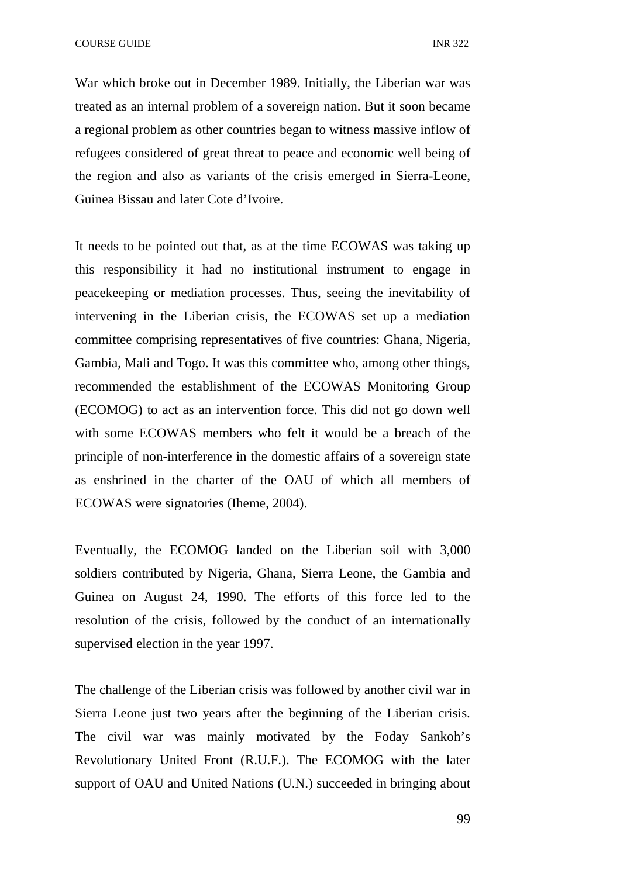War which broke out in December 1989. Initially, the Liberian war was treated as an internal problem of a sovereign nation. But it soon became a regional problem as other countries began to witness massive inflow of refugees considered of great threat to peace and economic well being of the region and also as variants of the crisis emerged in Sierra-Leone, Guinea Bissau and later Cote d'Ivoire.

It needs to be pointed out that, as at the time ECOWAS was taking up this responsibility it had no institutional instrument to engage in peacekeeping or mediation processes. Thus, seeing the inevitability of intervening in the Liberian crisis, the ECOWAS set up a mediation committee comprising representatives of five countries: Ghana, Nigeria, Gambia, Mali and Togo. It was this committee who, among other things, recommended the establishment of the ECOWAS Monitoring Group (ECOMOG) to act as an intervention force. This did not go down well with some ECOWAS members who felt it would be a breach of the principle of non-interference in the domestic affairs of a sovereign state as enshrined in the charter of the OAU of which all members of ECOWAS were signatories (Iheme, 2004).

Eventually, the ECOMOG landed on the Liberian soil with 3,000 soldiers contributed by Nigeria, Ghana, Sierra Leone, the Gambia and Guinea on August 24, 1990. The efforts of this force led to the resolution of the crisis, followed by the conduct of an internationally supervised election in the year 1997.

The challenge of the Liberian crisis was followed by another civil war in Sierra Leone just two years after the beginning of the Liberian crisis. The civil war was mainly motivated by the Foday Sankoh's Revolutionary United Front (R.U.F.). The ECOMOG with the later support of OAU and United Nations (U.N.) succeeded in bringing about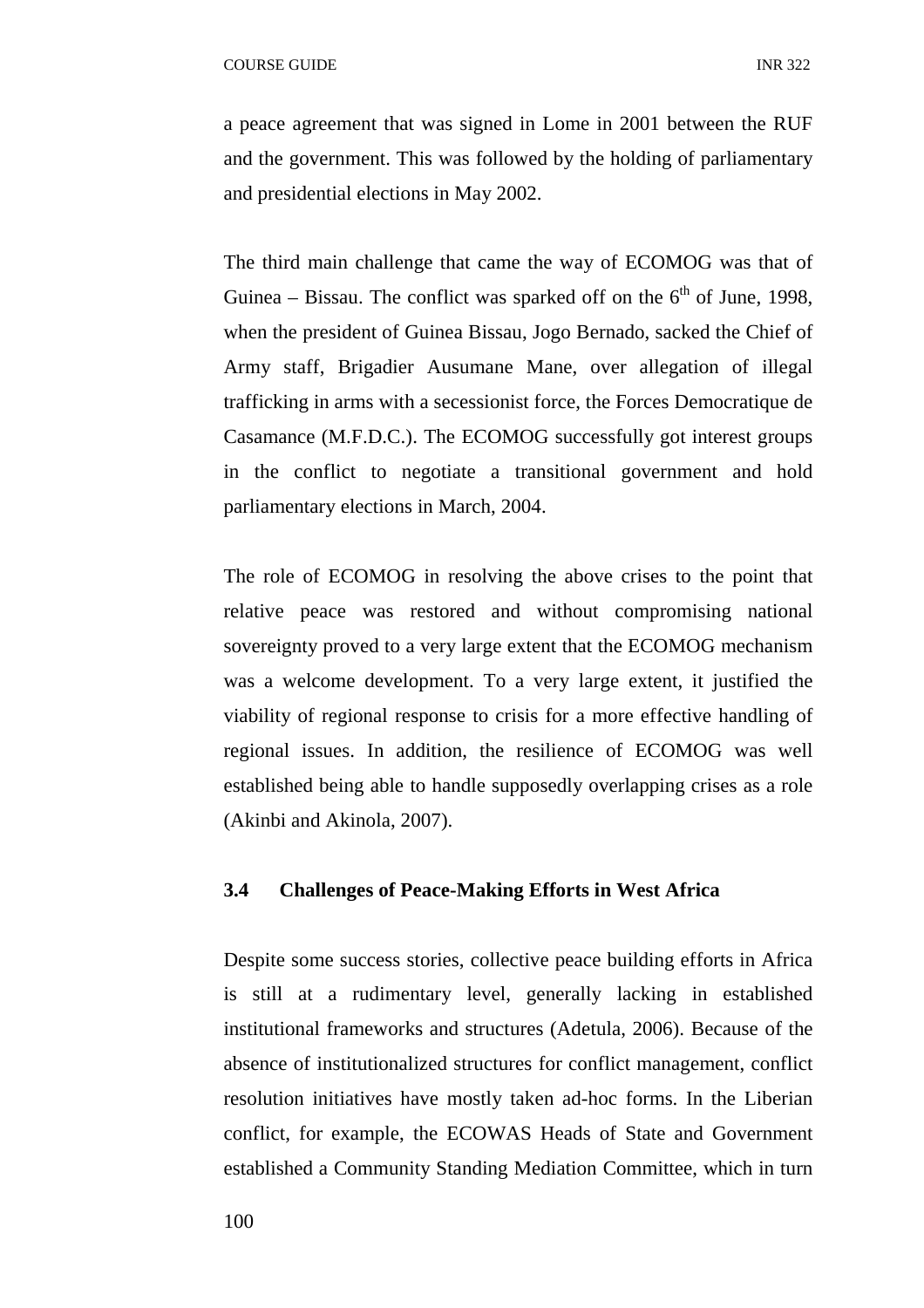a peace agreement that was signed in Lome in 2001 between the RUF and the government. This was followed by the holding of parliamentary and presidential elections in May 2002.

The third main challenge that came the way of ECOMOG was that of Guinea – Bissau. The conflict was sparked off on the 6th of June, 1998, when the president of Guinea Bissau, Jogo Bernado, sacked the Chief of Army staff, Brigadier Ausumane Mane, over allegation of illegal trafficking in arms with a secessionist force, the Forces Democratique de Casamance (M.F.D.C.). The ECOMOG successfully got interest groups in the conflict to negotiate a transitional government and hold parliamentary elections in March, 2004.

The role of ECOMOG in resolving the above crises to the point that relative peace was restored and without compromising national sovereignty proved to a very large extent that the ECOMOG mechanism was a welcome development. To a very large extent, it justified the viability of regional response to crisis for a more effective handling of regional issues. In addition, the resilience of ECOMOG was well established being able to handle supposedly overlapping crises as a role (Akinbi and Akinola, 2007).

### 3.4 Challenges of Peace-Making Efforts in West Africa

Despite some success stories, collective peace building efforts in Africa is still at a rudimentary level, generally lacking in established institutional frameworks and structures (Adetula, 2006). Because of the absence of institutionalized structures for conflict management, conflict resolution initiatives have mostly taken ad-hoc forms. In the Liberian conflict, for example, the ECOWAS Heads of State and Government established a Community Standing Mediation Committee, which in turn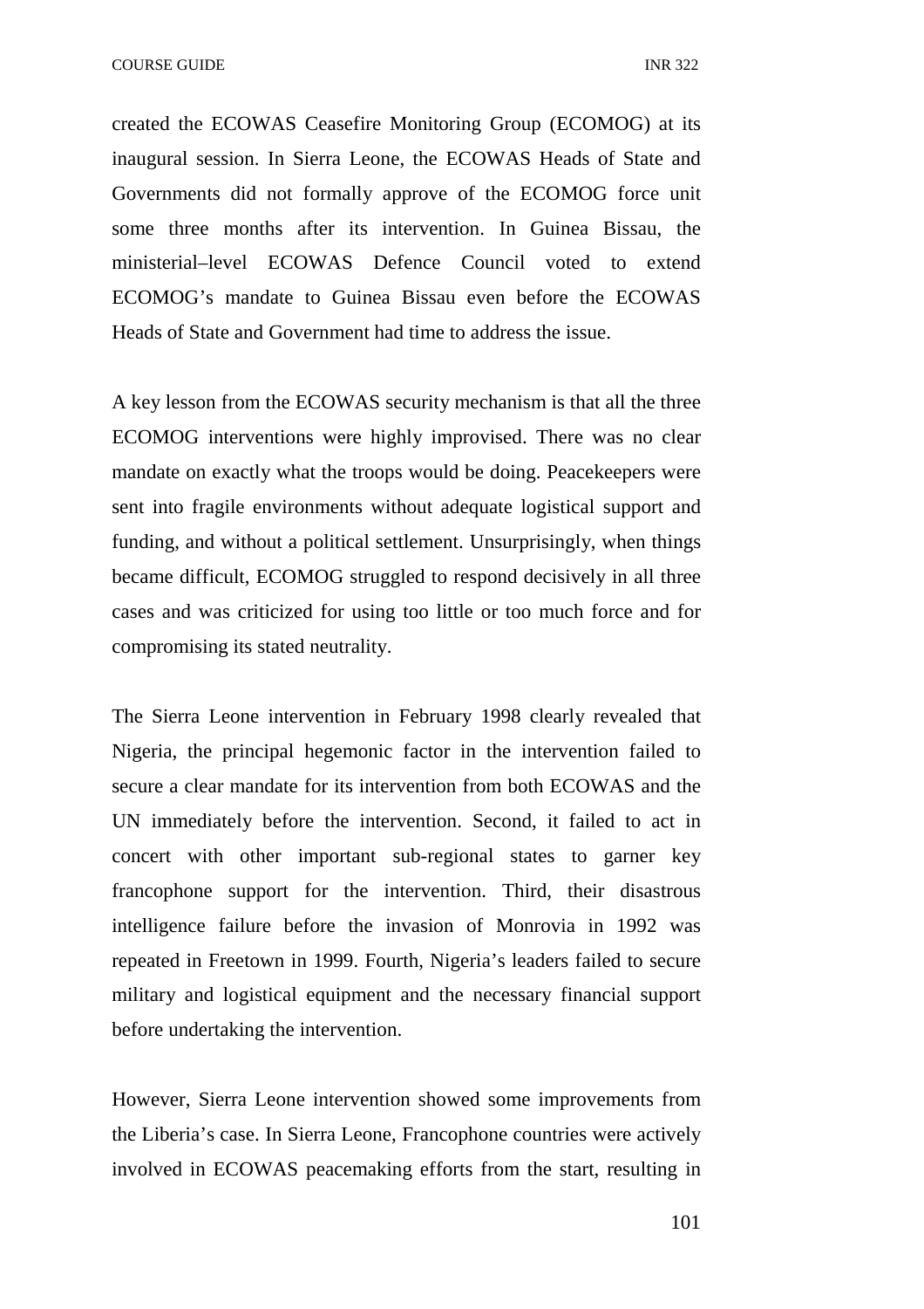created the ECOWAS Ceasefire Monitoring Group (ECOMOG) at its inaugural session. In Sierra Leone, the ECOWAS Heads of State and Governments did not formally approve of the ECOMOG force unit some three months after its intervention. In Guinea Bissau, the ministerial–level ECOWAS Defence Council voted to extend ECOMOG's mandate to Guinea Bissau even before the ECOWAS Heads of State and Government had time to address the issue.

A key lesson from the ECOWAS security mechanism is that all the three ECOMOG interventions were highly improvised. There was no clear mandate on exactly what the troops would be doing. Peacekeepers were sent into fragile environments without adequate logistical support and funding, and without a political settlement. Unsurprisingly, when things became difficult, ECOMOG struggled to respond decisively in all three cases and was criticized for using too little or too much force and for compromising its stated neutrality.

The Sierra Leone intervention in February 1998 clearly revealed that Nigeria, the principal hegemonic factor in the intervention failed to secure a clear mandate for its intervention from both ECOWAS and the UN immediately before the intervention. Second, it failed to act in concert with other important sub-regional states to garner key francophone support for the intervention. Third, their disastrous intelligence failure before the invasion of Monrovia in 1992 was repeated in Freetown in 1999. Fourth, Nigeria's leaders failed to secure military and logistical equipment and the necessary financial support before undertaking the intervention.

However, Sierra Leone intervention showed some improvements from the Liberia's case. In Sierra Leone, Francophone countries were actively involved in ECOWAS peacemaking efforts from the start, resulting in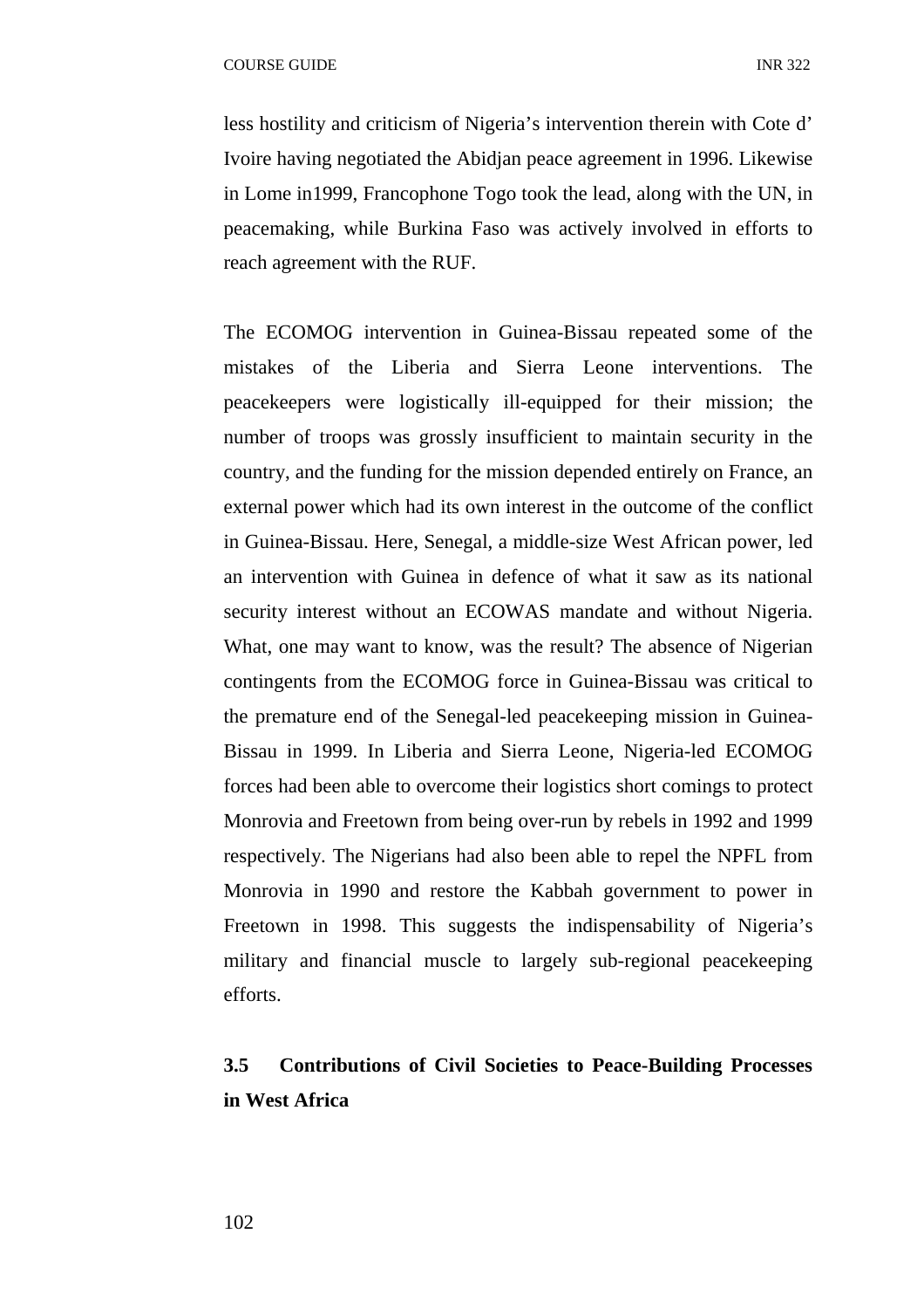less hostility and criticism of Nigeria's intervention therein with Cote d' Ivoire having negotiated the Abidjan peace agreement in 1996. Likewise in Lome in1999, Francophone Togo took the lead, along with the UN, in peacemaking, while Burkina Faso was actively involved in efforts to reach agreement with the RUF.

The ECOMOG intervention in Guinea-Bissau repeated some of the mistakes of the Liberia and Sierra Leone interventions. The peacekeepers were logistically ill-equipped for their mission; the number of troops was grossly insufficient to maintain security in the country, and the funding for the mission depended entirely on France, an external power which had its own interest in the outcome of the conflict in Guinea-Bissau. Here, Senegal, a middle-size West African power, led an intervention with Guinea in defence of what it saw as its national security interest without an ECOWAS mandate and without Nigeria. What, one may want to know, was the result? The absence of Nigerian contingents from the ECOMOG force in Guinea-Bissau was critical to the premature end of the Senegal-led peacekeeping mission in Guinea-Bissau in 1999. In Liberia and Sierra Leone, Nigeria-led ECOMOG forces had been able to overcome their logistics short comings to protect Monrovia and Freetown from being over-run by rebels in 1992 and 1999 respectively. The Nigerians had also been able to repel the NPFL from Monrovia in 1990 and restore the Kabbah government to power in Freetown in 1998. This suggests the indispensability of Nigeria's military and financial muscle to largely sub-regional peacekeeping efforts.

## 3.5 Contributions of Civil Societies to Peace-Building Processes in West Africa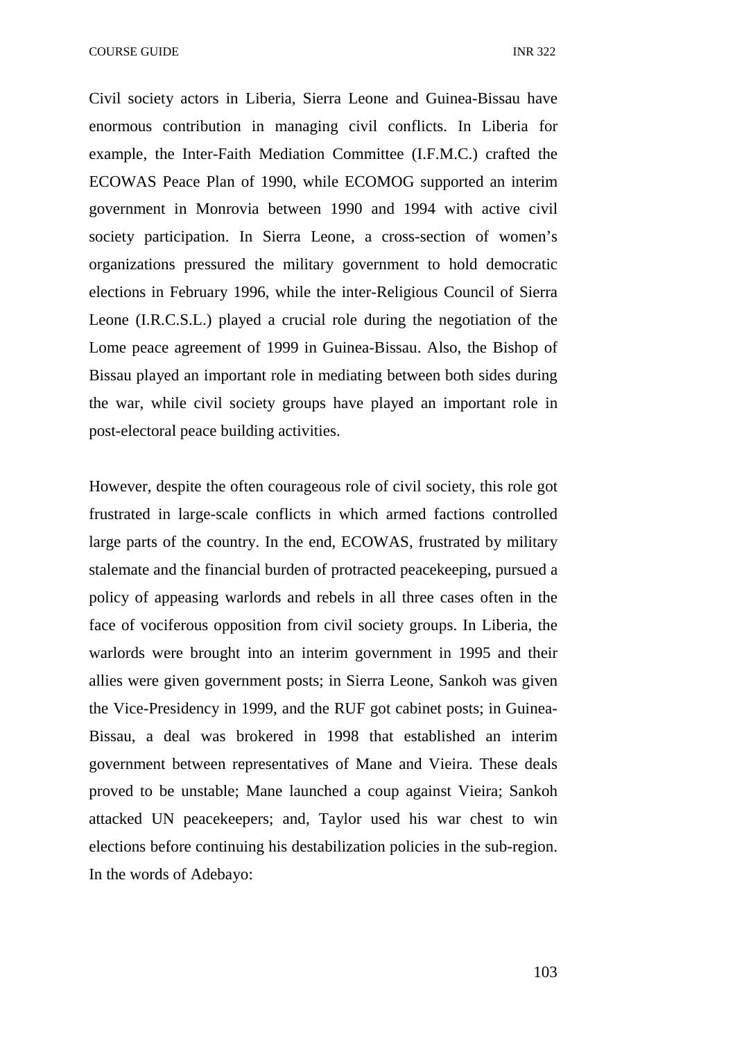Civil society actors in Liberia, Sierra Leone and Guinea-Bissau have enormous contribution in managing civil conflicts. In Liberia for example, the Inter-Faith Mediation Committee (I.F.M.C.) crafted the ECOWAS Peace Plan of 1990, while ECOMOG supported an interim government in Monrovia between 1990 and 1994 with active civil society participation. In Sierra Leone, a cross-section of women's organizations pressured the military government to hold democratic elections in February 1996, while the inter-Religious Council of Sierra Leone (I.R.C.S.L.) played a crucial role during the negotiation of the Lome peace agreement of 1999 in Guinea-Bissau. Also, the Bishop of Bissau played an important role in mediating between both sides during the war, while civil society groups have played an important role in post-electoral peace building activities.

However, despite the often courageous role of civil society, this role got frustrated in large-scale conflicts in which armed factions controlled large parts of the country. In the end, ECOWAS, frustrated by military stalemate and the financial burden of protracted peacekeeping, pursued a policy of appeasing warlords and rebels in all three cases often in the face of vociferous opposition from civil society groups. In Liberia, the warlords were brought into an interim government in 1995 and their allies were given government posts; in Sierra Leone, Sankoh was given the Vice-Presidency in 1999, and the RUF got cabinet posts; in Guinea-Bissau, a deal was brokered in 1998 that established an interim government between representatives of Mane and Vieira. These deals proved to be unstable; Mane launched a coup against Vieira; Sankoh attacked UN peacekeepers; and, Taylor used his war chest to win elections before continuing his destabilization policies in the sub-region. In the words of Adebayo: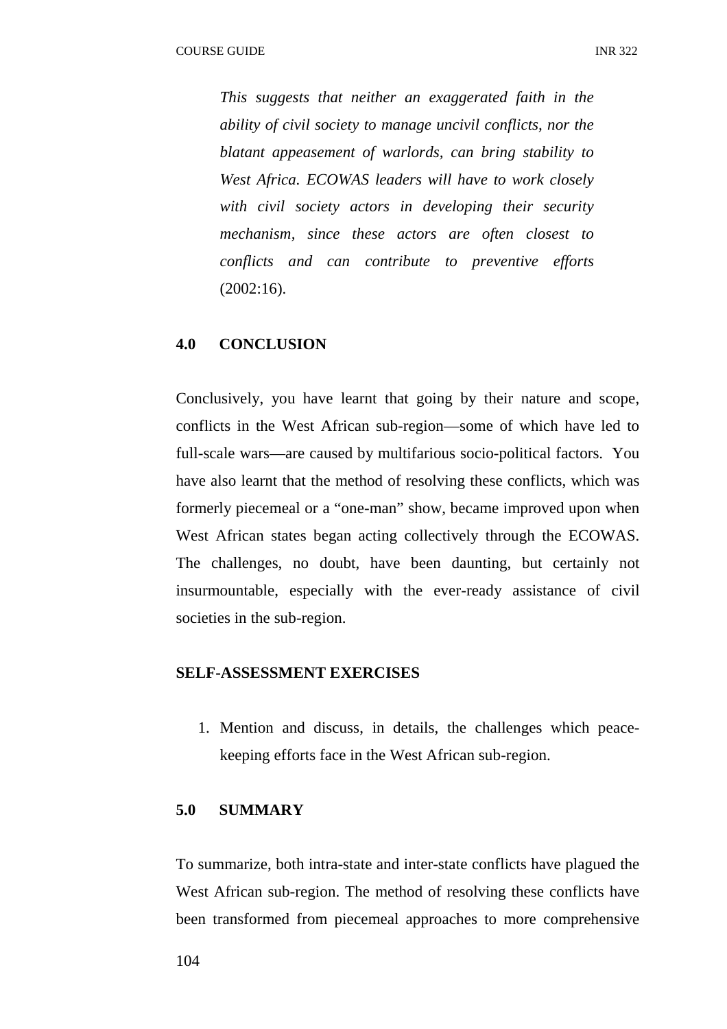> *This suggests that neither an exaggerated faith in the ability of civil society to manage uncivil conflicts, nor the blatant appeasement of warlords, can bring stability to West Africa. ECOWAS leaders will have to work closely with civil society actors in developing their security mechanism, since these actors are often closest to conflicts and can contribute to preventive efforts* (2002:16).

## 4.0 CONCLUSION

Conclusively, you have learnt that going by their nature and scope, conflicts in the West African sub-region—some of which have led to full-scale wars—are caused by multifarious socio-political factors. You have also learnt that the method of resolving these conflicts, which was formerly piecemeal or a "one-man" show, became improved upon when West African states began acting collectively through the ECOWAS. The challenges, no doubt, have been daunting, but certainly not insurmountable, especially with the ever-ready assistance of civil societies in the sub-region.

### SELF-ASSESSMENT EXERCISES

1. Mention and discuss, in details, the challenges which peace-keeping efforts face in the West African sub-region.

## 5.0 SUMMARY

To summarize, both intra-state and inter-state conflicts have plagued the West African sub-region. The method of resolving these conflicts have been transformed from piecemeal approaches to more comprehensive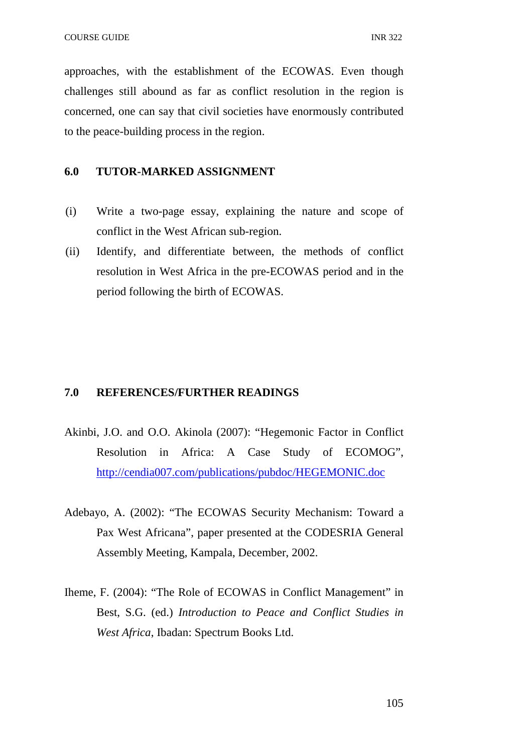approaches, with the establishment of the ECOWAS. Even though challenges still abound as far as conflict resolution in the region is concerned, one can say that civil societies have enormously contributed to the peace-building process in the region.

## 6.0 TUTOR-MARKED ASSIGNMENT

(i) Write a two-page essay, explaining the nature and scope of conflict in the West African sub-region.

(ii) Identify, and differentiate between, the methods of conflict resolution in West Africa in the pre-ECOWAS period and in the period following the birth of ECOWAS.

## 7.0 REFERENCES/FURTHER READINGS

Akinbi, J.O. and O.O. Akinola (2007): "Hegemonic Factor in Conflict Resolution in Africa: A Case Study of ECOMOG", http://cendia007.com/publications/pubdoc/HEGEMONIC.doc

Adebayo, A. (2002): "The ECOWAS Security Mechanism: Toward a Pax West Africana", paper presented at the CODESRIA General Assembly Meeting, Kampala, December, 2002.

Iheme, F. (2004): "The Role of ECOWAS in Conflict Management" in Best, S.G. (ed.) *Introduction to Peace and Conflict Studies in West Africa*, Ibadan: Spectrum Books Ltd.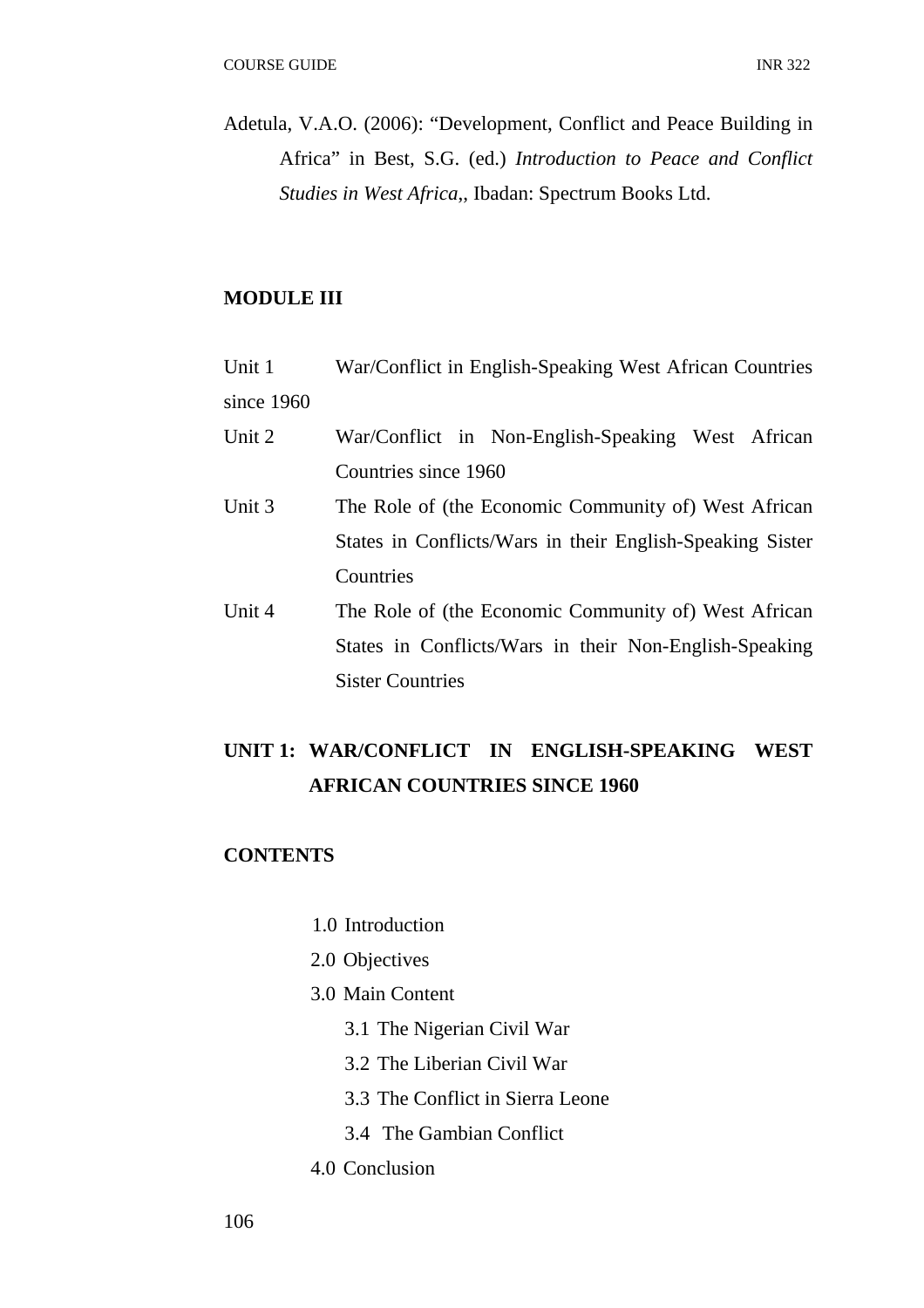Adetula, V.A.O. (2006): "Development, Conflict and Peace Building in Africa" in Best, S.G. (ed.) *Introduction to Peace and Conflict Studies in West Africa,*, Ibadan: Spectrum Books Ltd.

## MODULE III

| | |
|---|---|
| Unit 1 | War/Conflict in English-Speaking West African Countries since 1960 |
| Unit 2 | War/Conflict in Non-English-Speaking West African Countries since 1960 |
| Unit 3 | The Role of (the Economic Community of) West African States in Conflicts/Wars in their English-Speaking Sister Countries |
| Unit 4 | The Role of (the Economic Community of) West African States in Conflicts/Wars in their Non-English-Speaking Sister Countries |

## UNIT 1: WAR/CONFLICT IN ENGLISH-SPEAKING WEST AFRICAN COUNTRIES SINCE 1960

### CONTENTS

- 1.0 Introduction
- 2.0 Objectives
- 3.0 Main Content
  - 3.1 The Nigerian Civil War
  - 3.2 The Liberian Civil War
  - 3.3 The Conflict in Sierra Leone
  - 3.4 The Gambian Conflict
- 4.0 Conclusion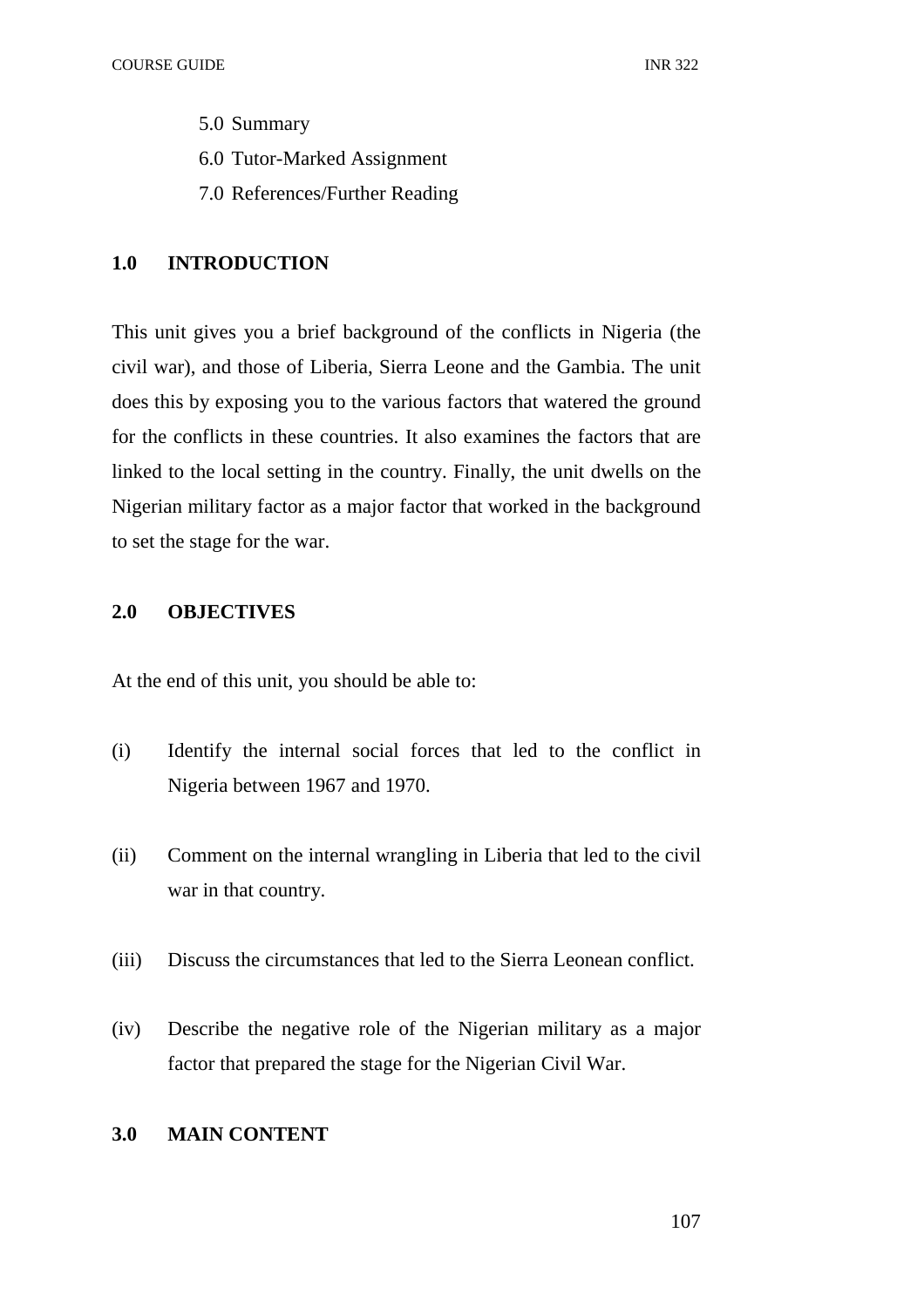5.0 Summary
6.0 Tutor-Marked Assignment
7.0 References/Further Reading

## 1.0 INTRODUCTION

This unit gives you a brief background of the conflicts in Nigeria (the civil war), and those of Liberia, Sierra Leone and the Gambia. The unit does this by exposing you to the various factors that watered the ground for the conflicts in these countries. It also examines the factors that are linked to the local setting in the country. Finally, the unit dwells on the Nigerian military factor as a major factor that worked in the background to set the stage for the war.

## 2.0 OBJECTIVES

At the end of this unit, you should be able to:

(i) Identify the internal social forces that led to the conflict in Nigeria between 1967 and 1970.

(ii) Comment on the internal wrangling in Liberia that led to the civil war in that country.

(iii) Discuss the circumstances that led to the Sierra Leonean conflict.

(iv) Describe the negative role of the Nigerian military as a major factor that prepared the stage for the Nigerian Civil War.

## 3.0 MAIN CONTENT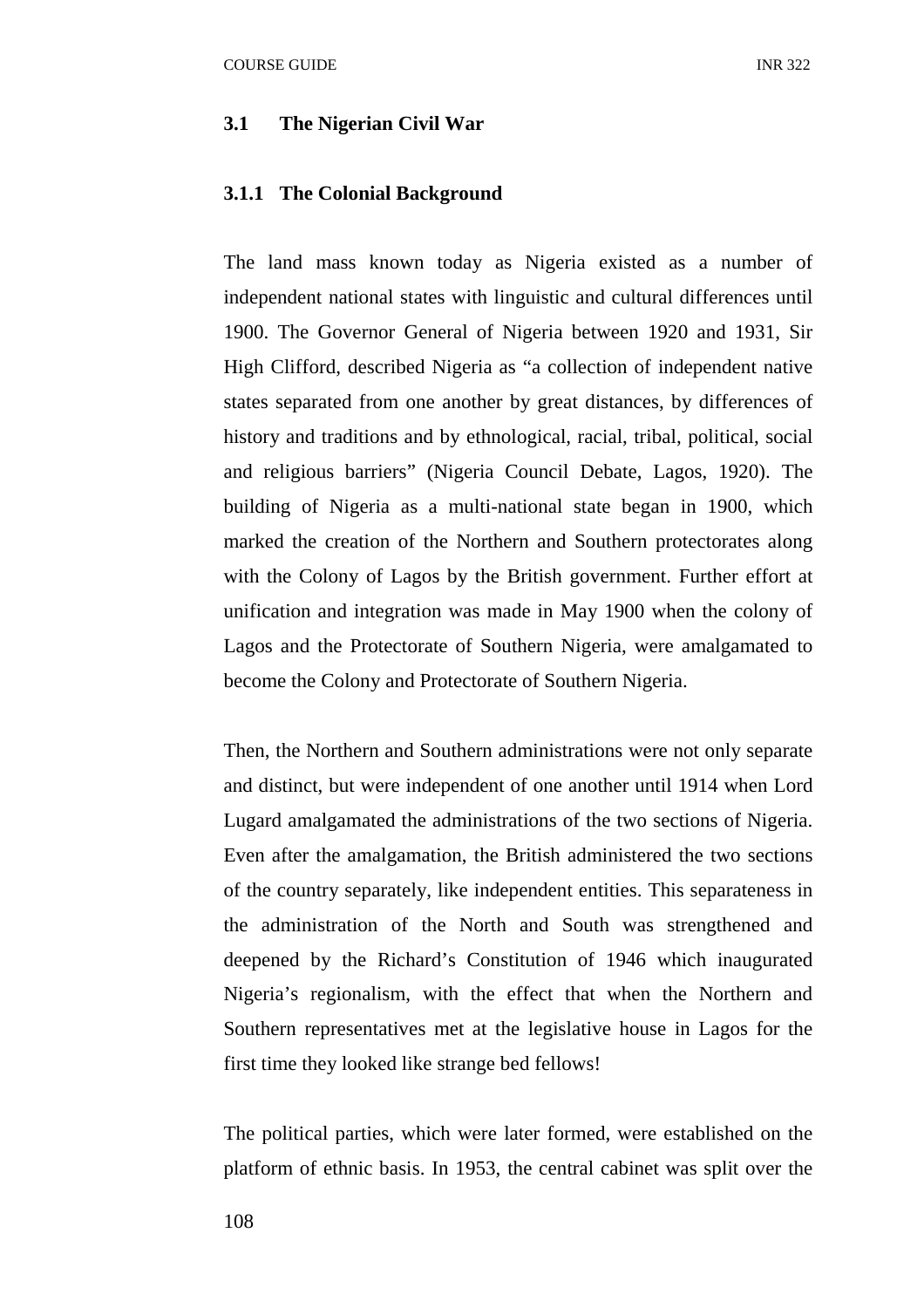### 3.1 The Nigerian Civil War

#### 3.1.1 The Colonial Background

The land mass known today as Nigeria existed as a number of independent national states with linguistic and cultural differences until 1900. The Governor General of Nigeria between 1920 and 1931, Sir High Clifford, described Nigeria as "a collection of independent native states separated from one another by great distances, by differences of history and traditions and by ethnological, racial, tribal, political, social and religious barriers" (Nigeria Council Debate, Lagos, 1920). The building of Nigeria as a multi-national state began in 1900, which marked the creation of the Northern and Southern protectorates along with the Colony of Lagos by the British government. Further effort at unification and integration was made in May 1900 when the colony of Lagos and the Protectorate of Southern Nigeria, were amalgamated to become the Colony and Protectorate of Southern Nigeria.

Then, the Northern and Southern administrations were not only separate and distinct, but were independent of one another until 1914 when Lord Lugard amalgamated the administrations of the two sections of Nigeria. Even after the amalgamation, the British administered the two sections of the country separately, like independent entities. This separateness in the administration of the North and South was strengthened and deepened by the Richard's Constitution of 1946 which inaugurated Nigeria's regionalism, with the effect that when the Northern and Southern representatives met at the legislative house in Lagos for the first time they looked like strange bed fellows!

The political parties, which were later formed, were established on the platform of ethnic basis. In 1953, the central cabinet was split over the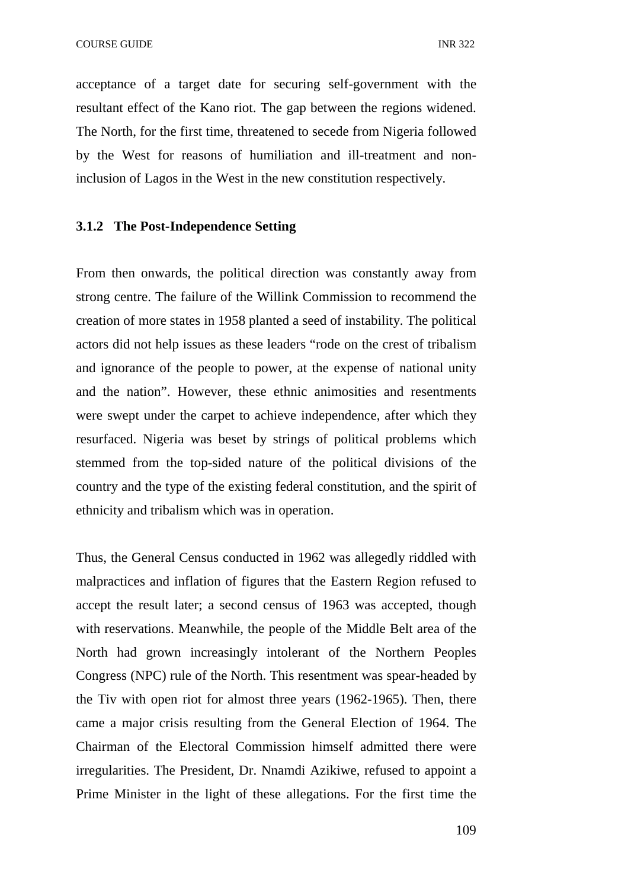acceptance of a target date for securing self-government with the resultant effect of the Kano riot. The gap between the regions widened. The North, for the first time, threatened to secede from Nigeria followed by the West for reasons of humiliation and ill-treatment and non-inclusion of Lagos in the West in the new constitution respectively.

### 3.1.2 The Post-Independence Setting

From then onwards, the political direction was constantly away from strong centre. The failure of the Willink Commission to recommend the creation of more states in 1958 planted a seed of instability. The political actors did not help issues as these leaders "rode on the crest of tribalism and ignorance of the people to power, at the expense of national unity and the nation". However, these ethnic animosities and resentments were swept under the carpet to achieve independence, after which they resurfaced. Nigeria was beset by strings of political problems which stemmed from the top-sided nature of the political divisions of the country and the type of the existing federal constitution, and the spirit of ethnicity and tribalism which was in operation.

Thus, the General Census conducted in 1962 was allegedly riddled with malpractices and inflation of figures that the Eastern Region refused to accept the result later; a second census of 1963 was accepted, though with reservations. Meanwhile, the people of the Middle Belt area of the North had grown increasingly intolerant of the Northern Peoples Congress (NPC) rule of the North. This resentment was spear-headed by the Tiv with open riot for almost three years (1962-1965). Then, there came a major crisis resulting from the General Election of 1964. The Chairman of the Electoral Commission himself admitted there were irregularities. The President, Dr. Nnamdi Azikiwe, refused to appoint a Prime Minister in the light of these allegations. For the first time the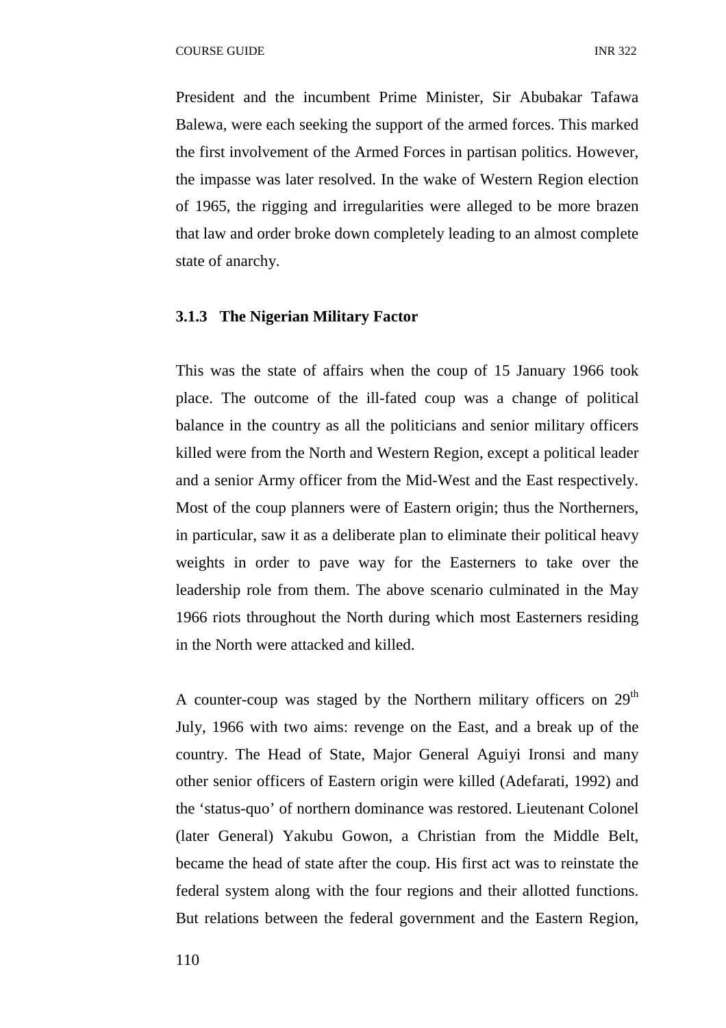President and the incumbent Prime Minister, Sir Abubakar Tafawa Balewa, were each seeking the support of the armed forces. This marked the first involvement of the Armed Forces in partisan politics. However, the impasse was later resolved. In the wake of Western Region election of 1965, the rigging and irregularities were alleged to be more brazen that law and order broke down completely leading to an almost complete state of anarchy.

### 3.1.3 The Nigerian Military Factor

This was the state of affairs when the coup of 15 January 1966 took place. The outcome of the ill-fated coup was a change of political balance in the country as all the politicians and senior military officers killed were from the North and Western Region, except a political leader and a senior Army officer from the Mid-West and the East respectively. Most of the coup planners were of Eastern origin; thus the Northerners, in particular, saw it as a deliberate plan to eliminate their political heavy weights in order to pave way for the Easterners to take over the leadership role from them. The above scenario culminated in the May 1966 riots throughout the North during which most Easterners residing in the North were attacked and killed.

A counter-coup was staged by the Northern military officers on 29th July, 1966 with two aims: revenge on the East, and a break up of the country. The Head of State, Major General Aguiyi Ironsi and many other senior officers of Eastern origin were killed (Adefarati, 1992) and the 'status-quo' of northern dominance was restored. Lieutenant Colonel (later General) Yakubu Gowon, a Christian from the Middle Belt, became the head of state after the coup. His first act was to reinstate the federal system along with the four regions and their allotted functions. But relations between the federal government and the Eastern Region,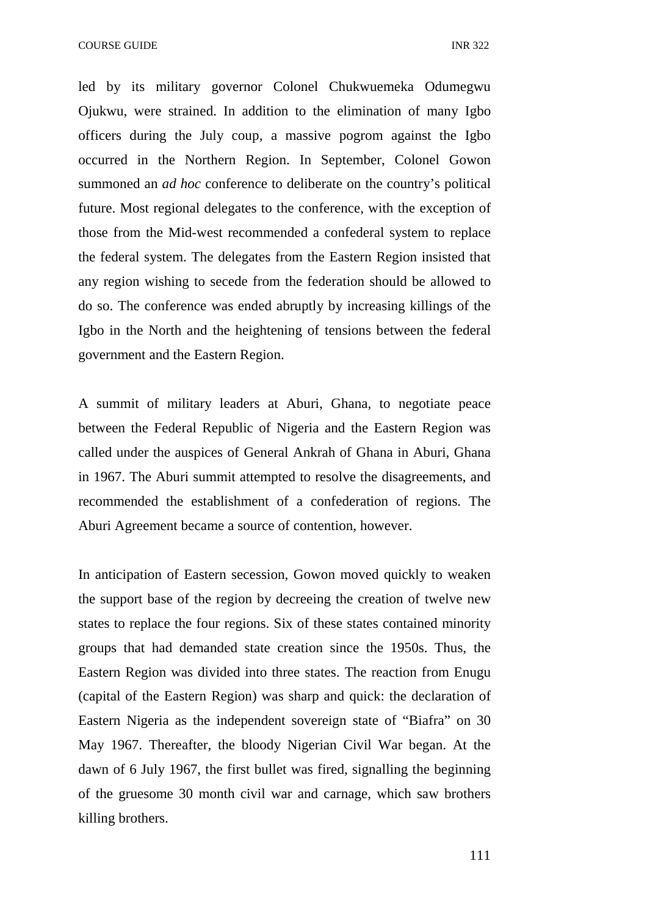led by its military governor Colonel Chukwuemeka Odumegwu Ojukwu, were strained. In addition to the elimination of many Igbo officers during the July coup, a massive pogrom against the Igbo occurred in the Northern Region. In September, Colonel Gowon summoned an *ad hoc* conference to deliberate on the country's political future. Most regional delegates to the conference, with the exception of those from the Mid-west recommended a confederal system to replace the federal system. The delegates from the Eastern Region insisted that any region wishing to secede from the federation should be allowed to do so. The conference was ended abruptly by increasing killings of the Igbo in the North and the heightening of tensions between the federal government and the Eastern Region.

A summit of military leaders at Aburi, Ghana, to negotiate peace between the Federal Republic of Nigeria and the Eastern Region was called under the auspices of General Ankrah of Ghana in Aburi, Ghana in 1967. The Aburi summit attempted to resolve the disagreements, and recommended the establishment of a confederation of regions. The Aburi Agreement became a source of contention, however.

In anticipation of Eastern secession, Gowon moved quickly to weaken the support base of the region by decreeing the creation of twelve new states to replace the four regions. Six of these states contained minority groups that had demanded state creation since the 1950s. Thus, the Eastern Region was divided into three states. The reaction from Enugu (capital of the Eastern Region) was sharp and quick: the declaration of Eastern Nigeria as the independent sovereign state of "Biafra" on 30 May 1967. Thereafter, the bloody Nigerian Civil War began. At the dawn of 6 July 1967, the first bullet was fired, signalling the beginning of the gruesome 30 month civil war and carnage, which saw brothers killing brothers.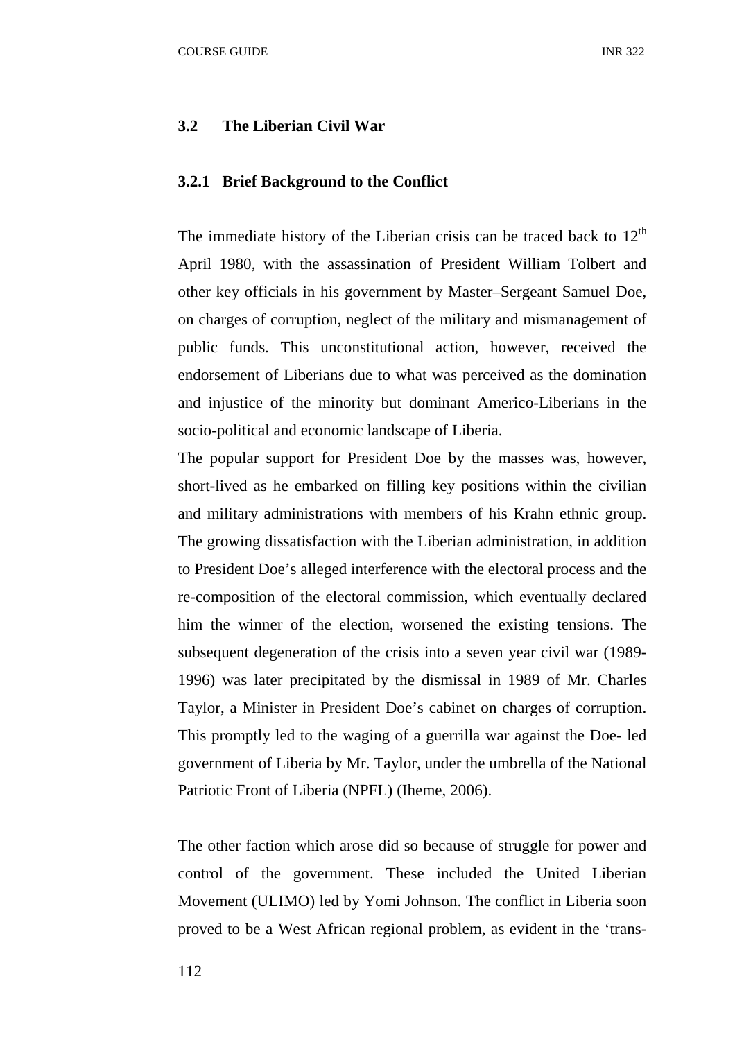### 3.2 The Liberian Civil War

#### 3.2.1 Brief Background to the Conflict

The immediate history of the Liberian crisis can be traced back to 12th April 1980, with the assassination of President William Tolbert and other key officials in his government by Master–Sergeant Samuel Doe, on charges of corruption, neglect of the military and mismanagement of public funds. This unconstitutional action, however, received the endorsement of Liberians due to what was perceived as the domination and injustice of the minority but dominant Americo-Liberians in the socio-political and economic landscape of Liberia.

The popular support for President Doe by the masses was, however, short-lived as he embarked on filling key positions within the civilian and military administrations with members of his Krahn ethnic group. The growing dissatisfaction with the Liberian administration, in addition to President Doe's alleged interference with the electoral process and the re-composition of the electoral commission, which eventually declared him the winner of the election, worsened the existing tensions. The subsequent degeneration of the crisis into a seven year civil war (1989-1996) was later precipitated by the dismissal in 1989 of Mr. Charles Taylor, a Minister in President Doe's cabinet on charges of corruption. This promptly led to the waging of a guerrilla war against the Doe- led government of Liberia by Mr. Taylor, under the umbrella of the National Patriotic Front of Liberia (NPFL) (Iheme, 2006).

The other faction which arose did so because of struggle for power and control of the government. These included the United Liberian Movement (ULIMO) led by Yomi Johnson. The conflict in Liberia soon proved to be a West African regional problem, as evident in the 'trans-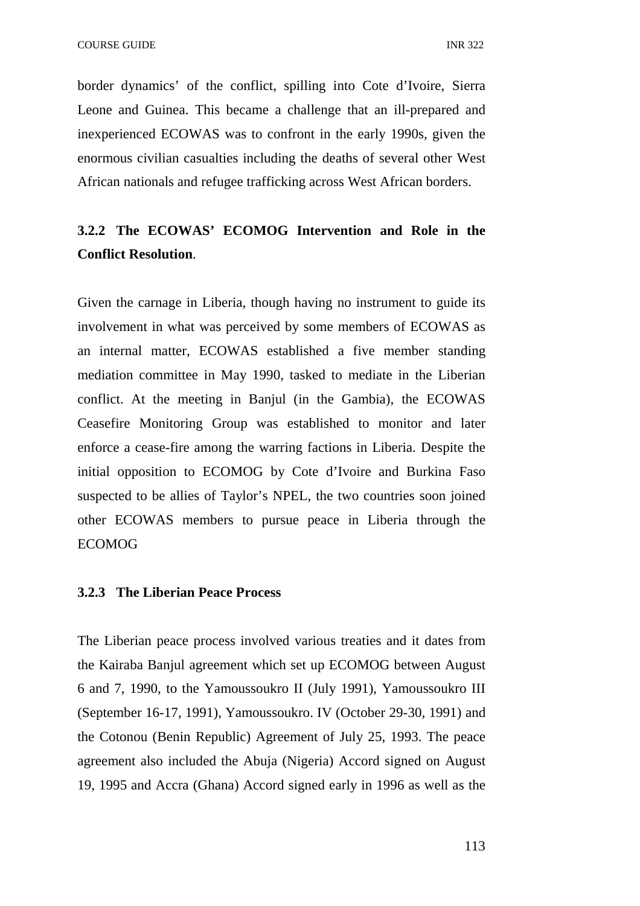border dynamics' of the conflict, spilling into Cote d'Ivoire, Sierra Leone and Guinea. This became a challenge that an ill-prepared and inexperienced ECOWAS was to confront in the early 1990s, given the enormous civilian casualties including the deaths of several other West African nationals and refugee trafficking across West African borders.

### 3.2.2 The ECOWAS' ECOMOG Intervention and Role in the Conflict Resolution.

Given the carnage in Liberia, though having no instrument to guide its involvement in what was perceived by some members of ECOWAS as an internal matter, ECOWAS established a five member standing mediation committee in May 1990, tasked to mediate in the Liberian conflict. At the meeting in Banjul (in the Gambia), the ECOWAS Ceasefire Monitoring Group was established to monitor and later enforce a cease-fire among the warring factions in Liberia. Despite the initial opposition to ECOMOG by Cote d'Ivoire and Burkina Faso suspected to be allies of Taylor's NPEL, the two countries soon joined other ECOWAS members to pursue peace in Liberia through the ECOMOG

### 3.2.3 The Liberian Peace Process

The Liberian peace process involved various treaties and it dates from the Kairaba Banjul agreement which set up ECOMOG between August 6 and 7, 1990, to the Yamoussoukro II (July 1991), Yamoussoukro III (September 16-17, 1991), Yamoussoukro. IV (October 29-30, 1991) and the Cotonou (Benin Republic) Agreement of July 25, 1993. The peace agreement also included the Abuja (Nigeria) Accord signed on August 19, 1995 and Accra (Ghana) Accord signed early in 1996 as well as the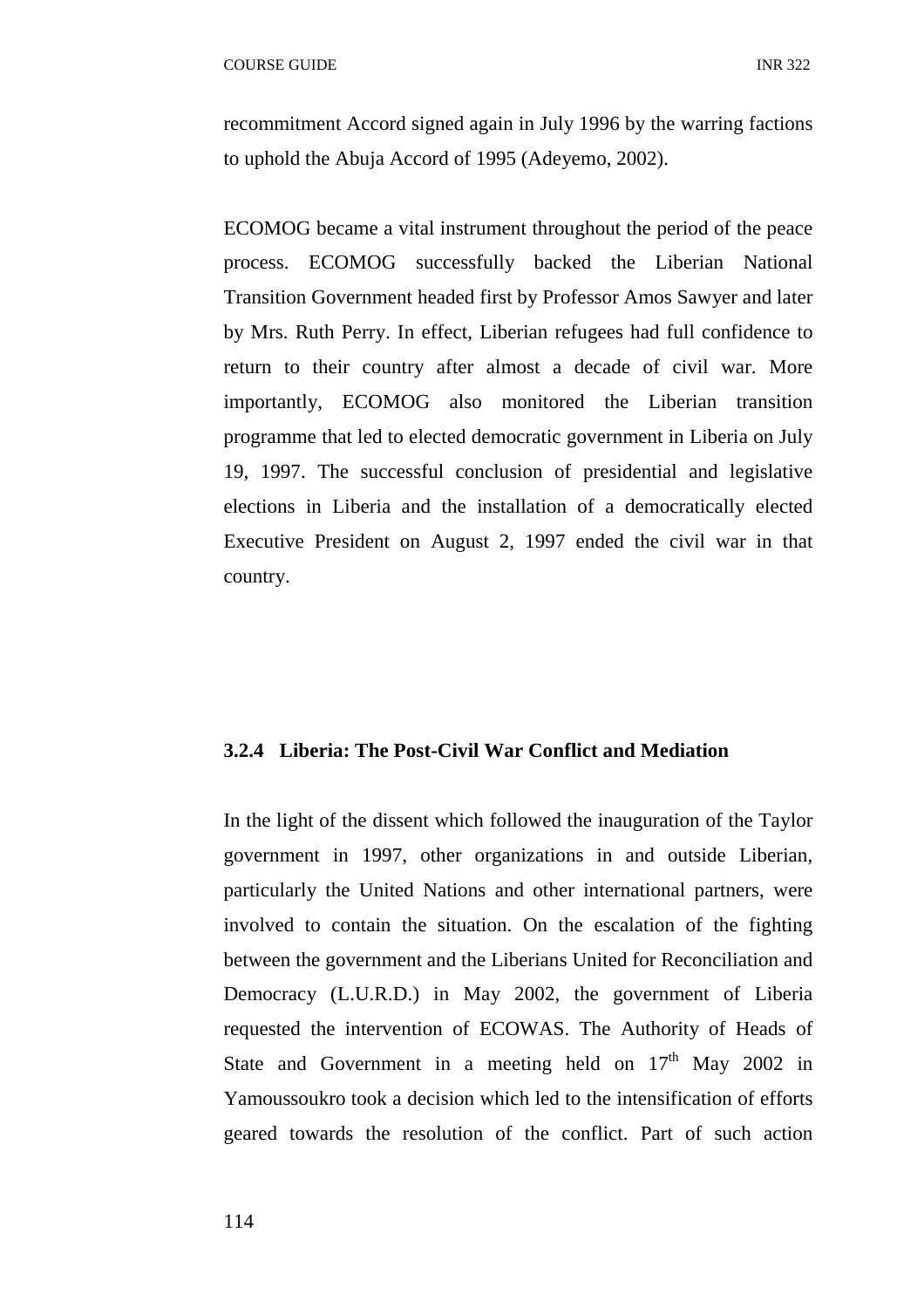recommitment Accord signed again in July 1996 by the warring factions to uphold the Abuja Accord of 1995 (Adeyemo, 2002).

ECOMOG became a vital instrument throughout the period of the peace process. ECOMOG successfully backed the Liberian National Transition Government headed first by Professor Amos Sawyer and later by Mrs. Ruth Perry. In effect, Liberian refugees had full confidence to return to their country after almost a decade of civil war. More importantly, ECOMOG also monitored the Liberian transition programme that led to elected democratic government in Liberia on July 19, 1997. The successful conclusion of presidential and legislative elections in Liberia and the installation of a democratically elected Executive President on August 2, 1997 ended the civil war in that country.

### 3.2.4 Liberia: The Post-Civil War Conflict and Mediation

In the light of the dissent which followed the inauguration of the Taylor government in 1997, other organizations in and outside Liberian, particularly the United Nations and other international partners, were involved to contain the situation. On the escalation of the fighting between the government and the Liberians United for Reconciliation and Democracy (L.U.R.D.) in May 2002, the government of Liberia requested the intervention of ECOWAS. The Authority of Heads of State and Government in a meeting held on 17th May 2002 in Yamoussoukro took a decision which led to the intensification of efforts geared towards the resolution of the conflict. Part of such action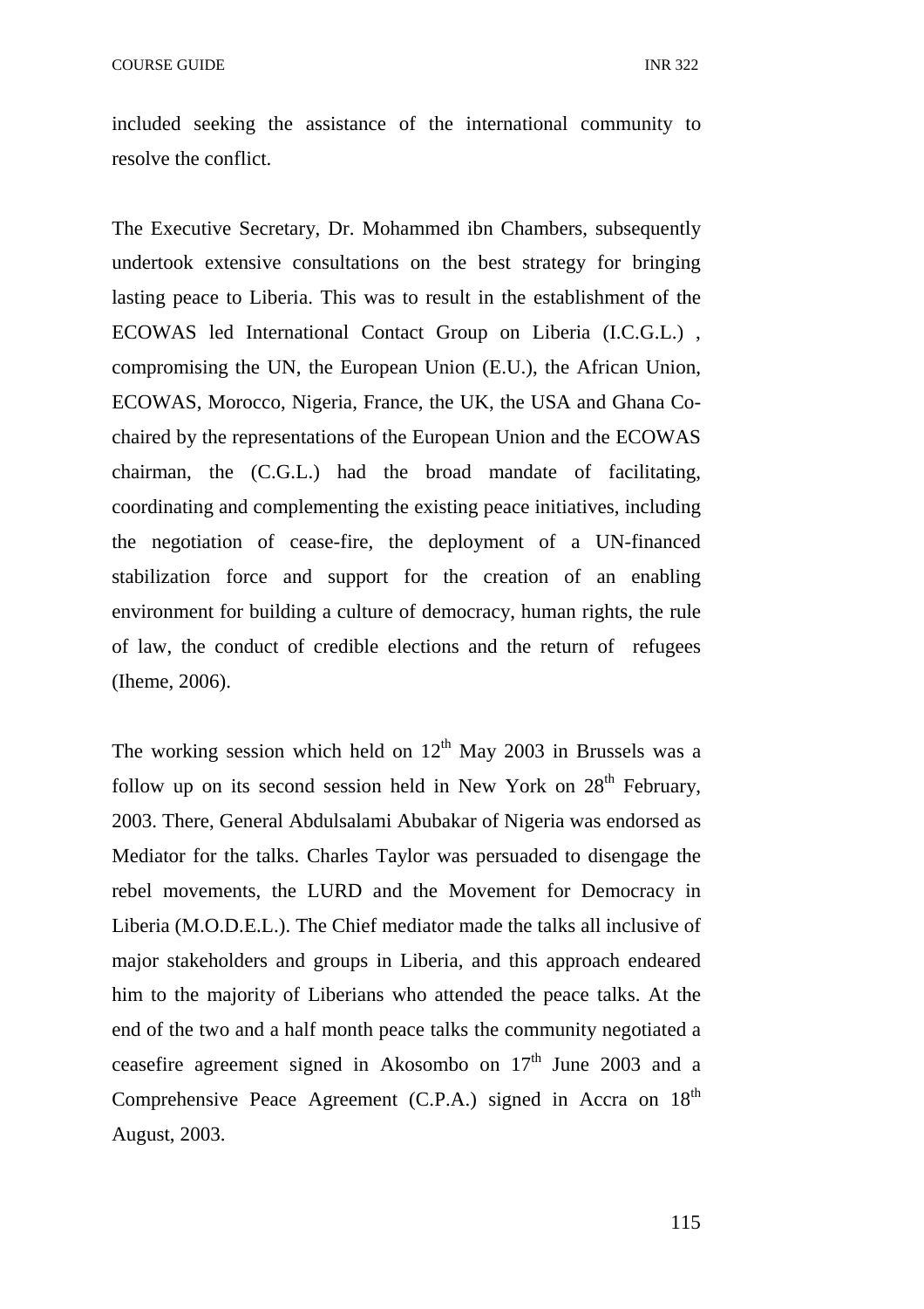included seeking the assistance of the international community to resolve the conflict.

The Executive Secretary, Dr. Mohammed ibn Chambers, subsequently undertook extensive consultations on the best strategy for bringing lasting peace to Liberia. This was to result in the establishment of the ECOWAS led International Contact Group on Liberia (I.C.G.L.) , compromising the UN, the European Union (E.U.), the African Union, ECOWAS, Morocco, Nigeria, France, the UK, the USA and Ghana Co-chaired by the representations of the European Union and the ECOWAS chairman, the (C.G.L.) had the broad mandate of facilitating, coordinating and complementing the existing peace initiatives, including the negotiation of cease-fire, the deployment of a UN-financed stabilization force and support for the creation of an enabling environment for building a culture of democracy, human rights, the rule of law, the conduct of credible elections and the return of refugees (Iheme, 2006).

The working session which held on 12th May 2003 in Brussels was a follow up on its second session held in New York on 28th February, 2003. There, General Abdulsalami Abubakar of Nigeria was endorsed as Mediator for the talks. Charles Taylor was persuaded to disengage the rebel movements, the LURD and the Movement for Democracy in Liberia (M.O.D.E.L.). The Chief mediator made the talks all inclusive of major stakeholders and groups in Liberia, and this approach endeared him to the majority of Liberians who attended the peace talks. At the end of the two and a half month peace talks the community negotiated a ceasefire agreement signed in Akosombo on 17th June 2003 and a Comprehensive Peace Agreement (C.P.A.) signed in Accra on 18th August, 2003.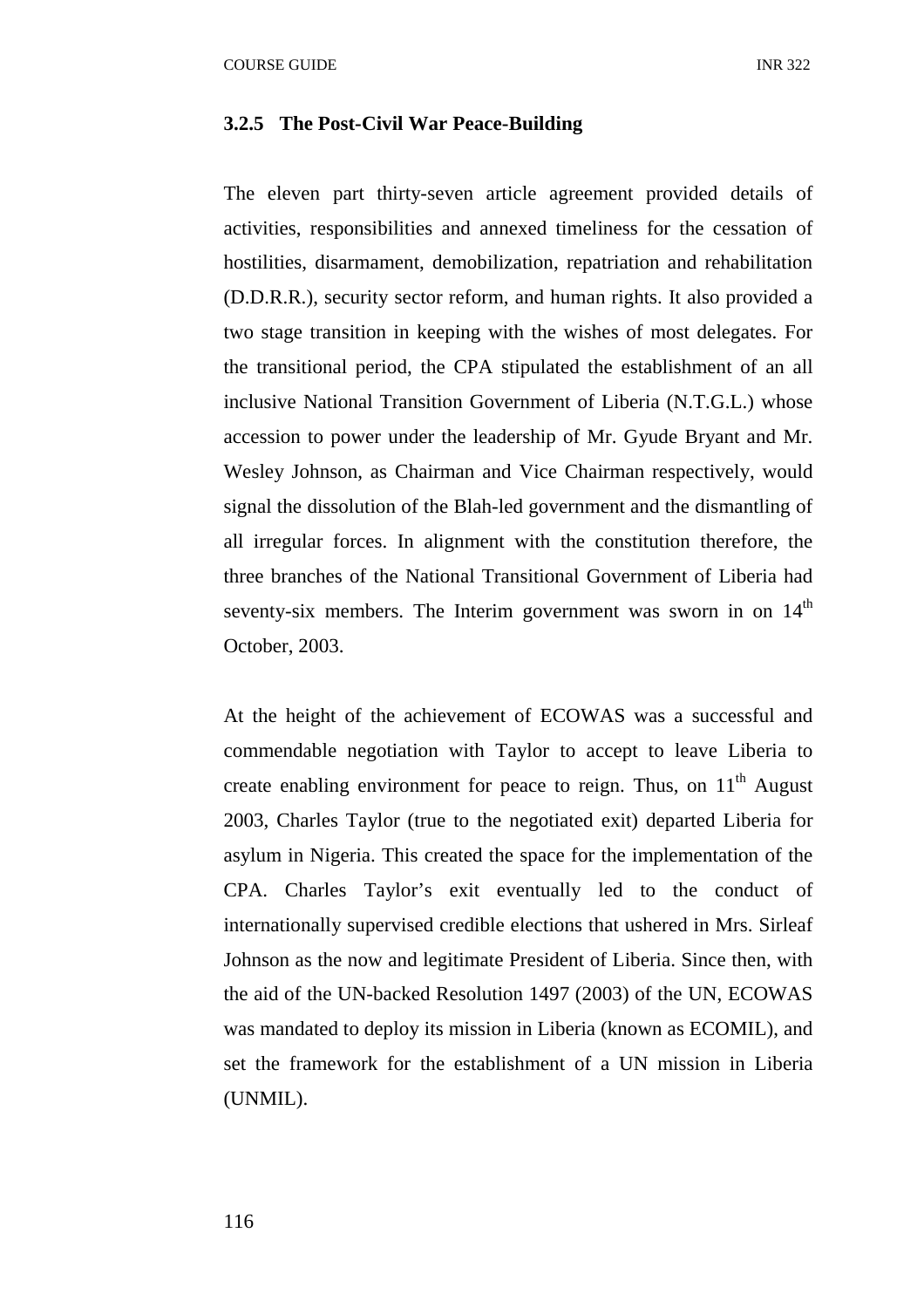### 3.2.5 The Post-Civil War Peace-Building

The eleven part thirty-seven article agreement provided details of activities, responsibilities and annexed timeliness for the cessation of hostilities, disarmament, demobilization, repatriation and rehabilitation (D.D.R.R.), security sector reform, and human rights. It also provided a two stage transition in keeping with the wishes of most delegates. For the transitional period, the CPA stipulated the establishment of an all inclusive National Transition Government of Liberia (N.T.G.L.) whose accession to power under the leadership of Mr. Gyude Bryant and Mr. Wesley Johnson, as Chairman and Vice Chairman respectively, would signal the dissolution of the Blah-led government and the dismantling of all irregular forces. In alignment with the constitution therefore, the three branches of the National Transitional Government of Liberia had seventy-six members. The Interim government was sworn in on 14th October, 2003.

At the height of the achievement of ECOWAS was a successful and commendable negotiation with Taylor to accept to leave Liberia to create enabling environment for peace to reign. Thus, on 11th August 2003, Charles Taylor (true to the negotiated exit) departed Liberia for asylum in Nigeria. This created the space for the implementation of the CPA. Charles Taylor's exit eventually led to the conduct of internationally supervised credible elections that ushered in Mrs. Sirleaf Johnson as the now and legitimate President of Liberia. Since then, with the aid of the UN-backed Resolution 1497 (2003) of the UN, ECOWAS was mandated to deploy its mission in Liberia (known as ECOMIL), and set the framework for the establishment of a UN mission in Liberia (UNMIL).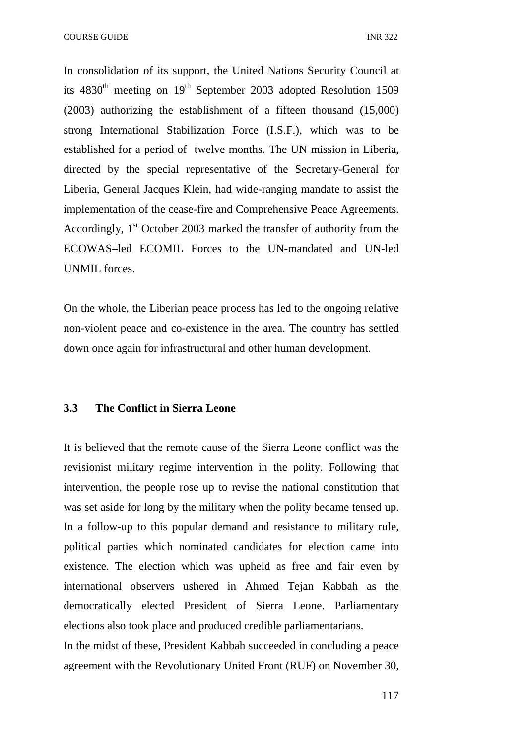In consolidation of its support, the United Nations Security Council at its 4830th meeting on 19th September 2003 adopted Resolution 1509 (2003) authorizing the establishment of a fifteen thousand (15,000) strong International Stabilization Force (I.S.F.), which was to be established for a period of twelve months. The UN mission in Liberia, directed by the special representative of the Secretary-General for Liberia, General Jacques Klein, had wide-ranging mandate to assist the implementation of the cease-fire and Comprehensive Peace Agreements. Accordingly, 1st October 2003 marked the transfer of authority from the ECOWAS–led ECOMIL Forces to the UN-mandated and UN-led UNMIL forces.

On the whole, the Liberian peace process has led to the ongoing relative non-violent peace and co-existence in the area. The country has settled down once again for infrastructural and other human development.

### 3.3 The Conflict in Sierra Leone

It is believed that the remote cause of the Sierra Leone conflict was the revisionist military regime intervention in the polity. Following that intervention, the people rose up to revise the national constitution that was set aside for long by the military when the polity became tensed up. In a follow-up to this popular demand and resistance to military rule, political parties which nominated candidates for election came into existence. The election which was upheld as free and fair even by international observers ushered in Ahmed Tejan Kabbah as the democratically elected President of Sierra Leone. Parliamentary elections also took place and produced credible parliamentarians.

In the midst of these, President Kabbah succeeded in concluding a peace agreement with the Revolutionary United Front (RUF) on November 30,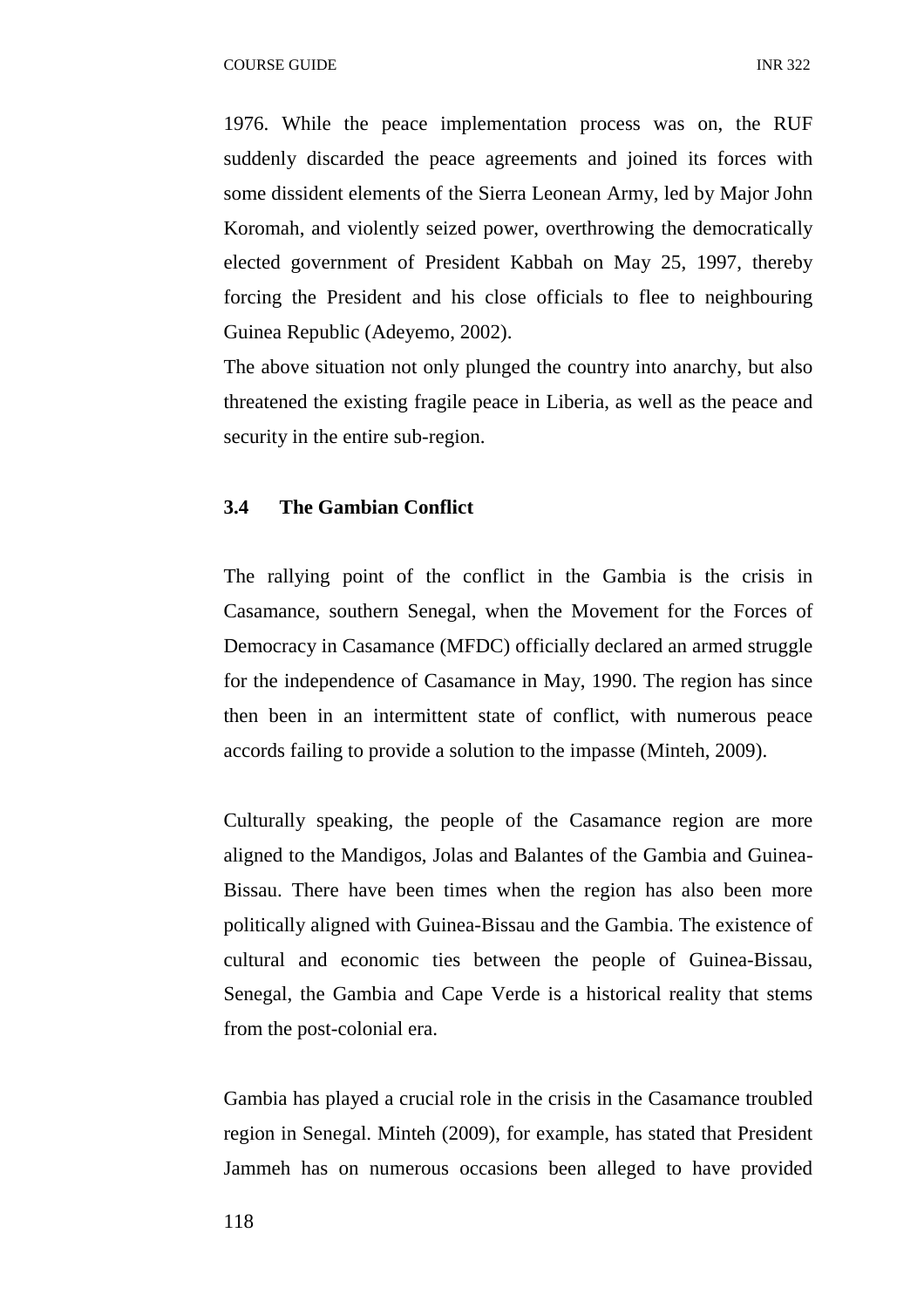1976. While the peace implementation process was on, the RUF suddenly discarded the peace agreements and joined its forces with some dissident elements of the Sierra Leonean Army, led by Major John Koromah, and violently seized power, overthrowing the democratically elected government of President Kabbah on May 25, 1997, thereby forcing the President and his close officials to flee to neighbouring Guinea Republic (Adeyemo, 2002).

The above situation not only plunged the country into anarchy, but also threatened the existing fragile peace in Liberia, as well as the peace and security in the entire sub-region.

### 3.4 The Gambian Conflict

The rallying point of the conflict in the Gambia is the crisis in Casamance, southern Senegal, when the Movement for the Forces of Democracy in Casamance (MFDC) officially declared an armed struggle for the independence of Casamance in May, 1990. The region has since then been in an intermittent state of conflict, with numerous peace accords failing to provide a solution to the impasse (Minteh, 2009).

Culturally speaking, the people of the Casamance region are more aligned to the Mandigos, Jolas and Balantes of the Gambia and Guinea-Bissau. There have been times when the region has also been more politically aligned with Guinea-Bissau and the Gambia. The existence of cultural and economic ties between the people of Guinea-Bissau, Senegal, the Gambia and Cape Verde is a historical reality that stems from the post-colonial era.

Gambia has played a crucial role in the crisis in the Casamance troubled region in Senegal. Minteh (2009), for example, has stated that President Jammeh has on numerous occasions been alleged to have provided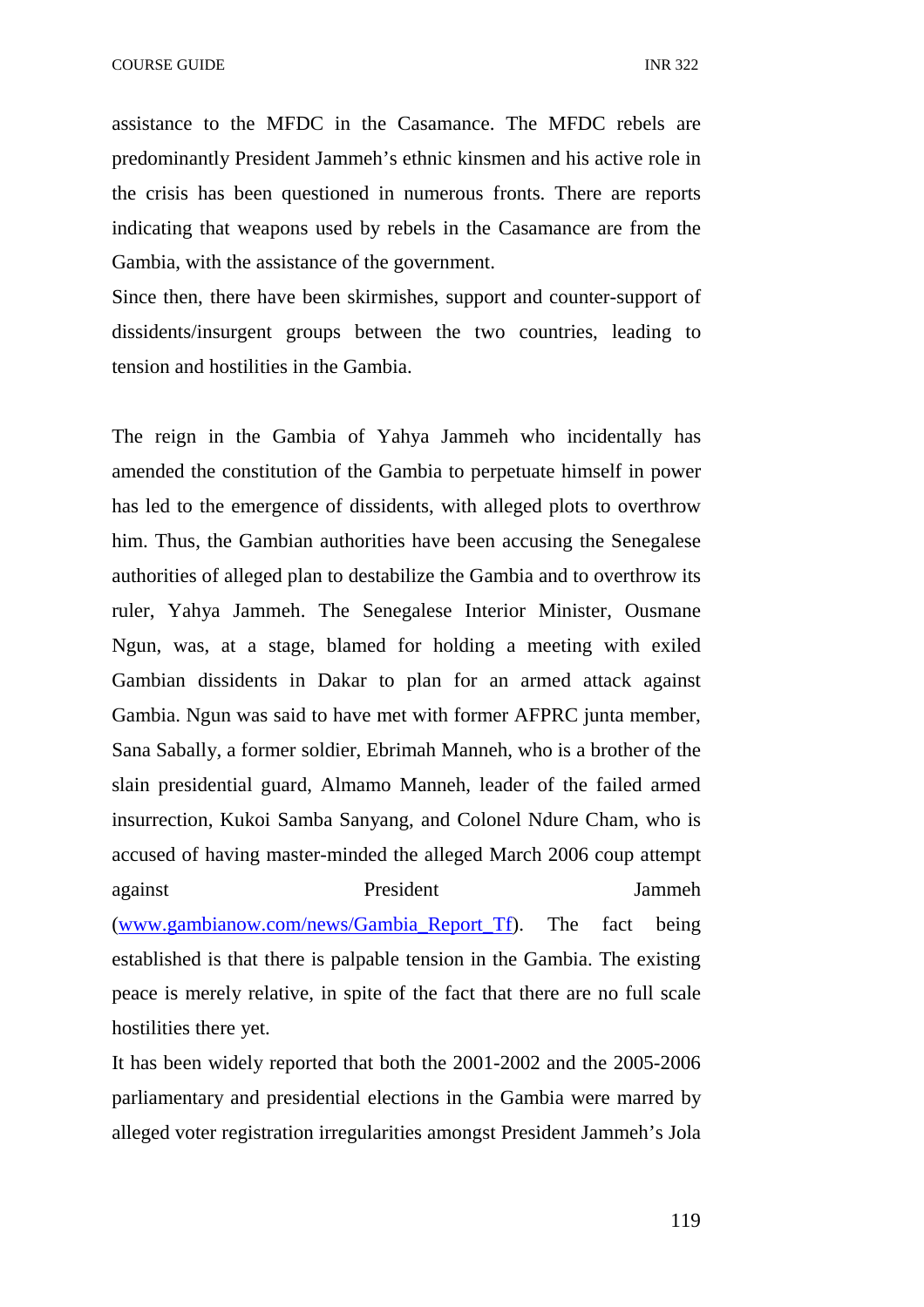assistance to the MFDC in the Casamance. The MFDC rebels are predominantly President Jammeh's ethnic kinsmen and his active role in the crisis has been questioned in numerous fronts. There are reports indicating that weapons used by rebels in the Casamance are from the Gambia, with the assistance of the government.

Since then, there have been skirmishes, support and counter-support of dissidents/insurgent groups between the two countries, leading to tension and hostilities in the Gambia.

The reign in the Gambia of Yahya Jammeh who incidentally has amended the constitution of the Gambia to perpetuate himself in power has led to the emergence of dissidents, with alleged plots to overthrow him. Thus, the Gambian authorities have been accusing the Senegalese authorities of alleged plan to destabilize the Gambia and to overthrow its ruler, Yahya Jammeh. The Senegalese Interior Minister, Ousmane Ngun, was, at a stage, blamed for holding a meeting with exiled Gambian dissidents in Dakar to plan for an armed attack against Gambia. Ngun was said to have met with former AFPRC junta member, Sana Sabally, a former soldier, Ebrimah Manneh, who is a brother of the slain presidential guard, Almamo Manneh, leader of the failed armed insurrection, Kukoi Samba Sanyang, and Colonel Ndure Cham, who is accused of having master-minded the alleged March 2006 coup attempt against President Jammeh (www.gambianow.com/news/Gambia_Report_Tf). The fact being established is that there is palpable tension in the Gambia. The existing peace is merely relative, in spite of the fact that there are no full scale hostilities there yet.

It has been widely reported that both the 2001-2002 and the 2005-2006 parliamentary and presidential elections in the Gambia were marred by alleged voter registration irregularities amongst President Jammeh's Jola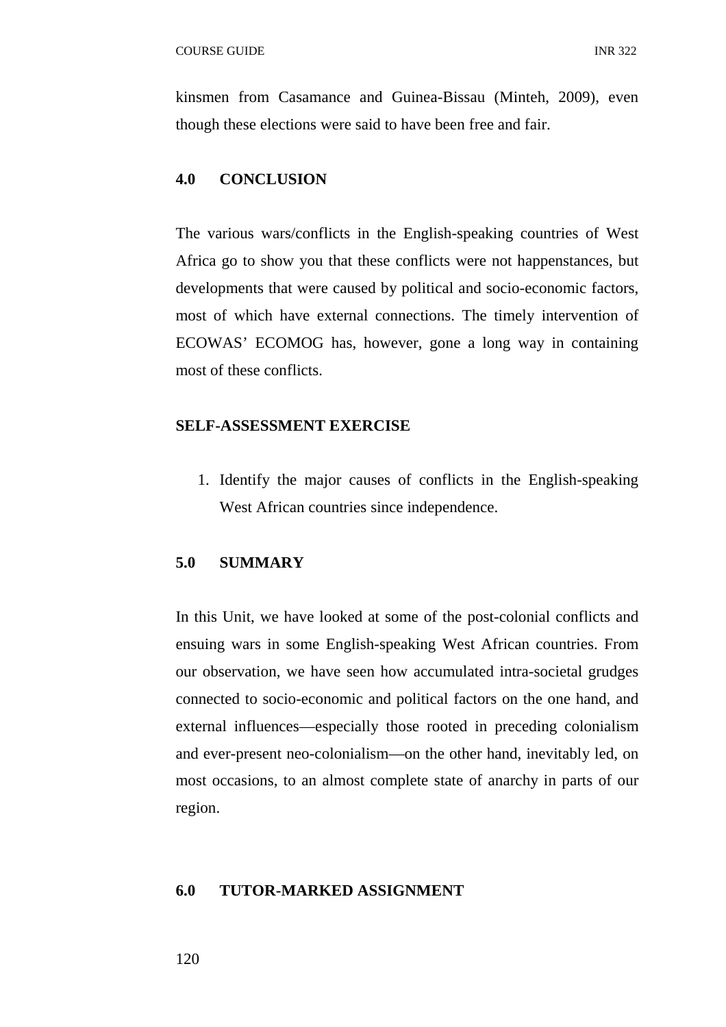kinsmen from Casamance and Guinea-Bissau (Minteh, 2009), even though these elections were said to have been free and fair.

## 4.0 CONCLUSION

The various wars/conflicts in the English-speaking countries of West Africa go to show you that these conflicts were not happenstances, but developments that were caused by political and socio-economic factors, most of which have external connections. The timely intervention of ECOWAS' ECOMOG has, however, gone a long way in containing most of these conflicts.

**SELF-ASSESSMENT EXERCISE**

1. Identify the major causes of conflicts in the English-speaking West African countries since independence.

## 5.0 SUMMARY

In this Unit, we have looked at some of the post-colonial conflicts and ensuing wars in some English-speaking West African countries. From our observation, we have seen how accumulated intra-societal grudges connected to socio-economic and political factors on the one hand, and external influences—especially those rooted in preceding colonialism and ever-present neo-colonialism—on the other hand, inevitably led, on most occasions, to an almost complete state of anarchy in parts of our region.

## 6.0 TUTOR-MARKED ASSIGNMENT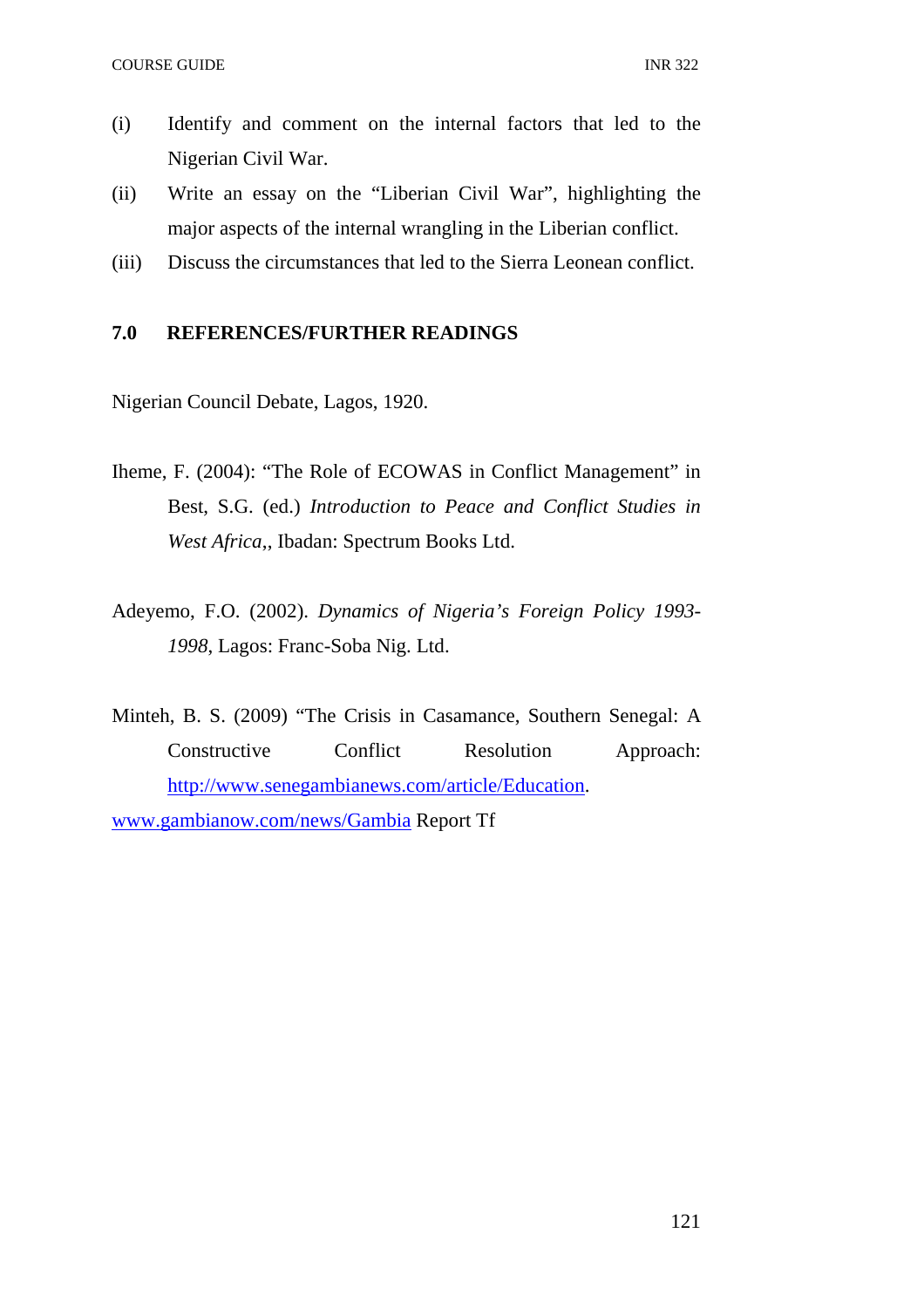(i) Identify and comment on the internal factors that led to the Nigerian Civil War.

(ii) Write an essay on the "Liberian Civil War", highlighting the major aspects of the internal wrangling in the Liberian conflict.

(iii) Discuss the circumstances that led to the Sierra Leonean conflict.

## 7.0 REFERENCES/FURTHER READINGS

Nigerian Council Debate, Lagos, 1920.

Iheme, F. (2004): "The Role of ECOWAS in Conflict Management" in Best, S.G. (ed.) *Introduction to Peace and Conflict Studies in West Africa*,, Ibadan: Spectrum Books Ltd.

Adeyemo, F.O. (2002). *Dynamics of Nigeria's Foreign Policy 1993-1998*, Lagos: Franc-Soba Nig. Ltd.

Minteh, B. S. (2009) "The Crisis in Casamance, Southern Senegal: A Constructive Conflict Resolution Approach: http://www.senegambianews.com/article/Education.

www.gambianow.com/news/Gambia Report Tf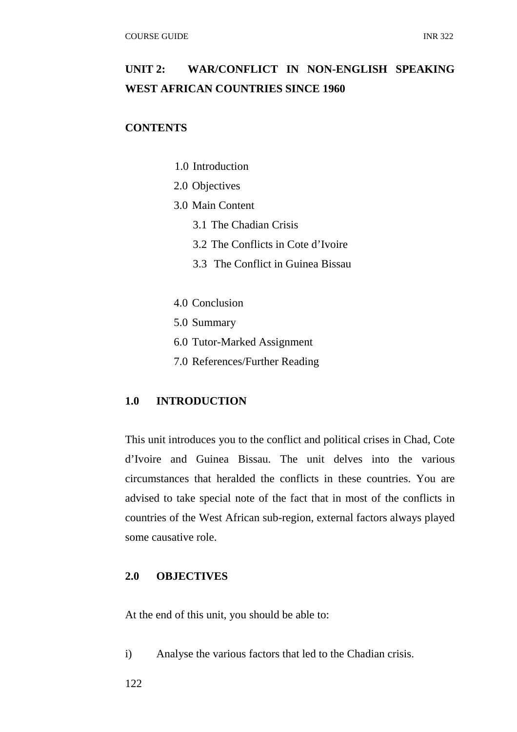## UNIT 2: WAR/CONFLICT IN NON-ENGLISH SPEAKING WEST AFRICAN COUNTRIES SINCE 1960

**CONTENTS**

1.0 Introduction
2.0 Objectives
3.0 Main Content
 3.1 The Chadian Crisis
 3.2 The Conflicts in Cote d'Ivoire
 3.3 The Conflict in Guinea Bissau
4.0 Conclusion
5.0 Summary
6.0 Tutor-Marked Assignment
7.0 References/Further Reading

### 1.0 INTRODUCTION

This unit introduces you to the conflict and political crises in Chad, Cote d'Ivoire and Guinea Bissau. The unit delves into the various circumstances that heralded the conflicts in these countries. You are advised to take special note of the fact that in most of the conflicts in countries of the West African sub-region, external factors always played some causative role.

### 2.0 OBJECTIVES

At the end of this unit, you should be able to:

i) Analyse the various factors that led to the Chadian crisis.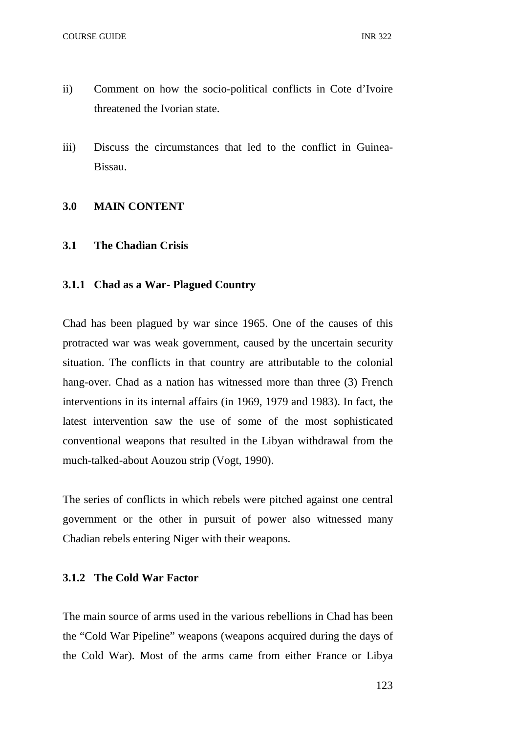ii) Comment on how the socio-political conflicts in Cote d'Ivoire threatened the Ivorian state.

iii) Discuss the circumstances that led to the conflict in Guinea-Bissau.

## 3.0 MAIN CONTENT

### 3.1 The Chadian Crisis

#### 3.1.1 Chad as a War- Plagued Country

Chad has been plagued by war since 1965. One of the causes of this protracted war was weak government, caused by the uncertain security situation. The conflicts in that country are attributable to the colonial hang-over. Chad as a nation has witnessed more than three (3) French interventions in its internal affairs (in 1969, 1979 and 1983). In fact, the latest intervention saw the use of some of the most sophisticated conventional weapons that resulted in the Libyan withdrawal from the much-talked-about Aouzou strip (Vogt, 1990).

The series of conflicts in which rebels were pitched against one central government or the other in pursuit of power also witnessed many Chadian rebels entering Niger with their weapons.

#### 3.1.2 The Cold War Factor

The main source of arms used in the various rebellions in Chad has been the "Cold War Pipeline" weapons (weapons acquired during the days of the Cold War). Most of the arms came from either France or Libya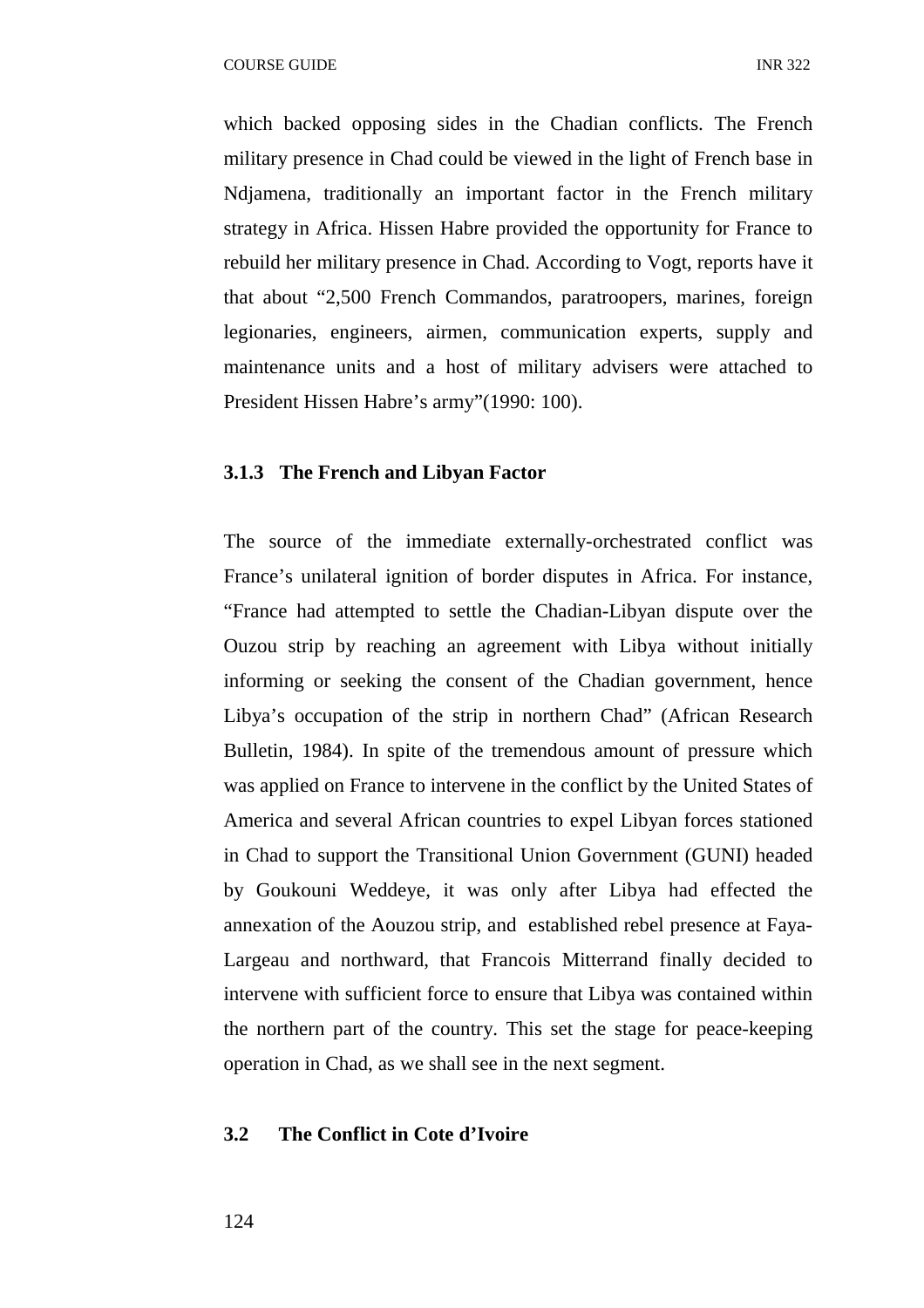which backed opposing sides in the Chadian conflicts. The French military presence in Chad could be viewed in the light of French base in Ndjamena, traditionally an important factor in the French military strategy in Africa. Hissen Habre provided the opportunity for France to rebuild her military presence in Chad. According to Vogt, reports have it that about "2,500 French Commandos, paratroopers, marines, foreign legionaries, engineers, airmen, communication experts, supply and maintenance units and a host of military advisers were attached to President Hissen Habre's army"(1990: 100).

### 3.1.3 The French and Libyan Factor

The source of the immediate externally-orchestrated conflict was France's unilateral ignition of border disputes in Africa. For instance, "France had attempted to settle the Chadian-Libyan dispute over the Ouzou strip by reaching an agreement with Libya without initially informing or seeking the consent of the Chadian government, hence Libya's occupation of the strip in northern Chad" (African Research Bulletin, 1984). In spite of the tremendous amount of pressure which was applied on France to intervene in the conflict by the United States of America and several African countries to expel Libyan forces stationed in Chad to support the Transitional Union Government (GUNI) headed by Goukouni Weddeye, it was only after Libya had effected the annexation of the Aouzou strip, and established rebel presence at Faya-Largeau and northward, that Francois Mitterrand finally decided to intervene with sufficient force to ensure that Libya was contained within the northern part of the country. This set the stage for peace-keeping operation in Chad, as we shall see in the next segment.

## 3.2 The Conflict in Cote d'Ivoire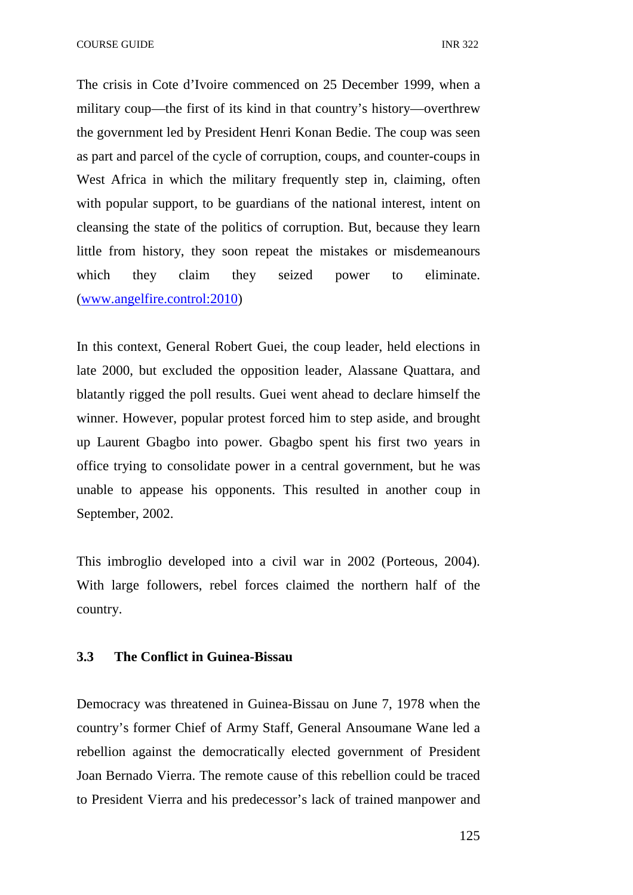The crisis in Cote d'Ivoire commenced on 25 December 1999, when a military coup—the first of its kind in that country's history—overthrew the government led by President Henri Konan Bedie. The coup was seen as part and parcel of the cycle of corruption, coups, and counter-coups in West Africa in which the military frequently step in, claiming, often with popular support, to be guardians of the national interest, intent on cleansing the state of the politics of corruption. But, because they learn little from history, they soon repeat the mistakes or misdemeanours which they claim they seized power to eliminate. (www.angelfire.control:2010)

In this context, General Robert Guei, the coup leader, held elections in late 2000, but excluded the opposition leader, Alassane Quattara, and blatantly rigged the poll results. Guei went ahead to declare himself the winner. However, popular protest forced him to step aside, and brought up Laurent Gbagbo into power. Gbagbo spent his first two years in office trying to consolidate power in a central government, but he was unable to appease his opponents. This resulted in another coup in September, 2002.

This imbroglio developed into a civil war in 2002 (Porteous, 2004). With large followers, rebel forces claimed the northern half of the country.

### 3.3 The Conflict in Guinea-Bissau

Democracy was threatened in Guinea-Bissau on June 7, 1978 when the country's former Chief of Army Staff, General Ansoumane Wane led a rebellion against the democratically elected government of President Joan Bernado Vierra. The remote cause of this rebellion could be traced to President Vierra and his predecessor's lack of trained manpower and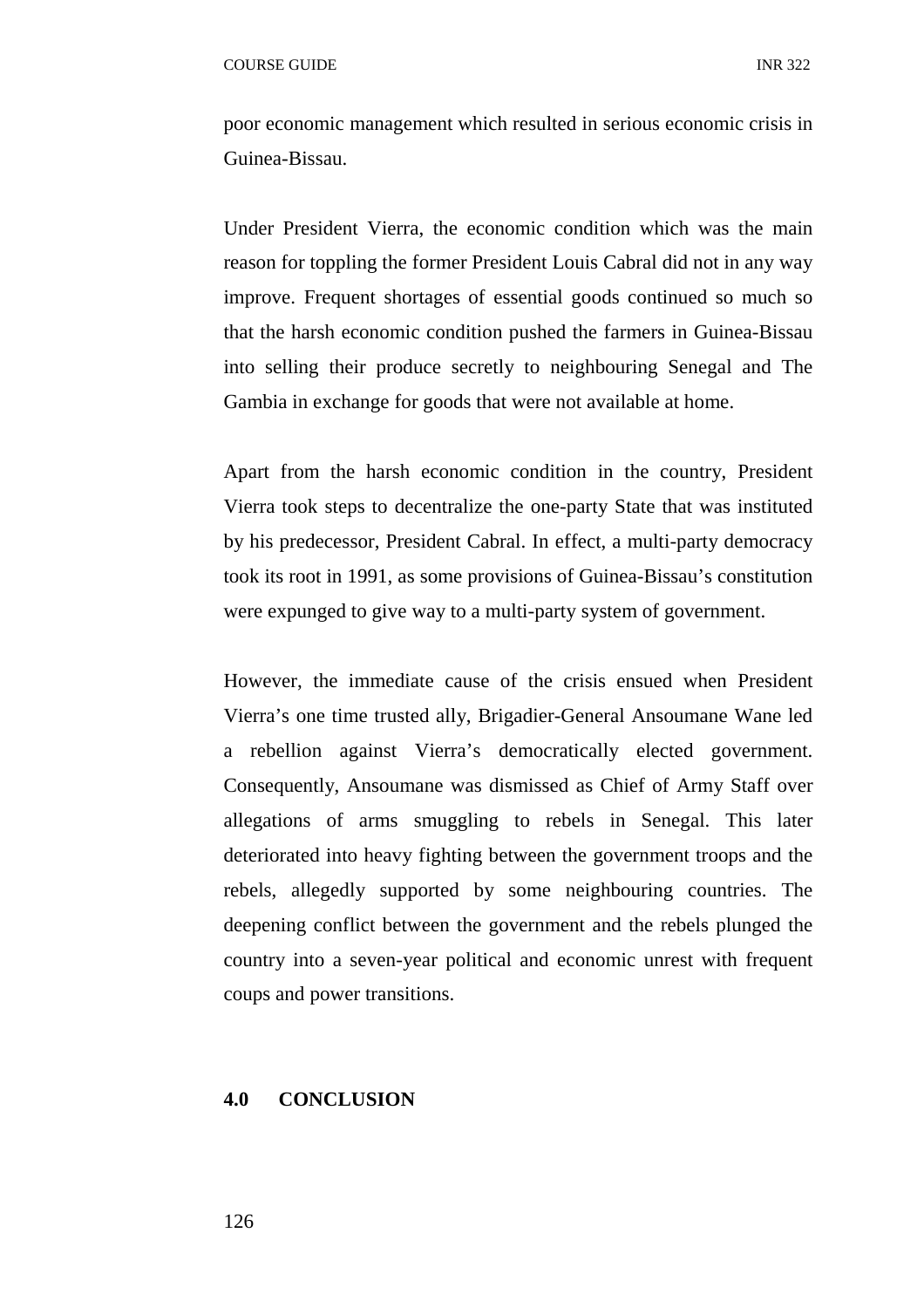poor economic management which resulted in serious economic crisis in Guinea-Bissau.

Under President Vierra, the economic condition which was the main reason for toppling the former President Louis Cabral did not in any way improve. Frequent shortages of essential goods continued so much so that the harsh economic condition pushed the farmers in Guinea-Bissau into selling their produce secretly to neighbouring Senegal and The Gambia in exchange for goods that were not available at home.

Apart from the harsh economic condition in the country, President Vierra took steps to decentralize the one-party State that was instituted by his predecessor, President Cabral. In effect, a multi-party democracy took its root in 1991, as some provisions of Guinea-Bissau's constitution were expunged to give way to a multi-party system of government.

However, the immediate cause of the crisis ensued when President Vierra's one time trusted ally, Brigadier-General Ansoumane Wane led a rebellion against Vierra's democratically elected government. Consequently, Ansoumane was dismissed as Chief of Army Staff over allegations of arms smuggling to rebels in Senegal. This later deteriorated into heavy fighting between the government troops and the rebels, allegedly supported by some neighbouring countries. The deepening conflict between the government and the rebels plunged the country into a seven-year political and economic unrest with frequent coups and power transitions.

## 4.0 CONCLUSION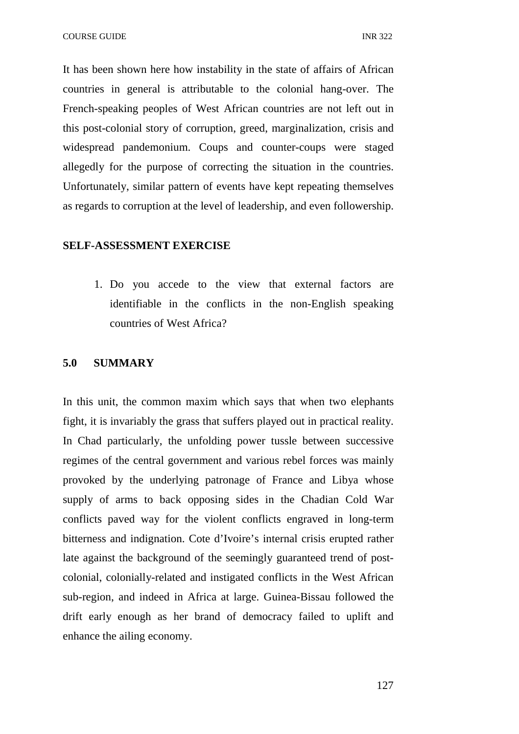It has been shown here how instability in the state of affairs of African countries in general is attributable to the colonial hang-over. The French-speaking peoples of West African countries are not left out in this post-colonial story of corruption, greed, marginalization, crisis and widespread pandemonium. Coups and counter-coups were staged allegedly for the purpose of correcting the situation in the countries. Unfortunately, similar pattern of events have kept repeating themselves as regards to corruption at the level of leadership, and even followership.

**SELF-ASSESSMENT EXERCISE**

1. Do you accede to the view that external factors are identifiable in the conflicts in the non-English speaking countries of West Africa?

## 5.0 SUMMARY

In this unit, the common maxim which says that when two elephants fight, it is invariably the grass that suffers played out in practical reality. In Chad particularly, the unfolding power tussle between successive regimes of the central government and various rebel forces was mainly provoked by the underlying patronage of France and Libya whose supply of arms to back opposing sides in the Chadian Cold War conflicts paved way for the violent conflicts engraved in long-term bitterness and indignation. Cote d'Ivoire's internal crisis erupted rather late against the background of the seemingly guaranteed trend of post-colonial, colonially-related and instigated conflicts in the West African sub-region, and indeed in Africa at large. Guinea-Bissau followed the drift early enough as her brand of democracy failed to uplift and enhance the ailing economy.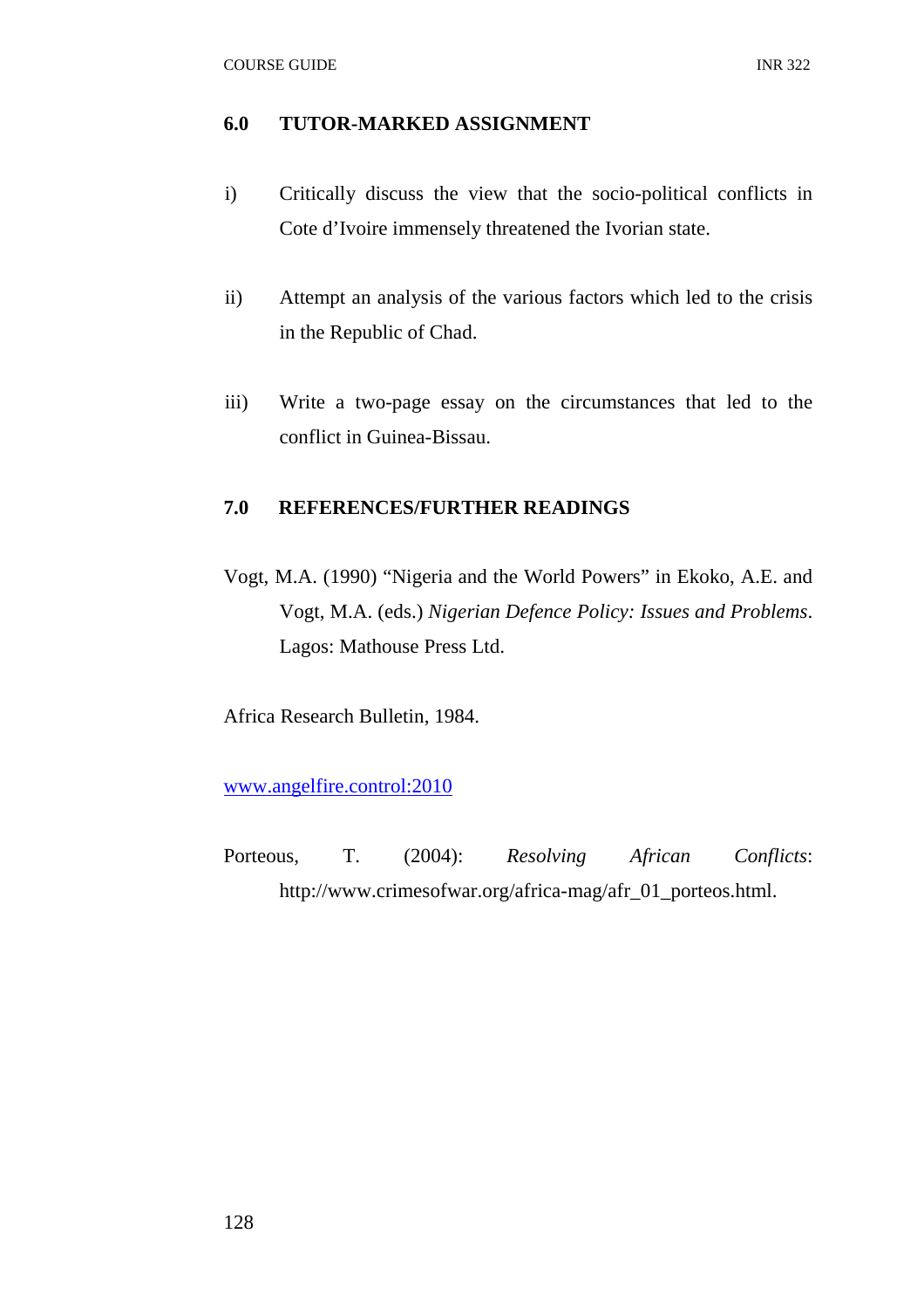## 6.0 TUTOR-MARKED ASSIGNMENT

i) Critically discuss the view that the socio-political conflicts in Cote d'Ivoire immensely threatened the Ivorian state.

ii) Attempt an analysis of the various factors which led to the crisis in the Republic of Chad.

iii) Write a two-page essay on the circumstances that led to the conflict in Guinea-Bissau.

## 7.0 REFERENCES/FURTHER READINGS

Vogt, M.A. (1990) "Nigeria and the World Powers" in Ekoko, A.E. and Vogt, M.A. (eds.) *Nigerian Defence Policy: Issues and Problems*. Lagos: Mathouse Press Ltd.

Africa Research Bulletin, 1984.

www.angelfire.control:2010

Porteous, T. (2004): *Resolving African Conflicts*: http://www.crimesofwar.org/africa-mag/afr_01_porteos.html.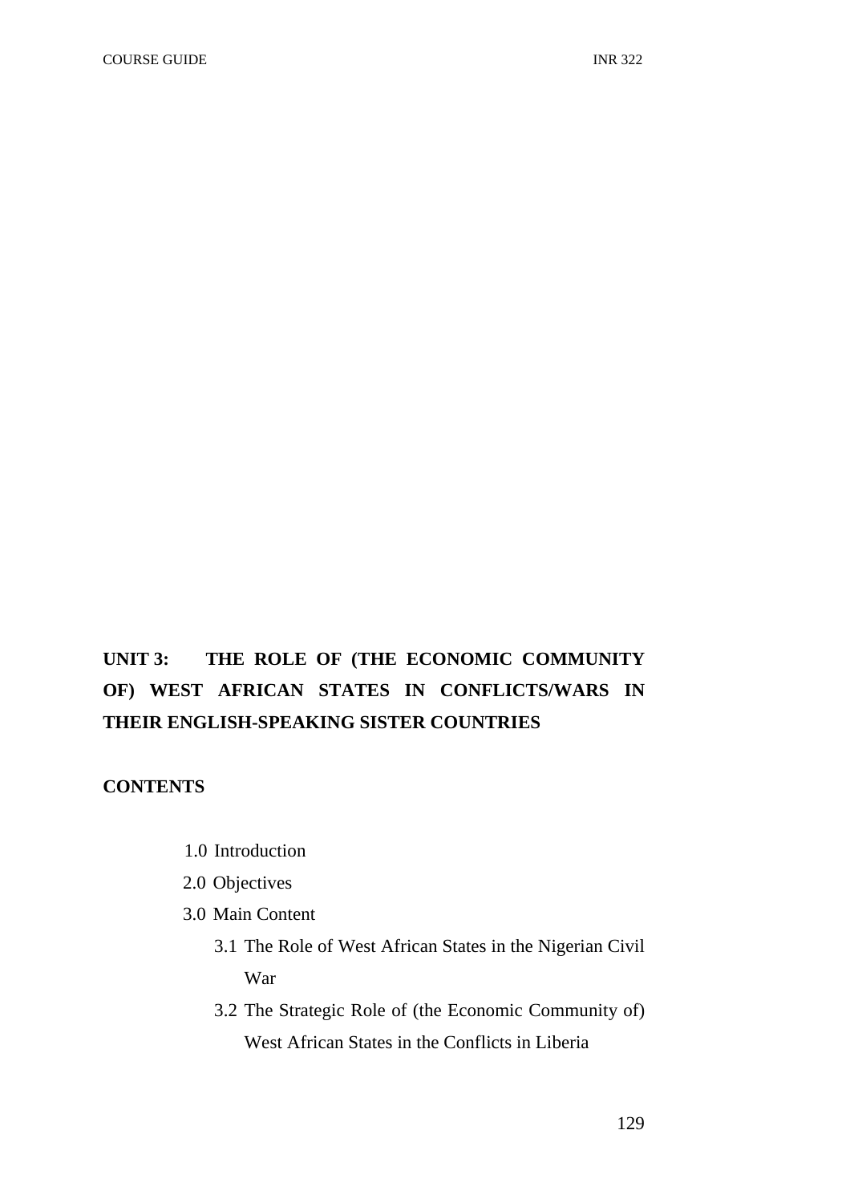## UNIT 3: THE ROLE OF (THE ECONOMIC COMMUNITY OF) WEST AFRICAN STATES IN CONFLICTS/WARS IN THEIR ENGLISH-SPEAKING SISTER COUNTRIES

**CONTENTS**

- 1.0 Introduction
- 2.0 Objectives
- 3.0 Main Content
  - 3.1 The Role of West African States in the Nigerian Civil War
  - 3.2 The Strategic Role of (the Economic Community of) West African States in the Conflicts in Liberia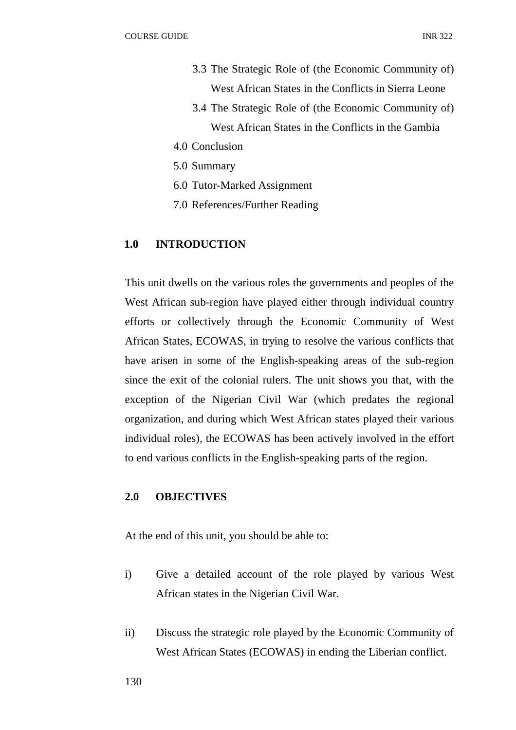3.3 The Strategic Role of (the Economic Community of) West African States in the Conflicts in Sierra Leone
3.4 The Strategic Role of (the Economic Community of) West African States in the Conflicts in the Gambia

4.0 Conclusion
5.0 Summary
6.0 Tutor-Marked Assignment
7.0 References/Further Reading

## 1.0 INTRODUCTION

This unit dwells on the various roles the governments and peoples of the West African sub-region have played either through individual country efforts or collectively through the Economic Community of West African States, ECOWAS, in trying to resolve the various conflicts that have arisen in some of the English-speaking areas of the sub-region since the exit of the colonial rulers. The unit shows you that, with the exception of the Nigerian Civil War (which predates the regional organization, and during which West African states played their various individual roles), the ECOWAS has been actively involved in the effort to end various conflicts in the English-speaking parts of the region.

## 2.0 OBJECTIVES

At the end of this unit, you should be able to:

i) Give a detailed account of the role played by various West African states in the Nigerian Civil War.

ii) Discuss the strategic role played by the Economic Community of West African States (ECOWAS) in ending the Liberian conflict.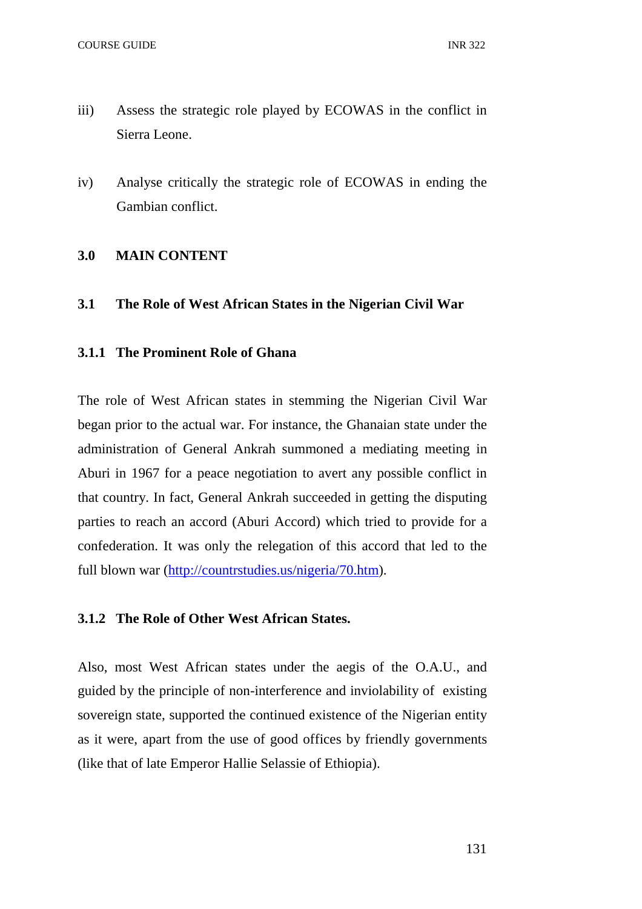iii) Assess the strategic role played by ECOWAS in the conflict in Sierra Leone.

iv) Analyse critically the strategic role of ECOWAS in ending the Gambian conflict.

## 3.0 MAIN CONTENT

### 3.1 The Role of West African States in the Nigerian Civil War

#### 3.1.1 The Prominent Role of Ghana

The role of West African states in stemming the Nigerian Civil War began prior to the actual war. For instance, the Ghanaian state under the administration of General Ankrah summoned a mediating meeting in Aburi in 1967 for a peace negotiation to avert any possible conflict in that country. In fact, General Ankrah succeeded in getting the disputing parties to reach an accord (Aburi Accord) which tried to provide for a confederation. It was only the relegation of this accord that led to the full blown war (http://countrstudies.us/nigeria/70.htm).

#### 3.1.2 The Role of Other West African States.

Also, most West African states under the aegis of the O.A.U., and guided by the principle of non-interference and inviolability of existing sovereign state, supported the continued existence of the Nigerian entity as it were, apart from the use of good offices by friendly governments (like that of late Emperor Hallie Selassie of Ethiopia).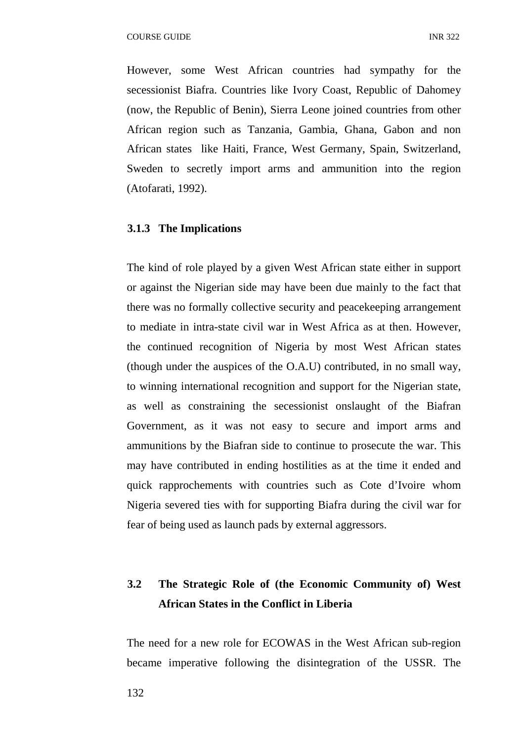However, some West African countries had sympathy for the secessionist Biafra. Countries like Ivory Coast, Republic of Dahomey (now, the Republic of Benin), Sierra Leone joined countries from other African region such as Tanzania, Gambia, Ghana, Gabon and non African states like Haiti, France, West Germany, Spain, Switzerland, Sweden to secretly import arms and ammunition into the region (Atofarati, 1992).

### 3.1.3 The Implications

The kind of role played by a given West African state either in support or against the Nigerian side may have been due mainly to the fact that there was no formally collective security and peacekeeping arrangement to mediate in intra-state civil war in West Africa as at then. However, the continued recognition of Nigeria by most West African states (though under the auspices of the O.A.U) contributed, in no small way, to winning international recognition and support for the Nigerian state, as well as constraining the secessionist onslaught of the Biafran Government, as it was not easy to secure and import arms and ammunitions by the Biafran side to continue to prosecute the war. This may have contributed in ending hostilities as at the time it ended and quick rapprochements with countries such as Cote d'Ivoire whom Nigeria severed ties with for supporting Biafra during the civil war for fear of being used as launch pads by external aggressors.

## 3.2 The Strategic Role of (the Economic Community of) West African States in the Conflict in Liberia

The need for a new role for ECOWAS in the West African sub-region became imperative following the disintegration of the USSR. The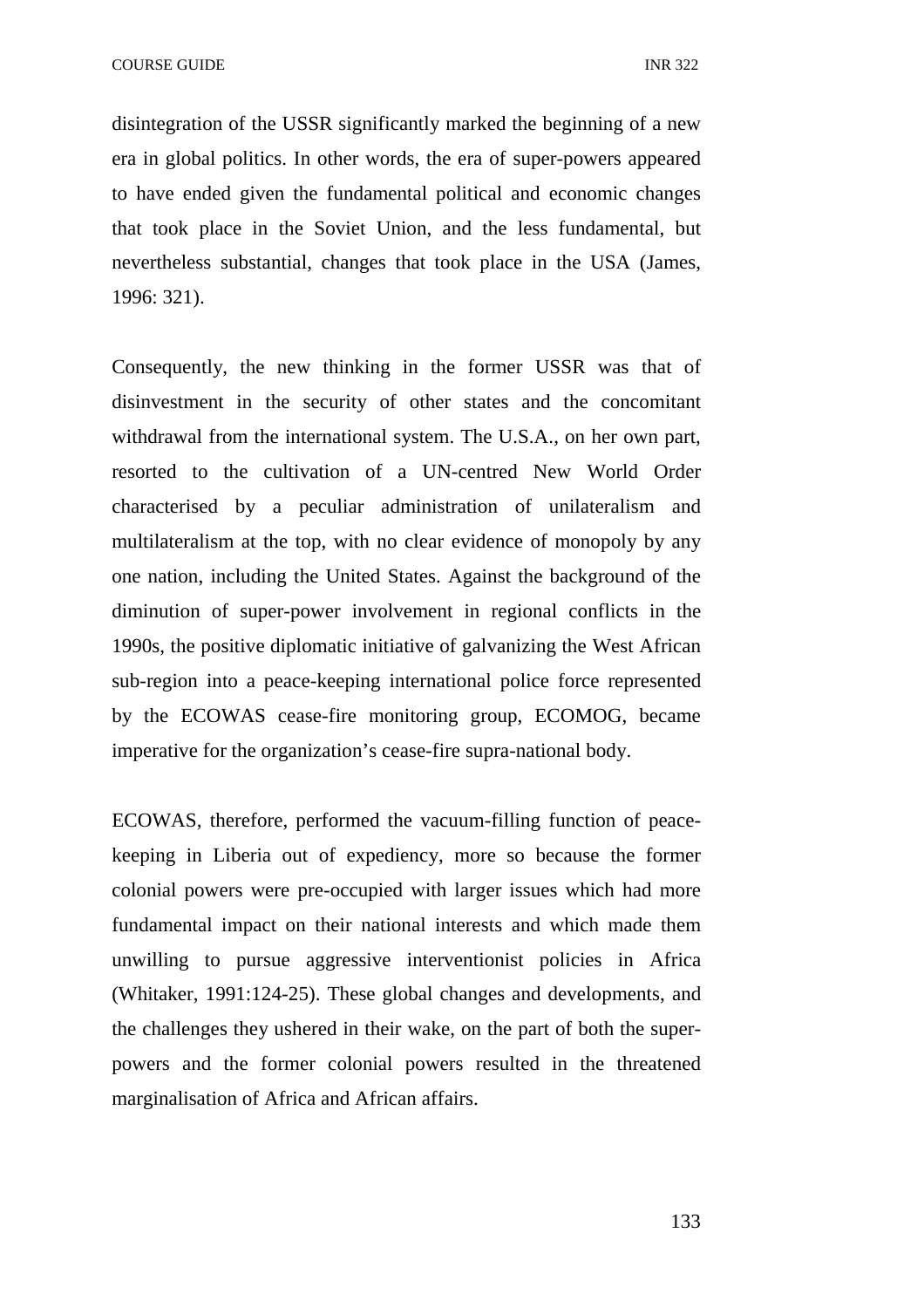disintegration of the USSR significantly marked the beginning of a new era in global politics. In other words, the era of super-powers appeared to have ended given the fundamental political and economic changes that took place in the Soviet Union, and the less fundamental, but nevertheless substantial, changes that took place in the USA (James, 1996: 321).

Consequently, the new thinking in the former USSR was that of disinvestment in the security of other states and the concomitant withdrawal from the international system. The U.S.A., on her own part, resorted to the cultivation of a UN-centred New World Order characterised by a peculiar administration of unilateralism and multilateralism at the top, with no clear evidence of monopoly by any one nation, including the United States. Against the background of the diminution of super-power involvement in regional conflicts in the 1990s, the positive diplomatic initiative of galvanizing the West African sub-region into a peace-keeping international police force represented by the ECOWAS cease-fire monitoring group, ECOMOG, became imperative for the organization's cease-fire supra-national body.

ECOWAS, therefore, performed the vacuum-filling function of peace-keeping in Liberia out of expediency, more so because the former colonial powers were pre-occupied with larger issues which had more fundamental impact on their national interests and which made them unwilling to pursue aggressive interventionist policies in Africa (Whitaker, 1991:124-25). These global changes and developments, and the challenges they ushered in their wake, on the part of both the super-powers and the former colonial powers resulted in the threatened marginalisation of Africa and African affairs.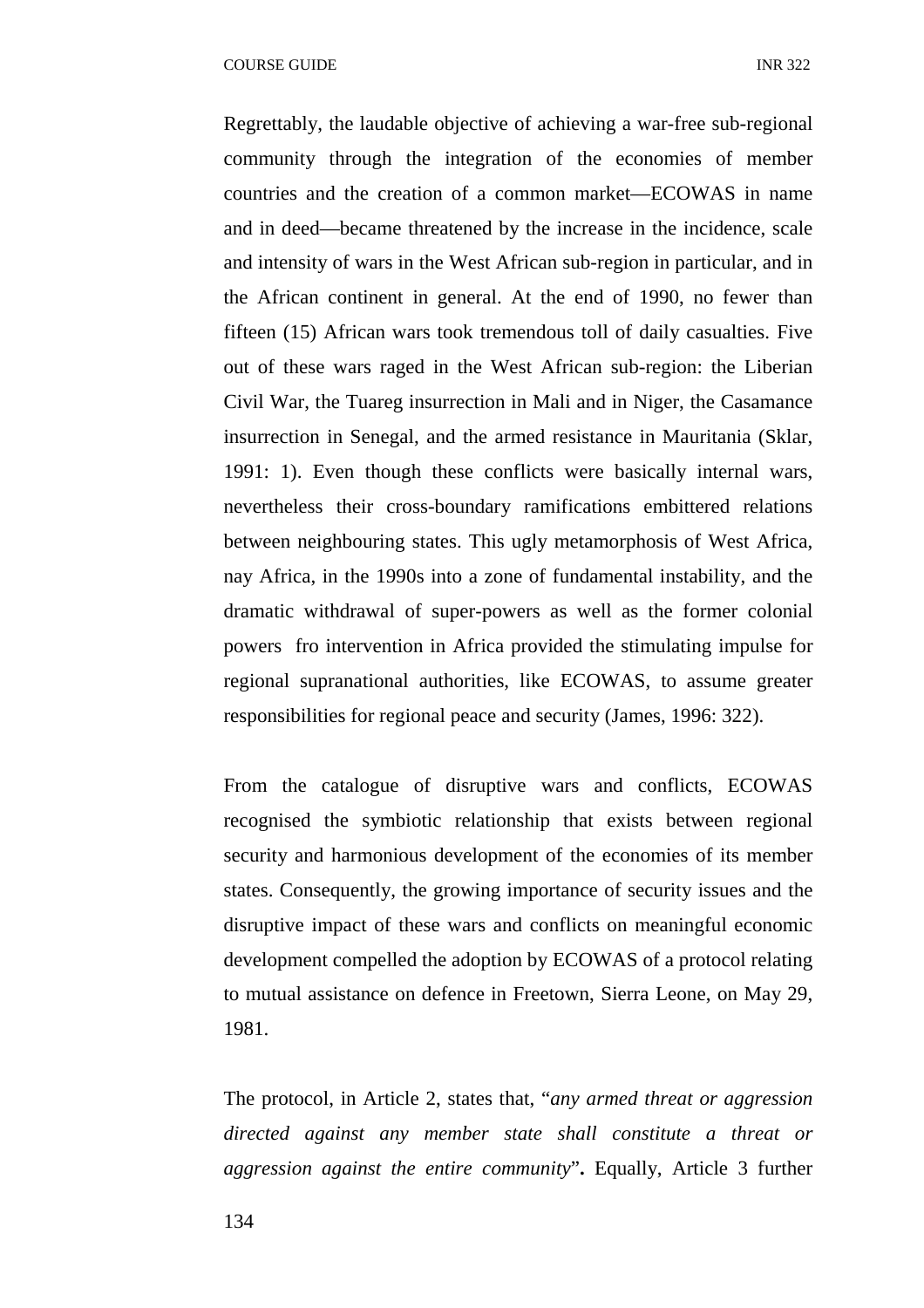Regrettably, the laudable objective of achieving a war-free sub-regional community through the integration of the economies of member countries and the creation of a common market—ECOWAS in name and in deed—became threatened by the increase in the incidence, scale and intensity of wars in the West African sub-region in particular, and in the African continent in general. At the end of 1990, no fewer than fifteen (15) African wars took tremendous toll of daily casualties. Five out of these wars raged in the West African sub-region: the Liberian Civil War, the Tuareg insurrection in Mali and in Niger, the Casamance insurrection in Senegal, and the armed resistance in Mauritania (Sklar, 1991: 1). Even though these conflicts were basically internal wars, nevertheless their cross-boundary ramifications embittered relations between neighbouring states. This ugly metamorphosis of West Africa, nay Africa, in the 1990s into a zone of fundamental instability, and the dramatic withdrawal of super-powers as well as the former colonial powers fro intervention in Africa provided the stimulating impulse for regional supranational authorities, like ECOWAS, to assume greater responsibilities for regional peace and security (James, 1996: 322).

From the catalogue of disruptive wars and conflicts, ECOWAS recognised the symbiotic relationship that exists between regional security and harmonious development of the economies of its member states. Consequently, the growing importance of security issues and the disruptive impact of these wars and conflicts on meaningful economic development compelled the adoption by ECOWAS of a protocol relating to mutual assistance on defence in Freetown, Sierra Leone, on May 29, 1981.

The protocol, in Article 2, states that, "*any armed threat or aggression directed against any member state shall constitute a threat or aggression against the entire community*"**.** Equally, Article 3 further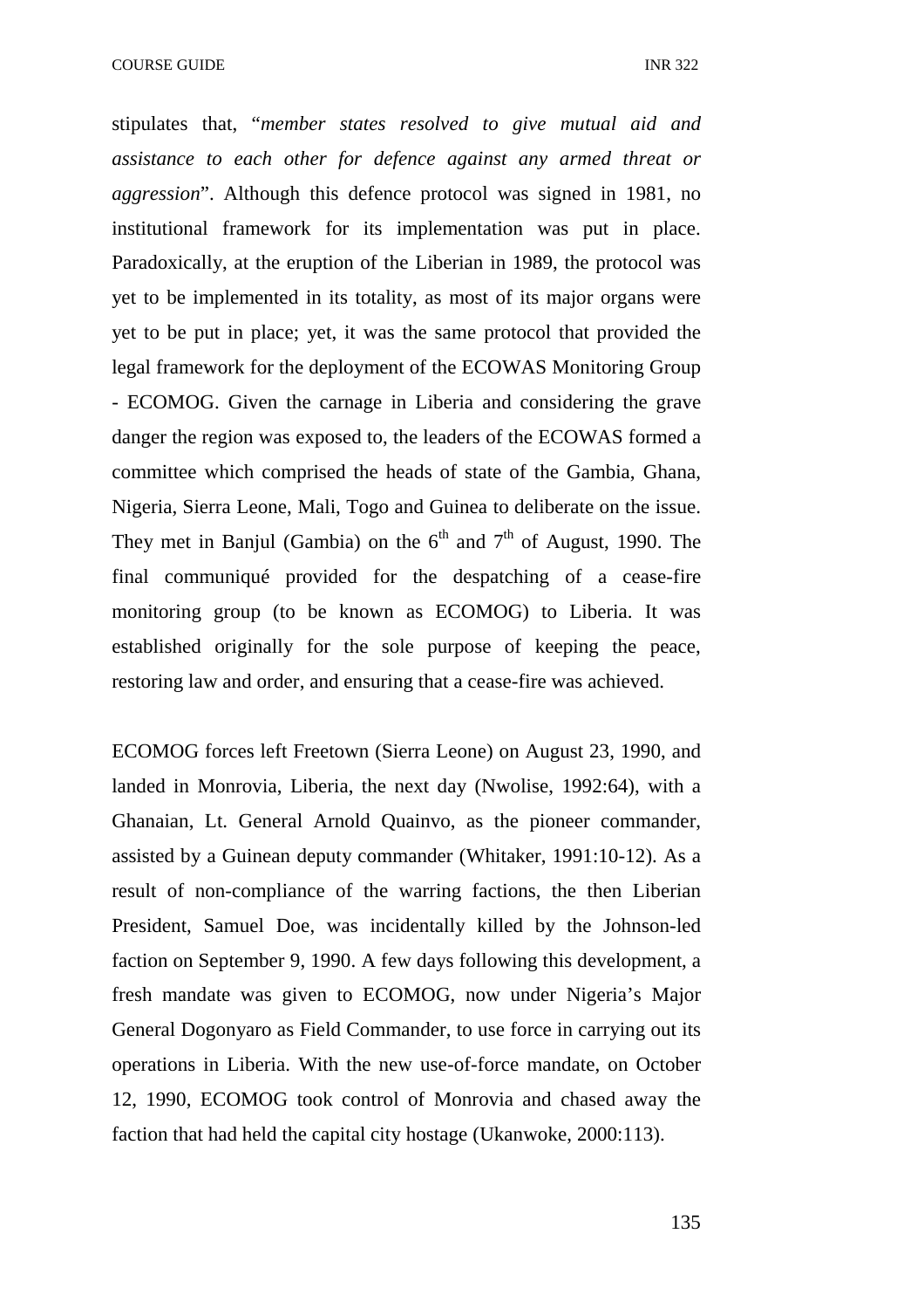stipulates that, "*member states resolved to give mutual aid and assistance to each other for defence against any armed threat or aggression*". Although this defence protocol was signed in 1981, no institutional framework for its implementation was put in place. Paradoxically, at the eruption of the Liberian in 1989, the protocol was yet to be implemented in its totality, as most of its major organs were yet to be put in place; yet, it was the same protocol that provided the legal framework for the deployment of the ECOWAS Monitoring Group - ECOMOG. Given the carnage in Liberia and considering the grave danger the region was exposed to, the leaders of the ECOWAS formed a committee which comprised the heads of state of the Gambia, Ghana, Nigeria, Sierra Leone, Mali, Togo and Guinea to deliberate on the issue. They met in Banjul (Gambia) on the 6th and 7th of August, 1990. The final communiqué provided for the despatching of a cease-fire monitoring group (to be known as ECOMOG) to Liberia. It was established originally for the sole purpose of keeping the peace, restoring law and order, and ensuring that a cease-fire was achieved.

ECOMOG forces left Freetown (Sierra Leone) on August 23, 1990, and landed in Monrovia, Liberia, the next day (Nwolise, 1992:64), with a Ghanaian, Lt. General Arnold Quainvo, as the pioneer commander, assisted by a Guinean deputy commander (Whitaker, 1991:10-12). As a result of non-compliance of the warring factions, the then Liberian President, Samuel Doe, was incidentally killed by the Johnson-led faction on September 9, 1990. A few days following this development, a fresh mandate was given to ECOMOG, now under Nigeria's Major General Dogonyaro as Field Commander, to use force in carrying out its operations in Liberia. With the new use-of-force mandate, on October 12, 1990, ECOMOG took control of Monrovia and chased away the faction that had held the capital city hostage (Ukanwoke, 2000:113).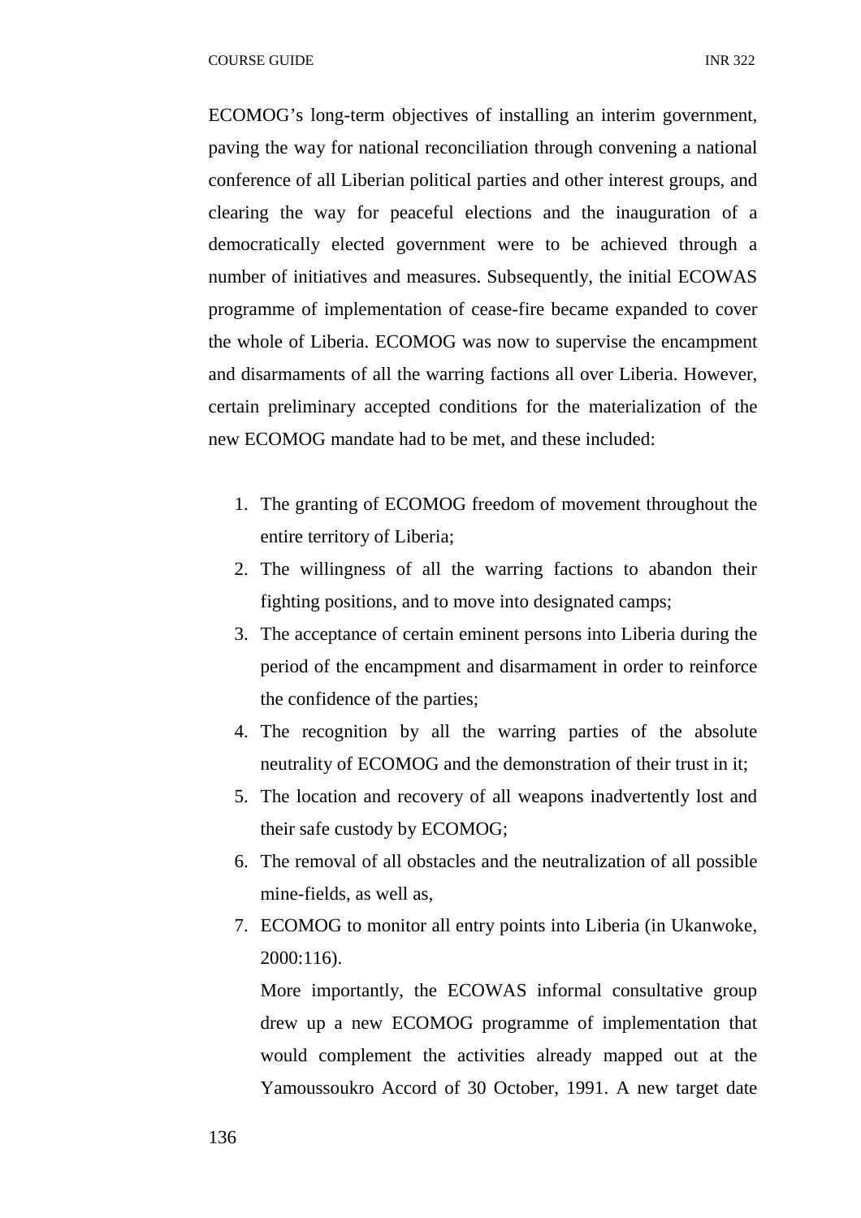ECOMOG's long-term objectives of installing an interim government, paving the way for national reconciliation through convening a national conference of all Liberian political parties and other interest groups, and clearing the way for peaceful elections and the inauguration of a democratically elected government were to be achieved through a number of initiatives and measures. Subsequently, the initial ECOWAS programme of implementation of cease-fire became expanded to cover the whole of Liberia. ECOMOG was now to supervise the encampment and disarmaments of all the warring factions all over Liberia. However, certain preliminary accepted conditions for the materialization of the new ECOMOG mandate had to be met, and these included:

1. The granting of ECOMOG freedom of movement throughout the entire territory of Liberia;
2. The willingness of all the warring factions to abandon their fighting positions, and to move into designated camps;
3. The acceptance of certain eminent persons into Liberia during the period of the encampment and disarmament in order to reinforce the confidence of the parties;
4. The recognition by all the warring parties of the absolute neutrality of ECOMOG and the demonstration of their trust in it;
5. The location and recovery of all weapons inadvertently lost and their safe custody by ECOMOG;
6. The removal of all obstacles and the neutralization of all possible mine-fields, as well as,
7. ECOMOG to monitor all entry points into Liberia (in Ukanwoke, 2000:116).

   More importantly, the ECOWAS informal consultative group drew up a new ECOMOG programme of implementation that would complement the activities already mapped out at the Yamoussoukro Accord of 30 October, 1991. A new target date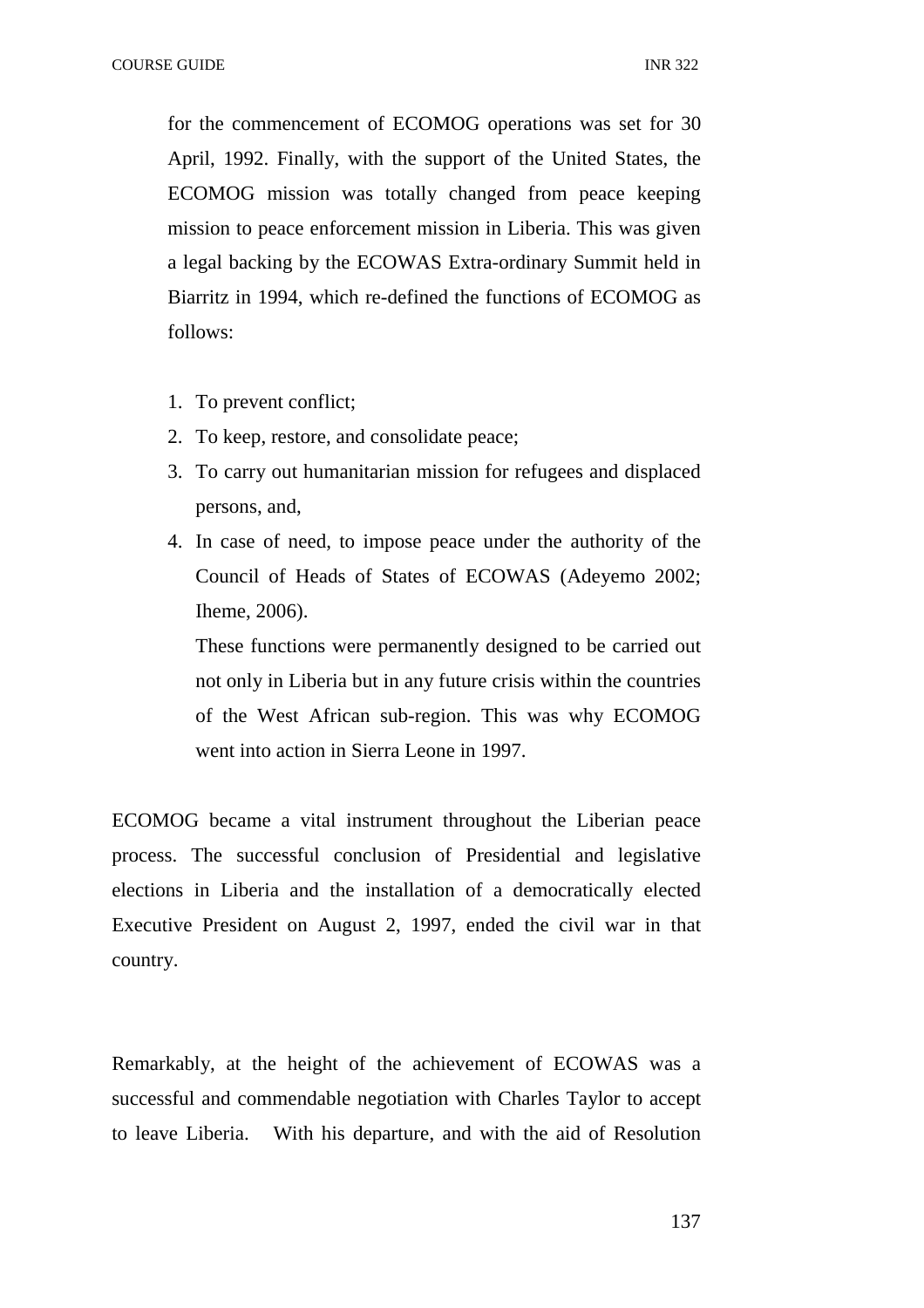for the commencement of ECOMOG operations was set for 30 April, 1992. Finally, with the support of the United States, the ECOMOG mission was totally changed from peace keeping mission to peace enforcement mission in Liberia. This was given a legal backing by the ECOWAS Extra-ordinary Summit held in Biarritz in 1994, which re-defined the functions of ECOMOG as follows:

1. To prevent conflict;
2. To keep, restore, and consolidate peace;
3. To carry out humanitarian mission for refugees and displaced persons, and,
4. In case of need, to impose peace under the authority of the Council of Heads of States of ECOWAS (Adeyemo 2002; Iheme, 2006).

   These functions were permanently designed to be carried out not only in Liberia but in any future crisis within the countries of the West African sub-region. This was why ECOMOG went into action in Sierra Leone in 1997.

ECOMOG became a vital instrument throughout the Liberian peace process. The successful conclusion of Presidential and legislative elections in Liberia and the installation of a democratically elected Executive President on August 2, 1997, ended the civil war in that country.

Remarkably, at the height of the achievement of ECOWAS was a successful and commendable negotiation with Charles Taylor to accept to leave Liberia. With his departure, and with the aid of Resolution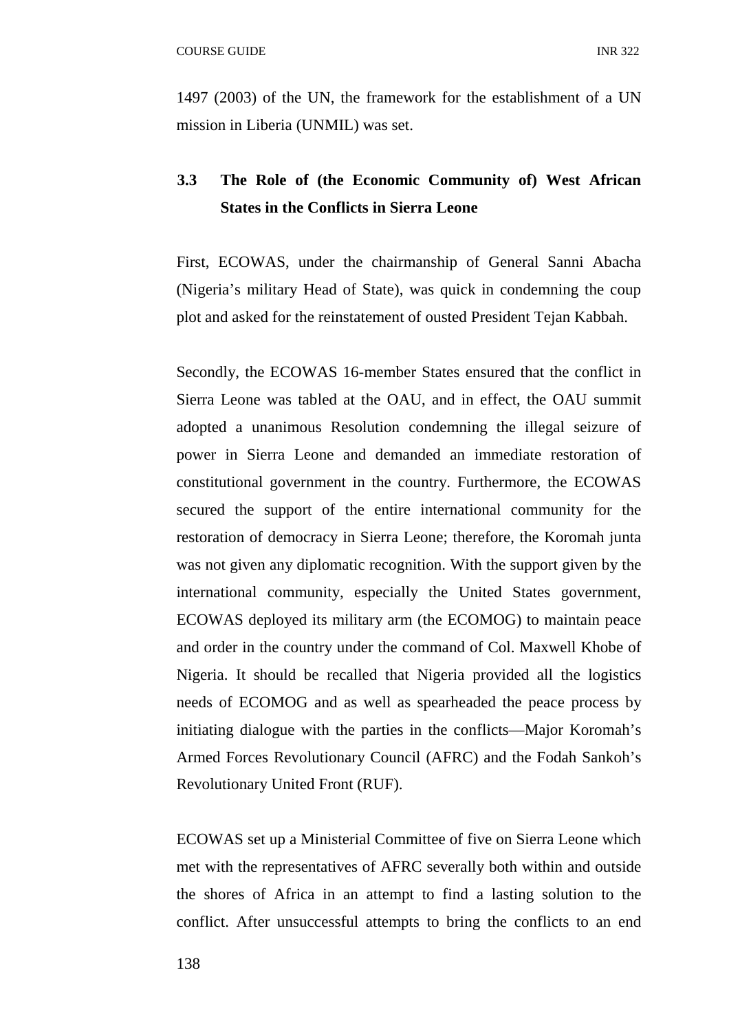1497 (2003) of the UN, the framework for the establishment of a UN mission in Liberia (UNMIL) was set.

### 3.3 The Role of (the Economic Community of) West African States in the Conflicts in Sierra Leone

First, ECOWAS, under the chairmanship of General Sanni Abacha (Nigeria's military Head of State), was quick in condemning the coup plot and asked for the reinstatement of ousted President Tejan Kabbah.

Secondly, the ECOWAS 16-member States ensured that the conflict in Sierra Leone was tabled at the OAU, and in effect, the OAU summit adopted a unanimous Resolution condemning the illegal seizure of power in Sierra Leone and demanded an immediate restoration of constitutional government in the country. Furthermore, the ECOWAS secured the support of the entire international community for the restoration of democracy in Sierra Leone; therefore, the Koromah junta was not given any diplomatic recognition. With the support given by the international community, especially the United States government, ECOWAS deployed its military arm (the ECOMOG) to maintain peace and order in the country under the command of Col. Maxwell Khobe of Nigeria. It should be recalled that Nigeria provided all the logistics needs of ECOMOG and as well as spearheaded the peace process by initiating dialogue with the parties in the conflicts—Major Koromah's Armed Forces Revolutionary Council (AFRC) and the Fodah Sankoh's Revolutionary United Front (RUF).

ECOWAS set up a Ministerial Committee of five on Sierra Leone which met with the representatives of AFRC severally both within and outside the shores of Africa in an attempt to find a lasting solution to the conflict. After unsuccessful attempts to bring the conflicts to an end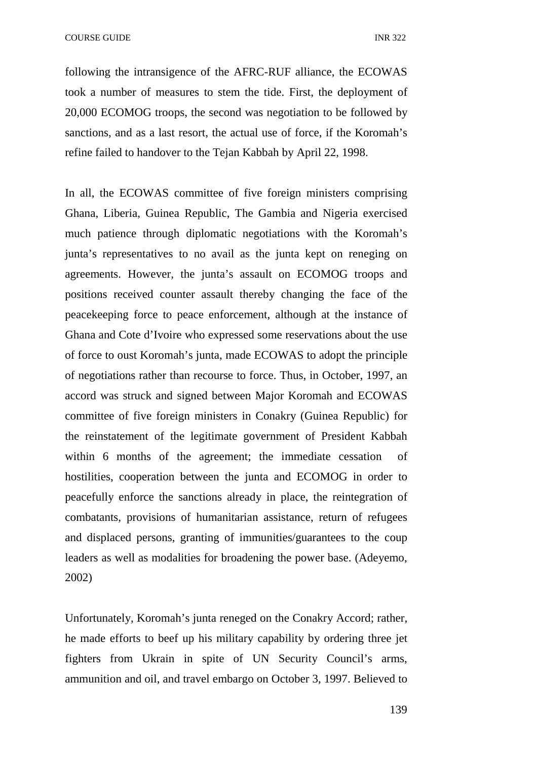following the intransigence of the AFRC-RUF alliance, the ECOWAS took a number of measures to stem the tide. First, the deployment of 20,000 ECOMOG troops, the second was negotiation to be followed by sanctions, and as a last resort, the actual use of force, if the Koromah's refine failed to handover to the Tejan Kabbah by April 22, 1998.

In all, the ECOWAS committee of five foreign ministers comprising Ghana, Liberia, Guinea Republic, The Gambia and Nigeria exercised much patience through diplomatic negotiations with the Koromah's junta's representatives to no avail as the junta kept on reneging on agreements. However, the junta's assault on ECOMOG troops and positions received counter assault thereby changing the face of the peacekeeping force to peace enforcement, although at the instance of Ghana and Cote d'Ivoire who expressed some reservations about the use of force to oust Koromah's junta, made ECOWAS to adopt the principle of negotiations rather than recourse to force. Thus, in October, 1997, an accord was struck and signed between Major Koromah and ECOWAS committee of five foreign ministers in Conakry (Guinea Republic) for the reinstatement of the legitimate government of President Kabbah within 6 months of the agreement; the immediate cessation of hostilities, cooperation between the junta and ECOMOG in order to peacefully enforce the sanctions already in place, the reintegration of combatants, provisions of humanitarian assistance, return of refugees and displaced persons, granting of immunities/guarantees to the coup leaders as well as modalities for broadening the power base. (Adeyemo, 2002)

Unfortunately, Koromah's junta reneged on the Conakry Accord; rather, he made efforts to beef up his military capability by ordering three jet fighters from Ukrain in spite of UN Security Council's arms, ammunition and oil, and travel embargo on October 3, 1997. Believed to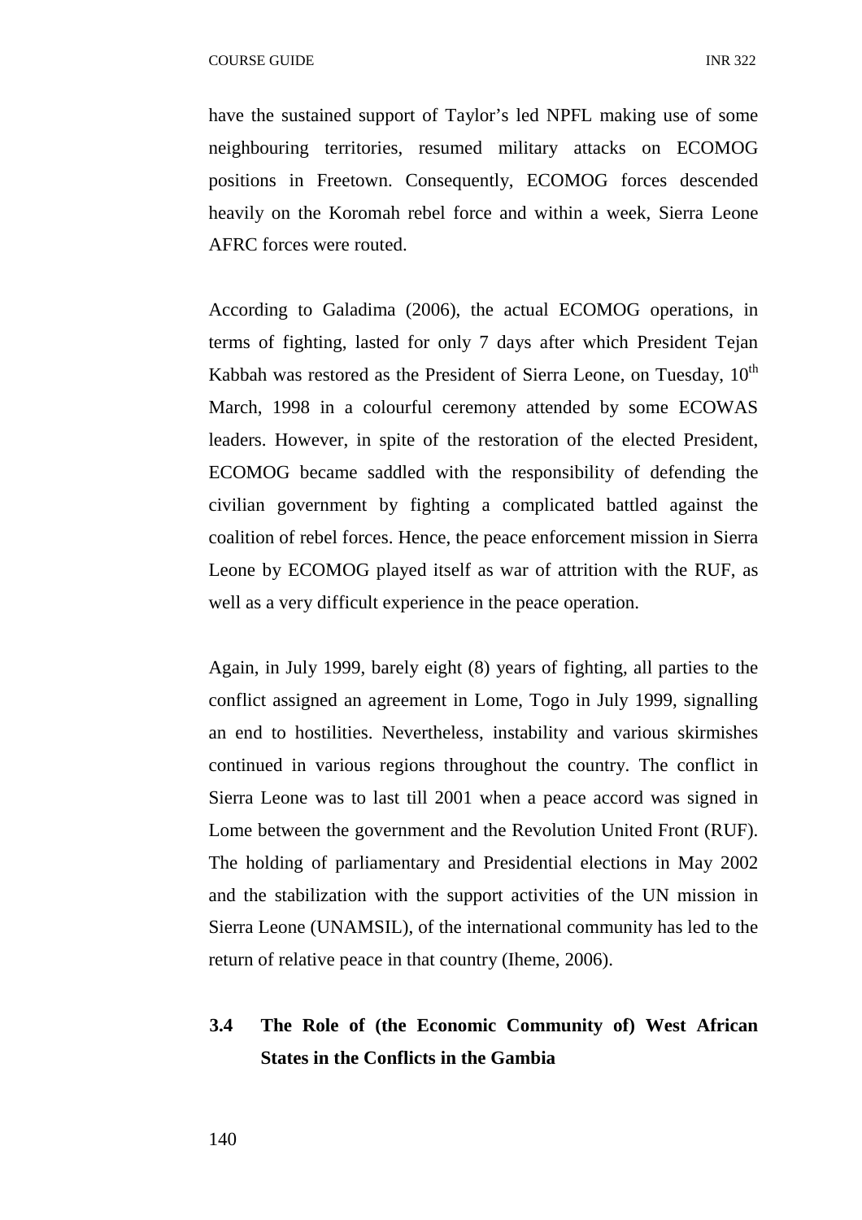have the sustained support of Taylor's led NPFL making use of some neighbouring territories, resumed military attacks on ECOMOG positions in Freetown. Consequently, ECOMOG forces descended heavily on the Koromah rebel force and within a week, Sierra Leone AFRC forces were routed.

According to Galadima (2006), the actual ECOMOG operations, in terms of fighting, lasted for only 7 days after which President Tejan Kabbah was restored as the President of Sierra Leone, on Tuesday, 10th March, 1998 in a colourful ceremony attended by some ECOWAS leaders. However, in spite of the restoration of the elected President, ECOMOG became saddled with the responsibility of defending the civilian government by fighting a complicated battled against the coalition of rebel forces. Hence, the peace enforcement mission in Sierra Leone by ECOMOG played itself as war of attrition with the RUF, as well as a very difficult experience in the peace operation.

Again, in July 1999, barely eight (8) years of fighting, all parties to the conflict assigned an agreement in Lome, Togo in July 1999, signalling an end to hostilities. Nevertheless, instability and various skirmishes continued in various regions throughout the country. The conflict in Sierra Leone was to last till 2001 when a peace accord was signed in Lome between the government and the Revolution United Front (RUF). The holding of parliamentary and Presidential elections in May 2002 and the stabilization with the support activities of the UN mission in Sierra Leone (UNAMSIL), of the international community has led to the return of relative peace in that country (Iheme, 2006).

### 3.4 The Role of (the Economic Community of) West African States in the Conflicts in the Gambia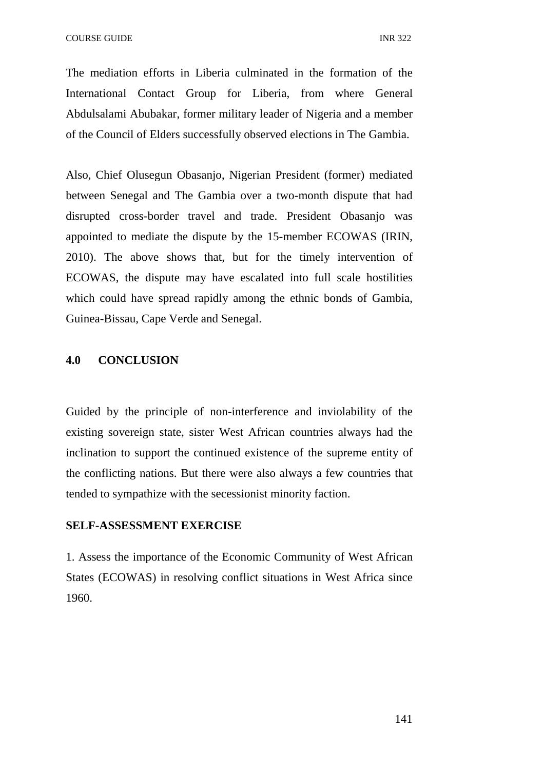The mediation efforts in Liberia culminated in the formation of the International Contact Group for Liberia, from where General Abdulsalami Abubakar, former military leader of Nigeria and a member of the Council of Elders successfully observed elections in The Gambia.

Also, Chief Olusegun Obasanjo, Nigerian President (former) mediated between Senegal and The Gambia over a two-month dispute that had disrupted cross-border travel and trade. President Obasanjo was appointed to mediate the dispute by the 15-member ECOWAS (IRIN, 2010). The above shows that, but for the timely intervention of ECOWAS, the dispute may have escalated into full scale hostilities which could have spread rapidly among the ethnic bonds of Gambia, Guinea-Bissau, Cape Verde and Senegal.

## 4.0 CONCLUSION

Guided by the principle of non-interference and inviolability of the existing sovereign state, sister West African countries always had the inclination to support the continued existence of the supreme entity of the conflicting nations. But there were also always a few countries that tended to sympathize with the secessionist minority faction.

**SELF-ASSESSMENT EXERCISE**

1. Assess the importance of the Economic Community of West African States (ECOWAS) in resolving conflict situations in West Africa since 1960.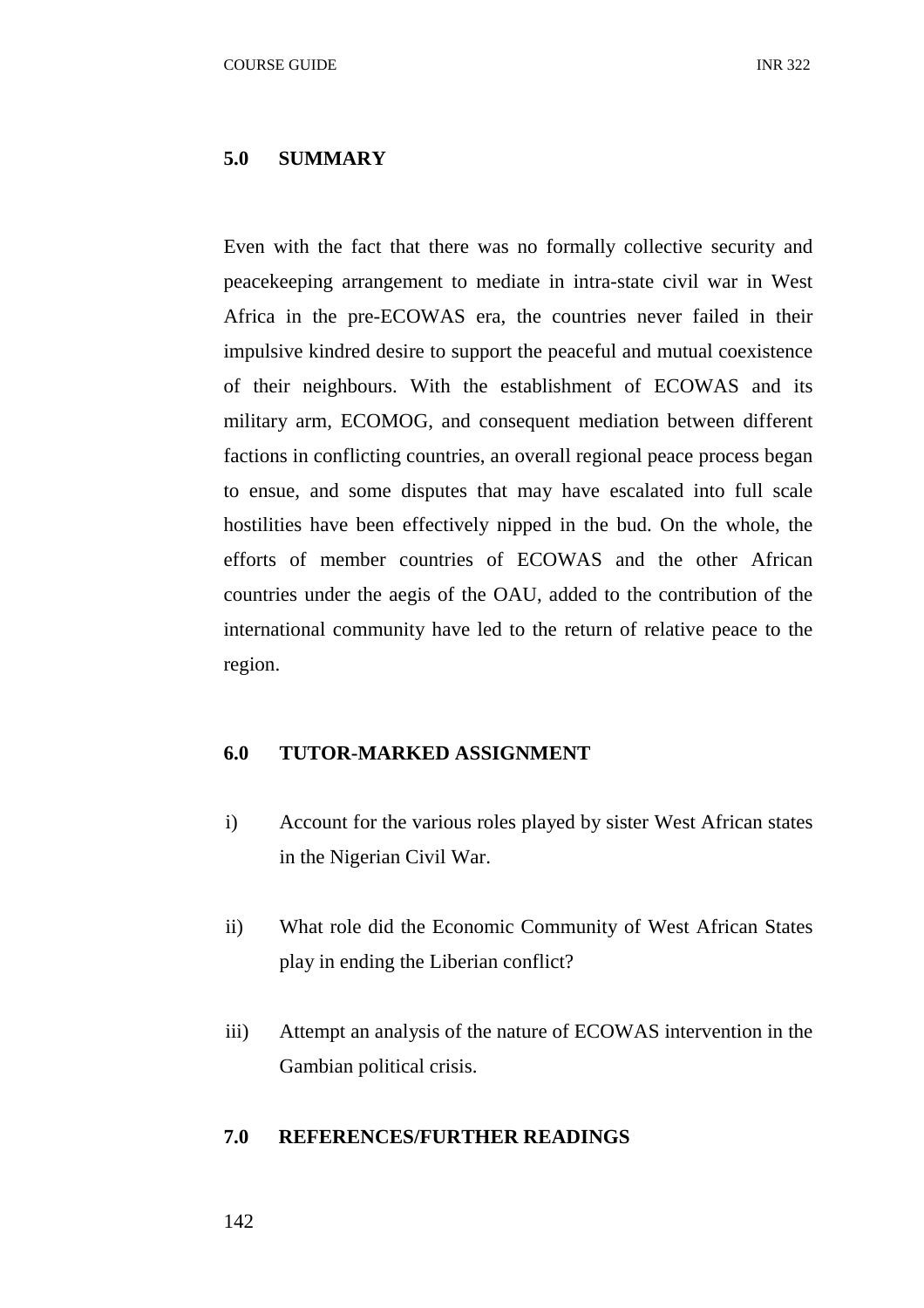## 5.0 SUMMARY

Even with the fact that there was no formally collective security and peacekeeping arrangement to mediate in intra-state civil war in West Africa in the pre-ECOWAS era, the countries never failed in their impulsive kindred desire to support the peaceful and mutual coexistence of their neighbours. With the establishment of ECOWAS and its military arm, ECOMOG, and consequent mediation between different factions in conflicting countries, an overall regional peace process began to ensue, and some disputes that may have escalated into full scale hostilities have been effectively nipped in the bud. On the whole, the efforts of member countries of ECOWAS and the other African countries under the aegis of the OAU, added to the contribution of the international community have led to the return of relative peace to the region.

## 6.0 TUTOR-MARKED ASSIGNMENT

i) Account for the various roles played by sister West African states in the Nigerian Civil War.

ii) What role did the Economic Community of West African States play in ending the Liberian conflict?

iii) Attempt an analysis of the nature of ECOWAS intervention in the Gambian political crisis.

## 7.0 REFERENCES/FURTHER READINGS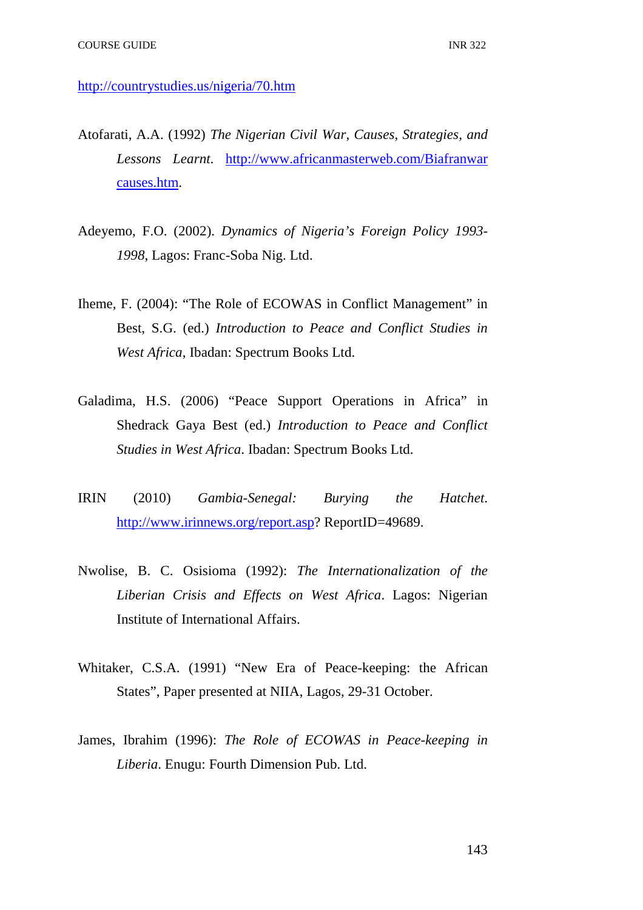http://countrystudies.us/nigeria/70.htm

Atofarati, A.A. (1992) *The Nigerian Civil War, Causes, Strategies, and Lessons Learnt*. http://www.africanmasterweb.com/Biafranwarcauses.htm.

Adeyemo, F.O. (2002). *Dynamics of Nigeria's Foreign Policy 1993-1998*, Lagos: Franc-Soba Nig. Ltd.

Iheme, F. (2004): "The Role of ECOWAS in Conflict Management" in Best, S.G. (ed.) *Introduction to Peace and Conflict Studies in West Africa*, Ibadan: Spectrum Books Ltd.

Galadima, H.S. (2006) "Peace Support Operations in Africa" in Shedrack Gaya Best (ed.) *Introduction to Peace and Conflict Studies in West Africa*. Ibadan: Spectrum Books Ltd.

IRIN (2010) *Gambia-Senegal: Burying the Hatchet*. http://www.irinnews.org/report.asp? ReportID=49689.

Nwolise, B. C. Osisioma (1992): *The Internationalization of the Liberian Crisis and Effects on West Africa*. Lagos: Nigerian Institute of International Affairs.

Whitaker, C.S.A. (1991) "New Era of Peace-keeping: the African States", Paper presented at NIIA, Lagos, 29-31 October.

James, Ibrahim (1996): *The Role of ECOWAS in Peace-keeping in Liberia*. Enugu: Fourth Dimension Pub. Ltd.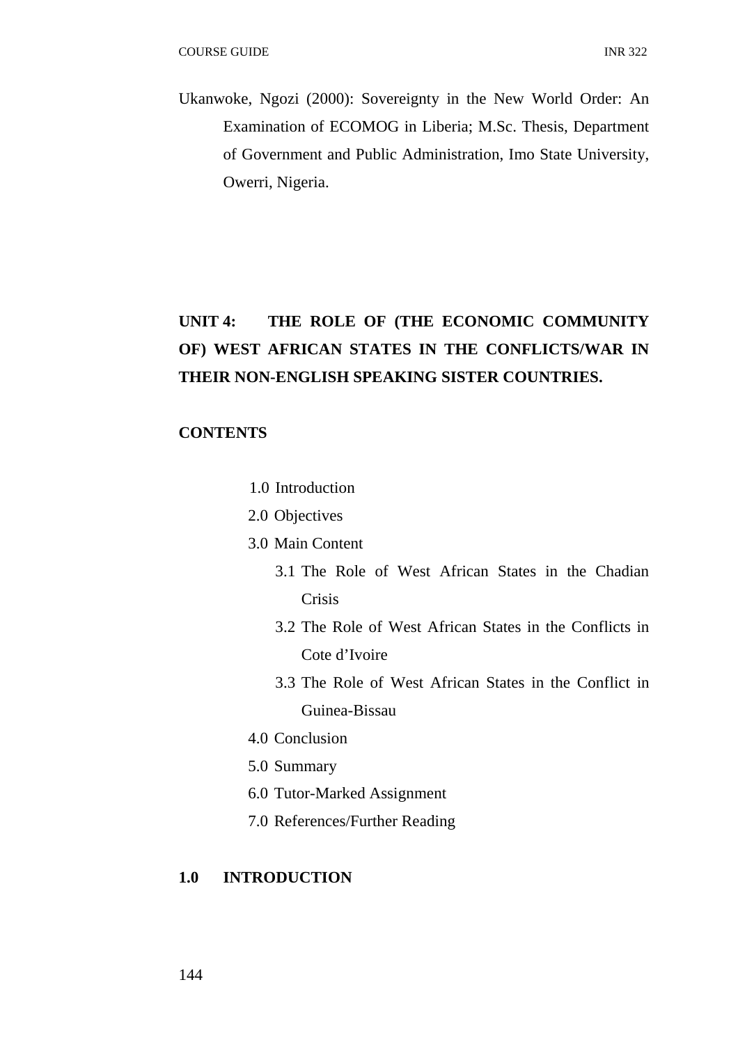Ukanwoke, Ngozi (2000): Sovereignty in the New World Order: An Examination of ECOMOG in Liberia; M.Sc. Thesis, Department of Government and Public Administration, Imo State University, Owerri, Nigeria.

## UNIT 4: THE ROLE OF (THE ECONOMIC COMMUNITY OF) WEST AFRICAN STATES IN THE CONFLICTS/WAR IN THEIR NON-ENGLISH SPEAKING SISTER COUNTRIES.

**CONTENTS**

- 1.0 Introduction
- 2.0 Objectives
- 3.0 Main Content
  - 3.1 The Role of West African States in the Chadian Crisis
  - 3.2 The Role of West African States in the Conflicts in Cote d'Ivoire
  - 3.3 The Role of West African States in the Conflict in Guinea-Bissau
- 4.0 Conclusion
- 5.0 Summary
- 6.0 Tutor-Marked Assignment
- 7.0 References/Further Reading

### 1.0 INTRODUCTION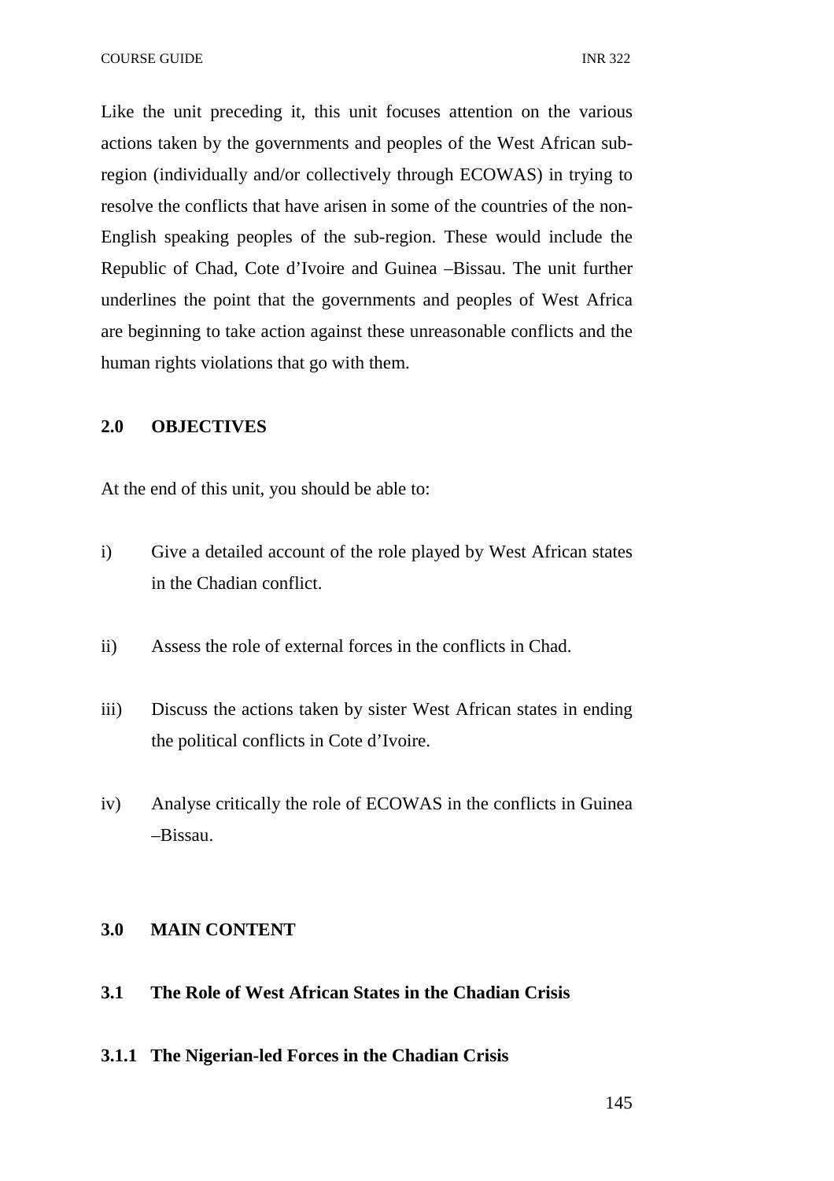Like the unit preceding it, this unit focuses attention on the various actions taken by the governments and peoples of the West African sub-region (individually and/or collectively through ECOWAS) in trying to resolve the conflicts that have arisen in some of the countries of the non-English speaking peoples of the sub-region. These would include the Republic of Chad, Cote d'Ivoire and Guinea –Bissau. The unit further underlines the point that the governments and peoples of West Africa are beginning to take action against these unreasonable conflicts and the human rights violations that go with them.

## 2.0 OBJECTIVES

At the end of this unit, you should be able to:

i) Give a detailed account of the role played by West African states in the Chadian conflict.

ii) Assess the role of external forces in the conflicts in Chad.

iii) Discuss the actions taken by sister West African states in ending the political conflicts in Cote d'Ivoire.

iv) Analyse critically the role of ECOWAS in the conflicts in Guinea –Bissau.

## 3.0 MAIN CONTENT

### 3.1 The Role of West African States in the Chadian Crisis

#### 3.1.1 The Nigerian-led Forces in the Chadian Crisis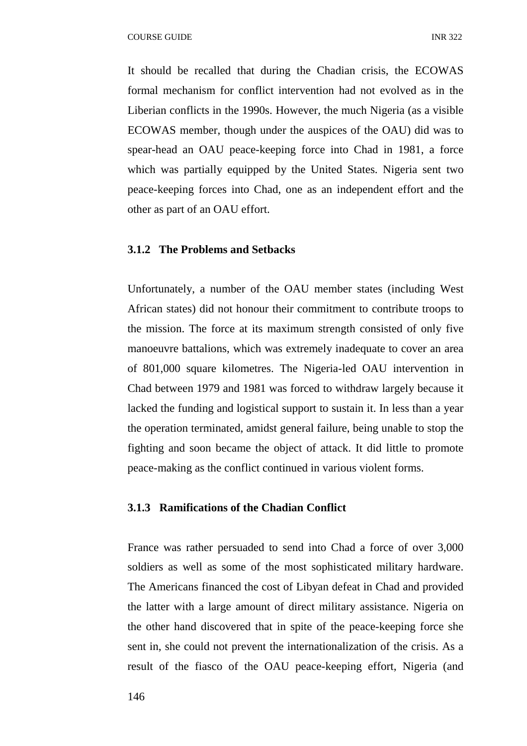It should be recalled that during the Chadian crisis, the ECOWAS formal mechanism for conflict intervention had not evolved as in the Liberian conflicts in the 1990s. However, the much Nigeria (as a visible ECOWAS member, though under the auspices of the OAU) did was to spear-head an OAU peace-keeping force into Chad in 1981, a force which was partially equipped by the United States. Nigeria sent two peace-keeping forces into Chad, one as an independent effort and the other as part of an OAU effort.

### 3.1.2 The Problems and Setbacks

Unfortunately, a number of the OAU member states (including West African states) did not honour their commitment to contribute troops to the mission. The force at its maximum strength consisted of only five manoeuvre battalions, which was extremely inadequate to cover an area of 801,000 square kilometres. The Nigeria-led OAU intervention in Chad between 1979 and 1981 was forced to withdraw largely because it lacked the funding and logistical support to sustain it. In less than a year the operation terminated, amidst general failure, being unable to stop the fighting and soon became the object of attack. It did little to promote peace-making as the conflict continued in various violent forms.

### 3.1.3 Ramifications of the Chadian Conflict

France was rather persuaded to send into Chad a force of over 3,000 soldiers as well as some of the most sophisticated military hardware. The Americans financed the cost of Libyan defeat in Chad and provided the latter with a large amount of direct military assistance. Nigeria on the other hand discovered that in spite of the peace-keeping force she sent in, she could not prevent the internationalization of the crisis. As a result of the fiasco of the OAU peace-keeping effort, Nigeria (and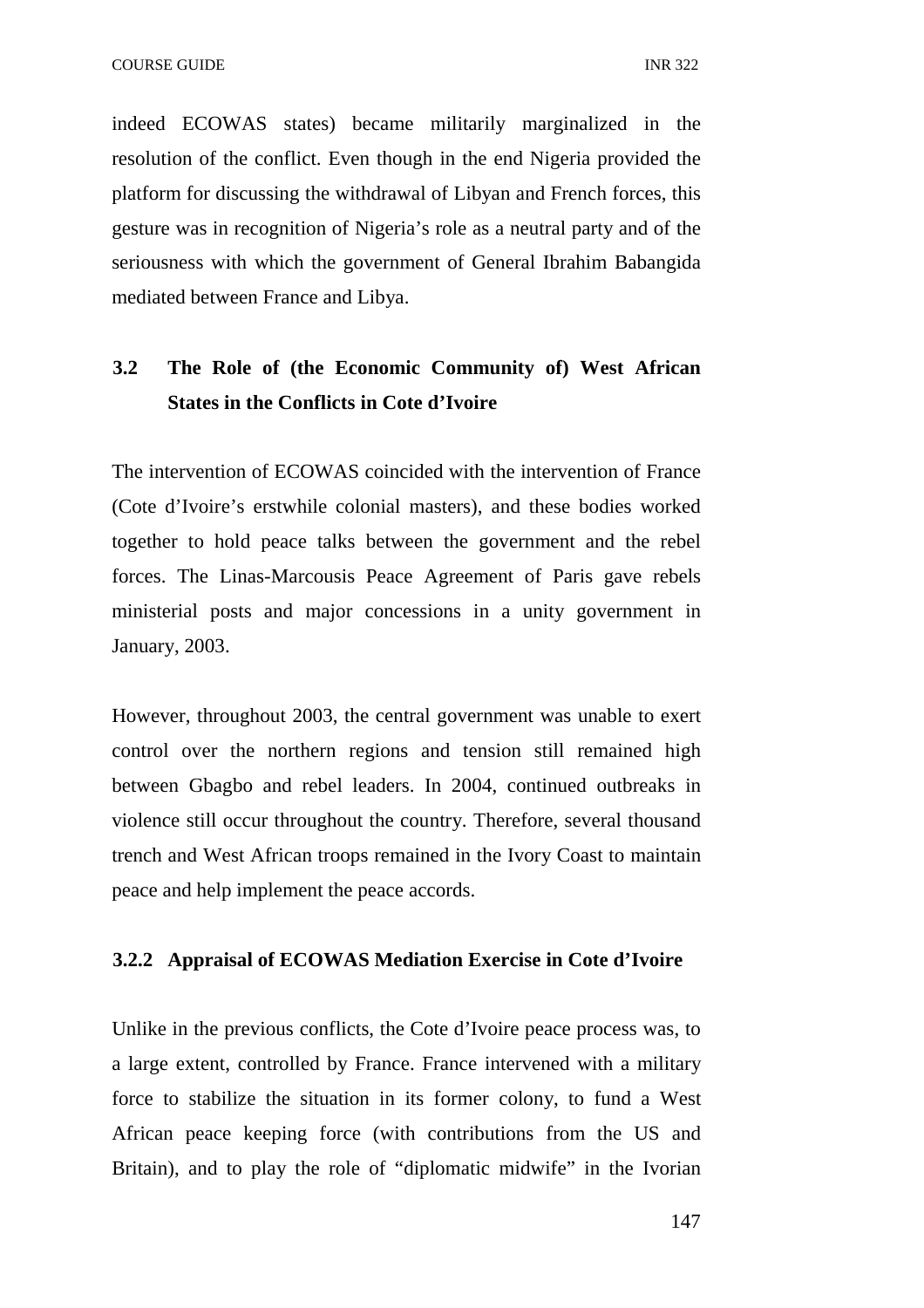indeed ECOWAS states) became militarily marginalized in the resolution of the conflict. Even though in the end Nigeria provided the platform for discussing the withdrawal of Libyan and French forces, this gesture was in recognition of Nigeria's role as a neutral party and of the seriousness with which the government of General Ibrahim Babangida mediated between France and Libya.

## 3.2 The Role of (the Economic Community of) West African States in the Conflicts in Cote d'Ivoire

The intervention of ECOWAS coincided with the intervention of France (Cote d'Ivoire's erstwhile colonial masters), and these bodies worked together to hold peace talks between the government and the rebel forces. The Linas-Marcousis Peace Agreement of Paris gave rebels ministerial posts and major concessions in a unity government in January, 2003.

However, throughout 2003, the central government was unable to exert control over the northern regions and tension still remained high between Gbagbo and rebel leaders. In 2004, continued outbreaks in violence still occur throughout the country. Therefore, several thousand trench and West African troops remained in the Ivory Coast to maintain peace and help implement the peace accords.

### 3.2.2 Appraisal of ECOWAS Mediation Exercise in Cote d'Ivoire

Unlike in the previous conflicts, the Cote d'Ivoire peace process was, to a large extent, controlled by France. France intervened with a military force to stabilize the situation in its former colony, to fund a West African peace keeping force (with contributions from the US and Britain), and to play the role of "diplomatic midwife" in the Ivorian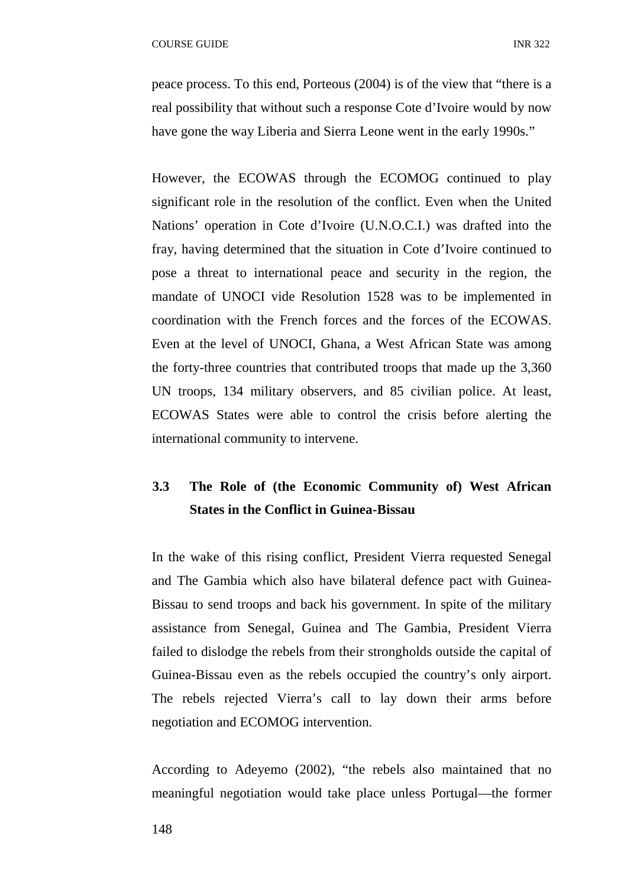peace process. To this end, Porteous (2004) is of the view that "there is a real possibility that without such a response Cote d'Ivoire would by now have gone the way Liberia and Sierra Leone went in the early 1990s."

However, the ECOWAS through the ECOMOG continued to play significant role in the resolution of the conflict. Even when the United Nations' operation in Cote d'Ivoire (U.N.O.C.I.) was drafted into the fray, having determined that the situation in Cote d'Ivoire continued to pose a threat to international peace and security in the region, the mandate of UNOCI vide Resolution 1528 was to be implemented in coordination with the French forces and the forces of the ECOWAS. Even at the level of UNOCI, Ghana, a West African State was among the forty-three countries that contributed troops that made up the 3,360 UN troops, 134 military observers, and 85 civilian police. At least, ECOWAS States were able to control the crisis before alerting the international community to intervene.

### 3.3 The Role of (the Economic Community of) West African States in the Conflict in Guinea-Bissau

In the wake of this rising conflict, President Vierra requested Senegal and The Gambia which also have bilateral defence pact with Guinea-Bissau to send troops and back his government. In spite of the military assistance from Senegal, Guinea and The Gambia, President Vierra failed to dislodge the rebels from their strongholds outside the capital of Guinea-Bissau even as the rebels occupied the country's only airport. The rebels rejected Vierra's call to lay down their arms before negotiation and ECOMOG intervention.

According to Adeyemo (2002), "the rebels also maintained that no meaningful negotiation would take place unless Portugal—the former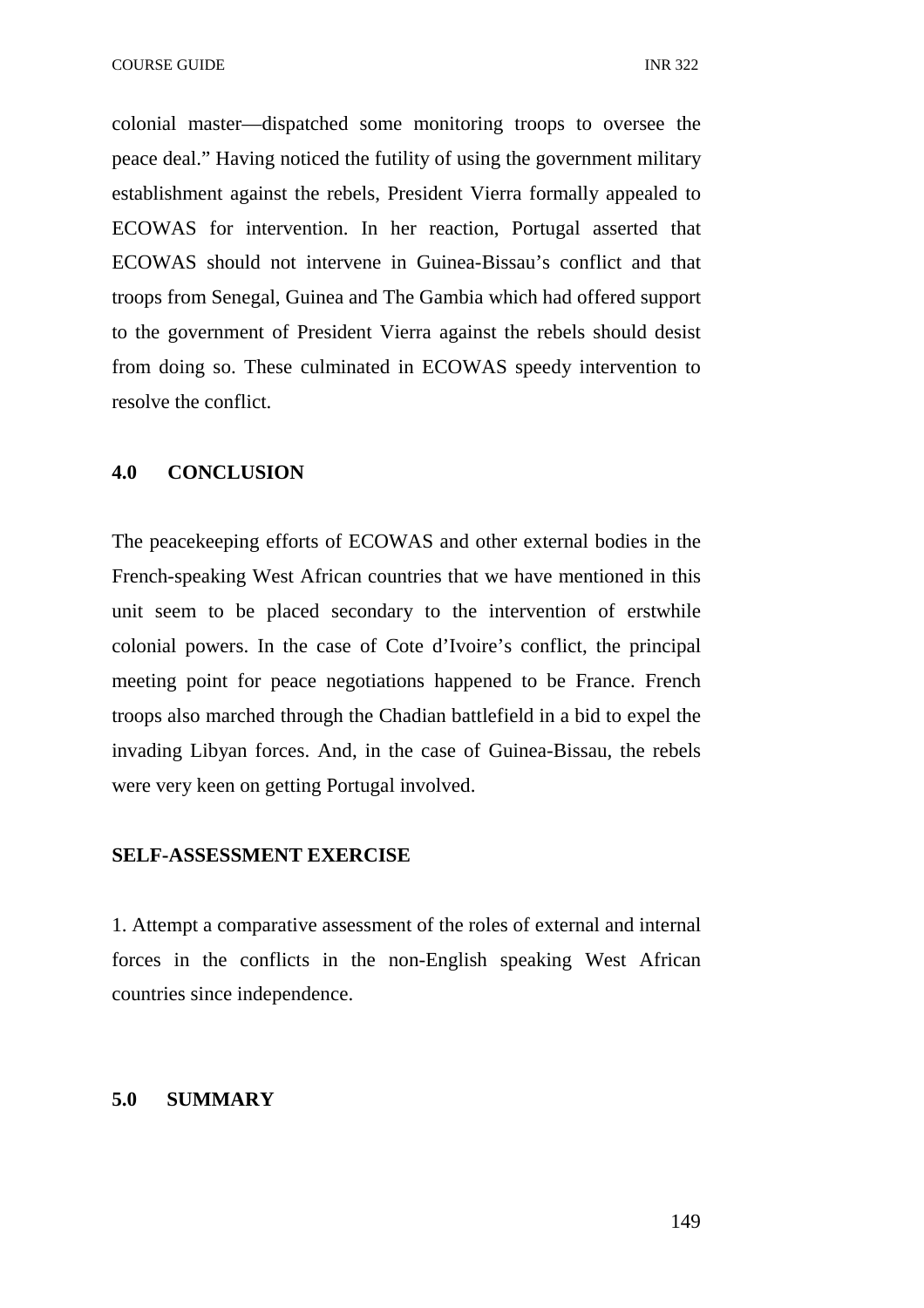colonial master—dispatched some monitoring troops to oversee the peace deal." Having noticed the futility of using the government military establishment against the rebels, President Vierra formally appealed to ECOWAS for intervention. In her reaction, Portugal asserted that ECOWAS should not intervene in Guinea-Bissau's conflict and that troops from Senegal, Guinea and The Gambia which had offered support to the government of President Vierra against the rebels should desist from doing so. These culminated in ECOWAS speedy intervention to resolve the conflict.

## 4.0 CONCLUSION

The peacekeeping efforts of ECOWAS and other external bodies in the French-speaking West African countries that we have mentioned in this unit seem to be placed secondary to the intervention of erstwhile colonial powers. In the case of Cote d'Ivoire's conflict, the principal meeting point for peace negotiations happened to be France. French troops also marched through the Chadian battlefield in a bid to expel the invading Libyan forces. And, in the case of Guinea-Bissau, the rebels were very keen on getting Portugal involved.

**SELF-ASSESSMENT EXERCISE**

1. Attempt a comparative assessment of the roles of external and internal forces in the conflicts in the non-English speaking West African countries since independence.

## 5.0 SUMMARY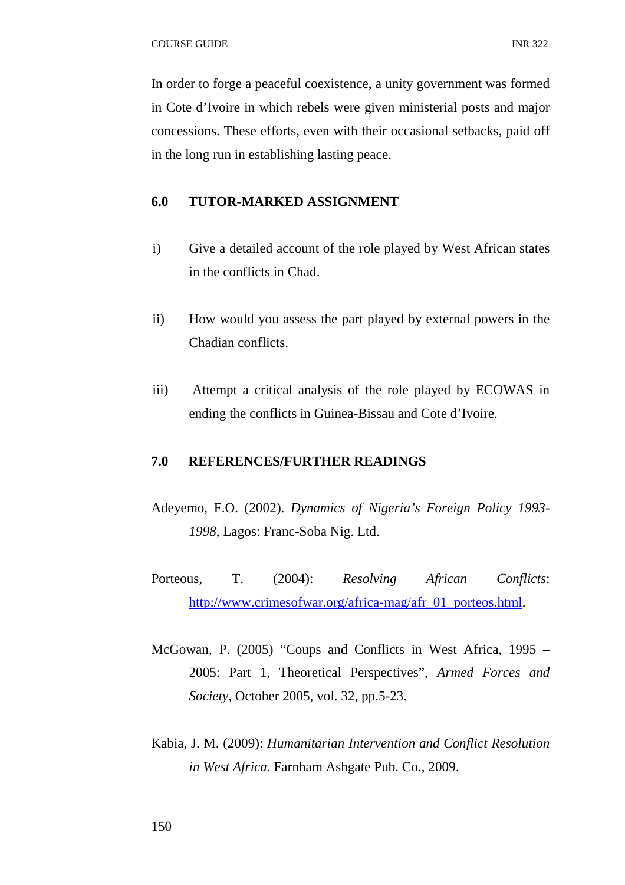In order to forge a peaceful coexistence, a unity government was formed in Cote d'Ivoire in which rebels were given ministerial posts and major concessions. These efforts, even with their occasional setbacks, paid off in the long run in establishing lasting peace.

## 6.0 TUTOR-MARKED ASSIGNMENT

i) Give a detailed account of the role played by West African states in the conflicts in Chad.

ii) How would you assess the part played by external powers in the Chadian conflicts.

iii) Attempt a critical analysis of the role played by ECOWAS in ending the conflicts in Guinea-Bissau and Cote d'Ivoire.

## 7.0 REFERENCES/FURTHER READINGS

Adeyemo, F.O. (2002). *Dynamics of Nigeria's Foreign Policy 1993-1998*, Lagos: Franc-Soba Nig. Ltd.

Porteous, T. (2004): *Resolving African Conflicts*: http://www.crimesofwar.org/africa-mag/afr_01_porteos.html.

McGowan, P. (2005) "Coups and Conflicts in West Africa, 1995 – 2005: Part 1, Theoretical Perspectives", *Armed Forces and Society*, October 2005, vol. 32, pp.5-23.

Kabia, J. M. (2009): *Humanitarian Intervention and Conflict Resolution in West Africa.* Farnham Ashgate Pub. Co., 2009.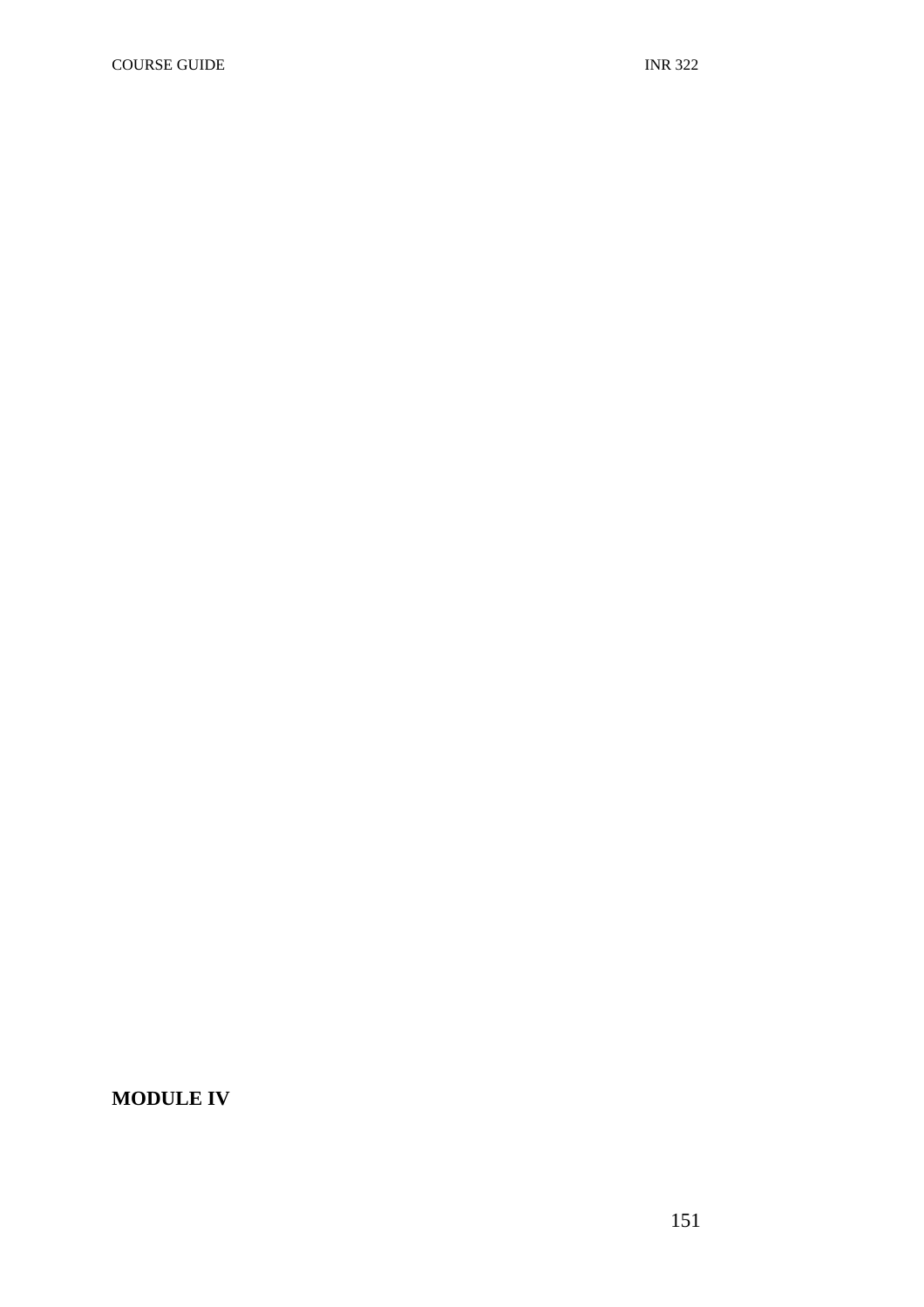**MODULE IV**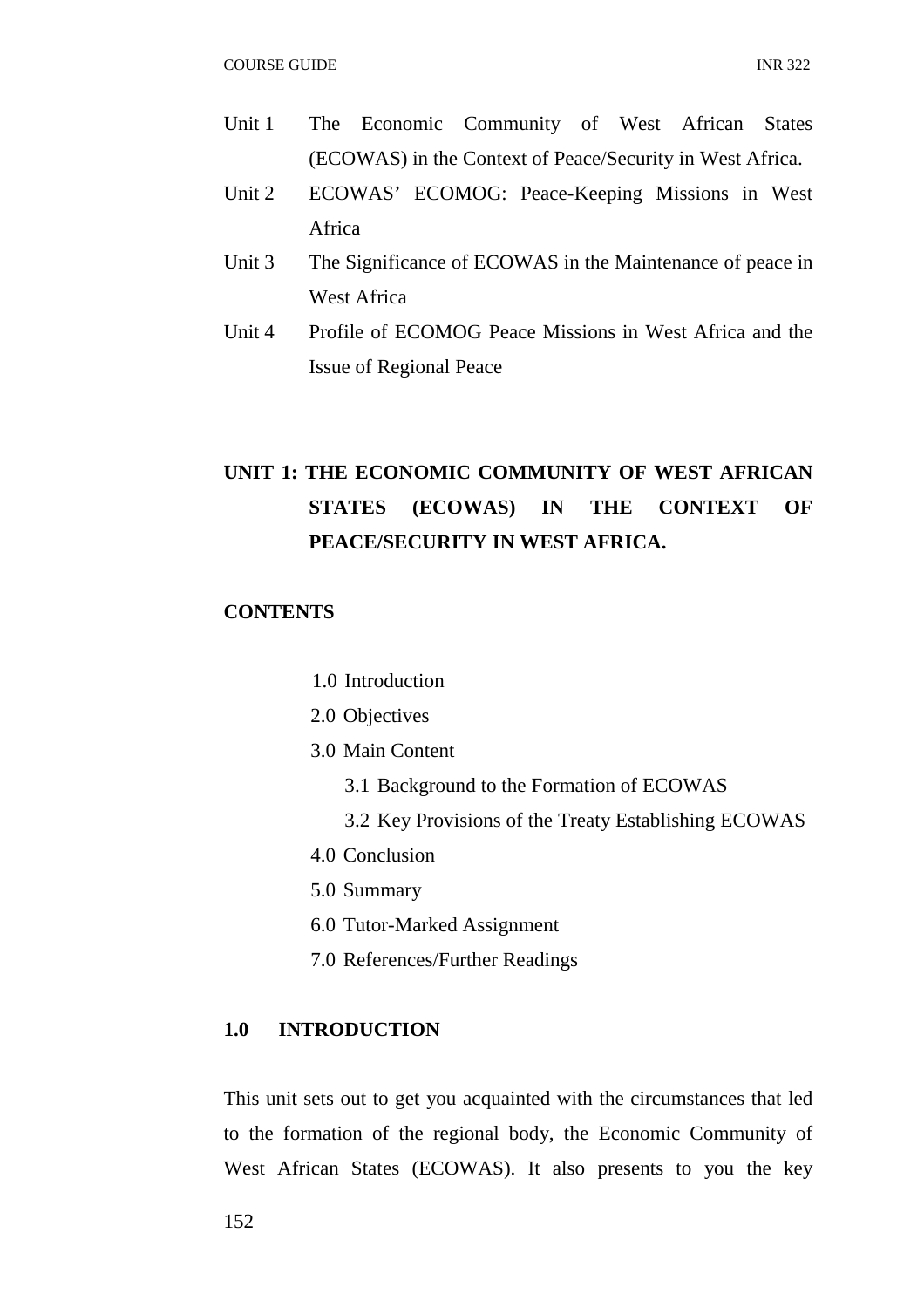Unit 1 The Economic Community of West African States (ECOWAS) in the Context of Peace/Security in West Africa.

Unit 2 ECOWAS' ECOMOG: Peace-Keeping Missions in West Africa

Unit 3 The Significance of ECOWAS in the Maintenance of peace in West Africa

Unit 4 Profile of ECOMOG Peace Missions in West Africa and the Issue of Regional Peace

## UNIT 1: THE ECONOMIC COMMUNITY OF WEST AFRICAN STATES (ECOWAS) IN THE CONTEXT OF PEACE/SECURITY IN WEST AFRICA.

**CONTENTS**

- 1.0 Introduction
- 2.0 Objectives
- 3.0 Main Content
    - 3.1 Background to the Formation of ECOWAS
    - 3.2 Key Provisions of the Treaty Establishing ECOWAS
- 4.0 Conclusion
- 5.0 Summary
- 6.0 Tutor-Marked Assignment
- 7.0 References/Further Readings

### 1.0 INTRODUCTION

This unit sets out to get you acquainted with the circumstances that led to the formation of the regional body, the Economic Community of West African States (ECOWAS). It also presents to you the key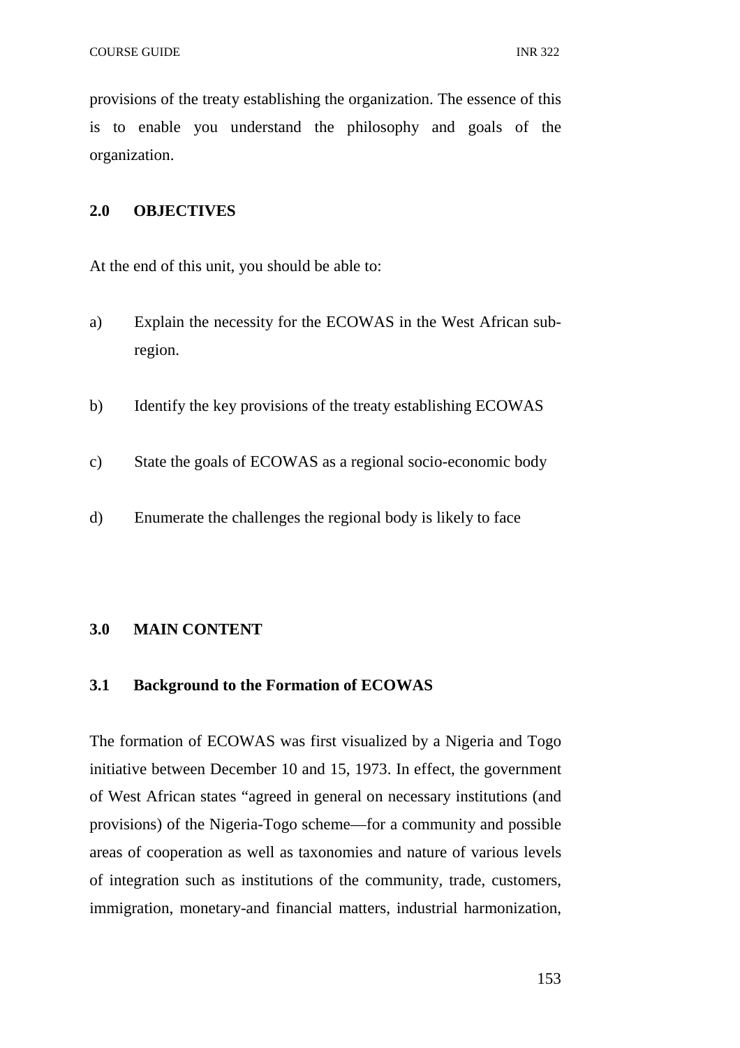provisions of the treaty establishing the organization. The essence of this is to enable you understand the philosophy and goals of the organization.

## 2.0 OBJECTIVES

At the end of this unit, you should be able to:

a) Explain the necessity for the ECOWAS in the West African sub-region.

b) Identify the key provisions of the treaty establishing ECOWAS

c) State the goals of ECOWAS as a regional socio-economic body

d) Enumerate the challenges the regional body is likely to face

## 3.0 MAIN CONTENT

### 3.1 Background to the Formation of ECOWAS

The formation of ECOWAS was first visualized by a Nigeria and Togo initiative between December 10 and 15, 1973. In effect, the government of West African states "agreed in general on necessary institutions (and provisions) of the Nigeria-Togo scheme—for a community and possible areas of cooperation as well as taxonomies and nature of various levels of integration such as institutions of the community, trade, customers, immigration, monetary-and financial matters, industrial harmonization,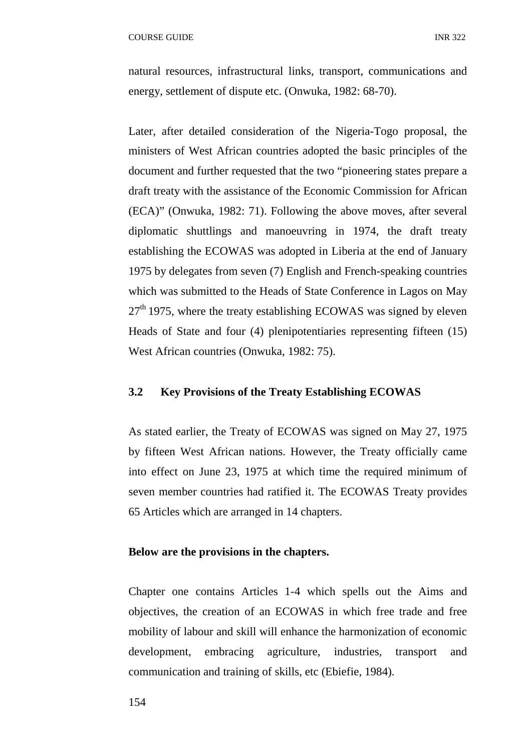natural resources, infrastructural links, transport, communications and energy, settlement of dispute etc. (Onwuka, 1982: 68-70).

Later, after detailed consideration of the Nigeria-Togo proposal, the ministers of West African countries adopted the basic principles of the document and further requested that the two "pioneering states prepare a draft treaty with the assistance of the Economic Commission for African (ECA)" (Onwuka, 1982: 71). Following the above moves, after several diplomatic shuttlings and manoeuvring in 1974, the draft treaty establishing the ECOWAS was adopted in Liberia at the end of January 1975 by delegates from seven (7) English and French-speaking countries which was submitted to the Heads of State Conference in Lagos on May 27th 1975, where the treaty establishing ECOWAS was signed by eleven Heads of State and four (4) plenipotentiaries representing fifteen (15) West African countries (Onwuka, 1982: 75).

### 3.2 Key Provisions of the Treaty Establishing ECOWAS

As stated earlier, the Treaty of ECOWAS was signed on May 27, 1975 by fifteen West African nations. However, the Treaty officially came into effect on June 23, 1975 at which time the required minimum of seven member countries had ratified it. The ECOWAS Treaty provides 65 Articles which are arranged in 14 chapters.

**Below are the provisions in the chapters.**

Chapter one contains Articles 1-4 which spells out the Aims and objectives, the creation of an ECOWAS in which free trade and free mobility of labour and skill will enhance the harmonization of economic development, embracing agriculture, industries, transport and communication and training of skills, etc (Ebiefie, 1984).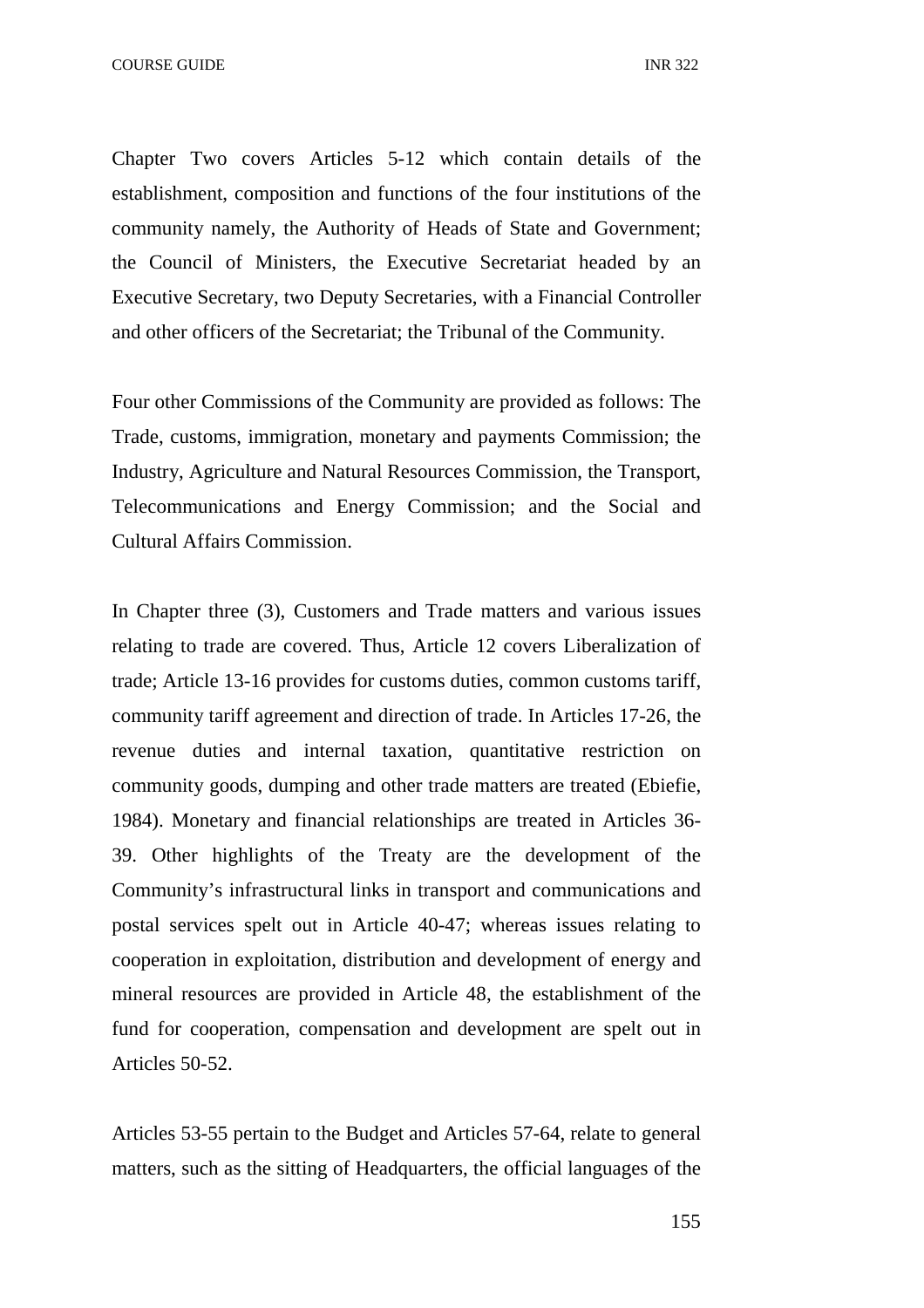Chapter Two covers Articles 5-12 which contain details of the establishment, composition and functions of the four institutions of the community namely, the Authority of Heads of State and Government; the Council of Ministers, the Executive Secretariat headed by an Executive Secretary, two Deputy Secretaries, with a Financial Controller and other officers of the Secretariat; the Tribunal of the Community.

Four other Commissions of the Community are provided as follows: The Trade, customs, immigration, monetary and payments Commission; the Industry, Agriculture and Natural Resources Commission, the Transport, Telecommunications and Energy Commission; and the Social and Cultural Affairs Commission.

In Chapter three (3), Customers and Trade matters and various issues relating to trade are covered. Thus, Article 12 covers Liberalization of trade; Article 13-16 provides for customs duties, common customs tariff, community tariff agreement and direction of trade. In Articles 17-26, the revenue duties and internal taxation, quantitative restriction on community goods, dumping and other trade matters are treated (Ebiefie, 1984). Monetary and financial relationships are treated in Articles 36-39. Other highlights of the Treaty are the development of the Community's infrastructural links in transport and communications and postal services spelt out in Article 40-47; whereas issues relating to cooperation in exploitation, distribution and development of energy and mineral resources are provided in Article 48, the establishment of the fund for cooperation, compensation and development are spelt out in Articles 50-52.

Articles 53-55 pertain to the Budget and Articles 57-64, relate to general matters, such as the sitting of Headquarters, the official languages of the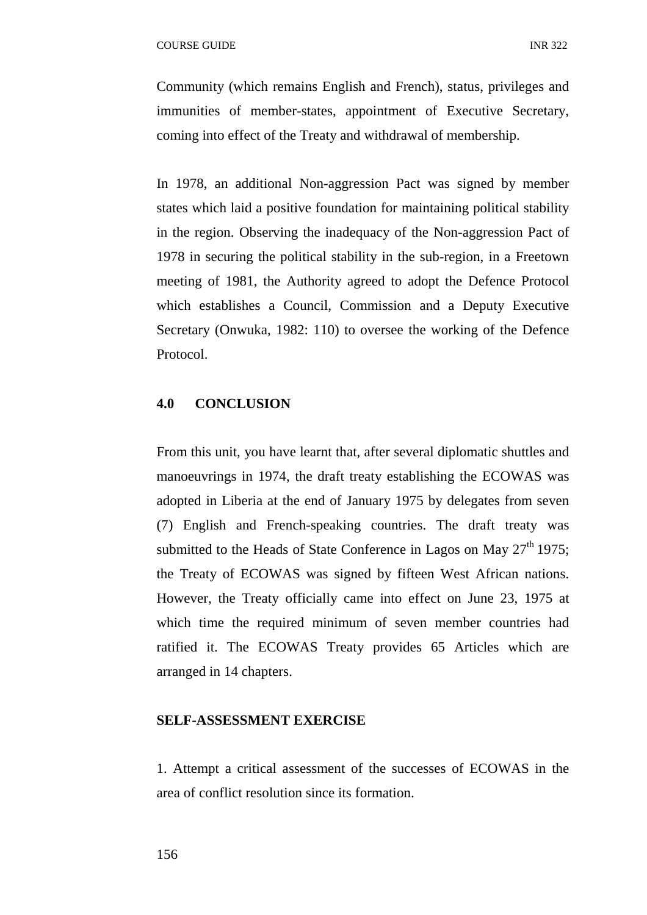Community (which remains English and French), status, privileges and immunities of member-states, appointment of Executive Secretary, coming into effect of the Treaty and withdrawal of membership.

In 1978, an additional Non-aggression Pact was signed by member states which laid a positive foundation for maintaining political stability in the region. Observing the inadequacy of the Non-aggression Pact of 1978 in securing the political stability in the sub-region, in a Freetown meeting of 1981, the Authority agreed to adopt the Defence Protocol which establishes a Council, Commission and a Deputy Executive Secretary (Onwuka, 1982: 110) to oversee the working of the Defence Protocol.

## 4.0 CONCLUSION

From this unit, you have learnt that, after several diplomatic shuttles and manoeuvrings in 1974, the draft treaty establishing the ECOWAS was adopted in Liberia at the end of January 1975 by delegates from seven (7) English and French-speaking countries. The draft treaty was submitted to the Heads of State Conference in Lagos on May 27th 1975; the Treaty of ECOWAS was signed by fifteen West African nations. However, the Treaty officially came into effect on June 23, 1975 at which time the required minimum of seven member countries had ratified it. The ECOWAS Treaty provides 65 Articles which are arranged in 14 chapters.

**SELF-ASSESSMENT EXERCISE**

1. Attempt a critical assessment of the successes of ECOWAS in the area of conflict resolution since its formation.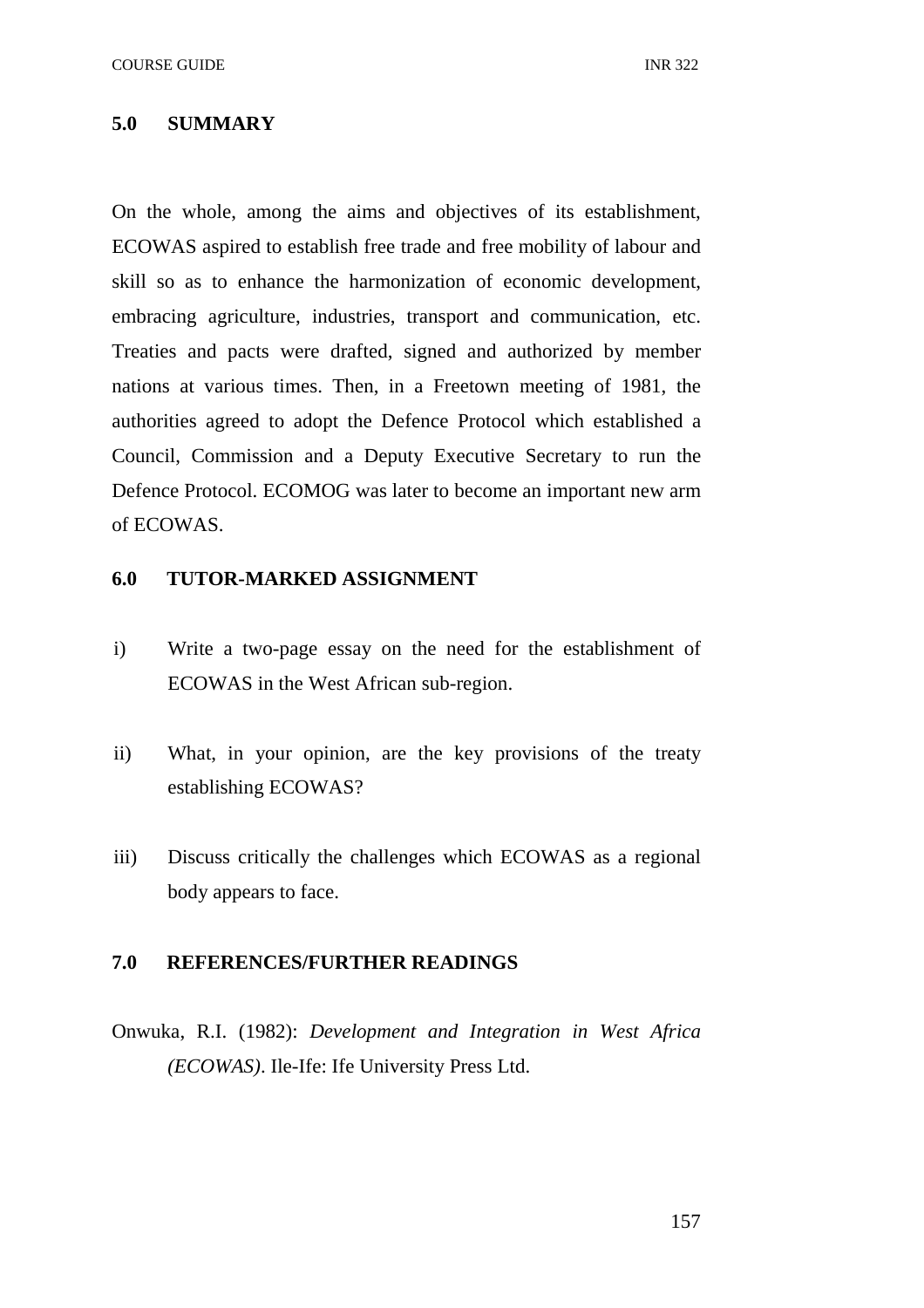## 5.0 SUMMARY

On the whole, among the aims and objectives of its establishment, ECOWAS aspired to establish free trade and free mobility of labour and skill so as to enhance the harmonization of economic development, embracing agriculture, industries, transport and communication, etc. Treaties and pacts were drafted, signed and authorized by member nations at various times. Then, in a Freetown meeting of 1981, the authorities agreed to adopt the Defence Protocol which established a Council, Commission and a Deputy Executive Secretary to run the Defence Protocol. ECOMOG was later to become an important new arm of ECOWAS.

## 6.0 TUTOR-MARKED ASSIGNMENT

i) Write a two-page essay on the need for the establishment of ECOWAS in the West African sub-region.

ii) What, in your opinion, are the key provisions of the treaty establishing ECOWAS?

iii) Discuss critically the challenges which ECOWAS as a regional body appears to face.

## 7.0 REFERENCES/FURTHER READINGS

Onwuka, R.I. (1982): *Development and Integration in West Africa (ECOWAS)*. Ile-Ife: Ife University Press Ltd.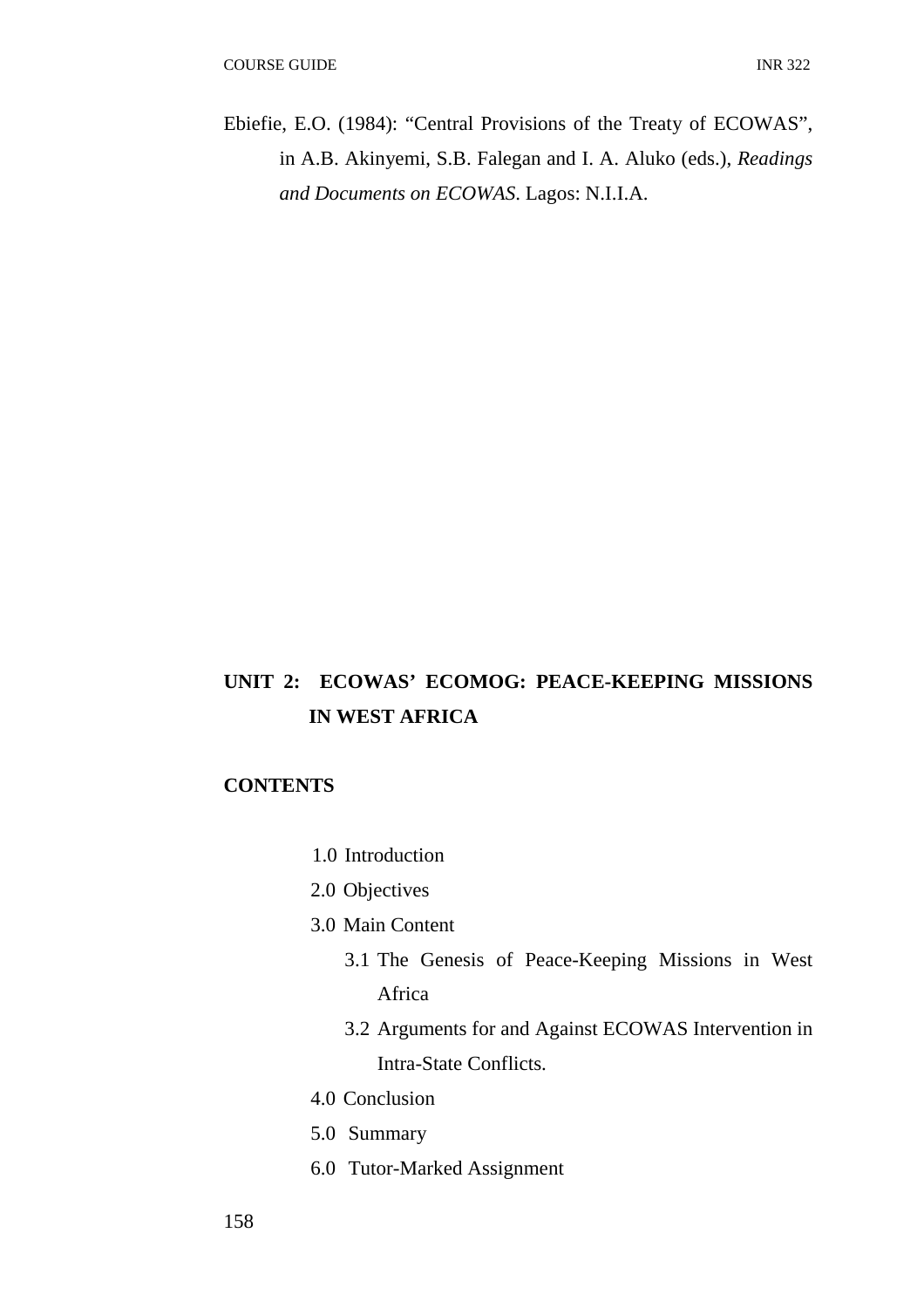Ebiefie, E.O. (1984): "Central Provisions of the Treaty of ECOWAS", in A.B. Akinyemi, S.B. Falegan and I. A. Aluko (eds.), *Readings and Documents on ECOWAS*. Lagos: N.I.I.A.

## UNIT 2: ECOWAS' ECOMOG: PEACE-KEEPING MISSIONS IN WEST AFRICA

**CONTENTS**

- 1.0 Introduction
- 2.0 Objectives
- 3.0 Main Content
  - 3.1 The Genesis of Peace-Keeping Missions in West Africa
  - 3.2 Arguments for and Against ECOWAS Intervention in Intra-State Conflicts.
- 4.0 Conclusion
- 5.0 Summary
- 6.0 Tutor-Marked Assignment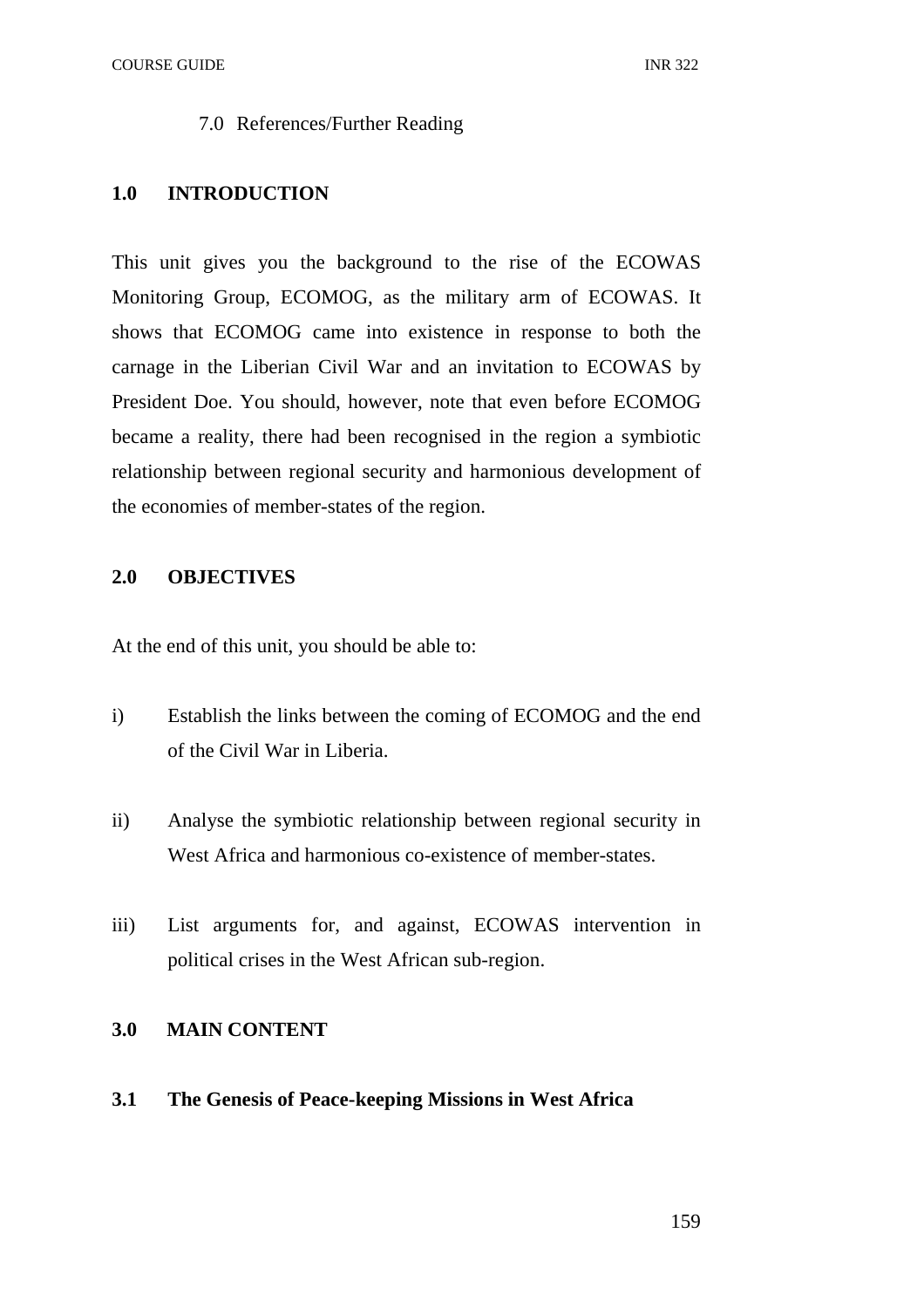7.0 References/Further Reading

## 1.0 INTRODUCTION

This unit gives you the background to the rise of the ECOWAS Monitoring Group, ECOMOG, as the military arm of ECOWAS. It shows that ECOMOG came into existence in response to both the carnage in the Liberian Civil War and an invitation to ECOWAS by President Doe. You should, however, note that even before ECOMOG became a reality, there had been recognised in the region a symbiotic relationship between regional security and harmonious development of the economies of member-states of the region.

## 2.0 OBJECTIVES

At the end of this unit, you should be able to:

i) Establish the links between the coming of ECOMOG and the end of the Civil War in Liberia.

ii) Analyse the symbiotic relationship between regional security in West Africa and harmonious co-existence of member-states.

iii) List arguments for, and against, ECOWAS intervention in political crises in the West African sub-region.

## 3.0 MAIN CONTENT

### 3.1 The Genesis of Peace-keeping Missions in West Africa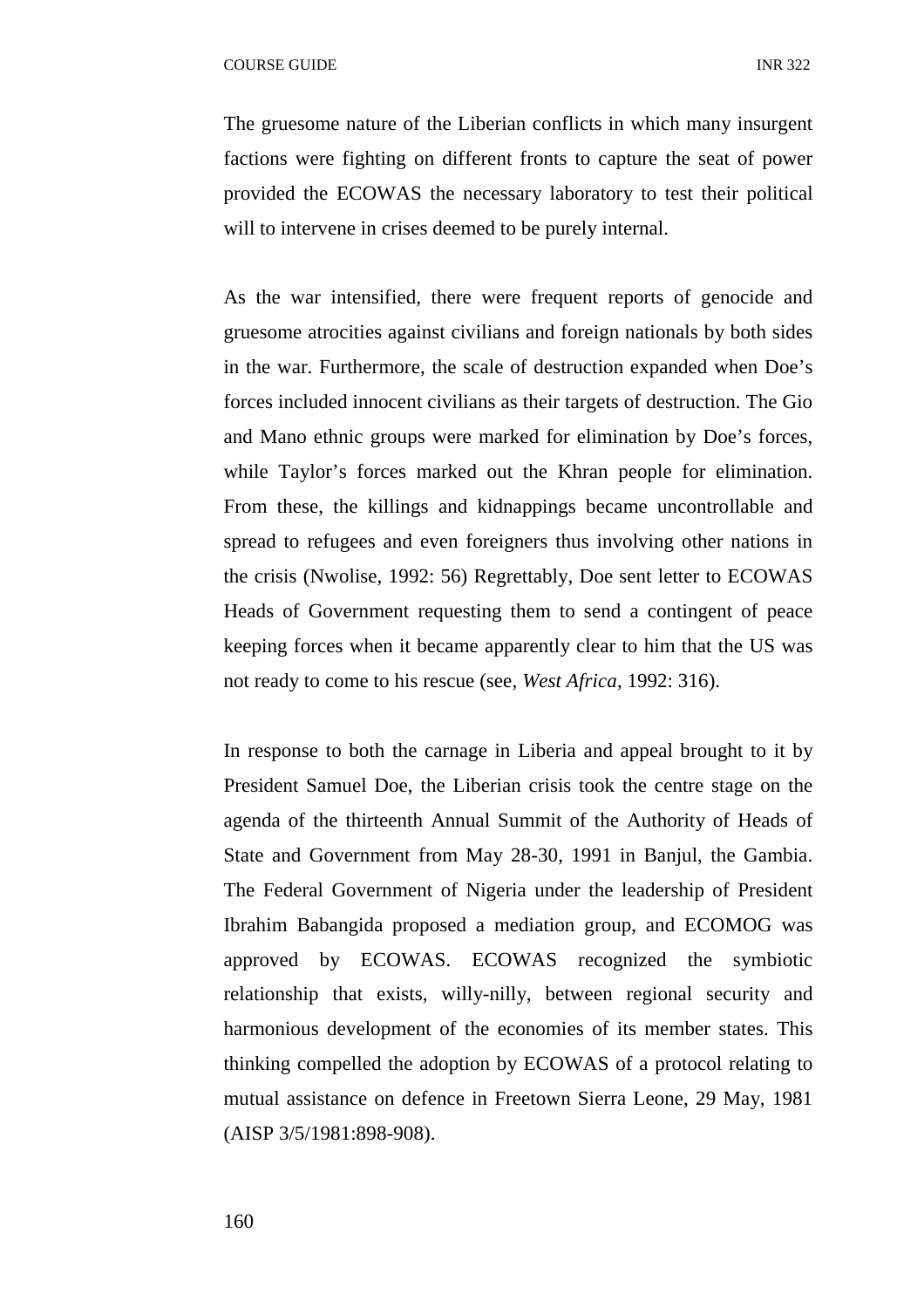The gruesome nature of the Liberian conflicts in which many insurgent factions were fighting on different fronts to capture the seat of power provided the ECOWAS the necessary laboratory to test their political will to intervene in crises deemed to be purely internal.

As the war intensified, there were frequent reports of genocide and gruesome atrocities against civilians and foreign nationals by both sides in the war. Furthermore, the scale of destruction expanded when Doe's forces included innocent civilians as their targets of destruction. The Gio and Mano ethnic groups were marked for elimination by Doe's forces, while Taylor's forces marked out the Khran people for elimination. From these, the killings and kidnappings became uncontrollable and spread to refugees and even foreigners thus involving other nations in the crisis (Nwolise, 1992: 56) Regrettably, Doe sent letter to ECOWAS Heads of Government requesting them to send a contingent of peace keeping forces when it became apparently clear to him that the US was not ready to come to his rescue (see, *West Africa*, 1992: 316).

In response to both the carnage in Liberia and appeal brought to it by President Samuel Doe, the Liberian crisis took the centre stage on the agenda of the thirteenth Annual Summit of the Authority of Heads of State and Government from May 28-30, 1991 in Banjul, the Gambia. The Federal Government of Nigeria under the leadership of President Ibrahim Babangida proposed a mediation group, and ECOMOG was approved by ECOWAS. ECOWAS recognized the symbiotic relationship that exists, willy-nilly, between regional security and harmonious development of the economies of its member states. This thinking compelled the adoption by ECOWAS of a protocol relating to mutual assistance on defence in Freetown Sierra Leone, 29 May, 1981 (AISP 3/5/1981:898-908).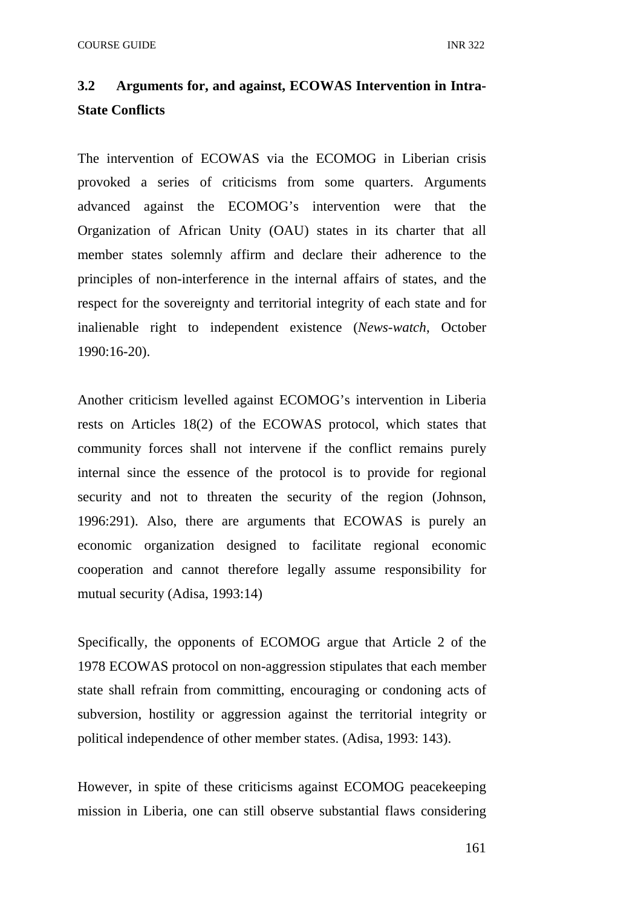### 3.2 Arguments for, and against, ECOWAS Intervention in Intra-State Conflicts

The intervention of ECOWAS via the ECOMOG in Liberian crisis provoked a series of criticisms from some quarters. Arguments advanced against the ECOMOG's intervention were that the Organization of African Unity (OAU) states in its charter that all member states solemnly affirm and declare their adherence to the principles of non-interference in the internal affairs of states, and the respect for the sovereignty and territorial integrity of each state and for inalienable right to independent existence (*News-watch*, October 1990:16-20).

Another criticism levelled against ECOMOG's intervention in Liberia rests on Articles 18(2) of the ECOWAS protocol, which states that community forces shall not intervene if the conflict remains purely internal since the essence of the protocol is to provide for regional security and not to threaten the security of the region (Johnson, 1996:291). Also, there are arguments that ECOWAS is purely an economic organization designed to facilitate regional economic cooperation and cannot therefore legally assume responsibility for mutual security (Adisa, 1993:14)

Specifically, the opponents of ECOMOG argue that Article 2 of the 1978 ECOWAS protocol on non-aggression stipulates that each member state shall refrain from committing, encouraging or condoning acts of subversion, hostility or aggression against the territorial integrity or political independence of other member states. (Adisa, 1993: 143).

However, in spite of these criticisms against ECOMOG peacekeeping mission in Liberia, one can still observe substantial flaws considering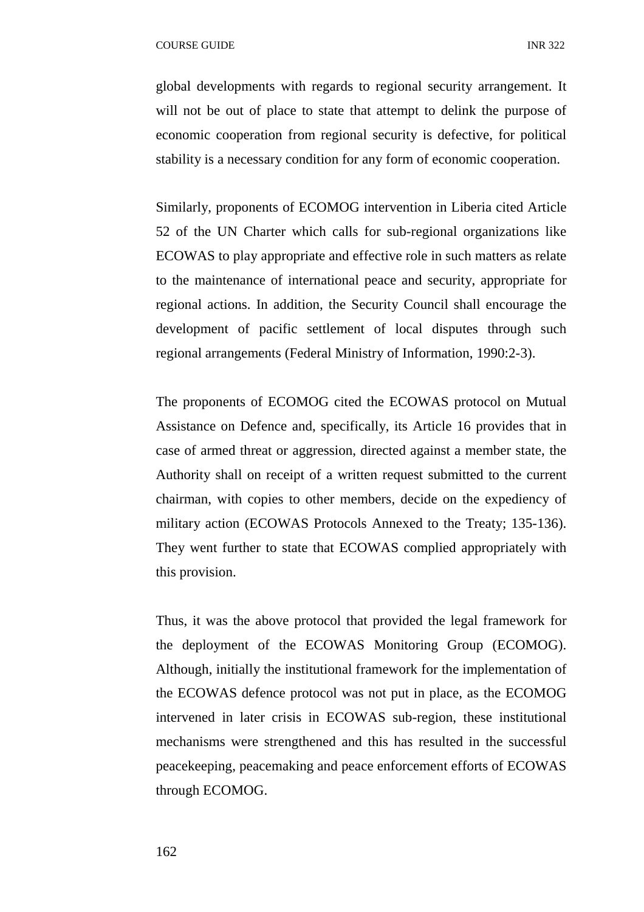global developments with regards to regional security arrangement. It will not be out of place to state that attempt to delink the purpose of economic cooperation from regional security is defective, for political stability is a necessary condition for any form of economic cooperation.

Similarly, proponents of ECOMOG intervention in Liberia cited Article 52 of the UN Charter which calls for sub-regional organizations like ECOWAS to play appropriate and effective role in such matters as relate to the maintenance of international peace and security, appropriate for regional actions. In addition, the Security Council shall encourage the development of pacific settlement of local disputes through such regional arrangements (Federal Ministry of Information, 1990:2-3).

The proponents of ECOMOG cited the ECOWAS protocol on Mutual Assistance on Defence and, specifically, its Article 16 provides that in case of armed threat or aggression, directed against a member state, the Authority shall on receipt of a written request submitted to the current chairman, with copies to other members, decide on the expediency of military action (ECOWAS Protocols Annexed to the Treaty; 135-136). They went further to state that ECOWAS complied appropriately with this provision.

Thus, it was the above protocol that provided the legal framework for the deployment of the ECOWAS Monitoring Group (ECOMOG). Although, initially the institutional framework for the implementation of the ECOWAS defence protocol was not put in place, as the ECOMOG intervened in later crisis in ECOWAS sub-region, these institutional mechanisms were strengthened and this has resulted in the successful peacekeeping, peacemaking and peace enforcement efforts of ECOWAS through ECOMOG.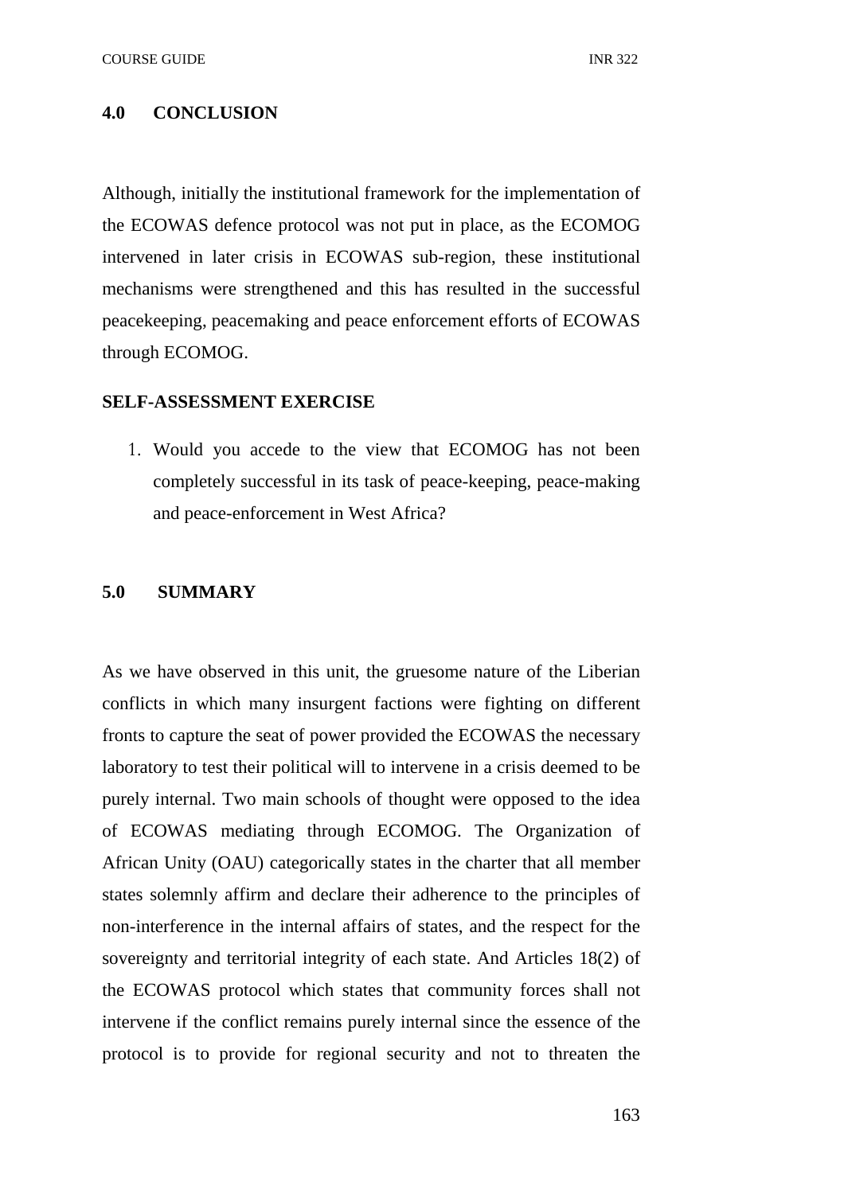## 4.0 CONCLUSION

Although, initially the institutional framework for the implementation of the ECOWAS defence protocol was not put in place, as the ECOMOG intervened in later crisis in ECOWAS sub-region, these institutional mechanisms were strengthened and this has resulted in the successful peacekeeping, peacemaking and peace enforcement efforts of ECOWAS through ECOMOG.

**SELF-ASSESSMENT EXERCISE**

1. Would you accede to the view that ECOMOG has not been completely successful in its task of peace-keeping, peace-making and peace-enforcement in West Africa?

## 5.0 SUMMARY

As we have observed in this unit, the gruesome nature of the Liberian conflicts in which many insurgent factions were fighting on different fronts to capture the seat of power provided the ECOWAS the necessary laboratory to test their political will to intervene in a crisis deemed to be purely internal. Two main schools of thought were opposed to the idea of ECOWAS mediating through ECOMOG. The Organization of African Unity (OAU) categorically states in the charter that all member states solemnly affirm and declare their adherence to the principles of non-interference in the internal affairs of states, and the respect for the sovereignty and territorial integrity of each state. And Articles 18(2) of the ECOWAS protocol which states that community forces shall not intervene if the conflict remains purely internal since the essence of the protocol is to provide for regional security and not to threaten the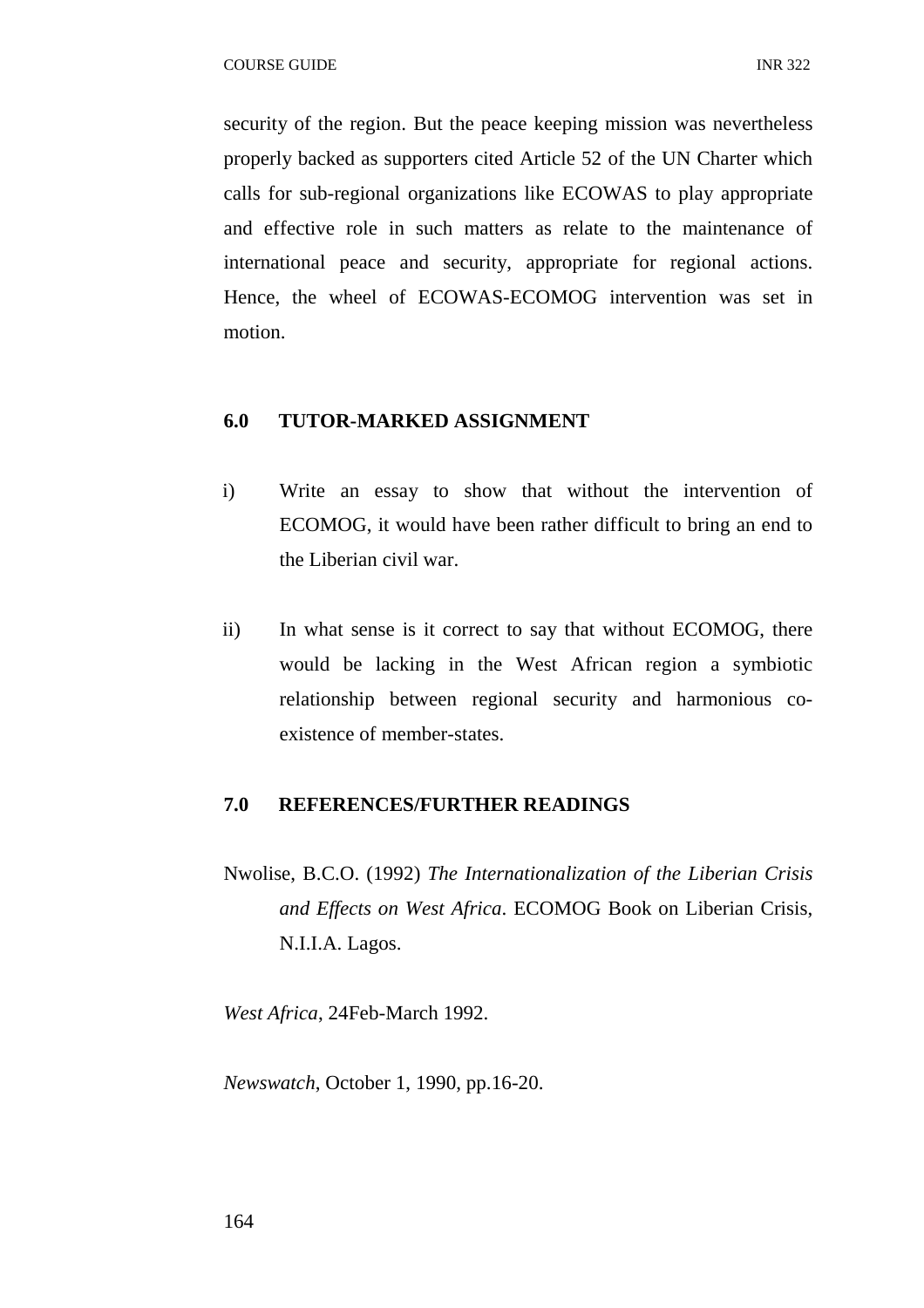security of the region. But the peace keeping mission was nevertheless properly backed as supporters cited Article 52 of the UN Charter which calls for sub-regional organizations like ECOWAS to play appropriate and effective role in such matters as relate to the maintenance of international peace and security, appropriate for regional actions. Hence, the wheel of ECOWAS-ECOMOG intervention was set in motion.

## 6.0 TUTOR-MARKED ASSIGNMENT

i) Write an essay to show that without the intervention of ECOMOG, it would have been rather difficult to bring an end to the Liberian civil war.

ii) In what sense is it correct to say that without ECOMOG, there would be lacking in the West African region a symbiotic relationship between regional security and harmonious co-existence of member-states.

## 7.0 REFERENCES/FURTHER READINGS

Nwolise, B.C.O. (1992) *The Internationalization of the Liberian Crisis and Effects on West Africa*. ECOMOG Book on Liberian Crisis, N.I.I.A. Lagos.

*West Africa*, 24Feb-March 1992.

*Newswatch*, October 1, 1990, pp.16-20.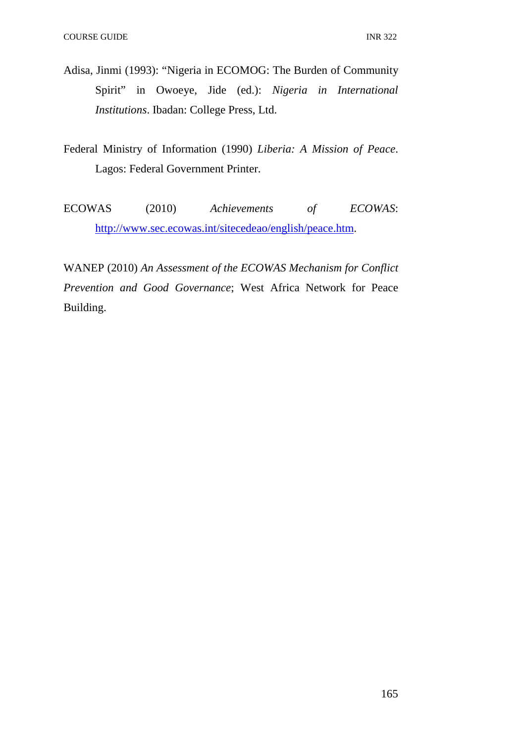Adisa, Jinmi (1993): “Nigeria in ECOMOG: The Burden of Community Spirit” in Owoeye, Jide (ed.): *Nigeria in International Institutions*. Ibadan: College Press, Ltd.

Federal Ministry of Information (1990) *Liberia: A Mission of Peace*. Lagos: Federal Government Printer.

ECOWAS (2010) *Achievements of ECOWAS*: http://www.sec.ecowas.int/sitecedeao/english/peace.htm.

WANEP (2010) *An Assessment of the ECOWAS Mechanism for Conflict Prevention and Good Governance*; West Africa Network for Peace Building.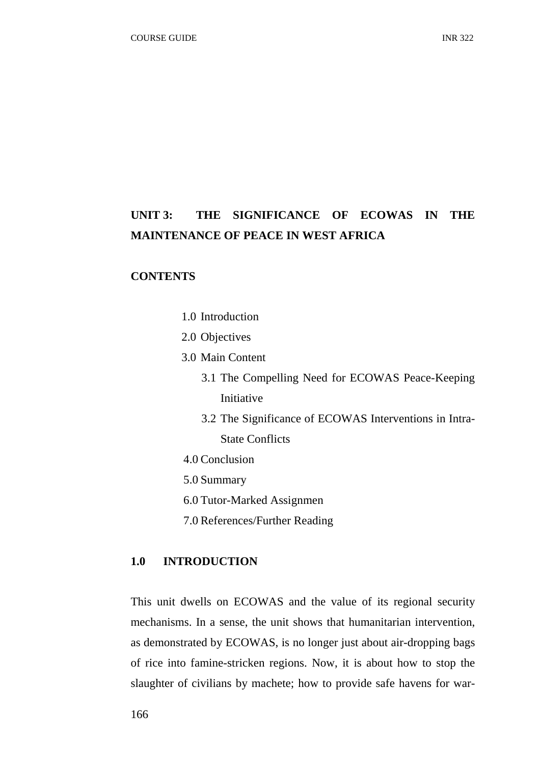## UNIT 3: THE SIGNIFICANCE OF ECOWAS IN THE MAINTENANCE OF PEACE IN WEST AFRICA

**CONTENTS**

1.0 Introduction
2.0 Objectives
3.0 Main Content
  3.1 The Compelling Need for ECOWAS Peace-Keeping Initiative
  3.2 The Significance of ECOWAS Interventions in Intra-State Conflicts
4.0 Conclusion
5.0 Summary
6.0 Tutor-Marked Assignmen
7.0 References/Further Reading

### 1.0 INTRODUCTION

This unit dwells on ECOWAS and the value of its regional security mechanisms. In a sense, the unit shows that humanitarian intervention, as demonstrated by ECOWAS, is no longer just about air-dropping bags of rice into famine-stricken regions. Now, it is about how to stop the slaughter of civilians by machete; how to provide safe havens for war-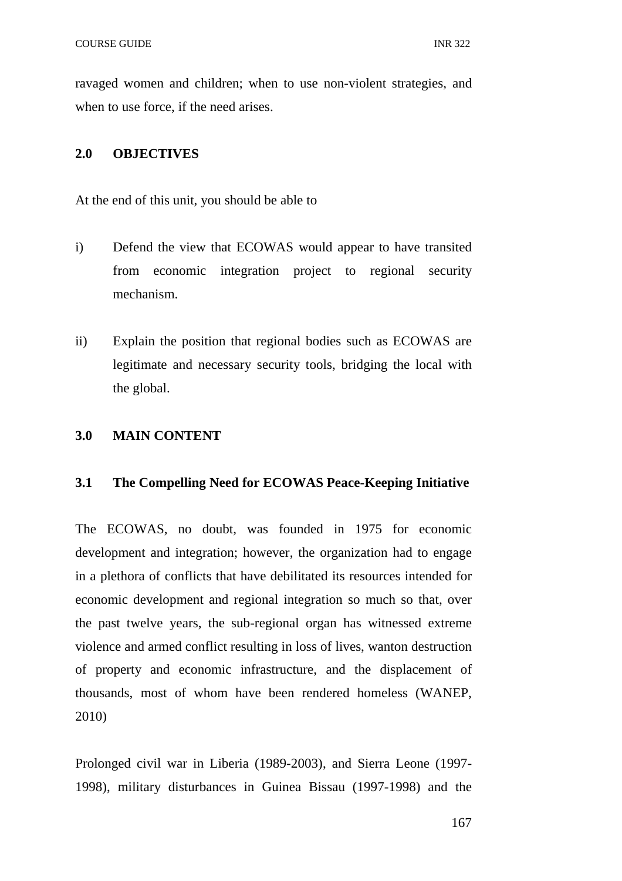ravaged women and children; when to use non-violent strategies, and when to use force, if the need arises.

## 2.0 OBJECTIVES

At the end of this unit, you should be able to

i) Defend the view that ECOWAS would appear to have transited from economic integration project to regional security mechanism.

ii) Explain the position that regional bodies such as ECOWAS are legitimate and necessary security tools, bridging the local with the global.

## 3.0 MAIN CONTENT

### 3.1 The Compelling Need for ECOWAS Peace-Keeping Initiative

The ECOWAS, no doubt, was founded in 1975 for economic development and integration; however, the organization had to engage in a plethora of conflicts that have debilitated its resources intended for economic development and regional integration so much so that, over the past twelve years, the sub-regional organ has witnessed extreme violence and armed conflict resulting in loss of lives, wanton destruction of property and economic infrastructure, and the displacement of thousands, most of whom have been rendered homeless (WANEP, 2010)

Prolonged civil war in Liberia (1989-2003), and Sierra Leone (1997-1998), military disturbances in Guinea Bissau (1997-1998) and the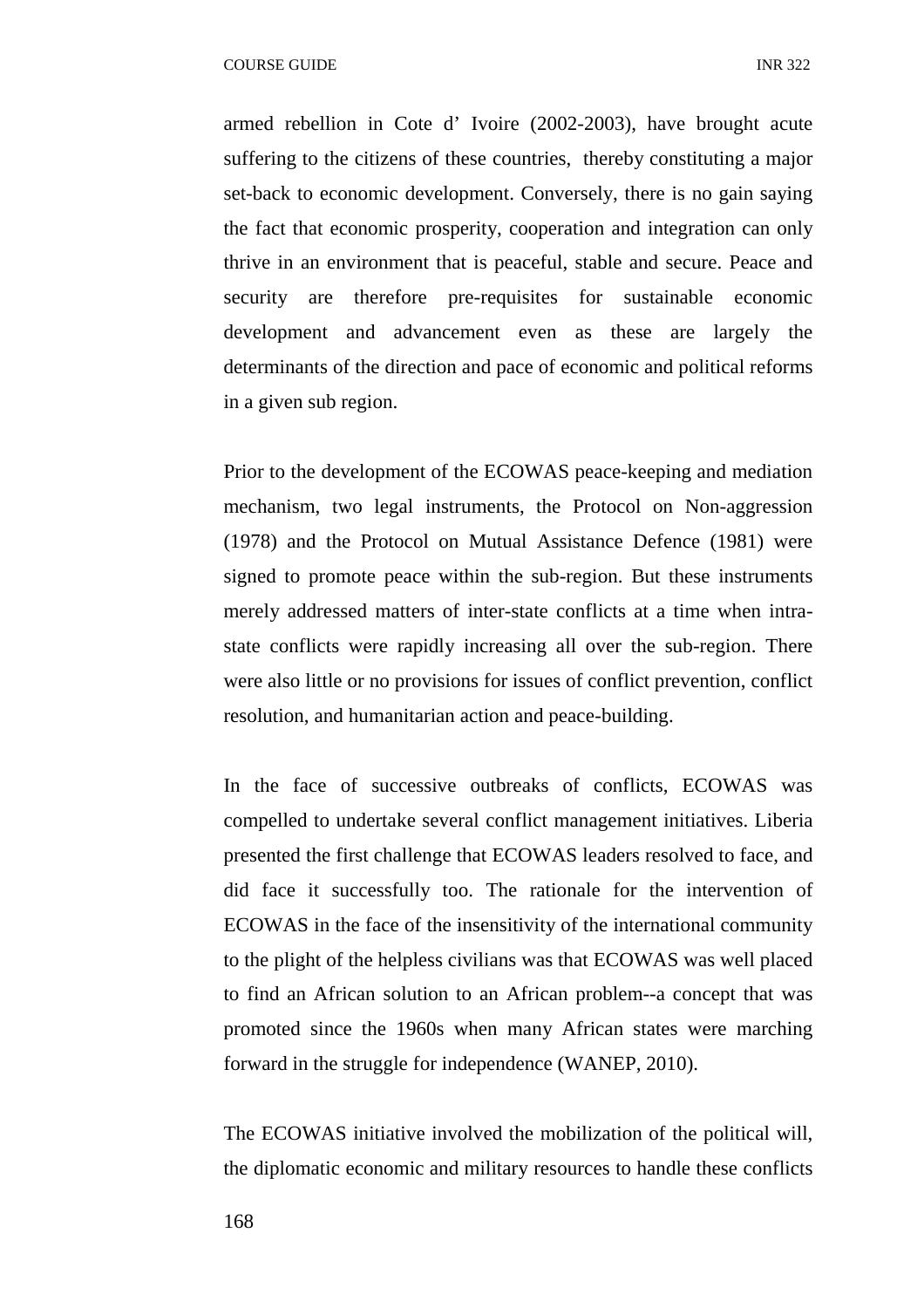armed rebellion in Cote d' Ivoire (2002-2003), have brought acute suffering to the citizens of these countries, thereby constituting a major set-back to economic development. Conversely, there is no gain saying the fact that economic prosperity, cooperation and integration can only thrive in an environment that is peaceful, stable and secure. Peace and security are therefore pre-requisites for sustainable economic development and advancement even as these are largely the determinants of the direction and pace of economic and political reforms in a given sub region.

Prior to the development of the ECOWAS peace-keeping and mediation mechanism, two legal instruments, the Protocol on Non-aggression (1978) and the Protocol on Mutual Assistance Defence (1981) were signed to promote peace within the sub-region. But these instruments merely addressed matters of inter-state conflicts at a time when intra-state conflicts were rapidly increasing all over the sub-region. There were also little or no provisions for issues of conflict prevention, conflict resolution, and humanitarian action and peace-building.

In the face of successive outbreaks of conflicts, ECOWAS was compelled to undertake several conflict management initiatives. Liberia presented the first challenge that ECOWAS leaders resolved to face, and did face it successfully too. The rationale for the intervention of ECOWAS in the face of the insensitivity of the international community to the plight of the helpless civilians was that ECOWAS was well placed to find an African solution to an African problem--a concept that was promoted since the 1960s when many African states were marching forward in the struggle for independence (WANEP, 2010).

The ECOWAS initiative involved the mobilization of the political will, the diplomatic economic and military resources to handle these conflicts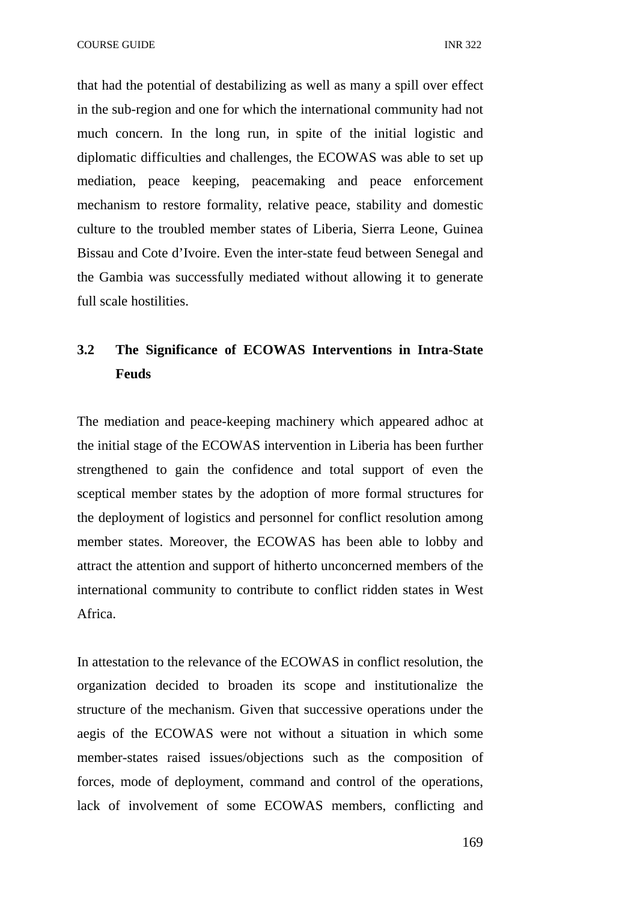that had the potential of destabilizing as well as many a spill over effect in the sub-region and one for which the international community had not much concern. In the long run, in spite of the initial logistic and diplomatic difficulties and challenges, the ECOWAS was able to set up mediation, peace keeping, peacemaking and peace enforcement mechanism to restore formality, relative peace, stability and domestic culture to the troubled member states of Liberia, Sierra Leone, Guinea Bissau and Cote d'Ivoire. Even the inter-state feud between Senegal and the Gambia was successfully mediated without allowing it to generate full scale hostilities.

### 3.2 The Significance of ECOWAS Interventions in Intra-State Feuds

The mediation and peace-keeping machinery which appeared adhoc at the initial stage of the ECOWAS intervention in Liberia has been further strengthened to gain the confidence and total support of even the sceptical member states by the adoption of more formal structures for the deployment of logistics and personnel for conflict resolution among member states. Moreover, the ECOWAS has been able to lobby and attract the attention and support of hitherto unconcerned members of the international community to contribute to conflict ridden states in West Africa.

In attestation to the relevance of the ECOWAS in conflict resolution, the organization decided to broaden its scope and institutionalize the structure of the mechanism. Given that successive operations under the aegis of the ECOWAS were not without a situation in which some member-states raised issues/objections such as the composition of forces, mode of deployment, command and control of the operations, lack of involvement of some ECOWAS members, conflicting and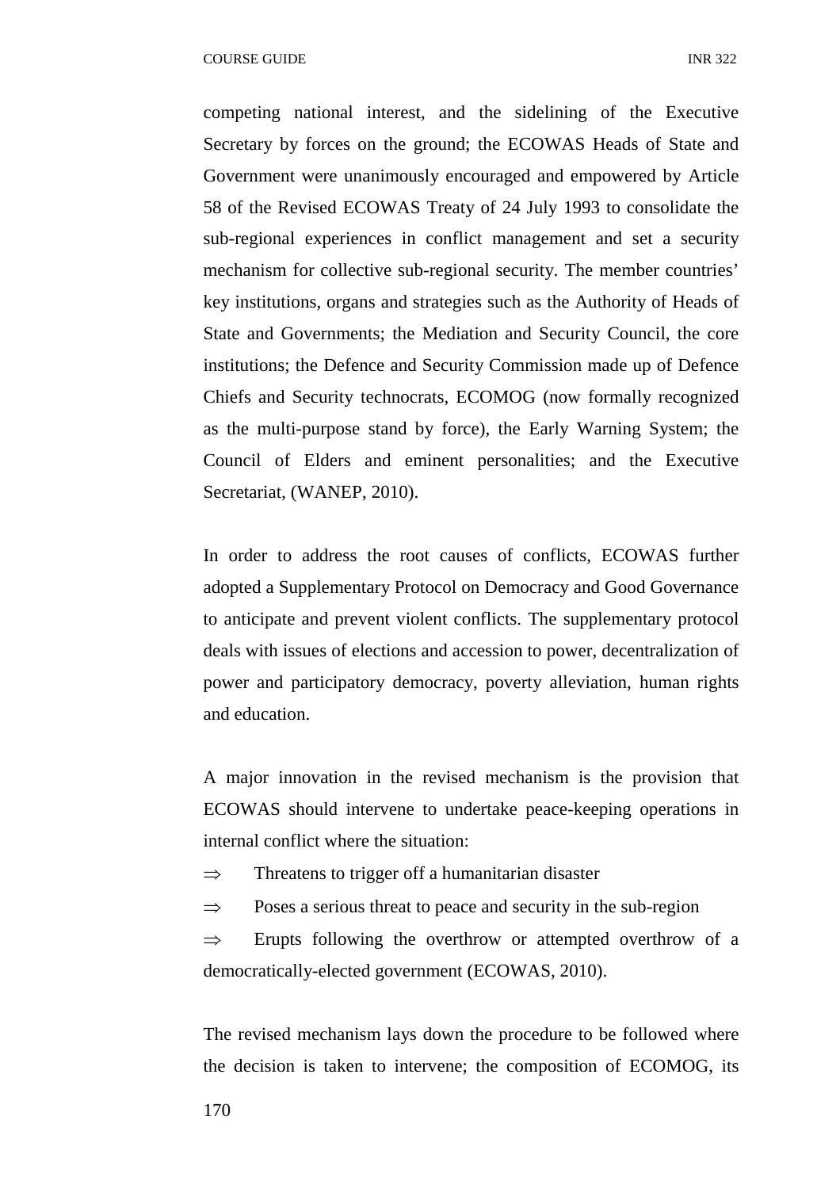competing national interest, and the sidelining of the Executive Secretary by forces on the ground; the ECOWAS Heads of State and Government were unanimously encouraged and empowered by Article 58 of the Revised ECOWAS Treaty of 24 July 1993 to consolidate the sub-regional experiences in conflict management and set a security mechanism for collective sub-regional security. The member countries' key institutions, organs and strategies such as the Authority of Heads of State and Governments; the Mediation and Security Council, the core institutions; the Defence and Security Commission made up of Defence Chiefs and Security technocrats, ECOMOG (now formally recognized as the multi-purpose stand by force), the Early Warning System; the Council of Elders and eminent personalities; and the Executive Secretariat, (WANEP, 2010).

In order to address the root causes of conflicts, ECOWAS further adopted a Supplementary Protocol on Democracy and Good Governance to anticipate and prevent violent conflicts. The supplementary protocol deals with issues of elections and accession to power, decentralization of power and participatory democracy, poverty alleviation, human rights and education.

A major innovation in the revised mechanism is the provision that ECOWAS should intervene to undertake peace-keeping operations in internal conflict where the situation:

⇒ Threatens to trigger off a humanitarian disaster

⇒ Poses a serious threat to peace and security in the sub-region

⇒ Erupts following the overthrow or attempted overthrow of a democratically-elected government (ECOWAS, 2010).

The revised mechanism lays down the procedure to be followed where the decision is taken to intervene; the composition of ECOMOG, its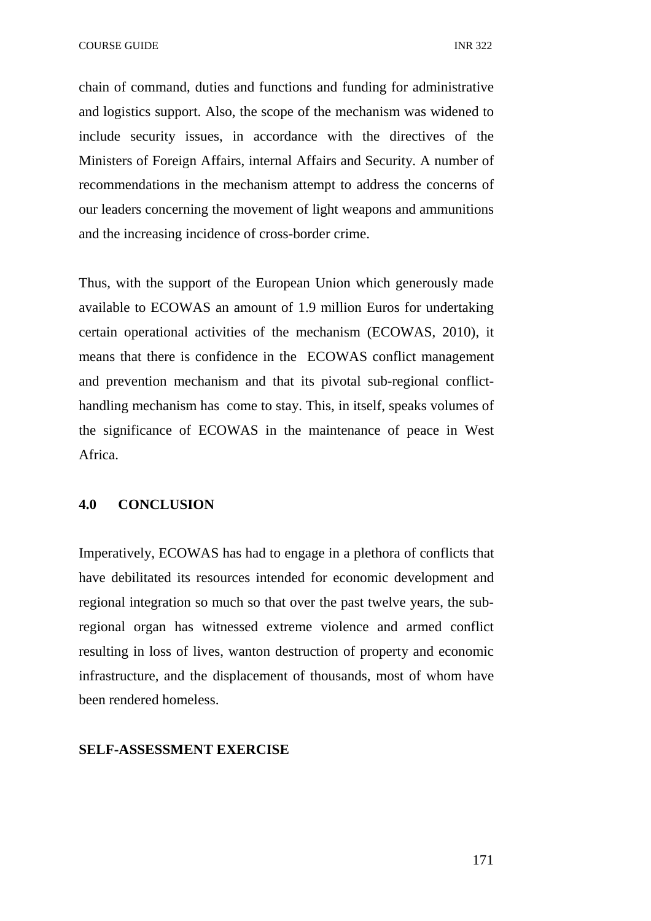chain of command, duties and functions and funding for administrative and logistics support. Also, the scope of the mechanism was widened to include security issues, in accordance with the directives of the Ministers of Foreign Affairs, internal Affairs and Security. A number of recommendations in the mechanism attempt to address the concerns of our leaders concerning the movement of light weapons and ammunitions and the increasing incidence of cross-border crime.

Thus, with the support of the European Union which generously made available to ECOWAS an amount of 1.9 million Euros for undertaking certain operational activities of the mechanism (ECOWAS, 2010), it means that there is confidence in the ECOWAS conflict management and prevention mechanism and that its pivotal sub-regional conflict-handling mechanism has come to stay. This, in itself, speaks volumes of the significance of ECOWAS in the maintenance of peace in West Africa.

## 4.0 CONCLUSION

Imperatively, ECOWAS has had to engage in a plethora of conflicts that have debilitated its resources intended for economic development and regional integration so much so that over the past twelve years, the sub-regional organ has witnessed extreme violence and armed conflict resulting in loss of lives, wanton destruction of property and economic infrastructure, and the displacement of thousands, most of whom have been rendered homeless.

**SELF-ASSESSMENT EXERCISE**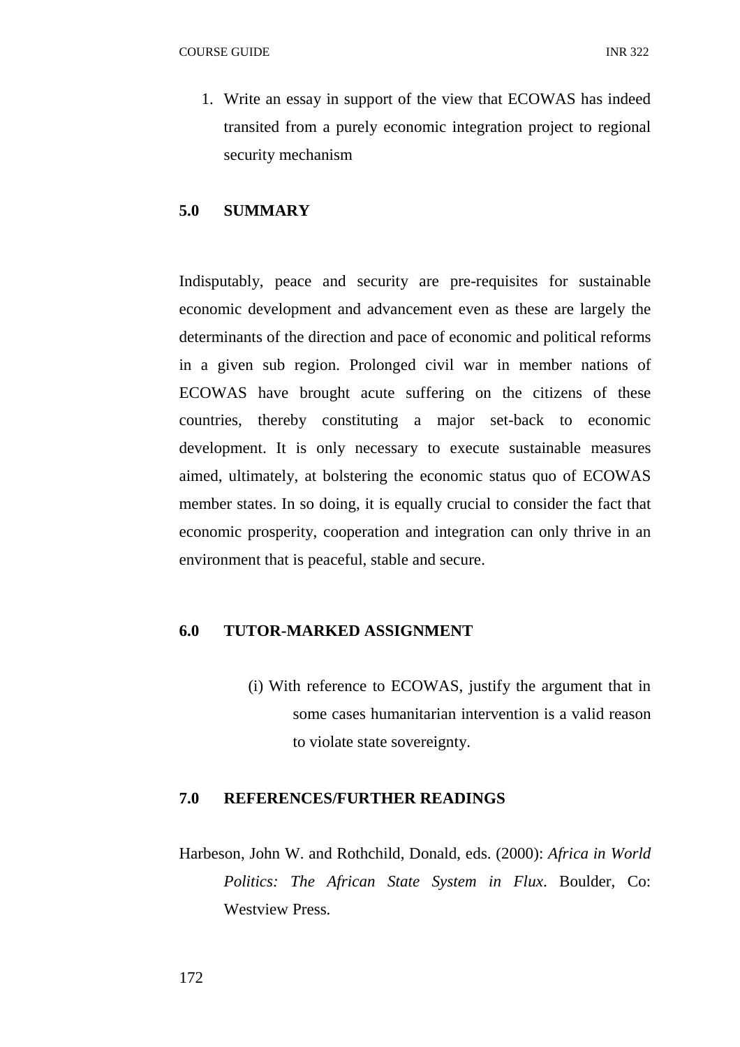1. Write an essay in support of the view that ECOWAS has indeed transited from a purely economic integration project to regional security mechanism

## 5.0 SUMMARY

Indisputably, peace and security are pre-requisites for sustainable economic development and advancement even as these are largely the determinants of the direction and pace of economic and political reforms in a given sub region. Prolonged civil war in member nations of ECOWAS have brought acute suffering on the citizens of these countries, thereby constituting a major set-back to economic development. It is only necessary to execute sustainable measures aimed, ultimately, at bolstering the economic status quo of ECOWAS member states. In so doing, it is equally crucial to consider the fact that economic prosperity, cooperation and integration can only thrive in an environment that is peaceful, stable and secure.

## 6.0 TUTOR-MARKED ASSIGNMENT

(i) With reference to ECOWAS, justify the argument that in some cases humanitarian intervention is a valid reason to violate state sovereignty.

## 7.0 REFERENCES/FURTHER READINGS

Harbeson, John W. and Rothchild, Donald, eds. (2000): *Africa in World Politics: The African State System in Flux*. Boulder, Co: Westview Press.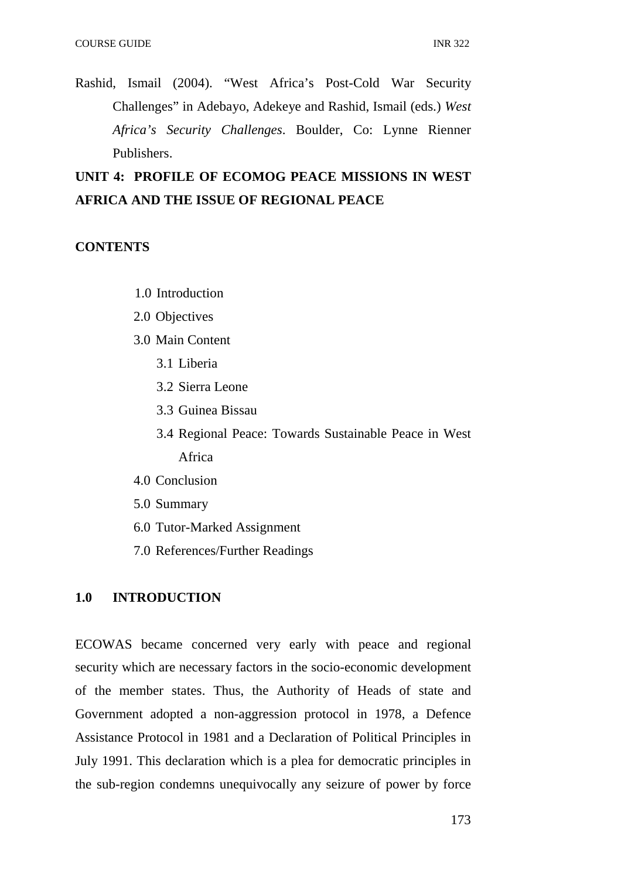Rashid, Ismail (2004). "West Africa's Post-Cold War Security Challenges" in Adebayo, Adekeye and Rashid, Ismail (eds.) *West Africa's Security Challenges*. Boulder, Co: Lynne Rienner Publishers.

## UNIT 4: PROFILE OF ECOMOG PEACE MISSIONS IN WEST AFRICA AND THE ISSUE OF REGIONAL PEACE

**CONTENTS**

- 1.0 Introduction
- 2.0 Objectives
- 3.0 Main Content
  - 3.1 Liberia
  - 3.2 Sierra Leone
  - 3.3 Guinea Bissau
  - 3.4 Regional Peace: Towards Sustainable Peace in West Africa
- 4.0 Conclusion
- 5.0 Summary
- 6.0 Tutor-Marked Assignment
- 7.0 References/Further Readings

### 1.0 INTRODUCTION

ECOWAS became concerned very early with peace and regional security which are necessary factors in the socio-economic development of the member states. Thus, the Authority of Heads of state and Government adopted a non-aggression protocol in 1978, a Defence Assistance Protocol in 1981 and a Declaration of Political Principles in July 1991. This declaration which is a plea for democratic principles in the sub-region condemns unequivocally any seizure of power by force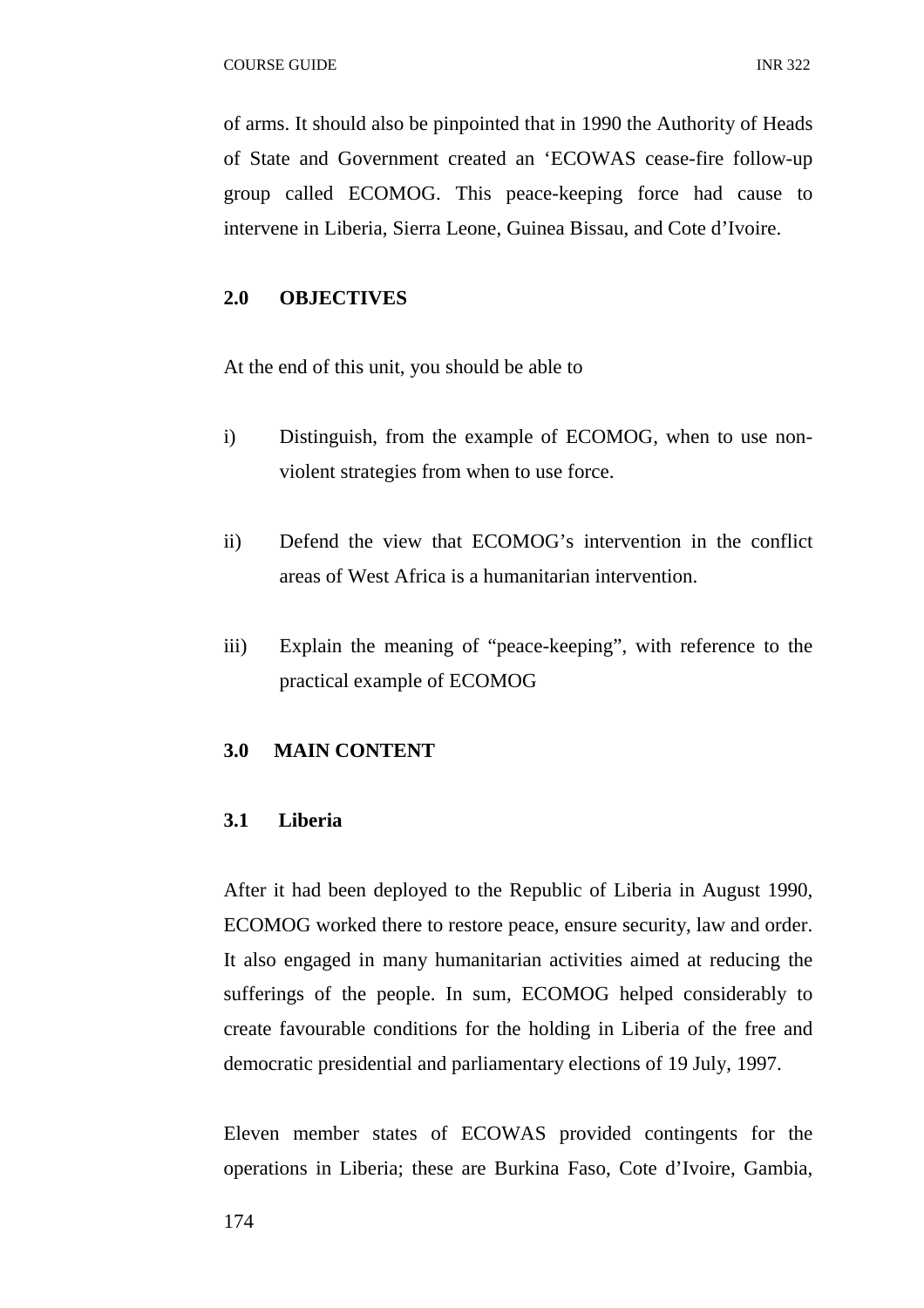of arms. It should also be pinpointed that in 1990 the Authority of Heads of State and Government created an 'ECOWAS cease-fire follow-up group called ECOMOG. This peace-keeping force had cause to intervene in Liberia, Sierra Leone, Guinea Bissau, and Cote d'Ivoire.

## 2.0 OBJECTIVES

At the end of this unit, you should be able to

i) Distinguish, from the example of ECOMOG, when to use non-violent strategies from when to use force.

ii) Defend the view that ECOMOG's intervention in the conflict areas of West Africa is a humanitarian intervention.

iii) Explain the meaning of "peace-keeping", with reference to the practical example of ECOMOG

## 3.0 MAIN CONTENT

### 3.1 Liberia

After it had been deployed to the Republic of Liberia in August 1990, ECOMOG worked there to restore peace, ensure security, law and order. It also engaged in many humanitarian activities aimed at reducing the sufferings of the people. In sum, ECOMOG helped considerably to create favourable conditions for the holding in Liberia of the free and democratic presidential and parliamentary elections of 19 July, 1997.

Eleven member states of ECOWAS provided contingents for the operations in Liberia; these are Burkina Faso, Cote d'Ivoire, Gambia,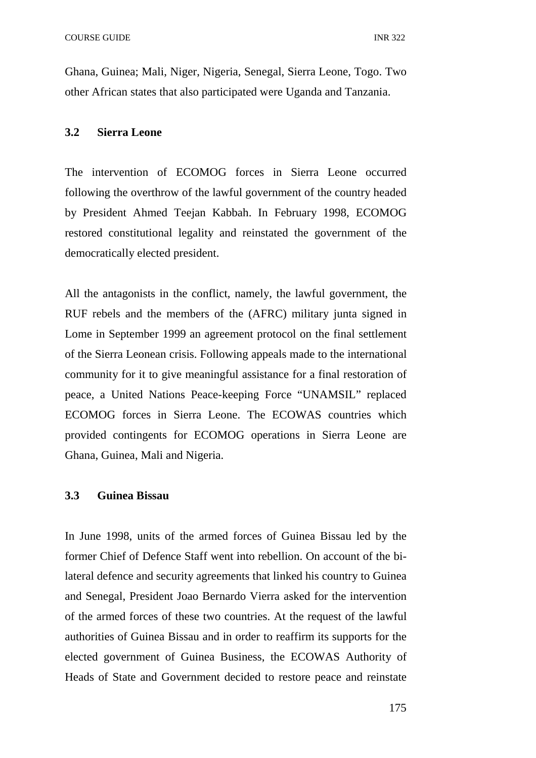Ghana, Guinea; Mali, Niger, Nigeria, Senegal, Sierra Leone, Togo. Two other African states that also participated were Uganda and Tanzania.

### 3.2 Sierra Leone

The intervention of ECOMOG forces in Sierra Leone occurred following the overthrow of the lawful government of the country headed by President Ahmed Teejan Kabbah. In February 1998, ECOMOG restored constitutional legality and reinstated the government of the democratically elected president.

All the antagonists in the conflict, namely, the lawful government, the RUF rebels and the members of the (AFRC) military junta signed in Lome in September 1999 an agreement protocol on the final settlement of the Sierra Leonean crisis. Following appeals made to the international community for it to give meaningful assistance for a final restoration of peace, a United Nations Peace-keeping Force "UNAMSIL" replaced ECOMOG forces in Sierra Leone. The ECOWAS countries which provided contingents for ECOMOG operations in Sierra Leone are Ghana, Guinea, Mali and Nigeria.

### 3.3 Guinea Bissau

In June 1998, units of the armed forces of Guinea Bissau led by the former Chief of Defence Staff went into rebellion. On account of the bi-lateral defence and security agreements that linked his country to Guinea and Senegal, President Joao Bernardo Vierra asked for the intervention of the armed forces of these two countries. At the request of the lawful authorities of Guinea Bissau and in order to reaffirm its supports for the elected government of Guinea Business, the ECOWAS Authority of Heads of State and Government decided to restore peace and reinstate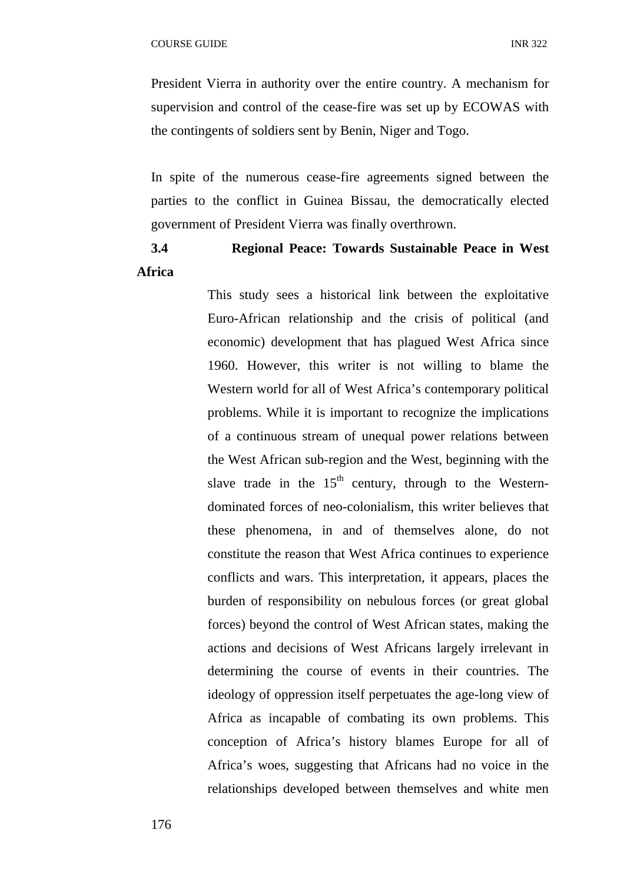President Vierra in authority over the entire country. A mechanism for supervision and control of the cease-fire was set up by ECOWAS with the contingents of soldiers sent by Benin, Niger and Togo.

In spite of the numerous cease-fire agreements signed between the parties to the conflict in Guinea Bissau, the democratically elected government of President Vierra was finally overthrown.

### 3.4 Regional Peace: Towards Sustainable Peace in West Africa

This study sees a historical link between the exploitative Euro-African relationship and the crisis of political (and economic) development that has plagued West Africa since 1960. However, this writer is not willing to blame the Western world for all of West Africa's contemporary political problems. While it is important to recognize the implications of a continuous stream of unequal power relations between the West African sub-region and the West, beginning with the slave trade in the 15th century, through to the Western-dominated forces of neo-colonialism, this writer believes that these phenomena, in and of themselves alone, do not constitute the reason that West Africa continues to experience conflicts and wars. This interpretation, it appears, places the burden of responsibility on nebulous forces (or great global forces) beyond the control of West African states, making the actions and decisions of West Africans largely irrelevant in determining the course of events in their countries. The ideology of oppression itself perpetuates the age-long view of Africa as incapable of combating its own problems. This conception of Africa's history blames Europe for all of Africa's woes, suggesting that Africans had no voice in the relationships developed between themselves and white men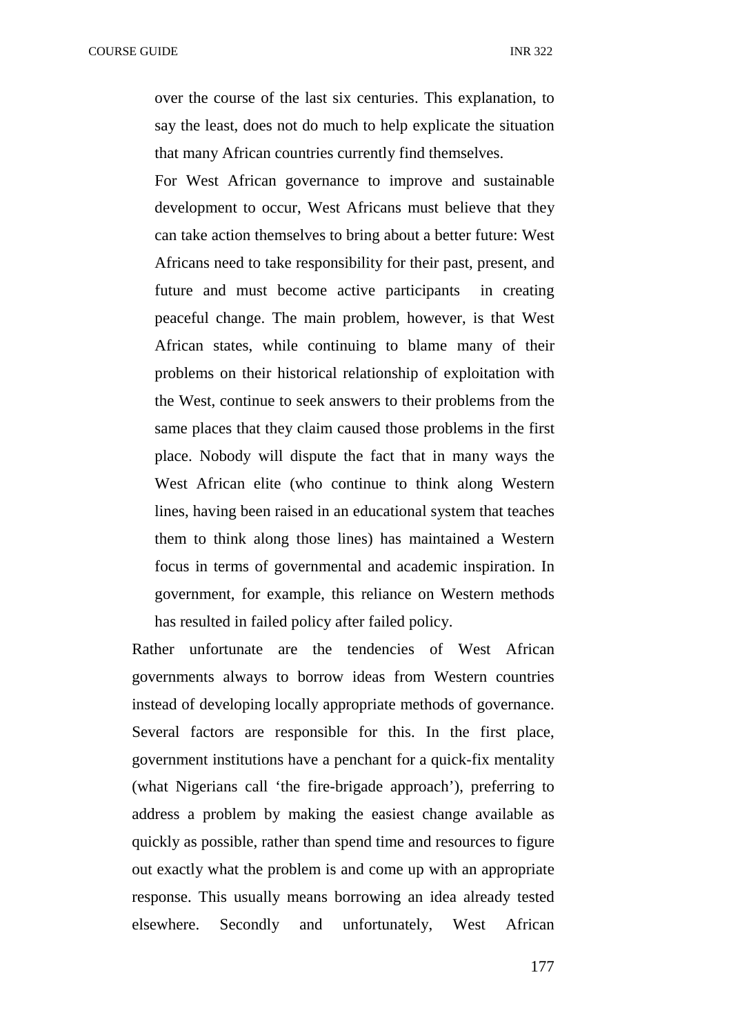over the course of the last six centuries. This explanation, to say the least, does not do much to help explicate the situation that many African countries currently find themselves.

For West African governance to improve and sustainable development to occur, West Africans must believe that they can take action themselves to bring about a better future: West Africans need to take responsibility for their past, present, and future and must become active participants in creating peaceful change. The main problem, however, is that West African states, while continuing to blame many of their problems on their historical relationship of exploitation with the West, continue to seek answers to their problems from the same places that they claim caused those problems in the first place. Nobody will dispute the fact that in many ways the West African elite (who continue to think along Western lines, having been raised in an educational system that teaches them to think along those lines) has maintained a Western focus in terms of governmental and academic inspiration. In government, for example, this reliance on Western methods has resulted in failed policy after failed policy.

Rather unfortunate are the tendencies of West African governments always to borrow ideas from Western countries instead of developing locally appropriate methods of governance. Several factors are responsible for this. In the first place, government institutions have a penchant for a quick-fix mentality (what Nigerians call 'the fire-brigade approach'), preferring to address a problem by making the easiest change available as quickly as possible, rather than spend time and resources to figure out exactly what the problem is and come up with an appropriate response. This usually means borrowing an idea already tested elsewhere. Secondly and unfortunately, West African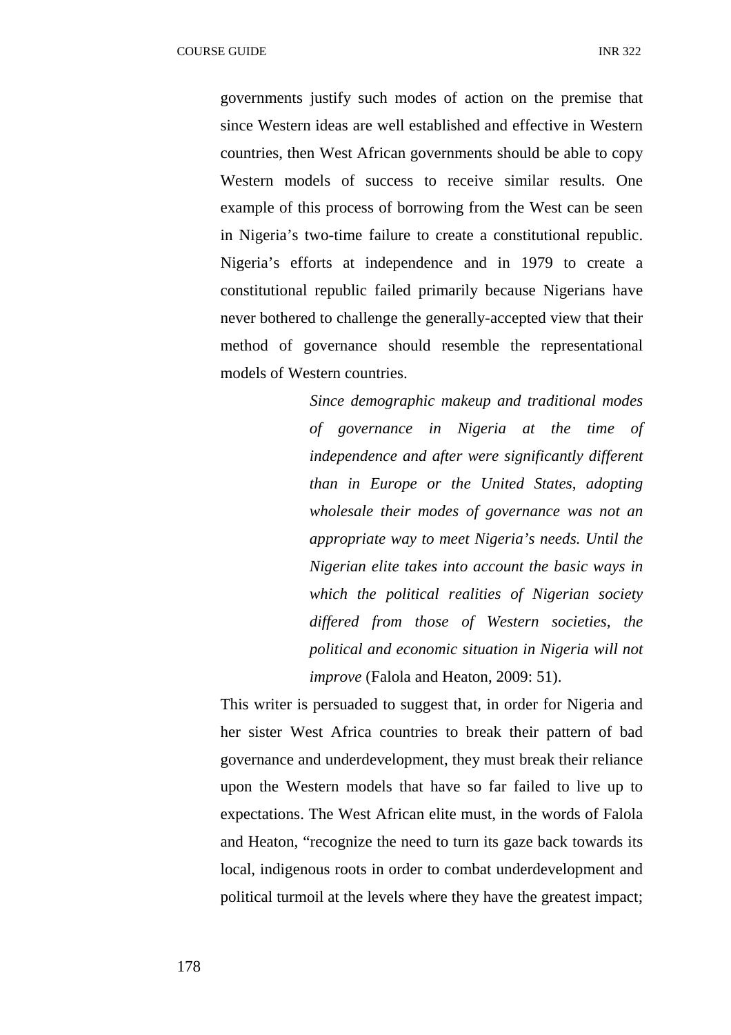governments justify such modes of action on the premise that since Western ideas are well established and effective in Western countries, then West African governments should be able to copy Western models of success to receive similar results. One example of this process of borrowing from the West can be seen in Nigeria's two-time failure to create a constitutional republic. Nigeria's efforts at independence and in 1979 to create a constitutional republic failed primarily because Nigerians have never bothered to challenge the generally-accepted view that their method of governance should resemble the representational models of Western countries.

> *Since demographic makeup and traditional modes of governance in Nigeria at the time of independence and after were significantly different than in Europe or the United States, adopting wholesale their modes of governance was not an appropriate way to meet Nigeria's needs. Until the Nigerian elite takes into account the basic ways in which the political realities of Nigerian society differed from those of Western societies, the political and economic situation in Nigeria will not improve* (Falola and Heaton, 2009: 51).

This writer is persuaded to suggest that, in order for Nigeria and her sister West Africa countries to break their pattern of bad governance and underdevelopment, they must break their reliance upon the Western models that have so far failed to live up to expectations. The West African elite must, in the words of Falola and Heaton, "recognize the need to turn its gaze back towards its local, indigenous roots in order to combat underdevelopment and political turmoil at the levels where they have the greatest impact;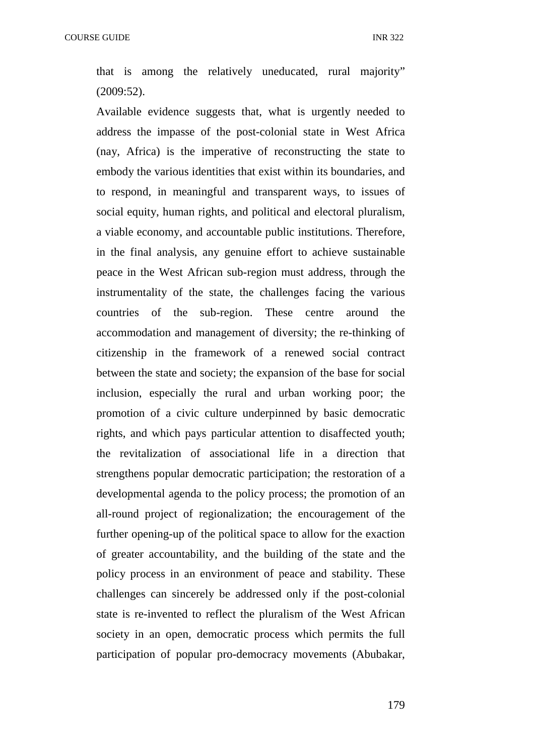that is among the relatively uneducated, rural majority" (2009:52).

Available evidence suggests that, what is urgently needed to address the impasse of the post-colonial state in West Africa (nay, Africa) is the imperative of reconstructing the state to embody the various identities that exist within its boundaries, and to respond, in meaningful and transparent ways, to issues of social equity, human rights, and political and electoral pluralism, a viable economy, and accountable public institutions. Therefore, in the final analysis, any genuine effort to achieve sustainable peace in the West African sub-region must address, through the instrumentality of the state, the challenges facing the various countries of the sub-region. These centre around the accommodation and management of diversity; the re-thinking of citizenship in the framework of a renewed social contract between the state and society; the expansion of the base for social inclusion, especially the rural and urban working poor; the promotion of a civic culture underpinned by basic democratic rights, and which pays particular attention to disaffected youth; the revitalization of associational life in a direction that strengthens popular democratic participation; the restoration of a developmental agenda to the policy process; the promotion of an all-round project of regionalization; the encouragement of the further opening-up of the political space to allow for the exaction of greater accountability, and the building of the state and the policy process in an environment of peace and stability. These challenges can sincerely be addressed only if the post-colonial state is re-invented to reflect the pluralism of the West African society in an open, democratic process which permits the full participation of popular pro-democracy movements (Abubakar,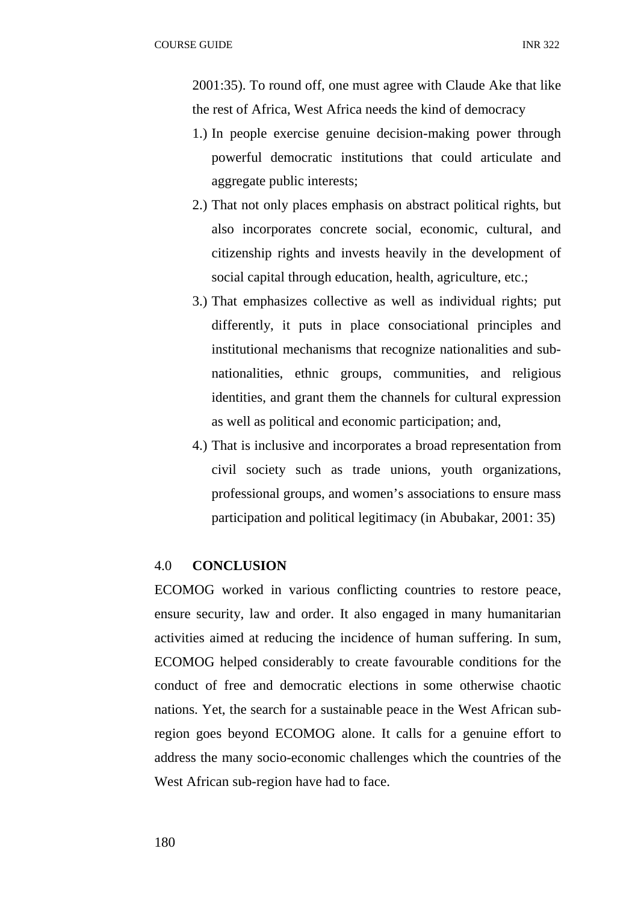2001:35). To round off, one must agree with Claude Ake that like the rest of Africa, West Africa needs the kind of democracy

1.) In people exercise genuine decision-making power through powerful democratic institutions that could articulate and aggregate public interests;
2.) That not only places emphasis on abstract political rights, but also incorporates concrete social, economic, cultural, and citizenship rights and invests heavily in the development of social capital through education, health, agriculture, etc.;
3.) That emphasizes collective as well as individual rights; put differently, it puts in place consociational principles and institutional mechanisms that recognize nationalities and sub-nationalities, ethnic groups, communities, and religious identities, and grant them the channels for cultural expression as well as political and economic participation; and,
4.) That is inclusive and incorporates a broad representation from civil society such as trade unions, youth organizations, professional groups, and women's associations to ensure mass participation and political legitimacy (in Abubakar, 2001: 35)

## 4.0 CONCLUSION

ECOMOG worked in various conflicting countries to restore peace, ensure security, law and order. It also engaged in many humanitarian activities aimed at reducing the incidence of human suffering. In sum, ECOMOG helped considerably to create favourable conditions for the conduct of free and democratic elections in some otherwise chaotic nations. Yet, the search for a sustainable peace in the West African sub-region goes beyond ECOMOG alone. It calls for a genuine effort to address the many socio-economic challenges which the countries of the West African sub-region have had to face.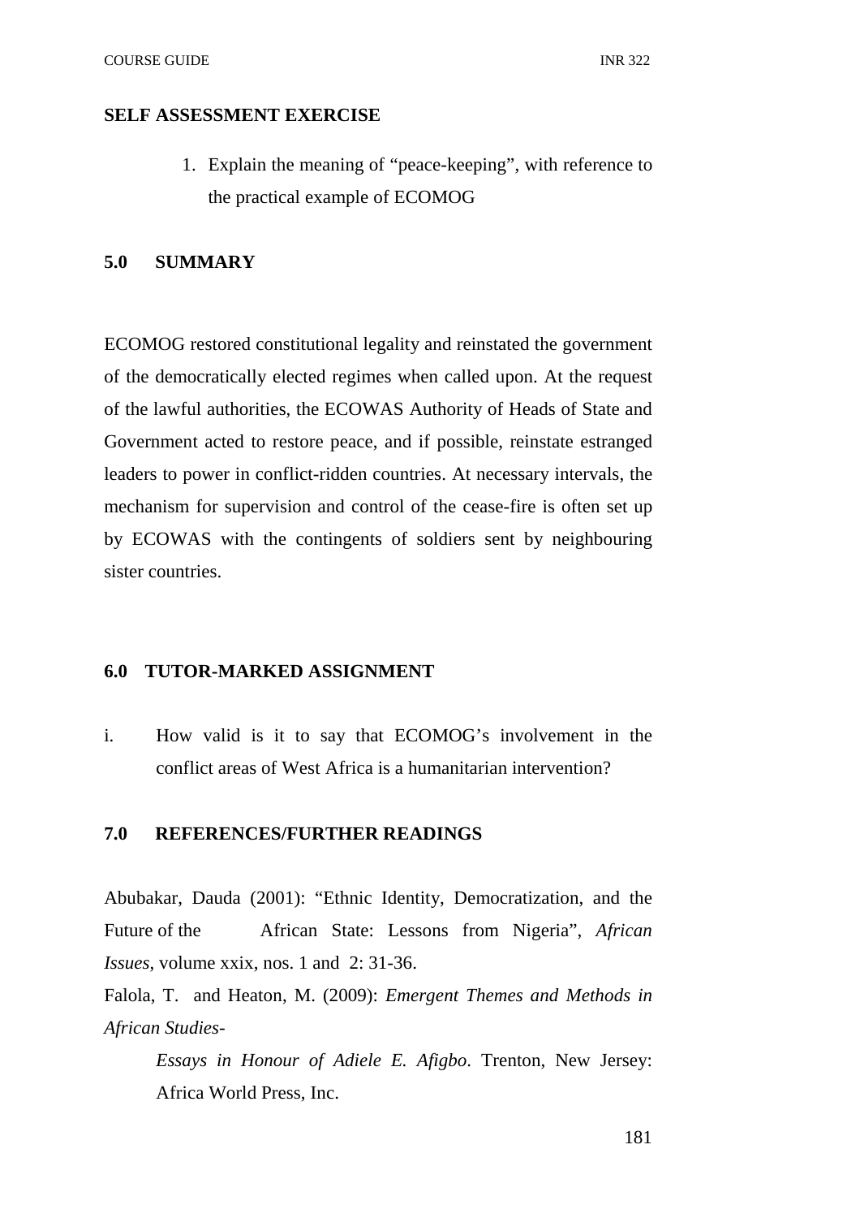## SELF ASSESSMENT EXERCISE

1. Explain the meaning of "peace-keeping", with reference to the practical example of ECOMOG

## 5.0 SUMMARY

ECOMOG restored constitutional legality and reinstated the government of the democratically elected regimes when called upon. At the request of the lawful authorities, the ECOWAS Authority of Heads of State and Government acted to restore peace, and if possible, reinstate estranged leaders to power in conflict-ridden countries. At necessary intervals, the mechanism for supervision and control of the cease-fire is often set up by ECOWAS with the contingents of soldiers sent by neighbouring sister countries.

## 6.0 TUTOR-MARKED ASSIGNMENT

i. How valid is it to say that ECOMOG's involvement in the conflict areas of West Africa is a humanitarian intervention?

## 7.0 REFERENCES/FURTHER READINGS

Abubakar, Dauda (2001): "Ethnic Identity, Democratization, and the Future of the African State: Lessons from Nigeria", *African Issues*, volume xxix, nos. 1 and 2: 31-36.

Falola, T. and Heaton, M. (2009): *Emergent Themes and Methods in African Studies- Essays in Honour of Adiele E. Afigbo*. Trenton, New Jersey: Africa World Press, Inc.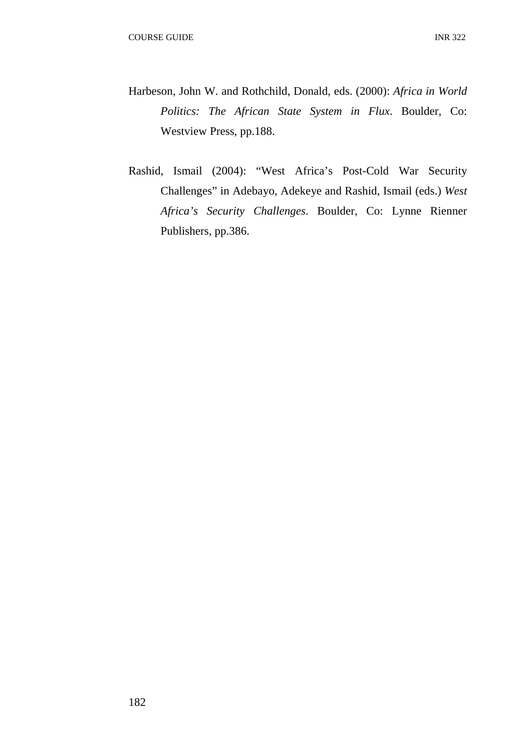Harbeson, John W. and Rothchild, Donald, eds. (2000): *Africa in World Politics: The African State System in Flux*. Boulder, Co: Westview Press, pp.188.

Rashid, Ismail (2004): "West Africa's Post-Cold War Security Challenges" in Adebayo, Adekeye and Rashid, Ismail (eds.) *West Africa's Security Challenges*. Boulder, Co: Lynne Rienner Publishers, pp.386.